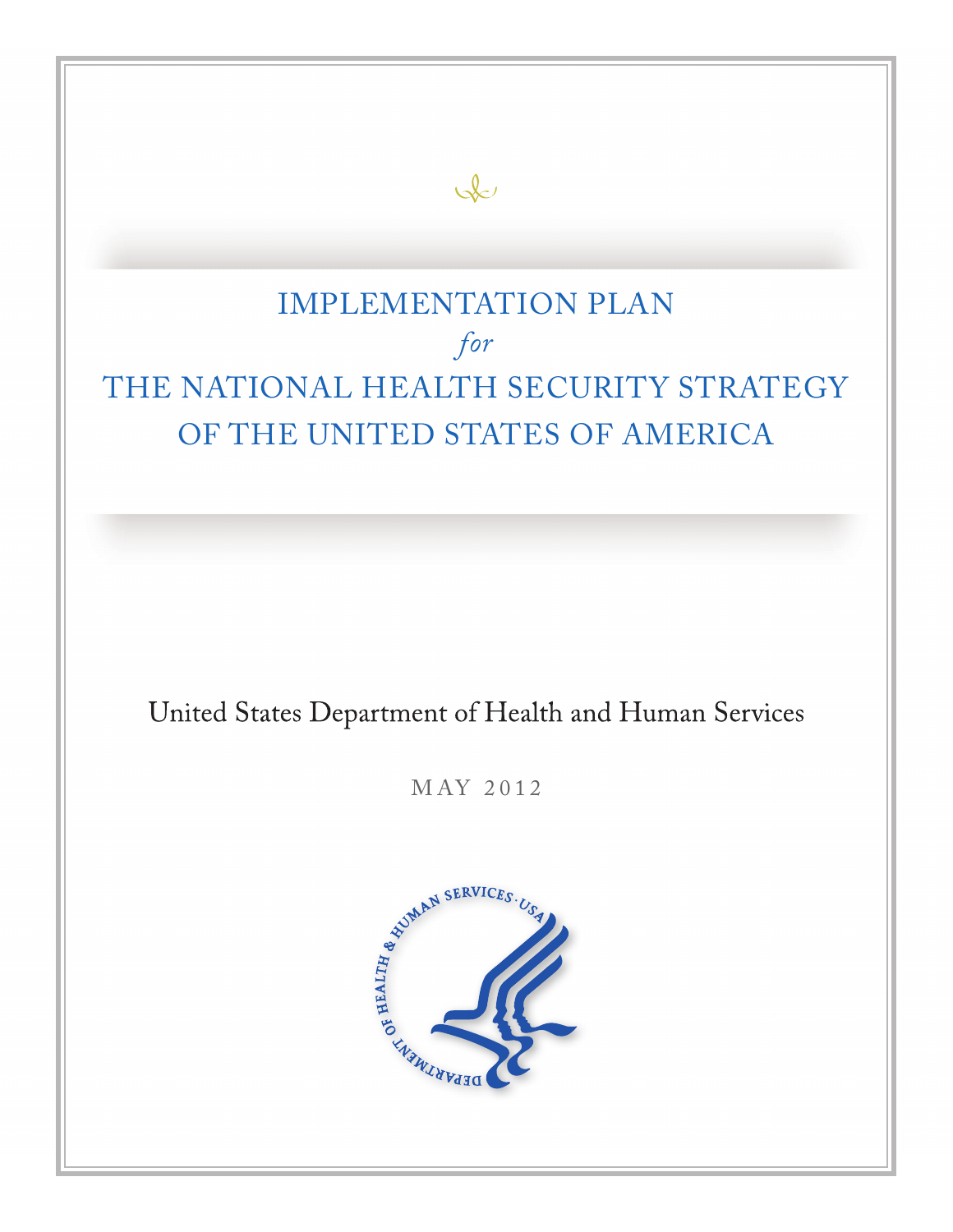# IMPLEMENTATION PLAN

*for*

# THE NATIONAL HEALTH SECURITY STRATEGY OF THE UNITED STATES OF AMERICA

United States Department of Health and Human Services

MAY 2012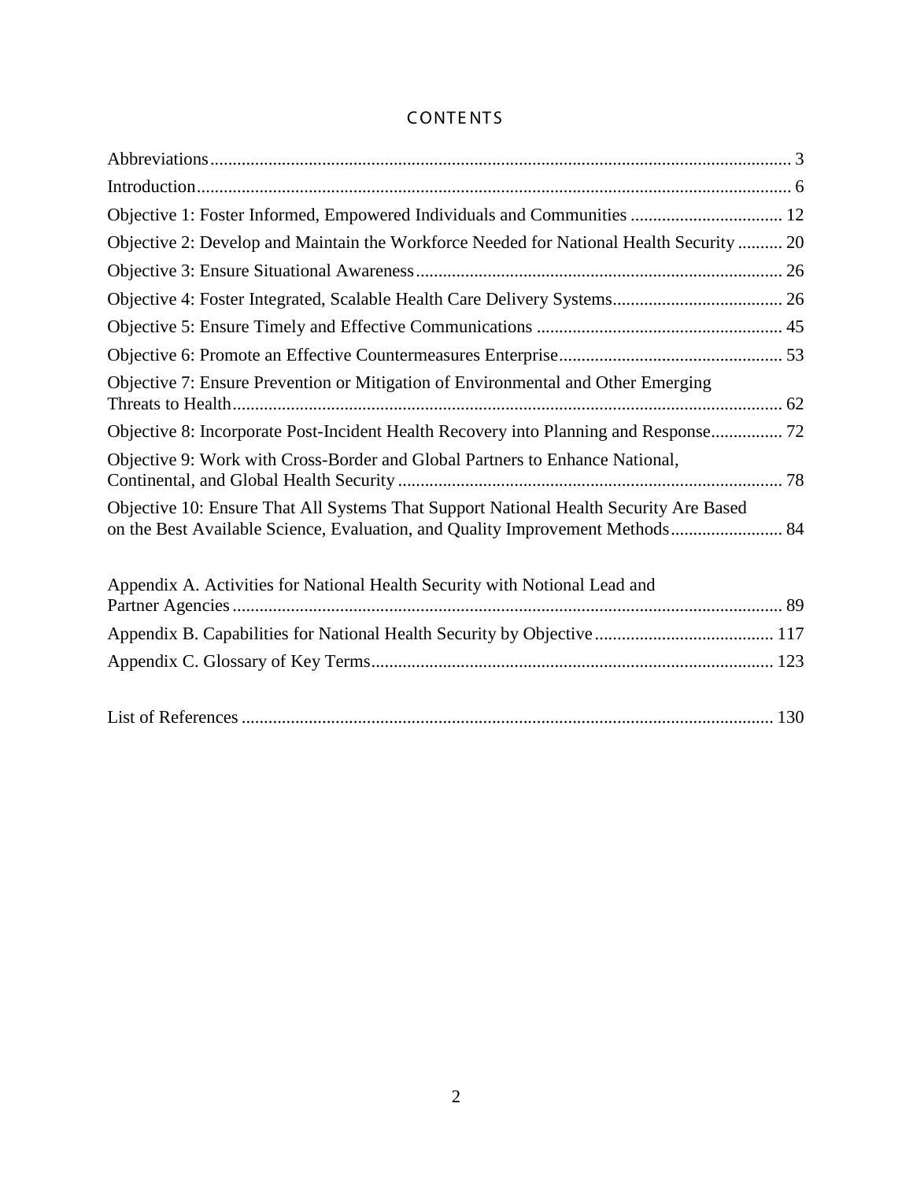# CONTENTS

Abbreviations................................................................................................................................. 3

Introduction.................................................................................................................................... 6

Objective 1: Foster Informed, Empowered Individuals and Communities .................................. 12

Objective 2: Develop and Maintain the Workforce Needed for National Health Security .......... 20

Objective 3: Ensure Situational Awareness.................................................................................. 26

Objective 4: Foster Integrated, Scalable Health Care Delivery Systems...................................... 26

Objective 5: Ensure Timely and Effective Communications ....................................................... 45

Objective 6: Promote an Effective Countermeasures Enterprise.................................................. 53

Objective 7: Ensure Prevention or Mitigation of Environmental and Other Emerging Threats to Health........................................................................................................................... 62

Objective 8: Incorporate Post-Incident Health Recovery into Planning and Response................ 72

Objective 9: Work with Cross-Border and Global Partners to Enhance National, Continental, and Global Health Security ...................................................................................... 78

Objective 10: Ensure That All Systems That Support National Health Security Are Based on the Best Available Science, Evaluation, and Quality Improvement Methods......................... 84

Appendix A. Activities for National Health Security with Notional Lead and Partner Agencies........................................................................................................................... 89

Appendix B. Capabilities for National Health Security by Objective........................................ 117

Appendix C. Glossary of Key Terms.......................................................................................... 123

List of References ....................................................................................................................... 130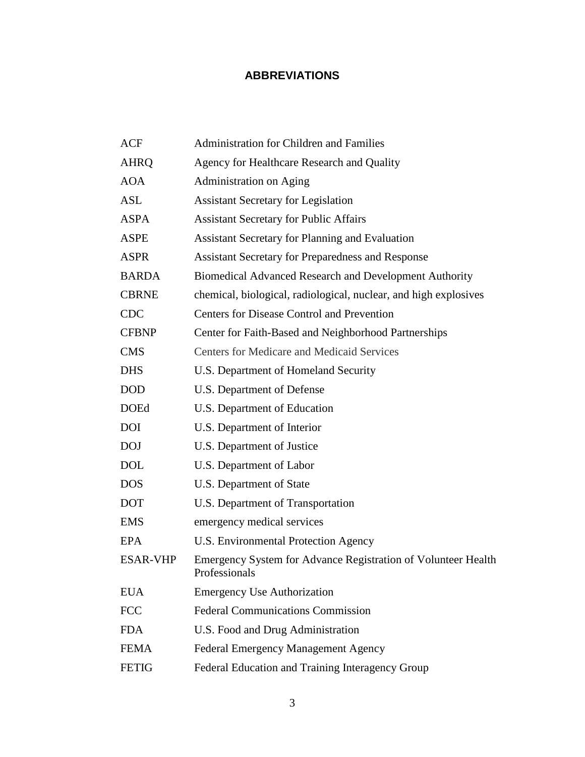# ABBREVIATIONS

| | |
|---|---|
| ACF | Administration for Children and Families |
| AHRQ | Agency for Healthcare Research and Quality |
| AOA | Administration on Aging |
| ASL | Assistant Secretary for Legislation |
| ASPA | Assistant Secretary for Public Affairs |
| ASPE | Assistant Secretary for Planning and Evaluation |
| ASPR | Assistant Secretary for Preparedness and Response |
| BARDA | Biomedical Advanced Research and Development Authority |
| CBRNE | chemical, biological, radiological, nuclear, and high explosives |
| CDC | Centers for Disease Control and Prevention |
| CFBNP | Center for Faith-Based and Neighborhood Partnerships |
| CMS | Centers for Medicare and Medicaid Services |
| DHS | U.S. Department of Homeland Security |
| DOD | U.S. Department of Defense |
| DOEd | U.S. Department of Education |
| DOI | U.S. Department of Interior |
| DOJ | U.S. Department of Justice |
| DOL | U.S. Department of Labor |
| DOS | U.S. Department of State |
| DOT | U.S. Department of Transportation |
| EMS | emergency medical services |
| EPA | U.S. Environmental Protection Agency |
| ESAR-VHP | Emergency System for Advance Registration of Volunteer Health Professionals |
| EUA | Emergency Use Authorization |
| FCC | Federal Communications Commission |
| FDA | U.S. Food and Drug Administration |
| FEMA | Federal Emergency Management Agency |
| FETIG | Federal Education and Training Interagency Group |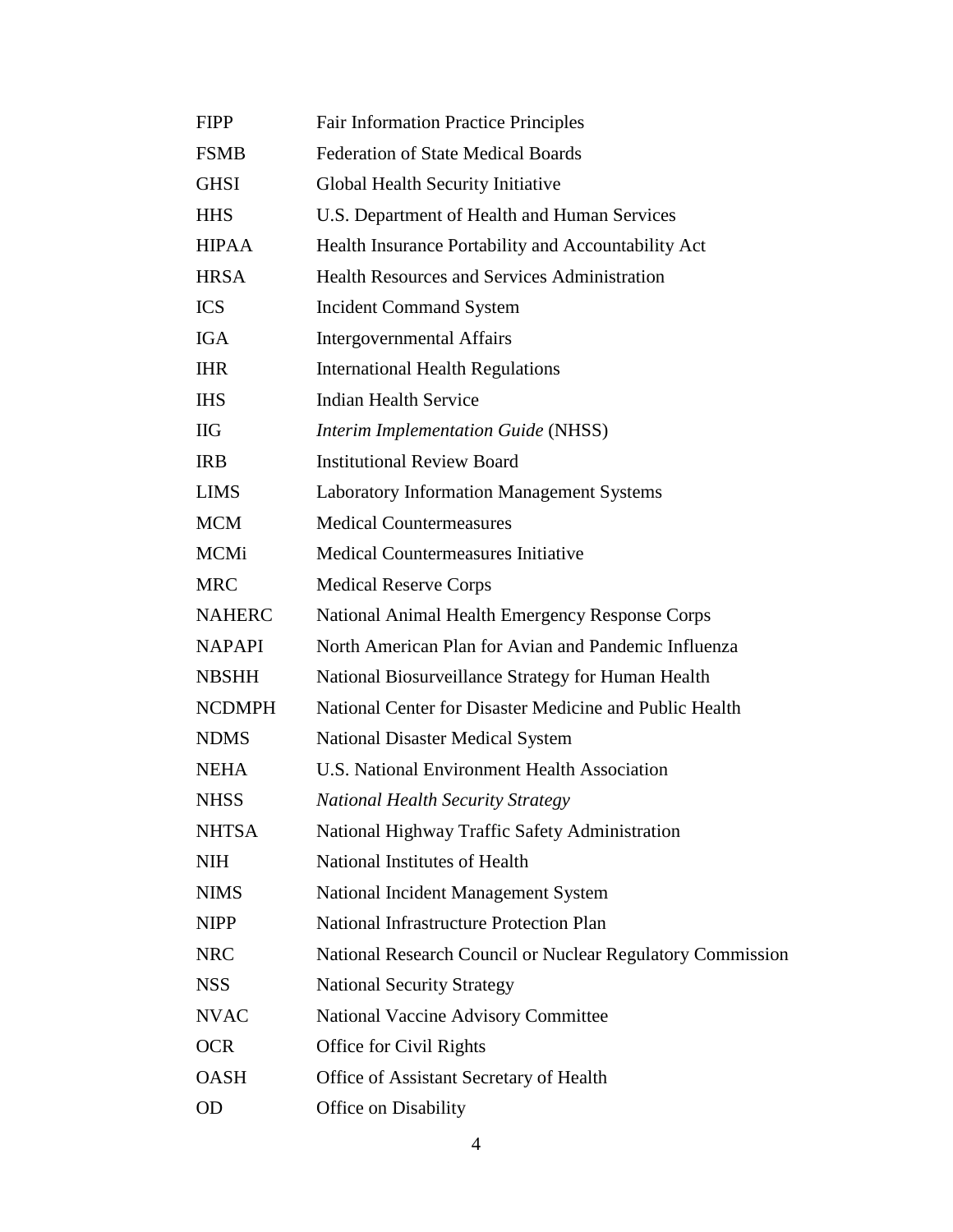| | |
|---|---|
| FIPP | Fair Information Practice Principles |
| FSMB | Federation of State Medical Boards |
| GHSI | Global Health Security Initiative |
| HHS | U.S. Department of Health and Human Services |
| HIPAA | Health Insurance Portability and Accountability Act |
| HRSA | Health Resources and Services Administration |
| ICS | Incident Command System |
| IGA | Intergovernmental Affairs |
| IHR | International Health Regulations |
| IHS | Indian Health Service |
| IIG | *Interim Implementation Guide* (NHSS) |
| IRB | Institutional Review Board |
| LIMS | Laboratory Information Management Systems |
| MCM | Medical Countermeasures |
| MCMi | Medical Countermeasures Initiative |
| MRC | Medical Reserve Corps |
| NAHERC | National Animal Health Emergency Response Corps |
| NAPAPI | North American Plan for Avian and Pandemic Influenza |
| NBSHH | National Biosurveillance Strategy for Human Health |
| NCDMPH | National Center for Disaster Medicine and Public Health |
| NDMS | National Disaster Medical System |
| NEHA | U.S. National Environment Health Association |
| NHSS | *National Health Security Strategy* |
| NHTSA | National Highway Traffic Safety Administration |
| NIH | National Institutes of Health |
| NIMS | National Incident Management System |
| NIPP | National Infrastructure Protection Plan |
| NRC | National Research Council or Nuclear Regulatory Commission |
| NSS | National Security Strategy |
| NVAC | National Vaccine Advisory Committee |
| OCR | Office for Civil Rights |
| OASH | Office of Assistant Secretary of Health |
| OD | Office on Disability |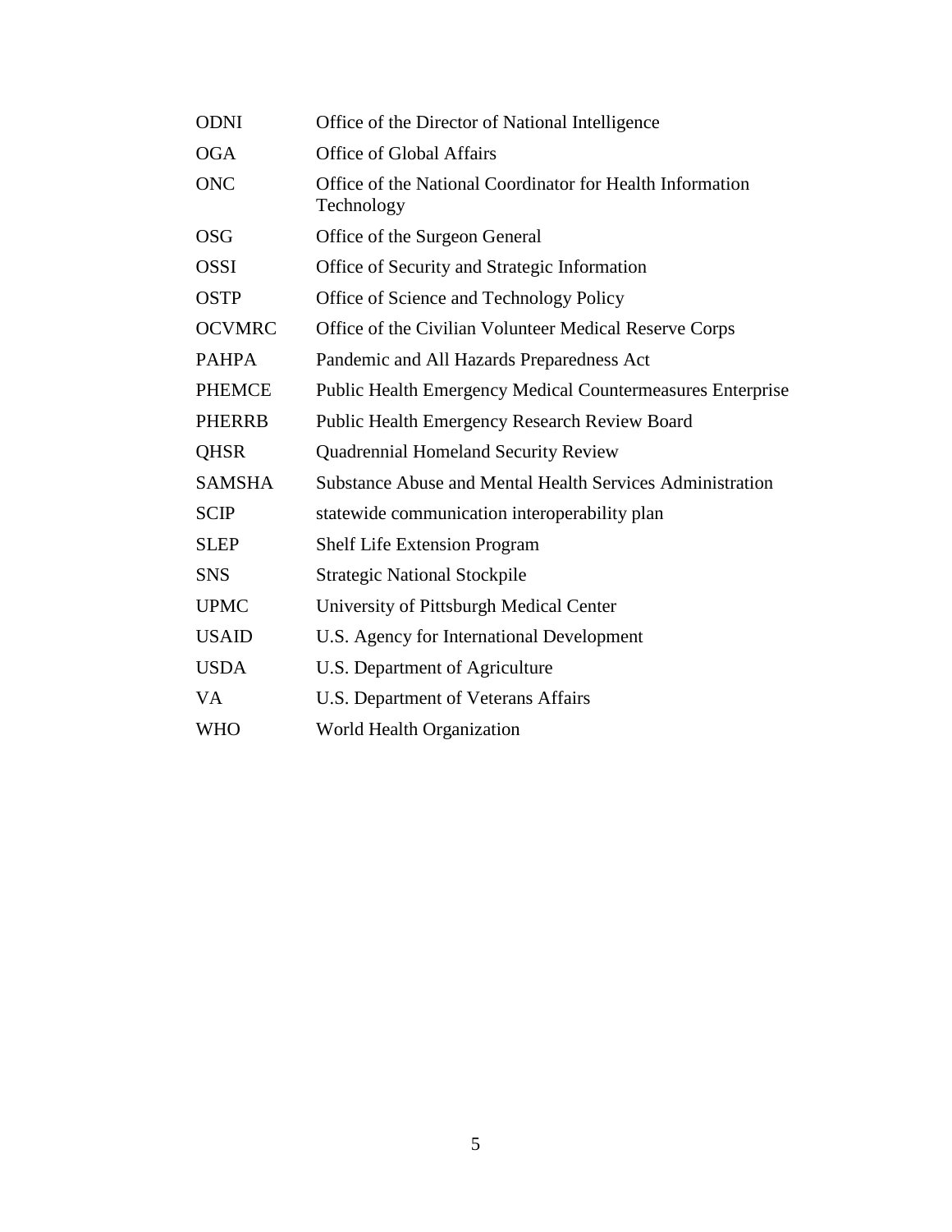| | |
|---|---|
| ODNI | Office of the Director of National Intelligence |
| OGA | Office of Global Affairs |
| ONC | Office of the National Coordinator for Health Information Technology |
| OSG | Office of the Surgeon General |
| OSSI | Office of Security and Strategic Information |
| OSTP | Office of Science and Technology Policy |
| OCVMRC | Office of the Civilian Volunteer Medical Reserve Corps |
| PAHPA | Pandemic and All Hazards Preparedness Act |
| PHEMCE | Public Health Emergency Medical Countermeasures Enterprise |
| PHERRB | Public Health Emergency Research Review Board |
| QHSR | Quadrennial Homeland Security Review |
| SAMSHA | Substance Abuse and Mental Health Services Administration |
| SCIP | statewide communication interoperability plan |
| SLEP | Shelf Life Extension Program |
| SNS | Strategic National Stockpile |
| UPMC | University of Pittsburgh Medical Center |
| USAID | U.S. Agency for International Development |
| USDA | U.S. Department of Agriculture |
| VA | U.S. Department of Veterans Affairs |
| WHO | World Health Organization |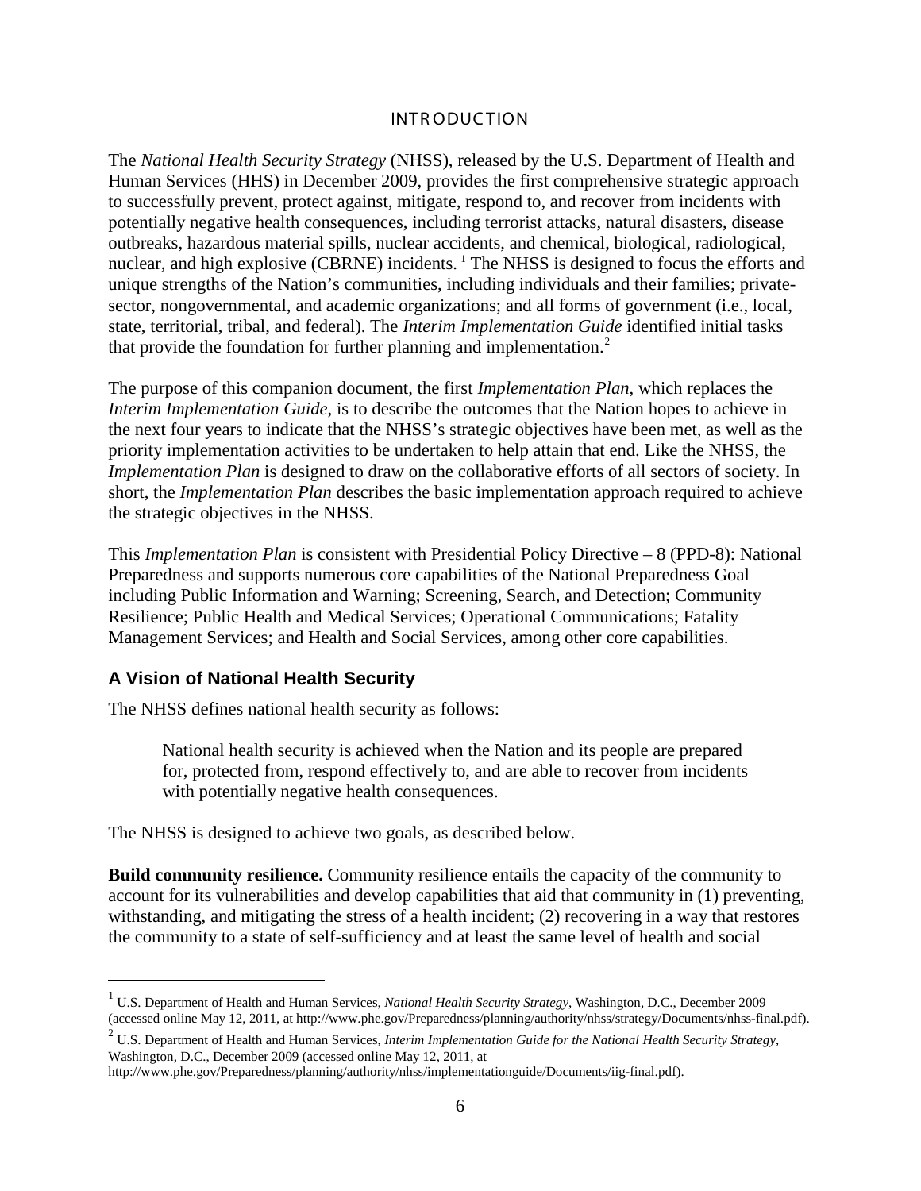# INTRODUCTION

The *National Health Security Strategy* (NHSS), released by the U.S. Department of Health and Human Services (HHS) in December 2009, provides the first comprehensive strategic approach to successfully prevent, protect against, mitigate, respond to, and recover from incidents with potentially negative health consequences, including terrorist attacks, natural disasters, disease outbreaks, hazardous material spills, nuclear accidents, and chemical, biological, radiological, nuclear, and high explosive (CBRNE) incidents. [1] The NHSS is designed to focus the efforts and unique strengths of the Nation's communities, including individuals and their families; private-sector, nongovernmental, and academic organizations; and all forms of government (i.e., local, state, territorial, tribal, and federal). The *Interim Implementation Guide* identified initial tasks that provide the foundation for further planning and implementation.[2]

The purpose of this companion document, the first *Implementation Plan*, which replaces the *Interim Implementation Guide*, is to describe the outcomes that the Nation hopes to achieve in the next four years to indicate that the NHSS's strategic objectives have been met, as well as the priority implementation activities to be undertaken to help attain that end. Like the NHSS, the *Implementation Plan* is designed to draw on the collaborative efforts of all sectors of society. In short, the *Implementation Plan* describes the basic implementation approach required to achieve the strategic objectives in the NHSS.

This *Implementation Plan* is consistent with Presidential Policy Directive – 8 (PPD-8): National Preparedness and supports numerous core capabilities of the National Preparedness Goal including Public Information and Warning; Screening, Search, and Detection; Community Resilience; Public Health and Medical Services; Operational Communications; Fatality Management Services; and Health and Social Services, among other core capabilities.

## A Vision of National Health Security

The NHSS defines national health security as follows:

> National health security is achieved when the Nation and its people are prepared for, protected from, respond effectively to, and are able to recover from incidents with potentially negative health consequences.

The NHSS is designed to achieve two goals, as described below.

**Build community resilience.** Community resilience entails the capacity of the community to account for its vulnerabilities and develop capabilities that aid that community in (1) preventing, withstanding, and mitigating the stress of a health incident; (2) recovering in a way that restores the community to a state of self-sufficiency and at least the same level of health and social

---

[1] U.S. Department of Health and Human Services, *National Health Security Strategy*, Washington, D.C., December 2009 (accessed online May 12, 2011, at http://www.phe.gov/Preparedness/planning/authority/nhss/strategy/Documents/nhss-final.pdf).

[2] U.S. Department of Health and Human Services, *Interim Implementation Guide for the National Health Security Strategy*, Washington, D.C., December 2009 (accessed online May 12, 2011, at http://www.phe.gov/Preparedness/planning/authority/nhss/implementationguide/Documents/iig-final.pdf).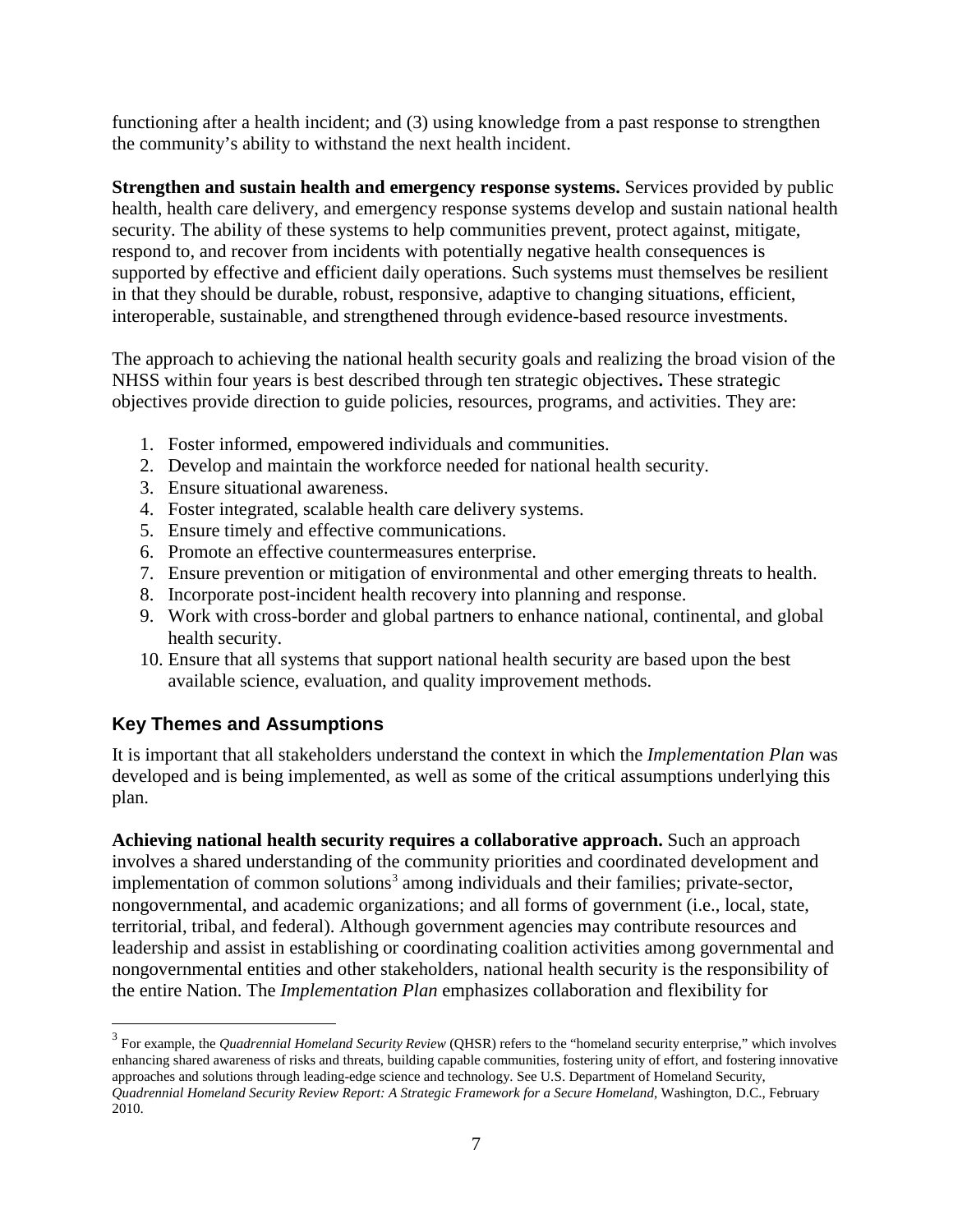functioning after a health incident; and (3) using knowledge from a past response to strengthen the community's ability to withstand the next health incident.

**Strengthen and sustain health and emergency response systems.** Services provided by public health, health care delivery, and emergency response systems develop and sustain national health security. The ability of these systems to help communities prevent, protect against, mitigate, respond to, and recover from incidents with potentially negative health consequences is supported by effective and efficient daily operations. Such systems must themselves be resilient in that they should be durable, robust, responsive, adaptive to changing situations, efficient, interoperable, sustainable, and strengthened through evidence-based resource investments.

The approach to achieving the national health security goals and realizing the broad vision of the NHSS within four years is best described through ten strategic objectives**.** These strategic objectives provide direction to guide policies, resources, programs, and activities. They are:

1. Foster informed, empowered individuals and communities.
2. Develop and maintain the workforce needed for national health security.
3. Ensure situational awareness.
4. Foster integrated, scalable health care delivery systems.
5. Ensure timely and effective communications.
6. Promote an effective countermeasures enterprise.
7. Ensure prevention or mitigation of environmental and other emerging threats to health.
8. Incorporate post-incident health recovery into planning and response.
9. Work with cross-border and global partners to enhance national, continental, and global health security.
10. Ensure that all systems that support national health security are based upon the best available science, evaluation, and quality improvement methods.

## Key Themes and Assumptions

It is important that all stakeholders understand the context in which the *Implementation Plan* was developed and is being implemented, as well as some of the critical assumptions underlying this plan.

**Achieving national health security requires a collaborative approach.** Such an approach involves a shared understanding of the community priorities and coordinated development and implementation of common solutions[3] among individuals and their families; private-sector, nongovernmental, and academic organizations; and all forms of government (i.e., local, state, territorial, tribal, and federal). Although government agencies may contribute resources and leadership and assist in establishing or coordinating coalition activities among governmental and nongovernmental entities and other stakeholders, national health security is the responsibility of the entire Nation. The *Implementation Plan* emphasizes collaboration and flexibility for

---

[3] For example, the *Quadrennial Homeland Security Review* (QHSR) refers to the "homeland security enterprise," which involves enhancing shared awareness of risks and threats, building capable communities, fostering unity of effort, and fostering innovative approaches and solutions through leading-edge science and technology. See U.S. Department of Homeland Security, *Quadrennial Homeland Security Review Report: A Strategic Framework for a Secure Homeland*, Washington, D.C., February 2010.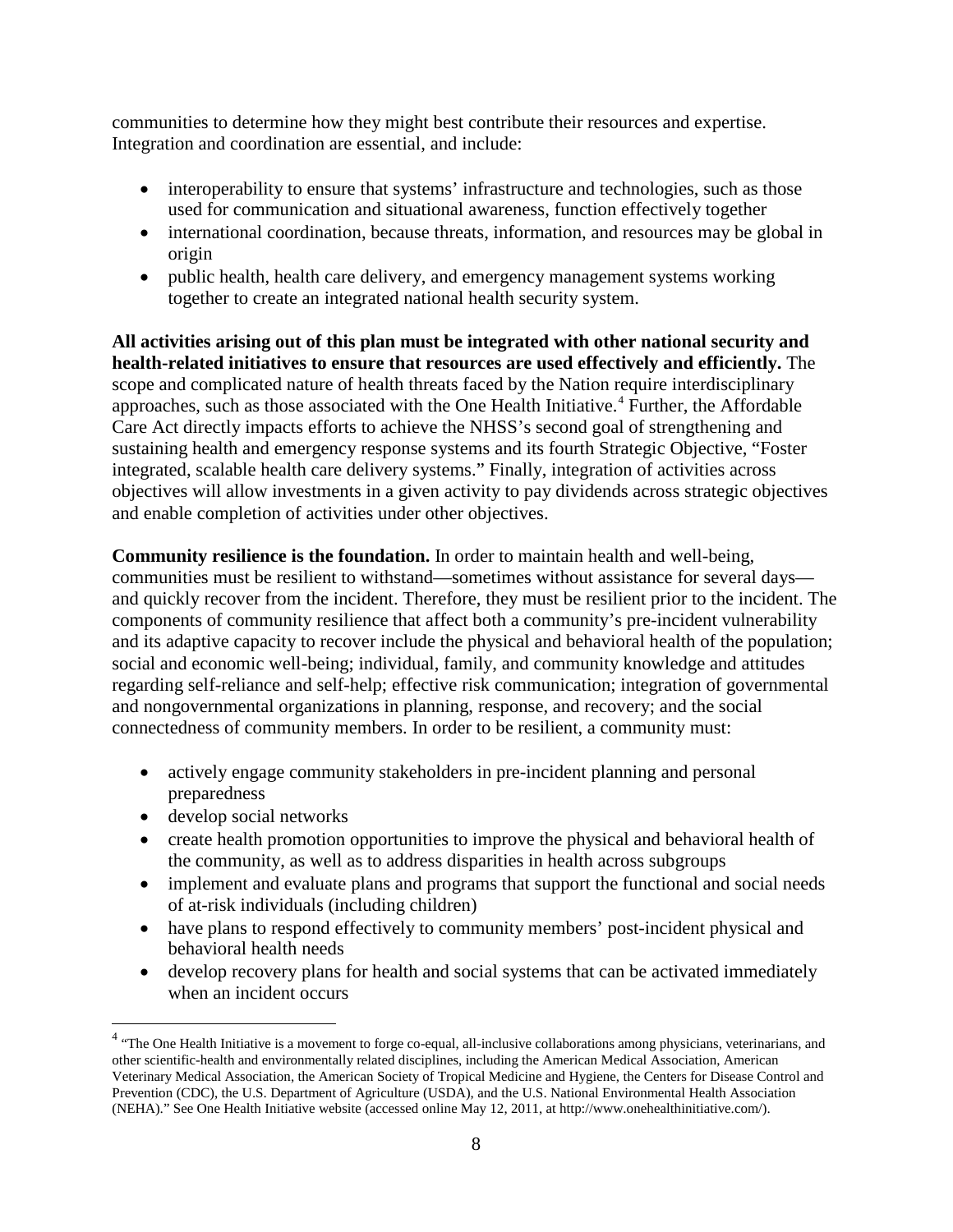communities to determine how they might best contribute their resources and expertise. Integration and coordination are essential, and include:

- interoperability to ensure that systems' infrastructure and technologies, such as those used for communication and situational awareness, function effectively together
- international coordination, because threats, information, and resources may be global in origin
- public health, health care delivery, and emergency management systems working together to create an integrated national health security system.

**All activities arising out of this plan must be integrated with other national security and health-related initiatives to ensure that resources are used effectively and efficiently.** The scope and complicated nature of health threats faced by the Nation require interdisciplinary approaches, such as those associated with the One Health Initiative.[4] Further, the Affordable Care Act directly impacts efforts to achieve the NHSS's second goal of strengthening and sustaining health and emergency response systems and its fourth Strategic Objective, "Foster integrated, scalable health care delivery systems." Finally, integration of activities across objectives will allow investments in a given activity to pay dividends across strategic objectives and enable completion of activities under other objectives.

**Community resilience is the foundation.** In order to maintain health and well-being, communities must be resilient to withstand—sometimes without assistance for several days—and quickly recover from the incident. Therefore, they must be resilient prior to the incident. The components of community resilience that affect both a community's pre-incident vulnerability and its adaptive capacity to recover include the physical and behavioral health of the population; social and economic well-being; individual, family, and community knowledge and attitudes regarding self-reliance and self-help; effective risk communication; integration of governmental and nongovernmental organizations in planning, response, and recovery; and the social connectedness of community members. In order to be resilient, a community must:

- actively engage community stakeholders in pre-incident planning and personal preparedness
- develop social networks
- create health promotion opportunities to improve the physical and behavioral health of the community, as well as to address disparities in health across subgroups
- implement and evaluate plans and programs that support the functional and social needs of at-risk individuals (including children)
- have plans to respond effectively to community members' post-incident physical and behavioral health needs
- develop recovery plans for health and social systems that can be activated immediately when an incident occurs

[4] "The One Health Initiative is a movement to forge co-equal, all-inclusive collaborations among physicians, veterinarians, and other scientific-health and environmentally related disciplines, including the American Medical Association, American Veterinary Medical Association, the American Society of Tropical Medicine and Hygiene, the Centers for Disease Control and Prevention (CDC), the U.S. Department of Agriculture (USDA), and the U.S. National Environmental Health Association (NEHA)." See One Health Initiative website (accessed online May 12, 2011, at http://www.onehealthinitiative.com/).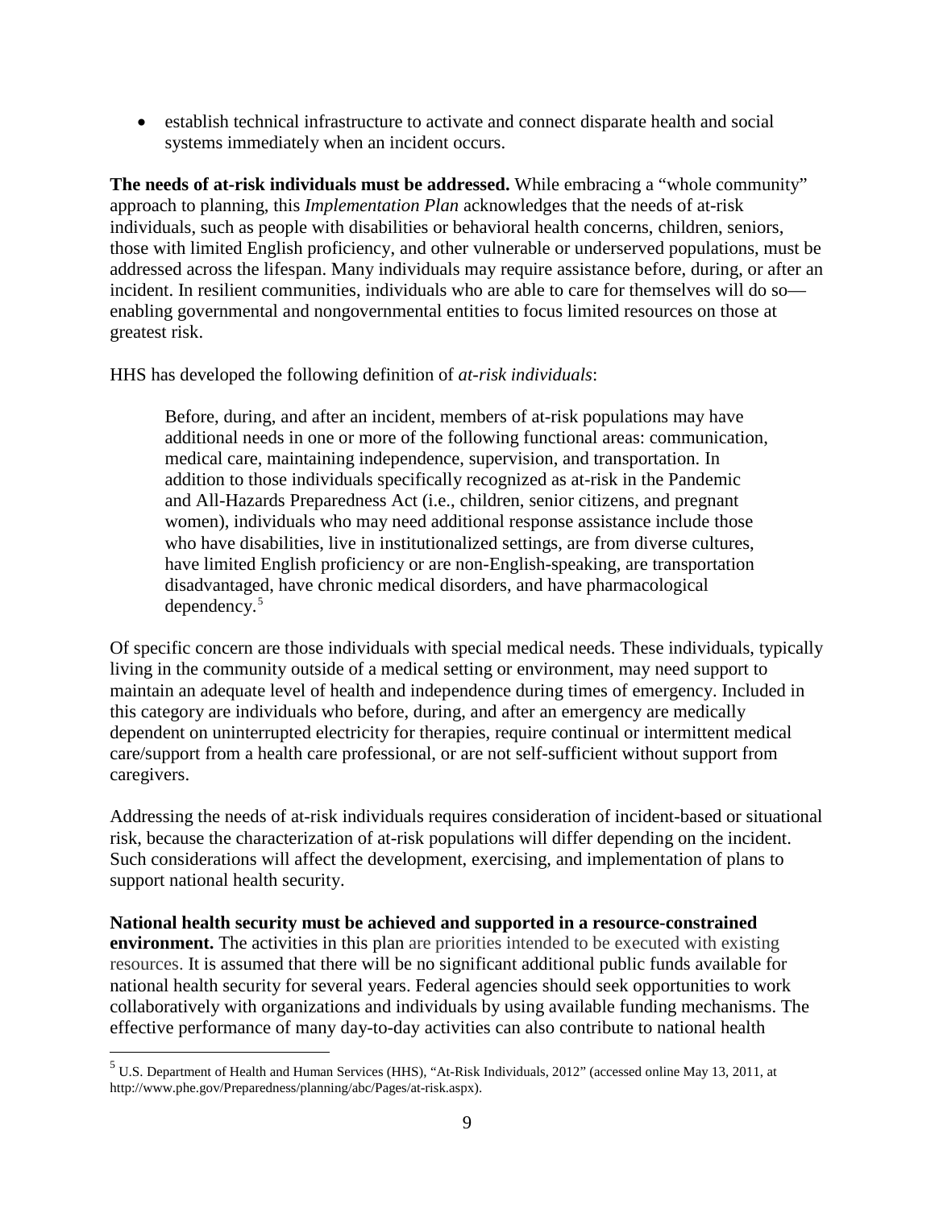- establish technical infrastructure to activate and connect disparate health and social systems immediately when an incident occurs.

**The needs of at-risk individuals must be addressed.** While embracing a "whole community" approach to planning, this *Implementation Plan* acknowledges that the needs of at-risk individuals, such as people with disabilities or behavioral health concerns, children, seniors, those with limited English proficiency, and other vulnerable or underserved populations, must be addressed across the lifespan. Many individuals may require assistance before, during, or after an incident. In resilient communities, individuals who are able to care for themselves will do so—enabling governmental and nongovernmental entities to focus limited resources on those at greatest risk.

HHS has developed the following definition of *at-risk individuals*:

> Before, during, and after an incident, members of at-risk populations may have additional needs in one or more of the following functional areas: communication, medical care, maintaining independence, supervision, and transportation. In addition to those individuals specifically recognized as at-risk in the Pandemic and All-Hazards Preparedness Act (i.e., children, senior citizens, and pregnant women), individuals who may need additional response assistance include those who have disabilities, live in institutionalized settings, are from diverse cultures, have limited English proficiency or are non-English-speaking, are transportation disadvantaged, have chronic medical disorders, and have pharmacological dependency.[5]

Of specific concern are those individuals with special medical needs. These individuals, typically living in the community outside of a medical setting or environment, may need support to maintain an adequate level of health and independence during times of emergency. Included in this category are individuals who before, during, and after an emergency are medically dependent on uninterrupted electricity for therapies, require continual or intermittent medical care/support from a health care professional, or are not self-sufficient without support from caregivers.

Addressing the needs of at-risk individuals requires consideration of incident-based or situational risk, because the characterization of at-risk populations will differ depending on the incident. Such considerations will affect the development, exercising, and implementation of plans to support national health security.

**National health security must be achieved and supported in a resource-constrained environment.** The activities in this plan are priorities intended to be executed with existing resources. It is assumed that there will be no significant additional public funds available for national health security for several years. Federal agencies should seek opportunities to work collaboratively with organizations and individuals by using available funding mechanisms. The effective performance of many day-to-day activities can also contribute to national health

[5] U.S. Department of Health and Human Services (HHS), "At-Risk Individuals, 2012" (accessed online May 13, 2011, at http://www.phe.gov/Preparedness/planning/abc/Pages/at-risk.aspx).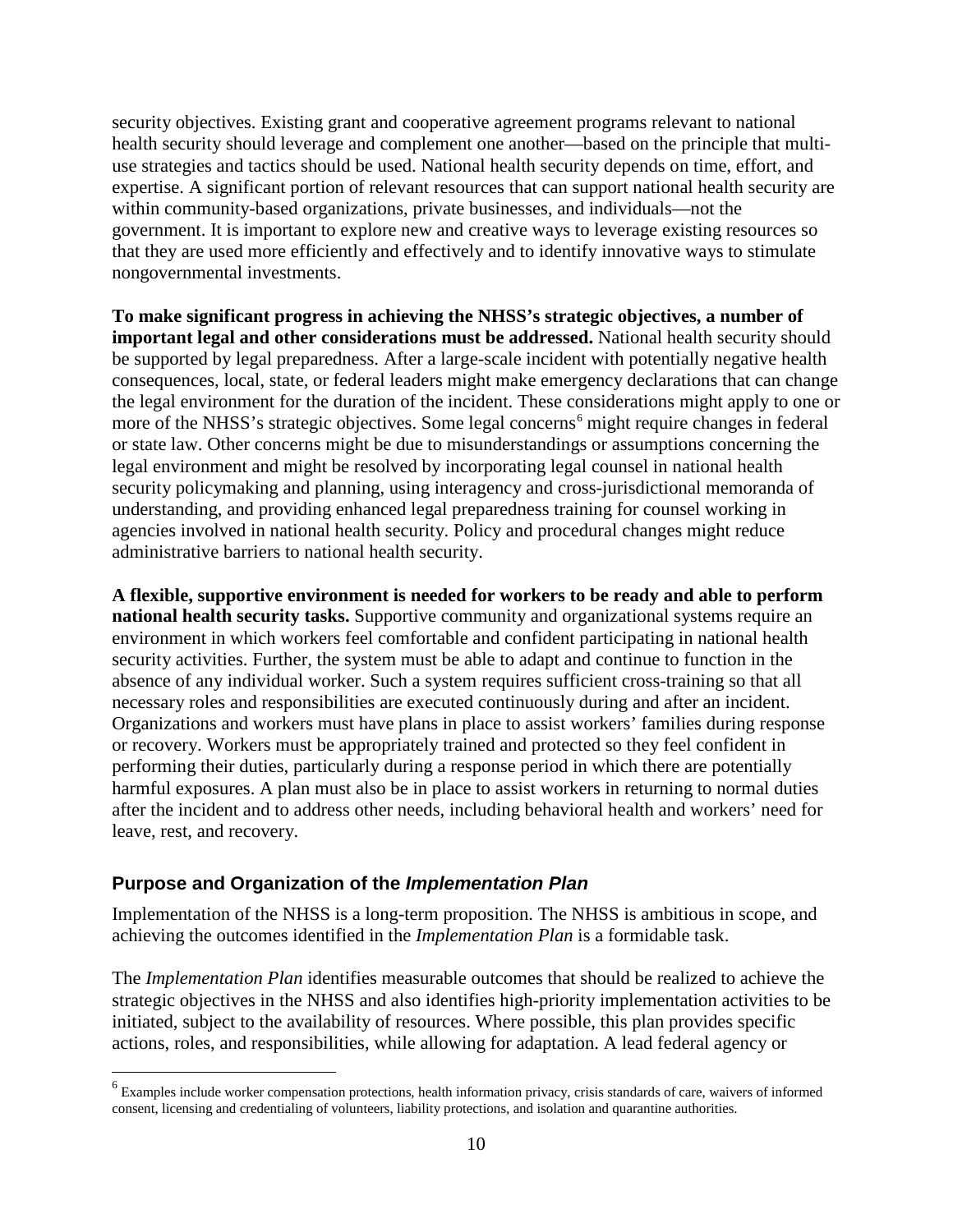security objectives. Existing grant and cooperative agreement programs relevant to national health security should leverage and complement one another—based on the principle that multi-use strategies and tactics should be used. National health security depends on time, effort, and expertise. A significant portion of relevant resources that can support national health security are within community-based organizations, private businesses, and individuals—not the government. It is important to explore new and creative ways to leverage existing resources so that they are used more efficiently and effectively and to identify innovative ways to stimulate nongovernmental investments.

**To make significant progress in achieving the NHSS's strategic objectives, a number of important legal and other considerations must be addressed.** National health security should be supported by legal preparedness. After a large-scale incident with potentially negative health consequences, local, state, or federal leaders might make emergency declarations that can change the legal environment for the duration of the incident. These considerations might apply to one or more of the NHSS's strategic objectives. Some legal concerns[6] might require changes in federal or state law. Other concerns might be due to misunderstandings or assumptions concerning the legal environment and might be resolved by incorporating legal counsel in national health security policymaking and planning, using interagency and cross-jurisdictional memoranda of understanding, and providing enhanced legal preparedness training for counsel working in agencies involved in national health security. Policy and procedural changes might reduce administrative barriers to national health security.

**A flexible, supportive environment is needed for workers to be ready and able to perform national health security tasks.** Supportive community and organizational systems require an environment in which workers feel comfortable and confident participating in national health security activities. Further, the system must be able to adapt and continue to function in the absence of any individual worker. Such a system requires sufficient cross-training so that all necessary roles and responsibilities are executed continuously during and after an incident. Organizations and workers must have plans in place to assist workers' families during response or recovery. Workers must be appropriately trained and protected so they feel confident in performing their duties, particularly during a response period in which there are potentially harmful exposures. A plan must also be in place to assist workers in returning to normal duties after the incident and to address other needs, including behavioral health and workers' need for leave, rest, and recovery.

## Purpose and Organization of the *Implementation Plan*

Implementation of the NHSS is a long-term proposition. The NHSS is ambitious in scope, and achieving the outcomes identified in the *Implementation Plan* is a formidable task.

The *Implementation Plan* identifies measurable outcomes that should be realized to achieve the strategic objectives in the NHSS and also identifies high-priority implementation activities to be initiated, subject to the availability of resources. Where possible, this plan provides specific actions, roles, and responsibilities, while allowing for adaptation. A lead federal agency or

[6] Examples include worker compensation protections, health information privacy, crisis standards of care, waivers of informed consent, licensing and credentialing of volunteers, liability protections, and isolation and quarantine authorities.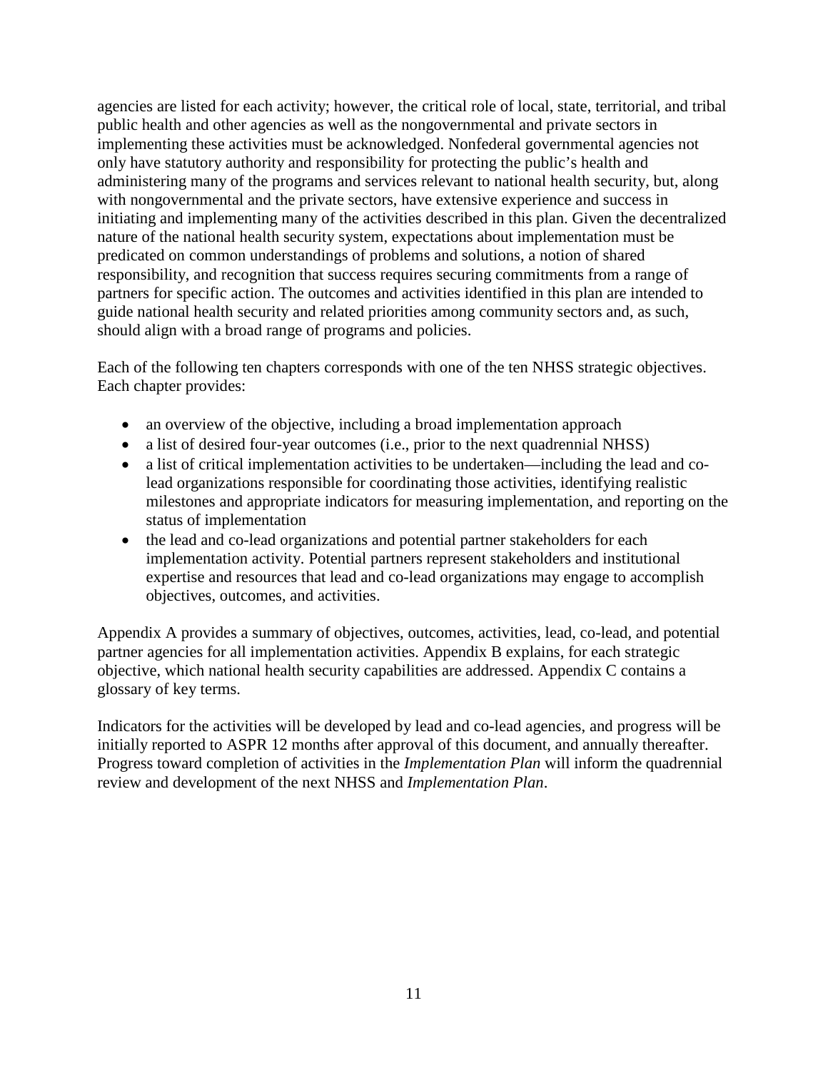agencies are listed for each activity; however, the critical role of local, state, territorial, and tribal public health and other agencies as well as the nongovernmental and private sectors in implementing these activities must be acknowledged. Nonfederal governmental agencies not only have statutory authority and responsibility for protecting the public's health and administering many of the programs and services relevant to national health security, but, along with nongovernmental and the private sectors, have extensive experience and success in initiating and implementing many of the activities described in this plan. Given the decentralized nature of the national health security system, expectations about implementation must be predicated on common understandings of problems and solutions, a notion of shared responsibility, and recognition that success requires securing commitments from a range of partners for specific action. The outcomes and activities identified in this plan are intended to guide national health security and related priorities among community sectors and, as such, should align with a broad range of programs and policies.

Each of the following ten chapters corresponds with one of the ten NHSS strategic objectives. Each chapter provides:

- an overview of the objective, including a broad implementation approach
- a list of desired four-year outcomes (i.e., prior to the next quadrennial NHSS)
- a list of critical implementation activities to be undertaken—including the lead and co-lead organizations responsible for coordinating those activities, identifying realistic milestones and appropriate indicators for measuring implementation, and reporting on the status of implementation
- the lead and co-lead organizations and potential partner stakeholders for each implementation activity. Potential partners represent stakeholders and institutional expertise and resources that lead and co-lead organizations may engage to accomplish objectives, outcomes, and activities.

Appendix A provides a summary of objectives, outcomes, activities, lead, co-lead, and potential partner agencies for all implementation activities. Appendix B explains, for each strategic objective, which national health security capabilities are addressed. Appendix C contains a glossary of key terms.

Indicators for the activities will be developed by lead and co-lead agencies, and progress will be initially reported to ASPR 12 months after approval of this document, and annually thereafter. Progress toward completion of activities in the *Implementation Plan* will inform the quadrennial review and development of the next NHSS and *Implementation Plan*.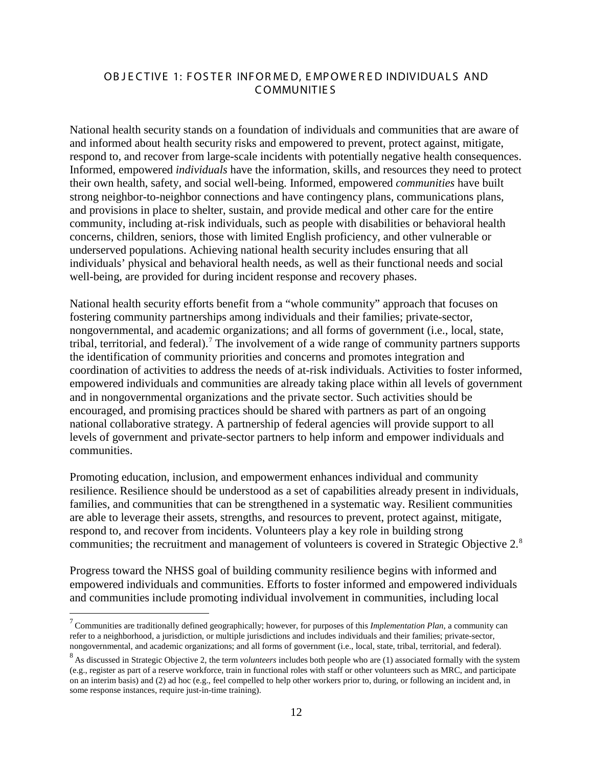## OBJECTIVE 1: FOSTER INFORMED, EMPOWERED INDIVIDUALS AND COMMUNITIES

National health security stands on a foundation of individuals and communities that are aware of and informed about health security risks and empowered to prevent, protect against, mitigate, respond to, and recover from large-scale incidents with potentially negative health consequences. Informed, empowered *individuals* have the information, skills, and resources they need to protect their own health, safety, and social well-being. Informed, empowered *communities* have built strong neighbor-to-neighbor connections and have contingency plans, communications plans, and provisions in place to shelter, sustain, and provide medical and other care for the entire community, including at-risk individuals, such as people with disabilities or behavioral health concerns, children, seniors, those with limited English proficiency, and other vulnerable or underserved populations. Achieving national health security includes ensuring that all individuals' physical and behavioral health needs, as well as their functional needs and social well-being, are provided for during incident response and recovery phases.

National health security efforts benefit from a "whole community" approach that focuses on fostering community partnerships among individuals and their families; private-sector, nongovernmental, and academic organizations; and all forms of government (i.e., local, state, tribal, territorial, and federal).[7] The involvement of a wide range of community partners supports the identification of community priorities and concerns and promotes integration and coordination of activities to address the needs of at-risk individuals. Activities to foster informed, empowered individuals and communities are already taking place within all levels of government and in nongovernmental organizations and the private sector. Such activities should be encouraged, and promising practices should be shared with partners as part of an ongoing national collaborative strategy. A partnership of federal agencies will provide support to all levels of government and private-sector partners to help inform and empower individuals and communities.

Promoting education, inclusion, and empowerment enhances individual and community resilience. Resilience should be understood as a set of capabilities already present in individuals, families, and communities that can be strengthened in a systematic way. Resilient communities are able to leverage their assets, strengths, and resources to prevent, protect against, mitigate, respond to, and recover from incidents. Volunteers play a key role in building strong communities; the recruitment and management of volunteers is covered in Strategic Objective 2.[8]

Progress toward the NHSS goal of building community resilience begins with informed and empowered individuals and communities. Efforts to foster informed and empowered individuals and communities include promoting individual involvement in communities, including local

[7] Communities are traditionally defined geographically; however, for purposes of this *Implementation Plan*, a community can refer to a neighborhood, a jurisdiction, or multiple jurisdictions and includes individuals and their families; private-sector, nongovernmental, and academic organizations; and all forms of government (i.e., local, state, tribal, territorial, and federal).

[8] As discussed in Strategic Objective 2, the term *volunteers* includes both people who are (1) associated formally with the system (e.g., register as part of a reserve workforce, train in functional roles with staff or other volunteers such as MRC, and participate on an interim basis) and (2) ad hoc (e.g., feel compelled to help other workers prior to, during, or following an incident and, in some response instances, require just-in-time training).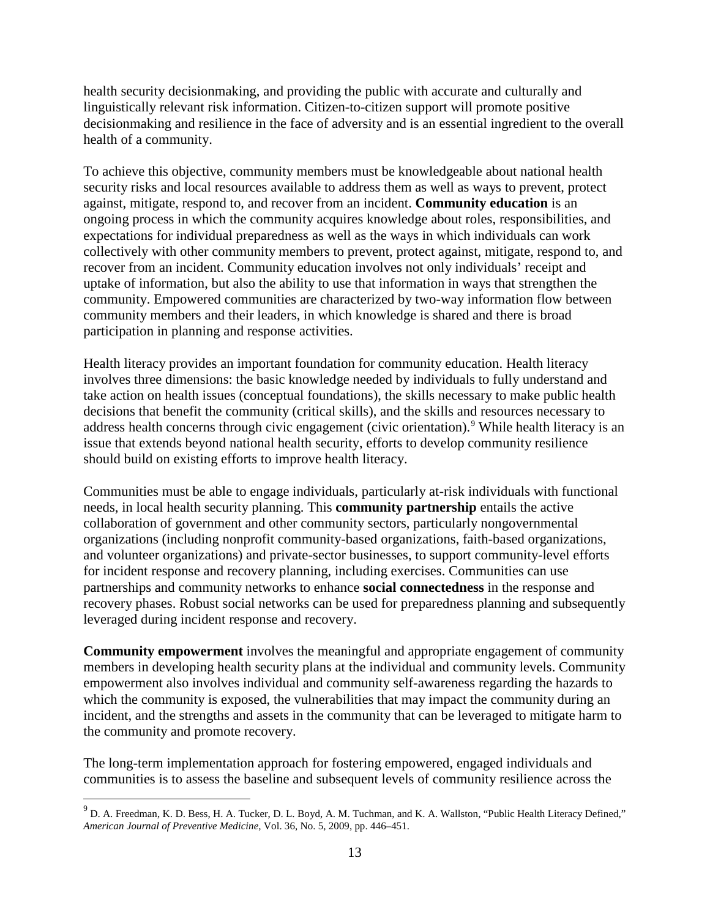health security decisionmaking, and providing the public with accurate and culturally and linguistically relevant risk information. Citizen-to-citizen support will promote positive decisionmaking and resilience in the face of adversity and is an essential ingredient to the overall health of a community.

To achieve this objective, community members must be knowledgeable about national health security risks and local resources available to address them as well as ways to prevent, protect against, mitigate, respond to, and recover from an incident. **Community education** is an ongoing process in which the community acquires knowledge about roles, responsibilities, and expectations for individual preparedness as well as the ways in which individuals can work collectively with other community members to prevent, protect against, mitigate, respond to, and recover from an incident. Community education involves not only individuals' receipt and uptake of information, but also the ability to use that information in ways that strengthen the community. Empowered communities are characterized by two-way information flow between community members and their leaders, in which knowledge is shared and there is broad participation in planning and response activities.

Health literacy provides an important foundation for community education. Health literacy involves three dimensions: the basic knowledge needed by individuals to fully understand and take action on health issues (conceptual foundations), the skills necessary to make public health decisions that benefit the community (critical skills), and the skills and resources necessary to address health concerns through civic engagement (civic orientation).[9] While health literacy is an issue that extends beyond national health security, efforts to develop community resilience should build on existing efforts to improve health literacy.

Communities must be able to engage individuals, particularly at-risk individuals with functional needs, in local health security planning. This **community partnership** entails the active collaboration of government and other community sectors, particularly nongovernmental organizations (including nonprofit community-based organizations, faith-based organizations, and volunteer organizations) and private-sector businesses, to support community-level efforts for incident response and recovery planning, including exercises. Communities can use partnerships and community networks to enhance **social connectedness** in the response and recovery phases. Robust social networks can be used for preparedness planning and subsequently leveraged during incident response and recovery.

**Community empowerment** involves the meaningful and appropriate engagement of community members in developing health security plans at the individual and community levels. Community empowerment also involves individual and community self-awareness regarding the hazards to which the community is exposed, the vulnerabilities that may impact the community during an incident, and the strengths and assets in the community that can be leveraged to mitigate harm to the community and promote recovery.

The long-term implementation approach for fostering empowered, engaged individuals and communities is to assess the baseline and subsequent levels of community resilience across the

[9] D. A. Freedman, K. D. Bess, H. A. Tucker, D. L. Boyd, A. M. Tuchman, and K. A. Wallston, "Public Health Literacy Defined," *American Journal of Preventive Medicine*, Vol. 36, No. 5, 2009, pp. 446–451.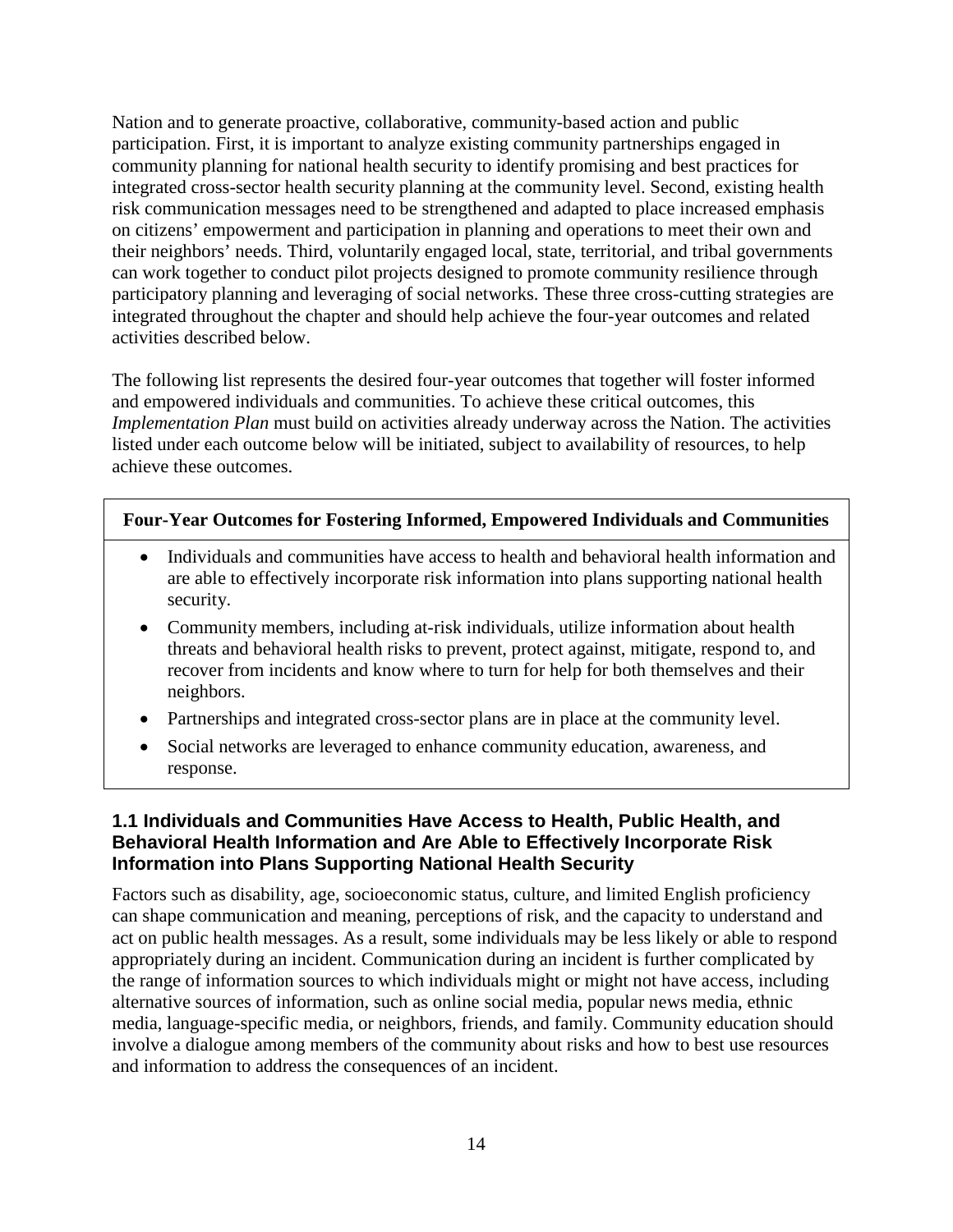Nation and to generate proactive, collaborative, community-based action and public participation. First, it is important to analyze existing community partnerships engaged in community planning for national health security to identify promising and best practices for integrated cross-sector health security planning at the community level. Second, existing health risk communication messages need to be strengthened and adapted to place increased emphasis on citizens' empowerment and participation in planning and operations to meet their own and their neighbors' needs. Third, voluntarily engaged local, state, territorial, and tribal governments can work together to conduct pilot projects designed to promote community resilience through participatory planning and leveraging of social networks. These three cross-cutting strategies are integrated throughout the chapter and should help achieve the four-year outcomes and related activities described below.

The following list represents the desired four-year outcomes that together will foster informed and empowered individuals and communities. To achieve these critical outcomes, this *Implementation Plan* must build on activities already underway across the Nation. The activities listed under each outcome below will be initiated, subject to availability of resources, to help achieve these outcomes.

**Four-Year Outcomes for Fostering Informed, Empowered Individuals and Communities**

- Individuals and communities have access to health and behavioral health information and are able to effectively incorporate risk information into plans supporting national health security.
- Community members, including at-risk individuals, utilize information about health threats and behavioral health risks to prevent, protect against, mitigate, respond to, and recover from incidents and know where to turn for help for both themselves and their neighbors.
- Partnerships and integrated cross-sector plans are in place at the community level.
- Social networks are leveraged to enhance community education, awareness, and response.

### 1.1 Individuals and Communities Have Access to Health, Public Health, and Behavioral Health Information and Are Able to Effectively Incorporate Risk Information into Plans Supporting National Health Security

Factors such as disability, age, socioeconomic status, culture, and limited English proficiency can shape communication and meaning, perceptions of risk, and the capacity to understand and act on public health messages. As a result, some individuals may be less likely or able to respond appropriately during an incident. Communication during an incident is further complicated by the range of information sources to which individuals might or might not have access, including alternative sources of information, such as online social media, popular news media, ethnic media, language-specific media, or neighbors, friends, and family. Community education should involve a dialogue among members of the community about risks and how to best use resources and information to address the consequences of an incident.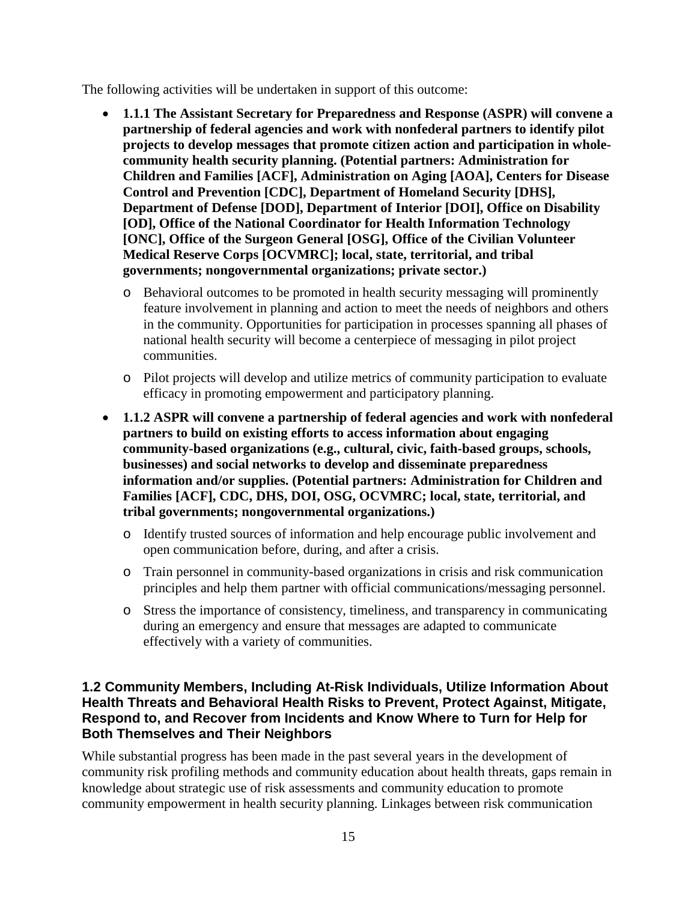The following activities will be undertaken in support of this outcome:

- **1.1.1 The Assistant Secretary for Preparedness and Response (ASPR) will convene a partnership of federal agencies and work with nonfederal partners to identify pilot projects to develop messages that promote citizen action and participation in whole-community health security planning. (Potential partners: Administration for Children and Families [ACF], Administration on Aging [AOA], Centers for Disease Control and Prevention [CDC], Department of Homeland Security [DHS], Department of Defense [DOD], Department of Interior [DOI], Office on Disability [OD], Office of the National Coordinator for Health Information Technology [ONC], Office of the Surgeon General [OSG], Office of the Civilian Volunteer Medical Reserve Corps [OCVMRC]; local, state, territorial, and tribal governments; nongovernmental organizations; private sector.)**
  - Behavioral outcomes to be promoted in health security messaging will prominently feature involvement in planning and action to meet the needs of neighbors and others in the community. Opportunities for participation in processes spanning all phases of national health security will become a centerpiece of messaging in pilot project communities.
  - Pilot projects will develop and utilize metrics of community participation to evaluate efficacy in promoting empowerment and participatory planning.
- **1.1.2 ASPR will convene a partnership of federal agencies and work with nonfederal partners to build on existing efforts to access information about engaging community-based organizations (e.g., cultural, civic, faith-based groups, schools, businesses) and social networks to develop and disseminate preparedness information and/or supplies. (Potential partners: Administration for Children and Families [ACF], CDC, DHS, DOI, OSG, OCVMRC; local, state, territorial, and tribal governments; nongovernmental organizations.)**
  - Identify trusted sources of information and help encourage public involvement and open communication before, during, and after a crisis.
  - Train personnel in community-based organizations in crisis and risk communication principles and help them partner with official communications/messaging personnel.
  - Stress the importance of consistency, timeliness, and transparency in communicating during an emergency and ensure that messages are adapted to communicate effectively with a variety of communities.

### 1.2 Community Members, Including At-Risk Individuals, Utilize Information About Health Threats and Behavioral Health Risks to Prevent, Protect Against, Mitigate, Respond to, and Recover from Incidents and Know Where to Turn for Help for Both Themselves and Their Neighbors

While substantial progress has been made in the past several years in the development of community risk profiling methods and community education about health threats, gaps remain in knowledge about strategic use of risk assessments and community education to promote community empowerment in health security planning. Linkages between risk communication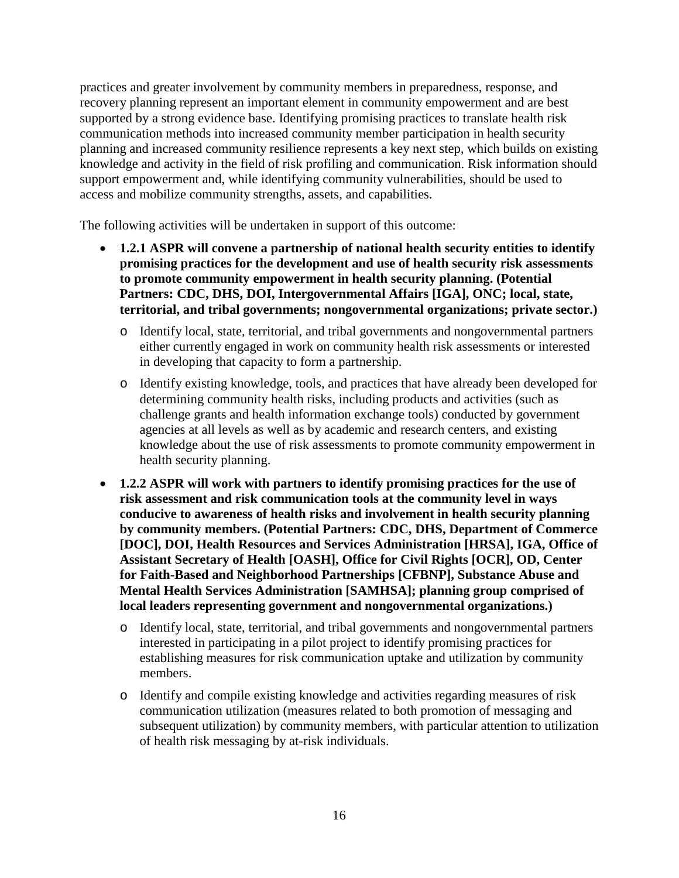practices and greater involvement by community members in preparedness, response, and recovery planning represent an important element in community empowerment and are best supported by a strong evidence base. Identifying promising practices to translate health risk communication methods into increased community member participation in health security planning and increased community resilience represents a key next step, which builds on existing knowledge and activity in the field of risk profiling and communication. Risk information should support empowerment and, while identifying community vulnerabilities, should be used to access and mobilize community strengths, assets, and capabilities.

The following activities will be undertaken in support of this outcome:

- **1.2.1 ASPR will convene a partnership of national health security entities to identify promising practices for the development and use of health security risk assessments to promote community empowerment in health security planning. (Potential Partners: CDC, DHS, DOI, Intergovernmental Affairs [IGA], ONC; local, state, territorial, and tribal governments; nongovernmental organizations; private sector.)**
  - Identify local, state, territorial, and tribal governments and nongovernmental partners either currently engaged in work on community health risk assessments or interested in developing that capacity to form a partnership.
  - Identify existing knowledge, tools, and practices that have already been developed for determining community health risks, including products and activities (such as challenge grants and health information exchange tools) conducted by government agencies at all levels as well as by academic and research centers, and existing knowledge about the use of risk assessments to promote community empowerment in health security planning.
- **1.2.2 ASPR will work with partners to identify promising practices for the use of risk assessment and risk communication tools at the community level in ways conducive to awareness of health risks and involvement in health security planning by community members. (Potential Partners: CDC, DHS, Department of Commerce [DOC], DOI, Health Resources and Services Administration [HRSA], IGA, Office of Assistant Secretary of Health [OASH], Office for Civil Rights [OCR], OD, Center for Faith-Based and Neighborhood Partnerships [CFBNP], Substance Abuse and Mental Health Services Administration [SAMHSA]; planning group comprised of local leaders representing government and nongovernmental organizations.)**
  - Identify local, state, territorial, and tribal governments and nongovernmental partners interested in participating in a pilot project to identify promising practices for establishing measures for risk communication uptake and utilization by community members.
  - Identify and compile existing knowledge and activities regarding measures of risk communication utilization (measures related to both promotion of messaging and subsequent utilization) by community members, with particular attention to utilization of health risk messaging by at-risk individuals.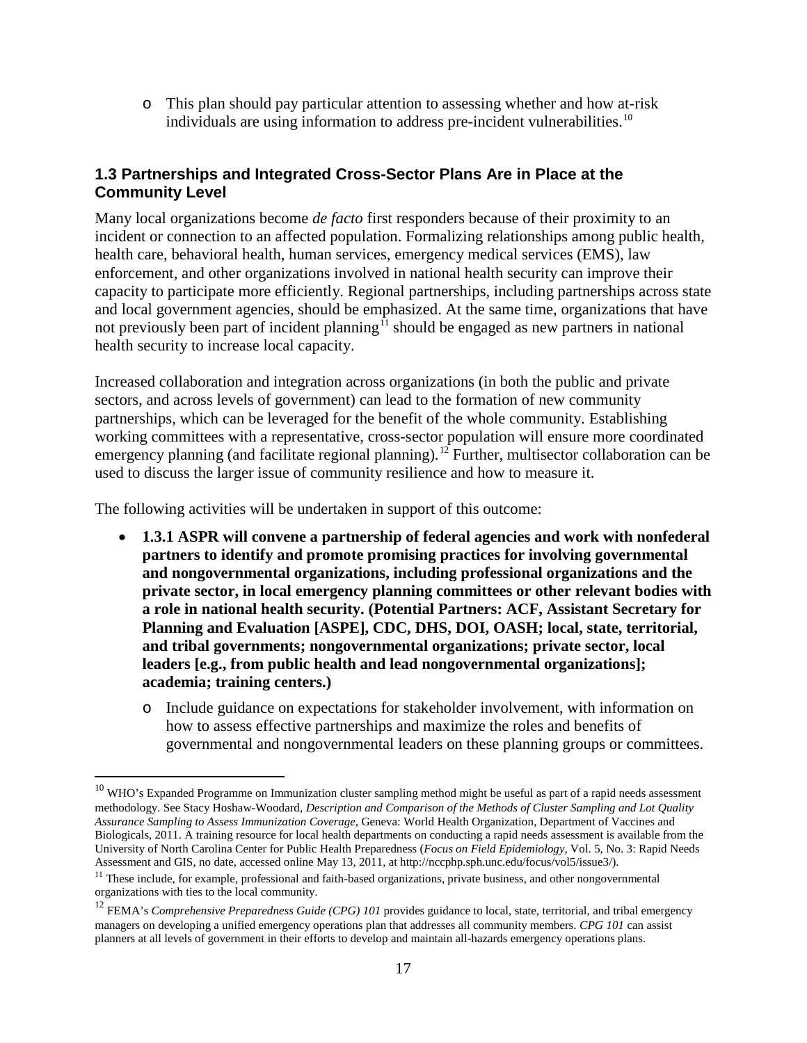- This plan should pay particular attention to assessing whether and how at-risk individuals are using information to address pre-incident vulnerabilities.[10]

### 1.3 Partnerships and Integrated Cross-Sector Plans Are in Place at the Community Level

Many local organizations become *de facto* first responders because of their proximity to an incident or connection to an affected population. Formalizing relationships among public health, health care, behavioral health, human services, emergency medical services (EMS), law enforcement, and other organizations involved in national health security can improve their capacity to participate more efficiently. Regional partnerships, including partnerships across state and local government agencies, should be emphasized. At the same time, organizations that have not previously been part of incident planning[11] should be engaged as new partners in national health security to increase local capacity.

Increased collaboration and integration across organizations (in both the public and private sectors, and across levels of government) can lead to the formation of new community partnerships, which can be leveraged for the benefit of the whole community. Establishing working committees with a representative, cross-sector population will ensure more coordinated emergency planning (and facilitate regional planning).[12] Further, multisector collaboration can be used to discuss the larger issue of community resilience and how to measure it.

The following activities will be undertaken in support of this outcome:

- **1.3.1 ASPR will convene a partnership of federal agencies and work with nonfederal partners to identify and promote promising practices for involving governmental and nongovernmental organizations, including professional organizations and the private sector, in local emergency planning committees or other relevant bodies with a role in national health security. (Potential Partners: ACF, Assistant Secretary for Planning and Evaluation [ASPE], CDC, DHS, DOI, OASH; local, state, territorial, and tribal governments; nongovernmental organizations; private sector, local leaders [e.g., from public health and lead nongovernmental organizations]; academia; training centers.)**
  - Include guidance on expectations for stakeholder involvement, with information on how to assess effective partnerships and maximize the roles and benefits of governmental and nongovernmental leaders on these planning groups or committees.

---

[10] WHO's Expanded Programme on Immunization cluster sampling method might be useful as part of a rapid needs assessment methodology. See Stacy Hoshaw-Woodard, *Description and Comparison of the Methods of Cluster Sampling and Lot Quality Assurance Sampling to Assess Immunization Coverage*, Geneva: World Health Organization, Department of Vaccines and Biologicals, 2011. A training resource for local health departments on conducting a rapid needs assessment is available from the University of North Carolina Center for Public Health Preparedness (*Focus on Field Epidemiology*, Vol. 5, No. 3: Rapid Needs Assessment and GIS, no date, accessed online May 13, 2011, at http://nccphp.sph.unc.edu/focus/vol5/issue3/).

[11] These include, for example, professional and faith-based organizations, private business, and other nongovernmental organizations with ties to the local community.

[12] FEMA's *Comprehensive Preparedness Guide (CPG) 101* provides guidance to local, state, territorial, and tribal emergency managers on developing a unified emergency operations plan that addresses all community members. *CPG 101* can assist planners at all levels of government in their efforts to develop and maintain all-hazards emergency operations plans.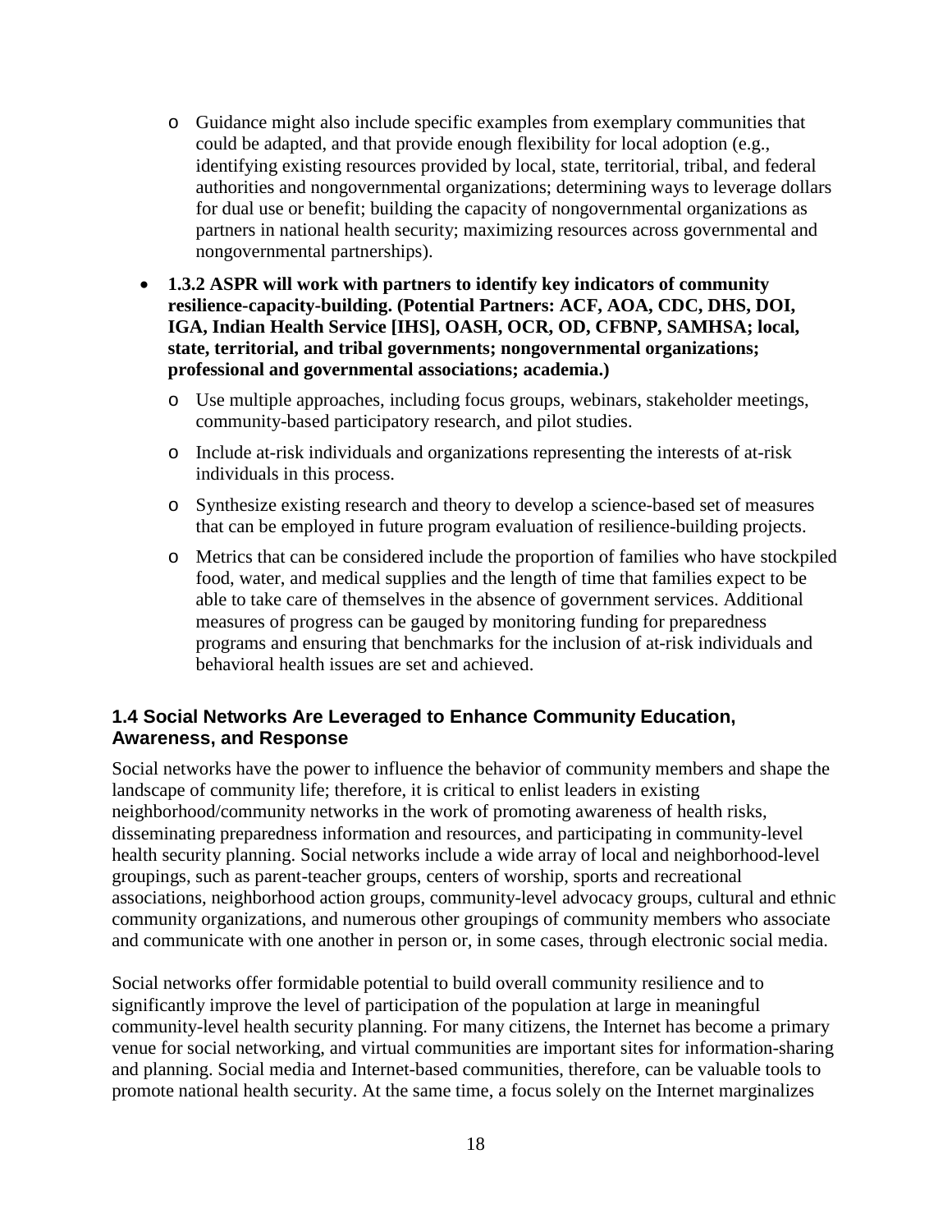- Guidance might also include specific examples from exemplary communities that could be adapted, and that provide enough flexibility for local adoption (e.g., identifying existing resources provided by local, state, territorial, tribal, and federal authorities and nongovernmental organizations; determining ways to leverage dollars for dual use or benefit; building the capacity of nongovernmental organizations as partners in national health security; maximizing resources across governmental and nongovernmental partnerships).

- **1.3.2 ASPR will work with partners to identify key indicators of community resilience-capacity-building. (Potential Partners: ACF, AOA, CDC, DHS, DOI, IGA, Indian Health Service [IHS], OASH, OCR, OD, CFBNP, SAMHSA; local, state, territorial, and tribal governments; nongovernmental organizations; professional and governmental associations; academia.)**
  - Use multiple approaches, including focus groups, webinars, stakeholder meetings, community-based participatory research, and pilot studies.
  - Include at-risk individuals and organizations representing the interests of at-risk individuals in this process.
  - Synthesize existing research and theory to develop a science-based set of measures that can be employed in future program evaluation of resilience-building projects.
  - Metrics that can be considered include the proportion of families who have stockpiled food, water, and medical supplies and the length of time that families expect to be able to take care of themselves in the absence of government services. Additional measures of progress can be gauged by monitoring funding for preparedness programs and ensuring that benchmarks for the inclusion of at-risk individuals and behavioral health issues are set and achieved.

### 1.4 Social Networks Are Leveraged to Enhance Community Education, Awareness, and Response

Social networks have the power to influence the behavior of community members and shape the landscape of community life; therefore, it is critical to enlist leaders in existing neighborhood/community networks in the work of promoting awareness of health risks, disseminating preparedness information and resources, and participating in community-level health security planning. Social networks include a wide array of local and neighborhood-level groupings, such as parent-teacher groups, centers of worship, sports and recreational associations, neighborhood action groups, community-level advocacy groups, cultural and ethnic community organizations, and numerous other groupings of community members who associate and communicate with one another in person or, in some cases, through electronic social media.

Social networks offer formidable potential to build overall community resilience and to significantly improve the level of participation of the population at large in meaningful community-level health security planning. For many citizens, the Internet has become a primary venue for social networking, and virtual communities are important sites for information-sharing and planning. Social media and Internet-based communities, therefore, can be valuable tools to promote national health security. At the same time, a focus solely on the Internet marginalizes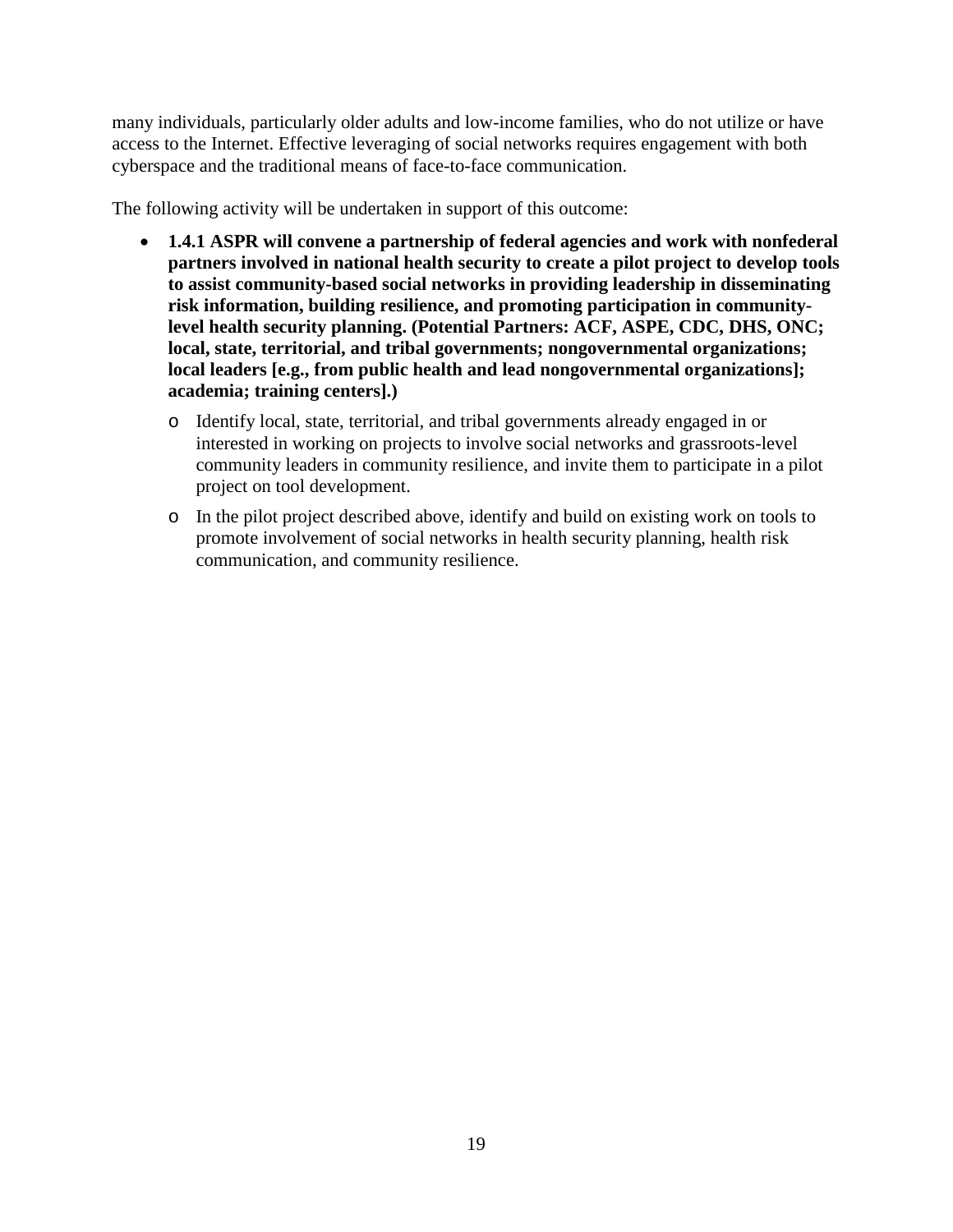many individuals, particularly older adults and low-income families, who do not utilize or have access to the Internet. Effective leveraging of social networks requires engagement with both cyberspace and the traditional means of face-to-face communication.

The following activity will be undertaken in support of this outcome:

- **1.4.1 ASPR will convene a partnership of federal agencies and work with nonfederal partners involved in national health security to create a pilot project to develop tools to assist community-based social networks in providing leadership in disseminating risk information, building resilience, and promoting participation in community-level health security planning. (Potential Partners: ACF, ASPE, CDC, DHS, ONC; local, state, territorial, and tribal governments; nongovernmental organizations; local leaders [e.g., from public health and lead nongovernmental organizations]; academia; training centers].)**
  - Identify local, state, territorial, and tribal governments already engaged in or interested in working on projects to involve social networks and grassroots-level community leaders in community resilience, and invite them to participate in a pilot project on tool development.
  - In the pilot project described above, identify and build on existing work on tools to promote involvement of social networks in health security planning, health risk communication, and community resilience.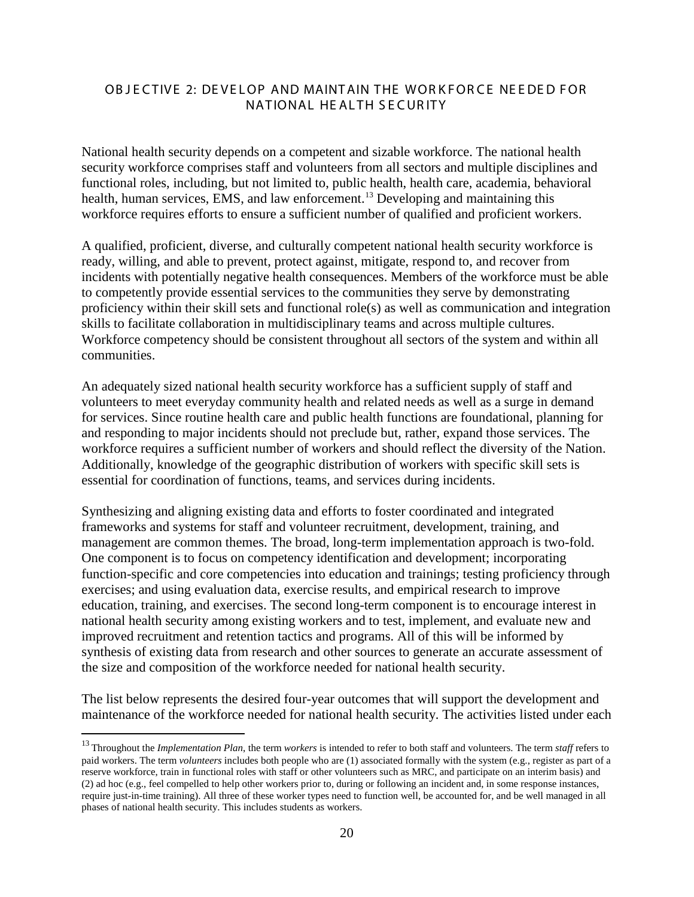## OBJECTIVE 2: DEVELOP AND MAINTAIN THE WORKFORCE NEEDED FOR NATIONAL HEALTH SECURITY

National health security depends on a competent and sizable workforce. The national health security workforce comprises staff and volunteers from all sectors and multiple disciplines and functional roles, including, but not limited to, public health, health care, academia, behavioral health, human services, EMS, and law enforcement.[13] Developing and maintaining this workforce requires efforts to ensure a sufficient number of qualified and proficient workers.

A qualified, proficient, diverse, and culturally competent national health security workforce is ready, willing, and able to prevent, protect against, mitigate, respond to, and recover from incidents with potentially negative health consequences. Members of the workforce must be able to competently provide essential services to the communities they serve by demonstrating proficiency within their skill sets and functional role(s) as well as communication and integration skills to facilitate collaboration in multidisciplinary teams and across multiple cultures. Workforce competency should be consistent throughout all sectors of the system and within all communities.

An adequately sized national health security workforce has a sufficient supply of staff and volunteers to meet everyday community health and related needs as well as a surge in demand for services. Since routine health care and public health functions are foundational, planning for and responding to major incidents should not preclude but, rather, expand those services. The workforce requires a sufficient number of workers and should reflect the diversity of the Nation. Additionally, knowledge of the geographic distribution of workers with specific skill sets is essential for coordination of functions, teams, and services during incidents.

Synthesizing and aligning existing data and efforts to foster coordinated and integrated frameworks and systems for staff and volunteer recruitment, development, training, and management are common themes. The broad, long-term implementation approach is two-fold. One component is to focus on competency identification and development; incorporating function-specific and core competencies into education and trainings; testing proficiency through exercises; and using evaluation data, exercise results, and empirical research to improve education, training, and exercises. The second long-term component is to encourage interest in national health security among existing workers and to test, implement, and evaluate new and improved recruitment and retention tactics and programs. All of this will be informed by synthesis of existing data from research and other sources to generate an accurate assessment of the size and composition of the workforce needed for national health security.

The list below represents the desired four-year outcomes that will support the development and maintenance of the workforce needed for national health security. The activities listed under each

---

[13] Throughout the *Implementation Plan*, the term *workers* is intended to refer to both staff and volunteers. The term *staff* refers to paid workers. The term *volunteers* includes both people who are (1) associated formally with the system (e.g., register as part of a reserve workforce, train in functional roles with staff or other volunteers such as MRC, and participate on an interim basis) and (2) ad hoc (e.g., feel compelled to help other workers prior to, during or following an incident and, in some response instances, require just-in-time training). All three of these worker types need to function well, be accounted for, and be well managed in all phases of national health security. This includes students as workers.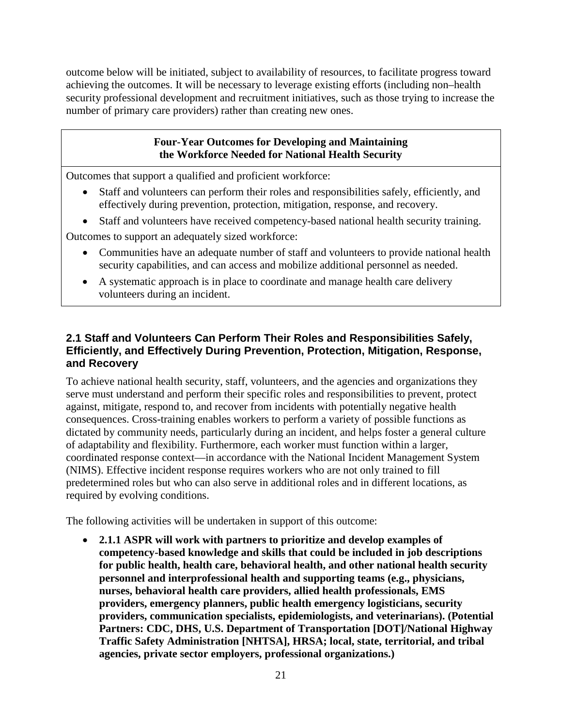outcome below will be initiated, subject to availability of resources, to facilitate progress toward achieving the outcomes. It will be necessary to leverage existing efforts (including non–health security professional development and recruitment initiatives, such as those trying to increase the number of primary care providers) rather than creating new ones.

**Four-Year Outcomes for Developing and Maintaining the Workforce Needed for National Health Security**

Outcomes that support a qualified and proficient workforce:

- Staff and volunteers can perform their roles and responsibilities safely, efficiently, and effectively during prevention, protection, mitigation, response, and recovery.
- Staff and volunteers have received competency-based national health security training.

Outcomes to support an adequately sized workforce:

- Communities have an adequate number of staff and volunteers to provide national health security capabilities, and can access and mobilize additional personnel as needed.
- A systematic approach is in place to coordinate and manage health care delivery volunteers during an incident.

### 2.1 Staff and Volunteers Can Perform Their Roles and Responsibilities Safely, Efficiently, and Effectively During Prevention, Protection, Mitigation, Response, and Recovery

To achieve national health security, staff, volunteers, and the agencies and organizations they serve must understand and perform their specific roles and responsibilities to prevent, protect against, mitigate, respond to, and recover from incidents with potentially negative health consequences. Cross-training enables workers to perform a variety of possible functions as dictated by community needs, particularly during an incident, and helps foster a general culture of adaptability and flexibility. Furthermore, each worker must function within a larger, coordinated response context—in accordance with the National Incident Management System (NIMS). Effective incident response requires workers who are not only trained to fill predetermined roles but who can also serve in additional roles and in different locations, as required by evolving conditions.

The following activities will be undertaken in support of this outcome:

- **2.1.1 ASPR will work with partners to prioritize and develop examples of competency-based knowledge and skills that could be included in job descriptions for public health, health care, behavioral health, and other national health security personnel and interprofessional health and supporting teams (e.g., physicians, nurses, behavioral health care providers, allied health professionals, EMS providers, emergency planners, public health emergency logisticians, security providers, communication specialists, epidemiologists, and veterinarians). (Potential Partners: CDC, DHS, U.S. Department of Transportation [DOT]/National Highway Traffic Safety Administration [NHTSA], HRSA; local, state, territorial, and tribal agencies, private sector employers, professional organizations.)**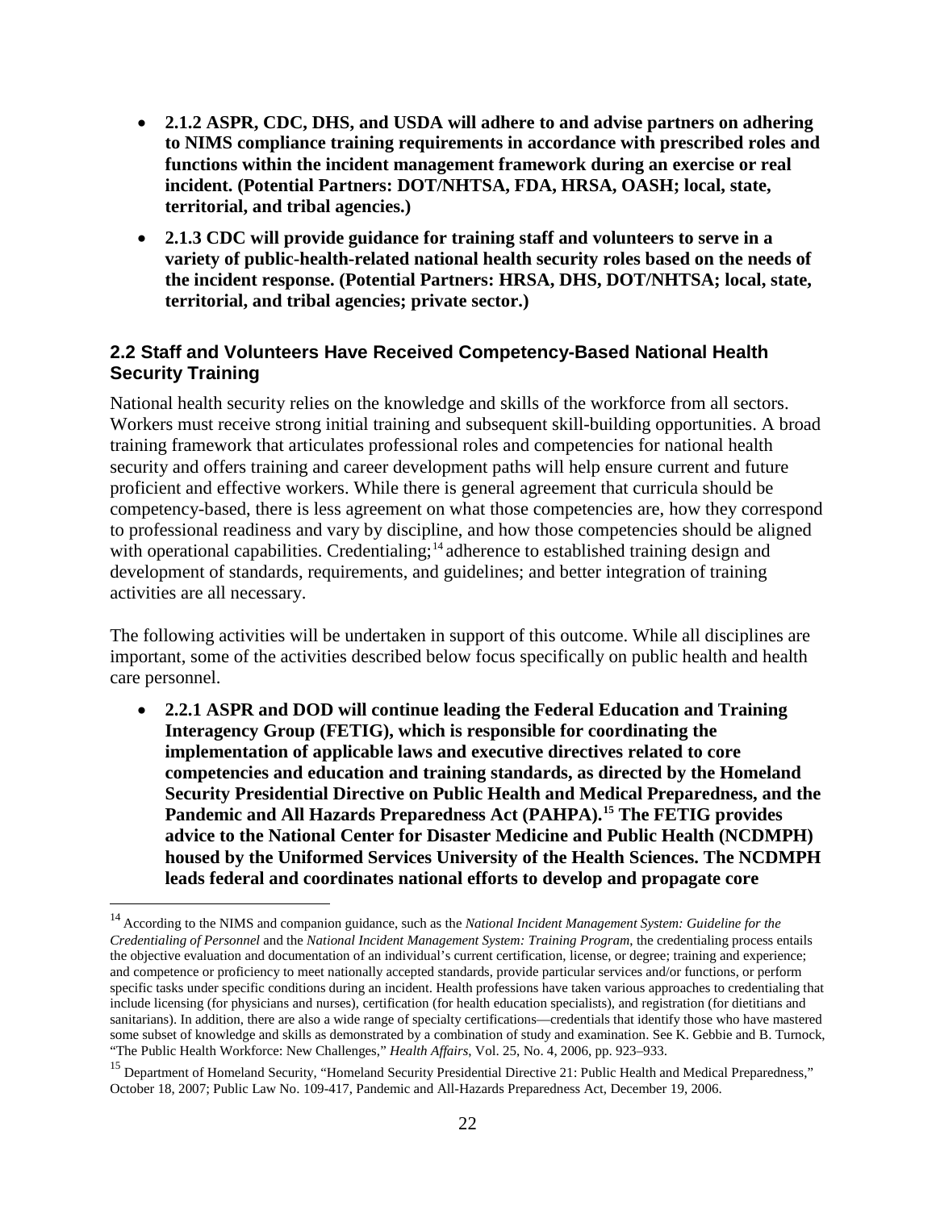- **2.1.2 ASPR, CDC, DHS, and USDA will adhere to and advise partners on adhering to NIMS compliance training requirements in accordance with prescribed roles and functions within the incident management framework during an exercise or real incident. (Potential Partners: DOT/NHTSA, FDA, HRSA, OASH; local, state, territorial, and tribal agencies.)**
- **2.1.3 CDC will provide guidance for training staff and volunteers to serve in a variety of public-health-related national health security roles based on the needs of the incident response. (Potential Partners: HRSA, DHS, DOT/NHTSA; local, state, territorial, and tribal agencies; private sector.)**

### 2.2 Staff and Volunteers Have Received Competency-Based National Health Security Training

National health security relies on the knowledge and skills of the workforce from all sectors. Workers must receive strong initial training and subsequent skill-building opportunities. A broad training framework that articulates professional roles and competencies for national health security and offers training and career development paths will help ensure current and future proficient and effective workers. While there is general agreement that curricula should be competency-based, there is less agreement on what those competencies are, how they correspond to professional readiness and vary by discipline, and how those competencies should be aligned with operational capabilities. Credentialing;[14] adherence to established training design and development of standards, requirements, and guidelines; and better integration of training activities are all necessary.

The following activities will be undertaken in support of this outcome. While all disciplines are important, some of the activities described below focus specifically on public health and health care personnel.

- **2.2.1 ASPR and DOD will continue leading the Federal Education and Training Interagency Group (FETIG), which is responsible for coordinating the implementation of applicable laws and executive directives related to core competencies and education and training standards, as directed by the Homeland Security Presidential Directive on Public Health and Medical Preparedness, and the Pandemic and All Hazards Preparedness Act (PAHPA).[15] The FETIG provides advice to the National Center for Disaster Medicine and Public Health (NCDMPH) housed by the Uniformed Services University of the Health Sciences. The NCDMPH leads federal and coordinates national efforts to develop and propagate core**

---

[14] According to the NIMS and companion guidance, such as the *National Incident Management System: Guideline for the Credentialing of Personnel* and the *National Incident Management System: Training Program*, the credentialing process entails the objective evaluation and documentation of an individual's current certification, license, or degree; training and experience; and competence or proficiency to meet nationally accepted standards, provide particular services and/or functions, or perform specific tasks under specific conditions during an incident. Health professions have taken various approaches to credentialing that include licensing (for physicians and nurses), certification (for health education specialists), and registration (for dietitians and sanitarians). In addition, there are also a wide range of specialty certifications—credentials that identify those who have mastered some subset of knowledge and skills as demonstrated by a combination of study and examination. See K. Gebbie and B. Turnock, "The Public Health Workforce: New Challenges," *Health Affairs*, Vol. 25, No. 4, 2006, pp. 923–933.

[15] Department of Homeland Security, "Homeland Security Presidential Directive 21: Public Health and Medical Preparedness," October 18, 2007; Public Law No. 109-417, Pandemic and All-Hazards Preparedness Act, December 19, 2006.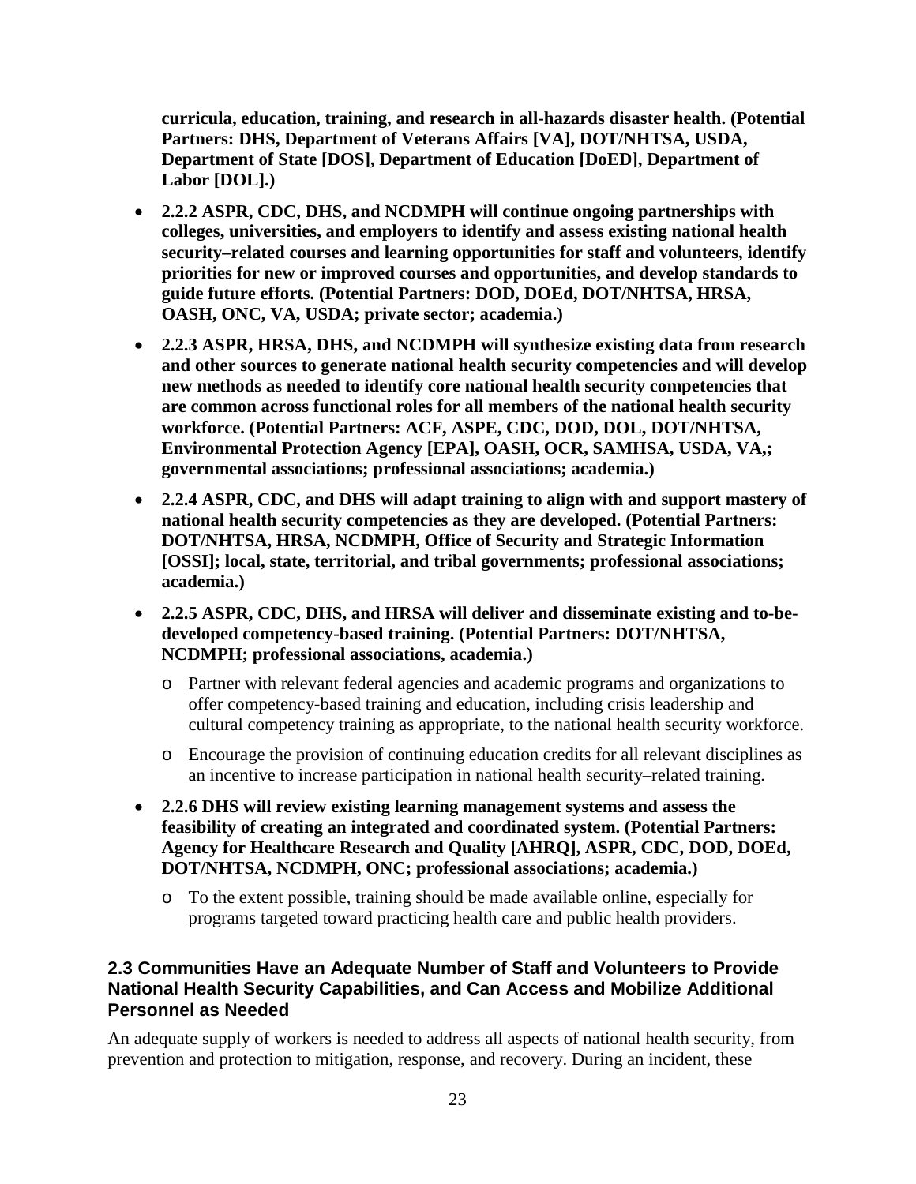**curricula, education, training, and research in all-hazards disaster health. (Potential Partners: DHS, Department of Veterans Affairs [VA], DOT/NHTSA, USDA, Department of State [DOS], Department of Education [DoED], Department of Labor [DOL].)**

- **2.2.2 ASPR, CDC, DHS, and NCDMPH will continue ongoing partnerships with colleges, universities, and employers to identify and assess existing national health security–related courses and learning opportunities for staff and volunteers, identify priorities for new or improved courses and opportunities, and develop standards to guide future efforts. (Potential Partners: DOD, DOEd, DOT/NHTSA, HRSA, OASH, ONC, VA, USDA; private sector; academia.)**
- **2.2.3 ASPR, HRSA, DHS, and NCDMPH will synthesize existing data from research and other sources to generate national health security competencies and will develop new methods as needed to identify core national health security competencies that are common across functional roles for all members of the national health security workforce. (Potential Partners: ACF, ASPE, CDC, DOD, DOL, DOT/NHTSA, Environmental Protection Agency [EPA], OASH, OCR, SAMHSA, USDA, VA,; governmental associations; professional associations; academia.)**
- **2.2.4 ASPR, CDC, and DHS will adapt training to align with and support mastery of national health security competencies as they are developed. (Potential Partners: DOT/NHTSA, HRSA, NCDMPH, Office of Security and Strategic Information [OSSI]; local, state, territorial, and tribal governments; professional associations; academia.)**
- **2.2.5 ASPR, CDC, DHS, and HRSA will deliver and disseminate existing and to-be-developed competency-based training. (Potential Partners: DOT/NHTSA, NCDMPH; professional associations, academia.)**
  - Partner with relevant federal agencies and academic programs and organizations to offer competency-based training and education, including crisis leadership and cultural competency training as appropriate, to the national health security workforce.
  - Encourage the provision of continuing education credits for all relevant disciplines as an incentive to increase participation in national health security–related training.
- **2.2.6 DHS will review existing learning management systems and assess the feasibility of creating an integrated and coordinated system. (Potential Partners: Agency for Healthcare Research and Quality [AHRQ], ASPR, CDC, DOD, DOEd, DOT/NHTSA, NCDMPH, ONC; professional associations; academia.)**
  - To the extent possible, training should be made available online, especially for programs targeted toward practicing health care and public health providers.

### 2.3 Communities Have an Adequate Number of Staff and Volunteers to Provide National Health Security Capabilities, and Can Access and Mobilize Additional Personnel as Needed

An adequate supply of workers is needed to address all aspects of national health security, from prevention and protection to mitigation, response, and recovery. During an incident, these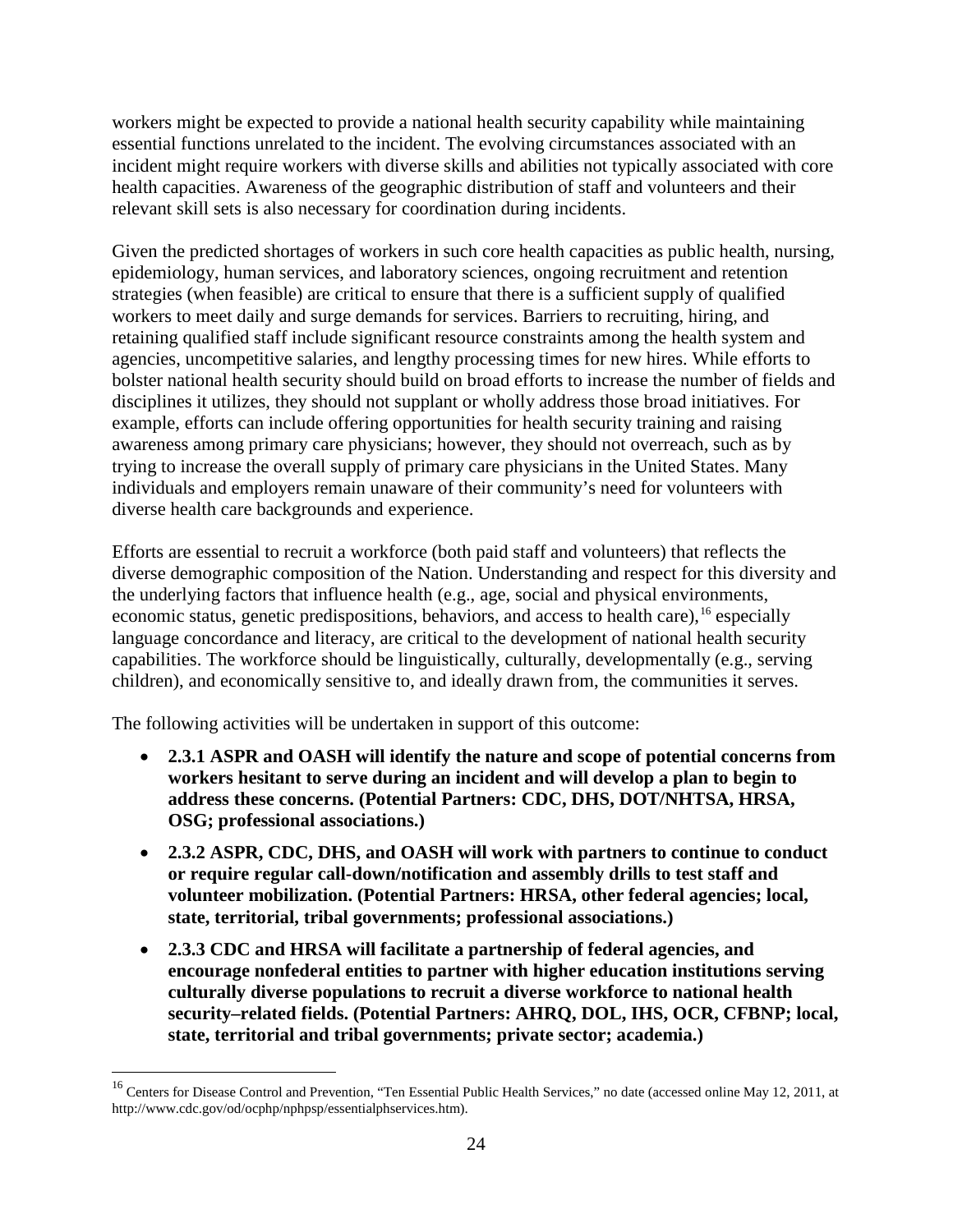workers might be expected to provide a national health security capability while maintaining essential functions unrelated to the incident. The evolving circumstances associated with an incident might require workers with diverse skills and abilities not typically associated with core health capacities. Awareness of the geographic distribution of staff and volunteers and their relevant skill sets is also necessary for coordination during incidents.

Given the predicted shortages of workers in such core health capacities as public health, nursing, epidemiology, human services, and laboratory sciences, ongoing recruitment and retention strategies (when feasible) are critical to ensure that there is a sufficient supply of qualified workers to meet daily and surge demands for services. Barriers to recruiting, hiring, and retaining qualified staff include significant resource constraints among the health system and agencies, uncompetitive salaries, and lengthy processing times for new hires. While efforts to bolster national health security should build on broad efforts to increase the number of fields and disciplines it utilizes, they should not supplant or wholly address those broad initiatives. For example, efforts can include offering opportunities for health security training and raising awareness among primary care physicians; however, they should not overreach, such as by trying to increase the overall supply of primary care physicians in the United States. Many individuals and employers remain unaware of their community's need for volunteers with diverse health care backgrounds and experience.

Efforts are essential to recruit a workforce (both paid staff and volunteers) that reflects the diverse demographic composition of the Nation. Understanding and respect for this diversity and the underlying factors that influence health (e.g., age, social and physical environments, economic status, genetic predispositions, behaviors, and access to health care),[16] especially language concordance and literacy, are critical to the development of national health security capabilities. The workforce should be linguistically, culturally, developmentally (e.g., serving children), and economically sensitive to, and ideally drawn from, the communities it serves.

The following activities will be undertaken in support of this outcome:

- **2.3.1 ASPR and OASH will identify the nature and scope of potential concerns from workers hesitant to serve during an incident and will develop a plan to begin to address these concerns. (Potential Partners: CDC, DHS, DOT/NHTSA, HRSA, OSG; professional associations.)**
- **2.3.2 ASPR, CDC, DHS, and OASH will work with partners to continue to conduct or require regular call-down/notification and assembly drills to test staff and volunteer mobilization. (Potential Partners: HRSA, other federal agencies; local, state, territorial, tribal governments; professional associations.)**
- **2.3.3 CDC and HRSA will facilitate a partnership of federal agencies, and encourage nonfederal entities to partner with higher education institutions serving culturally diverse populations to recruit a diverse workforce to national health security–related fields. (Potential Partners: AHRQ, DOL, IHS, OCR, CFBNP; local, state, territorial and tribal governments; private sector; academia.)**

---

[16] Centers for Disease Control and Prevention, "Ten Essential Public Health Services," no date (accessed online May 12, 2011, at http://www.cdc.gov/od/ocphp/nphpsp/essentialphservices.htm).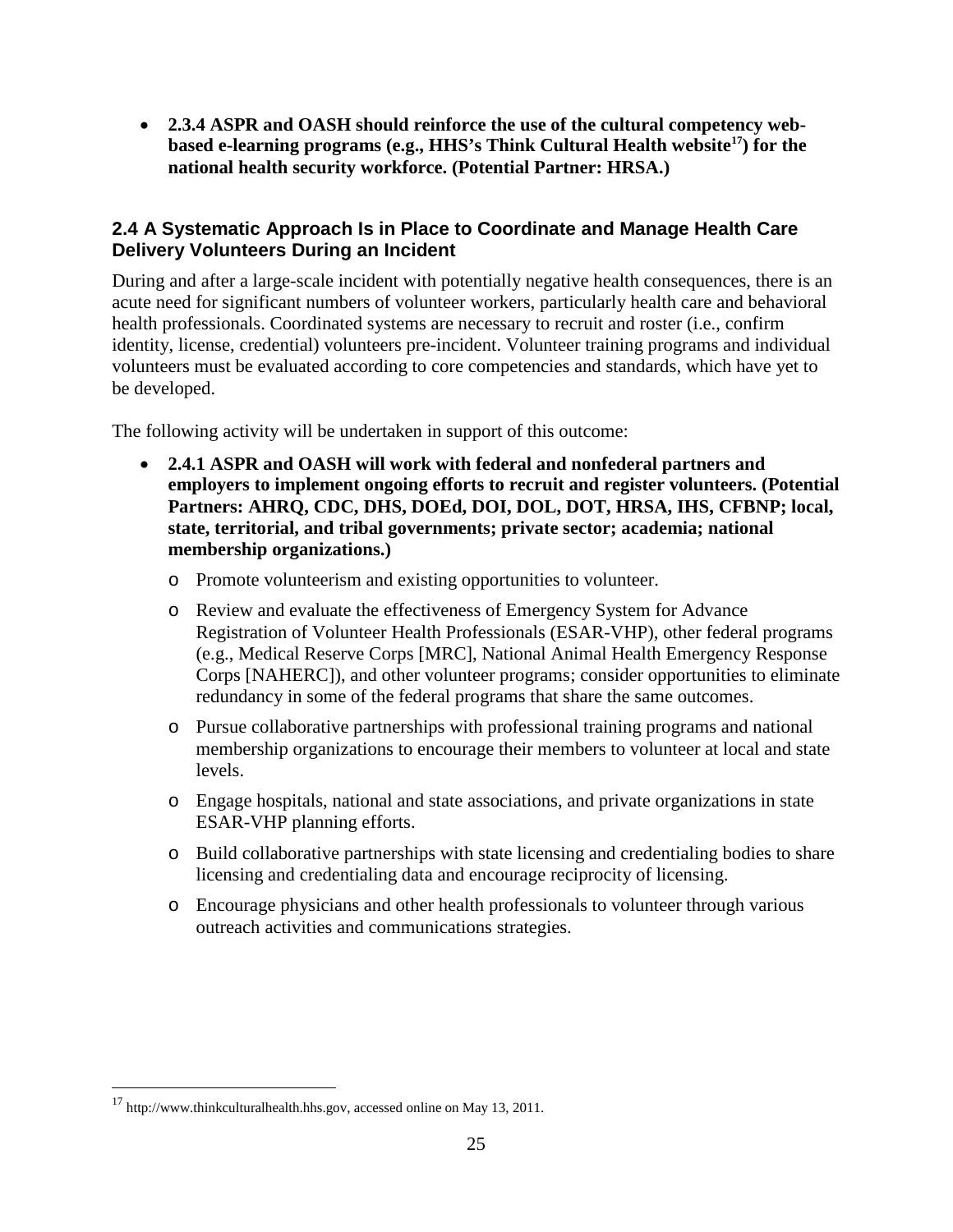- **2.3.4 ASPR and OASH should reinforce the use of the cultural competency web-based e-learning programs (e.g., HHS's Think Cultural Health website[17]) for the national health security workforce. (Potential Partner: HRSA.)**

### 2.4 A Systematic Approach Is in Place to Coordinate and Manage Health Care Delivery Volunteers During an Incident

During and after a large-scale incident with potentially negative health consequences, there is an acute need for significant numbers of volunteer workers, particularly health care and behavioral health professionals. Coordinated systems are necessary to recruit and roster (i.e., confirm identity, license, credential) volunteers pre-incident. Volunteer training programs and individual volunteers must be evaluated according to core competencies and standards, which have yet to be developed.

The following activity will be undertaken in support of this outcome:

- **2.4.1 ASPR and OASH will work with federal and nonfederal partners and employers to implement ongoing efforts to recruit and register volunteers. (Potential Partners: AHRQ, CDC, DHS, DOEd, DOI, DOL, DOT, HRSA, IHS, CFBNP; local, state, territorial, and tribal governments; private sector; academia; national membership organizations.)**
  - Promote volunteerism and existing opportunities to volunteer.
  - Review and evaluate the effectiveness of Emergency System for Advance Registration of Volunteer Health Professionals (ESAR-VHP), other federal programs (e.g., Medical Reserve Corps [MRC], National Animal Health Emergency Response Corps [NAHERC]), and other volunteer programs; consider opportunities to eliminate redundancy in some of the federal programs that share the same outcomes.
  - Pursue collaborative partnerships with professional training programs and national membership organizations to encourage their members to volunteer at local and state levels.
  - Engage hospitals, national and state associations, and private organizations in state ESAR-VHP planning efforts.
  - Build collaborative partnerships with state licensing and credentialing bodies to share licensing and credentialing data and encourage reciprocity of licensing.
  - Encourage physicians and other health professionals to volunteer through various outreach activities and communications strategies.

---

[17] http://www.thinkculturalhealth.hhs.gov, accessed online on May 13, 2011.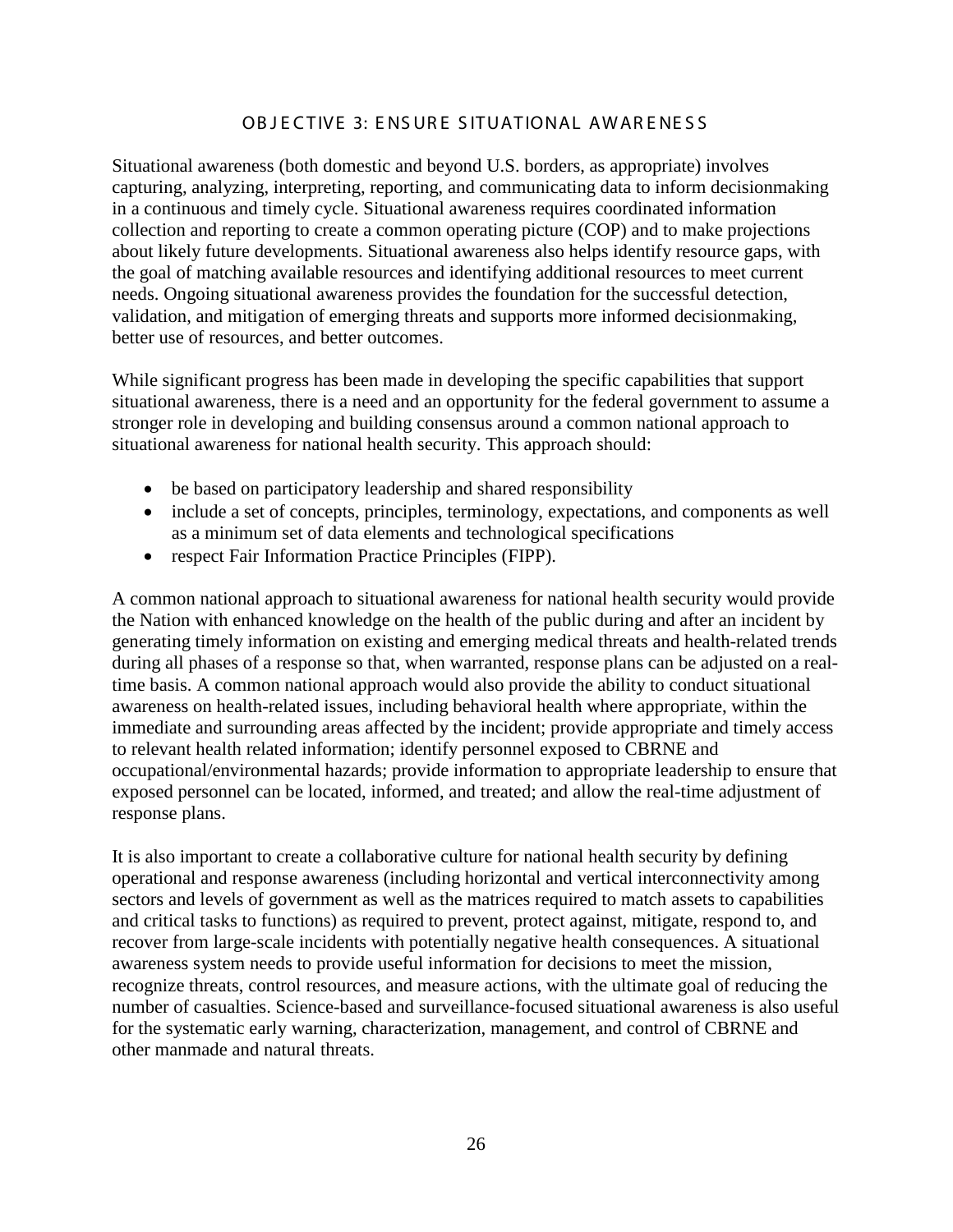## OBJECTIVE 3: ENSURE SITUATIONAL AWARENESS

Situational awareness (both domestic and beyond U.S. borders, as appropriate) involves capturing, analyzing, interpreting, reporting, and communicating data to inform decisionmaking in a continuous and timely cycle. Situational awareness requires coordinated information collection and reporting to create a common operating picture (COP) and to make projections about likely future developments. Situational awareness also helps identify resource gaps, with the goal of matching available resources and identifying additional resources to meet current needs. Ongoing situational awareness provides the foundation for the successful detection, validation, and mitigation of emerging threats and supports more informed decisionmaking, better use of resources, and better outcomes.

While significant progress has been made in developing the specific capabilities that support situational awareness, there is a need and an opportunity for the federal government to assume a stronger role in developing and building consensus around a common national approach to situational awareness for national health security. This approach should:

- be based on participatory leadership and shared responsibility
- include a set of concepts, principles, terminology, expectations, and components as well as a minimum set of data elements and technological specifications
- respect Fair Information Practice Principles (FIPP).

A common national approach to situational awareness for national health security would provide the Nation with enhanced knowledge on the health of the public during and after an incident by generating timely information on existing and emerging medical threats and health-related trends during all phases of a response so that, when warranted, response plans can be adjusted on a real-time basis. A common national approach would also provide the ability to conduct situational awareness on health-related issues, including behavioral health where appropriate, within the immediate and surrounding areas affected by the incident; provide appropriate and timely access to relevant health related information; identify personnel exposed to CBRNE and occupational/environmental hazards; provide information to appropriate leadership to ensure that exposed personnel can be located, informed, and treated; and allow the real-time adjustment of response plans.

It is also important to create a collaborative culture for national health security by defining operational and response awareness (including horizontal and vertical interconnectivity among sectors and levels of government as well as the matrices required to match assets to capabilities and critical tasks to functions) as required to prevent, protect against, mitigate, respond to, and recover from large-scale incidents with potentially negative health consequences. A situational awareness system needs to provide useful information for decisions to meet the mission, recognize threats, control resources, and measure actions, with the ultimate goal of reducing the number of casualties. Science-based and surveillance-focused situational awareness is also useful for the systematic early warning, characterization, management, and control of CBRNE and other manmade and natural threats.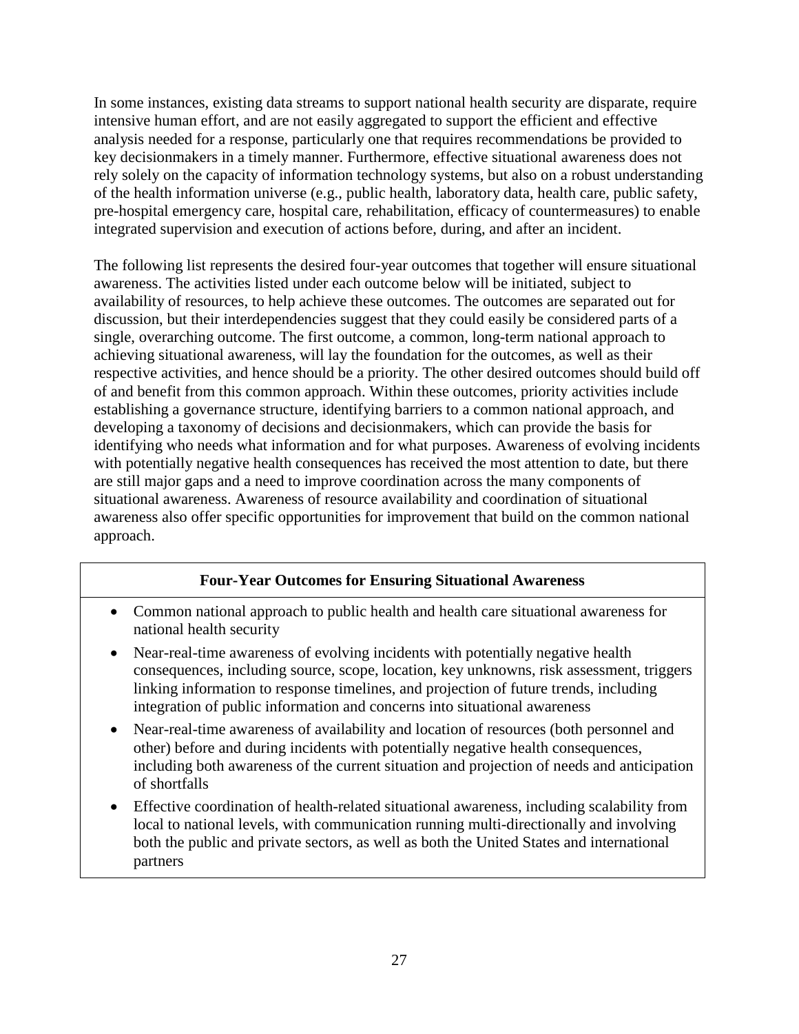In some instances, existing data streams to support national health security are disparate, require intensive human effort, and are not easily aggregated to support the efficient and effective analysis needed for a response, particularly one that requires recommendations be provided to key decisionmakers in a timely manner. Furthermore, effective situational awareness does not rely solely on the capacity of information technology systems, but also on a robust understanding of the health information universe (e.g., public health, laboratory data, health care, public safety, pre-hospital emergency care, hospital care, rehabilitation, efficacy of countermeasures) to enable integrated supervision and execution of actions before, during, and after an incident.

The following list represents the desired four-year outcomes that together will ensure situational awareness. The activities listed under each outcome below will be initiated, subject to availability of resources, to help achieve these outcomes. The outcomes are separated out for discussion, but their interdependencies suggest that they could easily be considered parts of a single, overarching outcome. The first outcome, a common, long-term national approach to achieving situational awareness, will lay the foundation for the outcomes, as well as their respective activities, and hence should be a priority. The other desired outcomes should build off of and benefit from this common approach. Within these outcomes, priority activities include establishing a governance structure, identifying barriers to a common national approach, and developing a taxonomy of decisions and decisionmakers, which can provide the basis for identifying who needs what information and for what purposes. Awareness of evolving incidents with potentially negative health consequences has received the most attention to date, but there are still major gaps and a need to improve coordination across the many components of situational awareness. Awareness of resource availability and coordination of situational awareness also offer specific opportunities for improvement that build on the common national approach.

**Four-Year Outcomes for Ensuring Situational Awareness**

- Common national approach to public health and health care situational awareness for national health security
- Near-real-time awareness of evolving incidents with potentially negative health consequences, including source, scope, location, key unknowns, risk assessment, triggers linking information to response timelines, and projection of future trends, including integration of public information and concerns into situational awareness
- Near-real-time awareness of availability and location of resources (both personnel and other) before and during incidents with potentially negative health consequences, including both awareness of the current situation and projection of needs and anticipation of shortfalls
- Effective coordination of health-related situational awareness, including scalability from local to national levels, with communication running multi-directionally and involving both the public and private sectors, as well as both the United States and international partners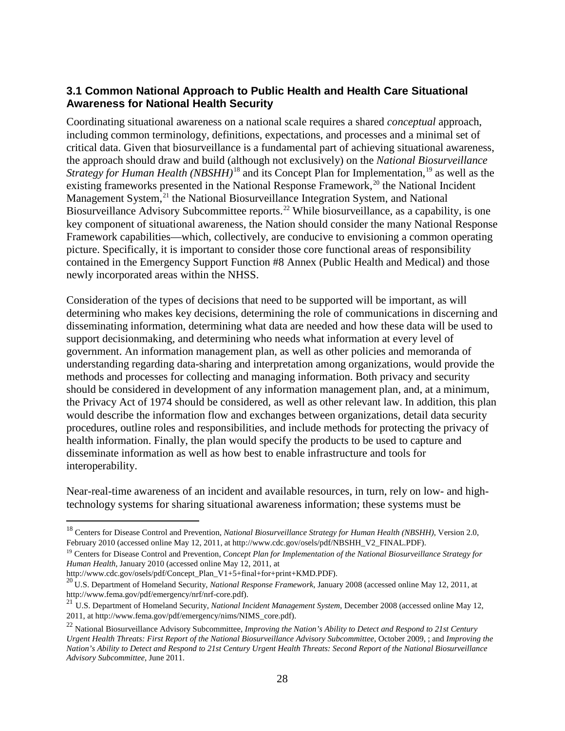### 3.1 Common National Approach to Public Health and Health Care Situational Awareness for National Health Security

Coordinating situational awareness on a national scale requires a shared *conceptual* approach, including common terminology, definitions, expectations, and processes and a minimal set of critical data. Given that biosurveillance is a fundamental part of achieving situational awareness, the approach should draw and build (although not exclusively) on the *National Biosurveillance Strategy for Human Health (NBSHH)*[18] and its Concept Plan for Implementation,[19] as well as the existing frameworks presented in the National Response Framework,[20] the National Incident Management System,[21] the National Biosurveillance Integration System, and National Biosurveillance Advisory Subcommittee reports.[22] While biosurveillance, as a capability, is one key component of situational awareness, the Nation should consider the many National Response Framework capabilities—which, collectively, are conducive to envisioning a common operating picture. Specifically, it is important to consider those core functional areas of responsibility contained in the Emergency Support Function #8 Annex (Public Health and Medical) and those newly incorporated areas within the NHSS.

Consideration of the types of decisions that need to be supported will be important, as will determining who makes key decisions, determining the role of communications in discerning and disseminating information, determining what data are needed and how these data will be used to support decisionmaking, and determining who needs what information at every level of government. An information management plan, as well as other policies and memoranda of understanding regarding data-sharing and interpretation among organizations, would provide the methods and processes for collecting and managing information. Both privacy and security should be considered in development of any information management plan, and, at a minimum, the Privacy Act of 1974 should be considered, as well as other relevant law. In addition, this plan would describe the information flow and exchanges between organizations, detail data security procedures, outline roles and responsibilities, and include methods for protecting the privacy of health information. Finally, the plan would specify the products to be used to capture and disseminate information as well as how best to enable infrastructure and tools for interoperability.

Near-real-time awareness of an incident and available resources, in turn, rely on low- and high-technology systems for sharing situational awareness information; these systems must be

---

[18] Centers for Disease Control and Prevention, *National Biosurveillance Strategy for Human Health (NBSHH)*, Version 2.0, February 2010 (accessed online May 12, 2011, at http://www.cdc.gov/osels/pdf/NBSHH_V2_FINAL.PDF).

[19] Centers for Disease Control and Prevention, *Concept Plan for Implementation of the National Biosurveillance Strategy for Human Health*, January 2010 (accessed online May 12, 2011, at http://www.cdc.gov/osels/pdf/Concept_Plan_V1+5+final+for+print+KMD.PDF).

[20] U.S. Department of Homeland Security, *National Response Framework*, January 2008 (accessed online May 12, 2011, at http://www.fema.gov/pdf/emergency/nrf/nrf-core.pdf).

[21] U.S. Department of Homeland Security, *National Incident Management System*, December 2008 (accessed online May 12, 2011, at http://www.fema.gov/pdf/emergency/nims/NIMS_core.pdf).

[22] National Biosurveillance Advisory Subcommittee, *Improving the Nation's Ability to Detect and Respond to 21st Century Urgent Health Threats: First Report of the National Biosurveillance Advisory Subcommittee*, October 2009, ; and *Improving the Nation's Ability to Detect and Respond to 21st Century Urgent Health Threats: Second Report of the National Biosurveillance Advisory Subcommittee*, June 2011.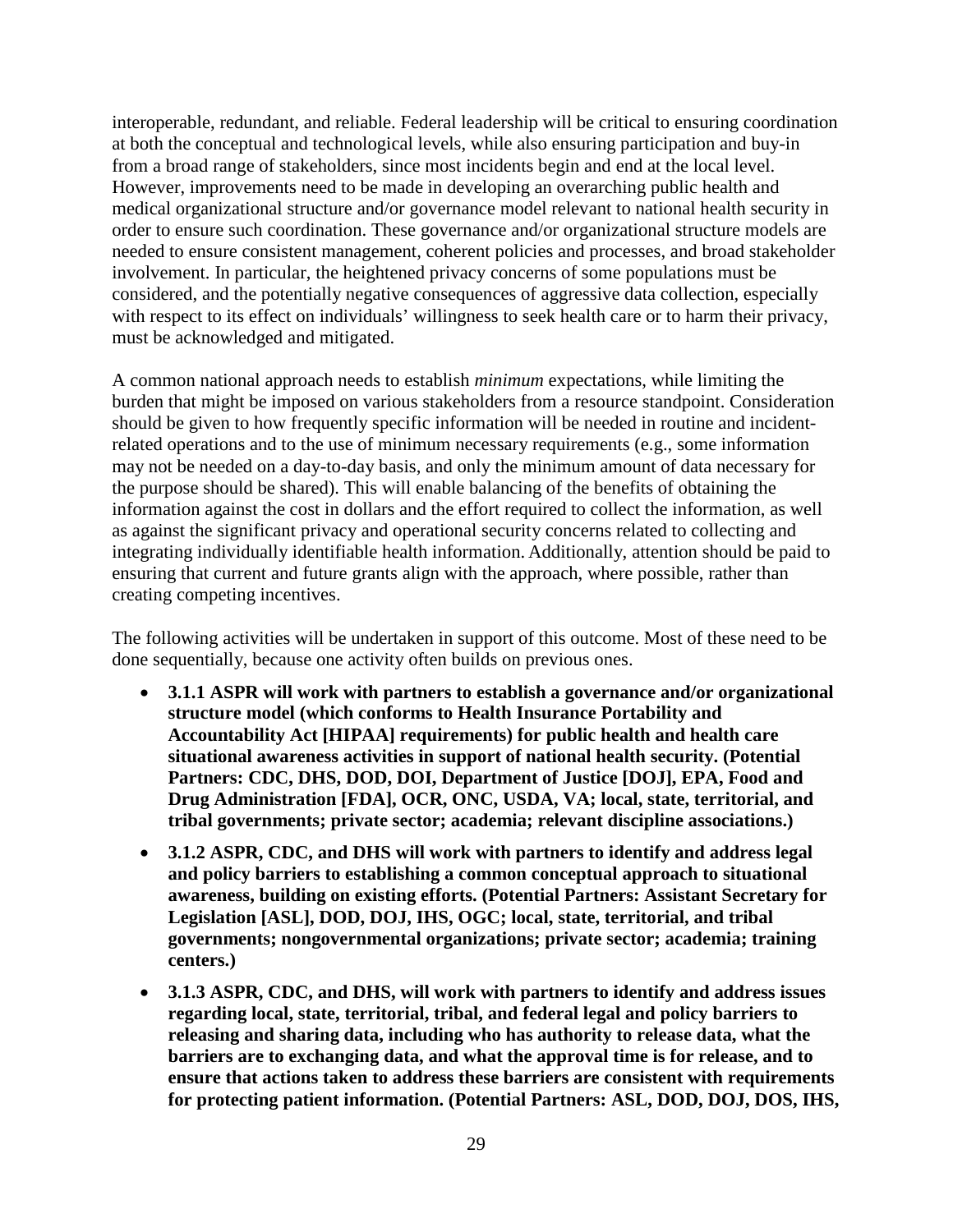interoperable, redundant, and reliable. Federal leadership will be critical to ensuring coordination at both the conceptual and technological levels, while also ensuring participation and buy-in from a broad range of stakeholders, since most incidents begin and end at the local level. However, improvements need to be made in developing an overarching public health and medical organizational structure and/or governance model relevant to national health security in order to ensure such coordination. These governance and/or organizational structure models are needed to ensure consistent management, coherent policies and processes, and broad stakeholder involvement. In particular, the heightened privacy concerns of some populations must be considered, and the potentially negative consequences of aggressive data collection, especially with respect to its effect on individuals' willingness to seek health care or to harm their privacy, must be acknowledged and mitigated.

A common national approach needs to establish *minimum* expectations, while limiting the burden that might be imposed on various stakeholders from a resource standpoint. Consideration should be given to how frequently specific information will be needed in routine and incident-related operations and to the use of minimum necessary requirements (e.g., some information may not be needed on a day-to-day basis, and only the minimum amount of data necessary for the purpose should be shared). This will enable balancing of the benefits of obtaining the information against the cost in dollars and the effort required to collect the information, as well as against the significant privacy and operational security concerns related to collecting and integrating individually identifiable health information. Additionally, attention should be paid to ensuring that current and future grants align with the approach, where possible, rather than creating competing incentives.

The following activities will be undertaken in support of this outcome. Most of these need to be done sequentially, because one activity often builds on previous ones.

- **3.1.1 ASPR will work with partners to establish a governance and/or organizational structure model (which conforms to Health Insurance Portability and Accountability Act [HIPAA] requirements) for public health and health care situational awareness activities in support of national health security. (Potential Partners: CDC, DHS, DOD, DOI, Department of Justice [DOJ], EPA, Food and Drug Administration [FDA], OCR, ONC, USDA, VA; local, state, territorial, and tribal governments; private sector; academia; relevant discipline associations.)**
- **3.1.2 ASPR, CDC, and DHS will work with partners to identify and address legal and policy barriers to establishing a common conceptual approach to situational awareness, building on existing efforts. (Potential Partners: Assistant Secretary for Legislation [ASL], DOD, DOJ, IHS, OGC; local, state, territorial, and tribal governments; nongovernmental organizations; private sector; academia; training centers.)**
- **3.1.3 ASPR, CDC, and DHS, will work with partners to identify and address issues regarding local, state, territorial, tribal, and federal legal and policy barriers to releasing and sharing data, including who has authority to release data, what the barriers are to exchanging data, and what the approval time is for release, and to ensure that actions taken to address these barriers are consistent with requirements for protecting patient information. (Potential Partners: ASL, DOD, DOJ, DOS, IHS,**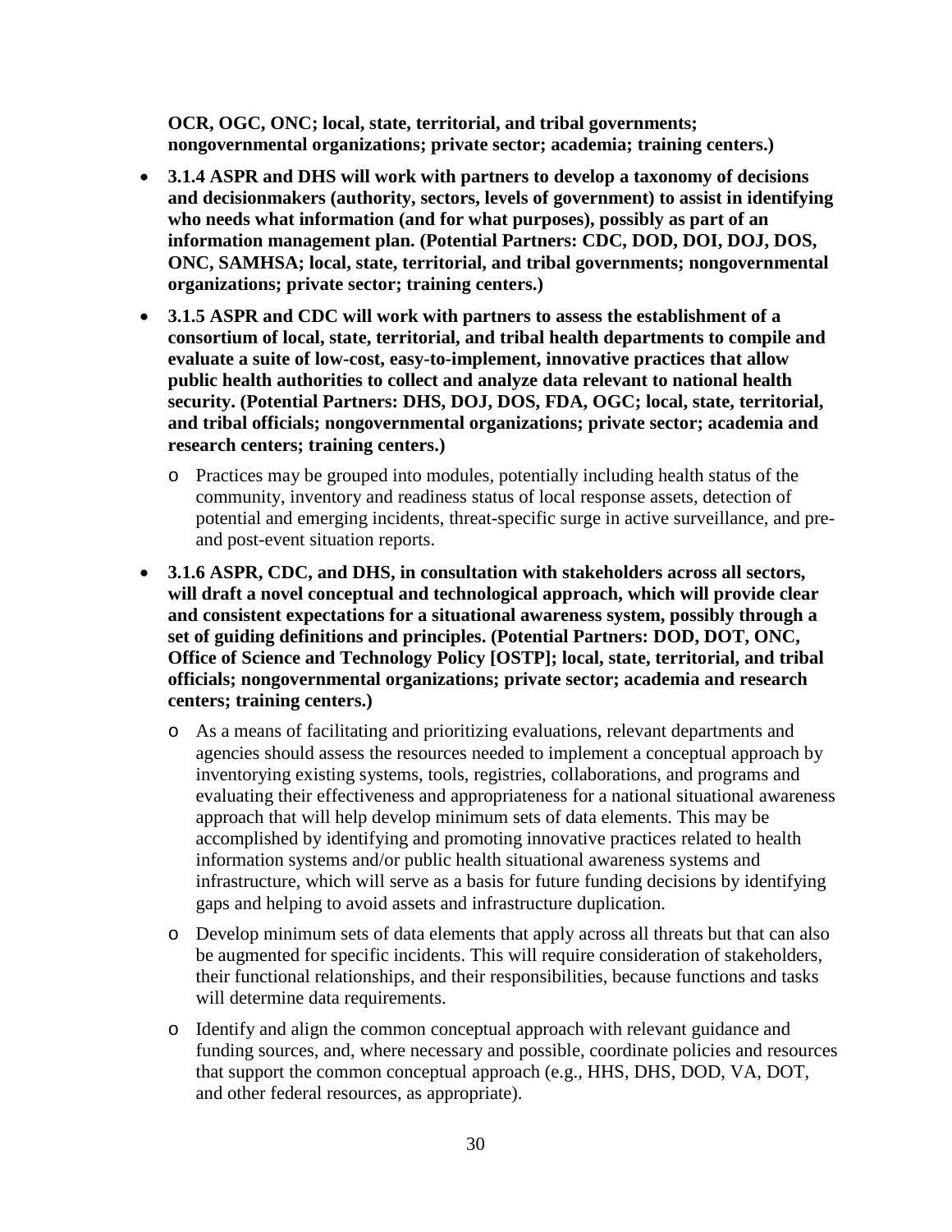**OCR, OGC, ONC; local, state, territorial, and tribal governments; nongovernmental organizations; private sector; academia; training centers.)**

- **3.1.4 ASPR and DHS will work with partners to develop a taxonomy of decisions and decisionmakers (authority, sectors, levels of government) to assist in identifying who needs what information (and for what purposes), possibly as part of an information management plan. (Potential Partners: CDC, DOD, DOI, DOJ, DOS, ONC, SAMHSA; local, state, territorial, and tribal governments; nongovernmental organizations; private sector; training centers.)**
- **3.1.5 ASPR and CDC will work with partners to assess the establishment of a consortium of local, state, territorial, and tribal health departments to compile and evaluate a suite of low-cost, easy-to-implement, innovative practices that allow public health authorities to collect and analyze data relevant to national health security. (Potential Partners: DHS, DOJ, DOS, FDA, OGC; local, state, territorial, and tribal officials; nongovernmental organizations; private sector; academia and research centers; training centers.)**
    - Practices may be grouped into modules, potentially including health status of the community, inventory and readiness status of local response assets, detection of potential and emerging incidents, threat-specific surge in active surveillance, and pre- and post-event situation reports.
- **3.1.6 ASPR, CDC, and DHS, in consultation with stakeholders across all sectors, will draft a novel conceptual and technological approach, which will provide clear and consistent expectations for a situational awareness system, possibly through a set of guiding definitions and principles. (Potential Partners: DOD, DOT, ONC, Office of Science and Technology Policy [OSTP]; local, state, territorial, and tribal officials; nongovernmental organizations; private sector; academia and research centers; training centers.)**
    - As a means of facilitating and prioritizing evaluations, relevant departments and agencies should assess the resources needed to implement a conceptual approach by inventorying existing systems, tools, registries, collaborations, and programs and evaluating their effectiveness and appropriateness for a national situational awareness approach that will help develop minimum sets of data elements. This may be accomplished by identifying and promoting innovative practices related to health information systems and/or public health situational awareness systems and infrastructure, which will serve as a basis for future funding decisions by identifying gaps and helping to avoid assets and infrastructure duplication.
    - Develop minimum sets of data elements that apply across all threats but that can also be augmented for specific incidents. This will require consideration of stakeholders, their functional relationships, and their responsibilities, because functions and tasks will determine data requirements.
    - Identify and align the common conceptual approach with relevant guidance and funding sources, and, where necessary and possible, coordinate policies and resources that support the common conceptual approach (e.g., HHS, DHS, DOD, VA, DOT, and other federal resources, as appropriate).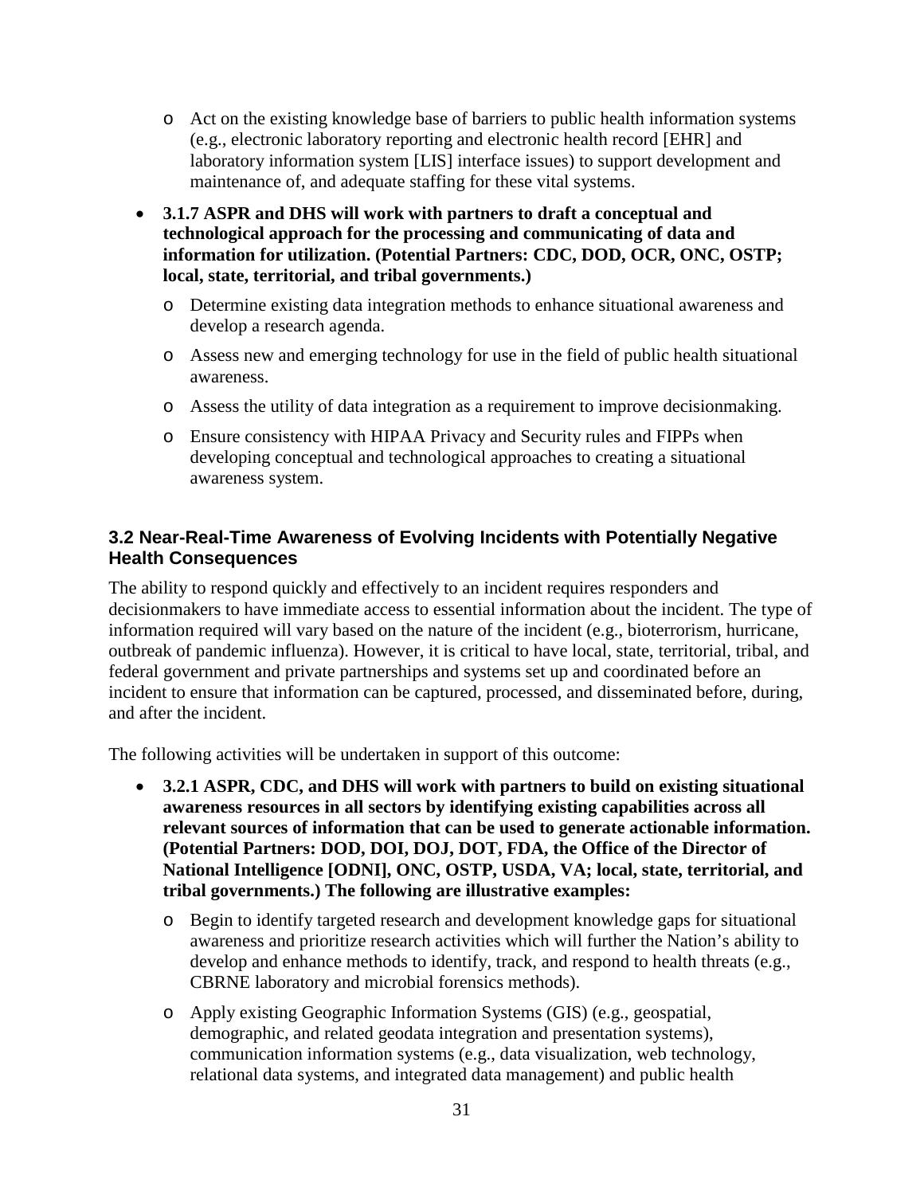- Act on the existing knowledge base of barriers to public health information systems (e.g., electronic laboratory reporting and electronic health record [EHR] and laboratory information system [LIS] interface issues) to support development and maintenance of, and adequate staffing for these vital systems.

- **3.1.7 ASPR and DHS will work with partners to draft a conceptual and technological approach for the processing and communicating of data and information for utilization. (Potential Partners: CDC, DOD, OCR, ONC, OSTP; local, state, territorial, and tribal governments.)**
    - Determine existing data integration methods to enhance situational awareness and develop a research agenda.
    - Assess new and emerging technology for use in the field of public health situational awareness.
    - Assess the utility of data integration as a requirement to improve decisionmaking.
    - Ensure consistency with HIPAA Privacy and Security rules and FIPPs when developing conceptual and technological approaches to creating a situational awareness system.

### 3.2 Near-Real-Time Awareness of Evolving Incidents with Potentially Negative Health Consequences

The ability to respond quickly and effectively to an incident requires responders and decisionmakers to have immediate access to essential information about the incident. The type of information required will vary based on the nature of the incident (e.g., bioterrorism, hurricane, outbreak of pandemic influenza). However, it is critical to have local, state, territorial, tribal, and federal government and private partnerships and systems set up and coordinated before an incident to ensure that information can be captured, processed, and disseminated before, during, and after the incident.

The following activities will be undertaken in support of this outcome:

- **3.2.1 ASPR, CDC, and DHS will work with partners to build on existing situational awareness resources in all sectors by identifying existing capabilities across all relevant sources of information that can be used to generate actionable information. (Potential Partners: DOD, DOI, DOJ, DOT, FDA, the Office of the Director of National Intelligence [ODNI], ONC, OSTP, USDA, VA; local, state, territorial, and tribal governments.) The following are illustrative examples:**
    - Begin to identify targeted research and development knowledge gaps for situational awareness and prioritize research activities which will further the Nation's ability to develop and enhance methods to identify, track, and respond to health threats (e.g., CBRNE laboratory and microbial forensics methods).
    - Apply existing Geographic Information Systems (GIS) (e.g., geospatial, demographic, and related geodata integration and presentation systems), communication information systems (e.g., data visualization, web technology, relational data systems, and integrated data management) and public health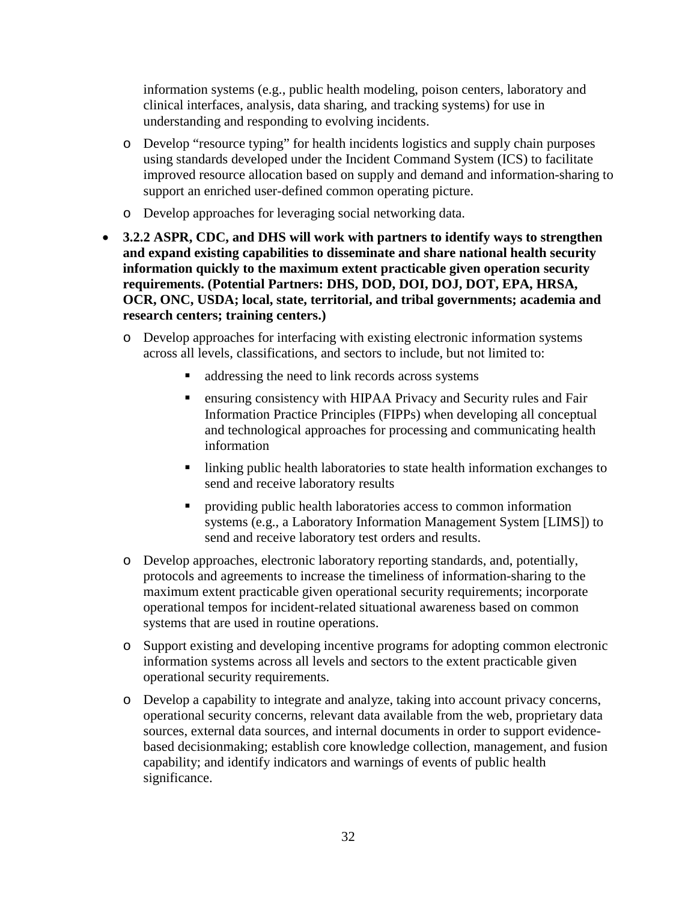information systems (e.g., public health modeling, poison centers, laboratory and clinical interfaces, analysis, data sharing, and tracking systems) for use in understanding and responding to evolving incidents.

  - Develop "resource typing" for health incidents logistics and supply chain purposes using standards developed under the Incident Command System (ICS) to facilitate improved resource allocation based on supply and demand and information-sharing to support an enriched user-defined common operating picture.
  - Develop approaches for leveraging social networking data.

- **3.2.2 ASPR, CDC, and DHS will work with partners to identify ways to strengthen and expand existing capabilities to disseminate and share national health security information quickly to the maximum extent practicable given operation security requirements. (Potential Partners: DHS, DOD, DOI, DOJ, DOT, EPA, HRSA, OCR, ONC, USDA; local, state, territorial, and tribal governments; academia and research centers; training centers.)**
  - Develop approaches for interfacing with existing electronic information systems across all levels, classifications, and sectors to include, but not limited to:
    - addressing the need to link records across systems
    - ensuring consistency with HIPAA Privacy and Security rules and Fair Information Practice Principles (FIPPs) when developing all conceptual and technological approaches for processing and communicating health information
    - linking public health laboratories to state health information exchanges to send and receive laboratory results
    - providing public health laboratories access to common information systems (e.g., a Laboratory Information Management System [LIMS]) to send and receive laboratory test orders and results.
  - Develop approaches, electronic laboratory reporting standards, and, potentially, protocols and agreements to increase the timeliness of information-sharing to the maximum extent practicable given operational security requirements; incorporate operational tempos for incident-related situational awareness based on common systems that are used in routine operations.
  - Support existing and developing incentive programs for adopting common electronic information systems across all levels and sectors to the extent practicable given operational security requirements.
  - Develop a capability to integrate and analyze, taking into account privacy concerns, operational security concerns, relevant data available from the web, proprietary data sources, external data sources, and internal documents in order to support evidence-based decisionmaking; establish core knowledge collection, management, and fusion capability; and identify indicators and warnings of events of public health significance.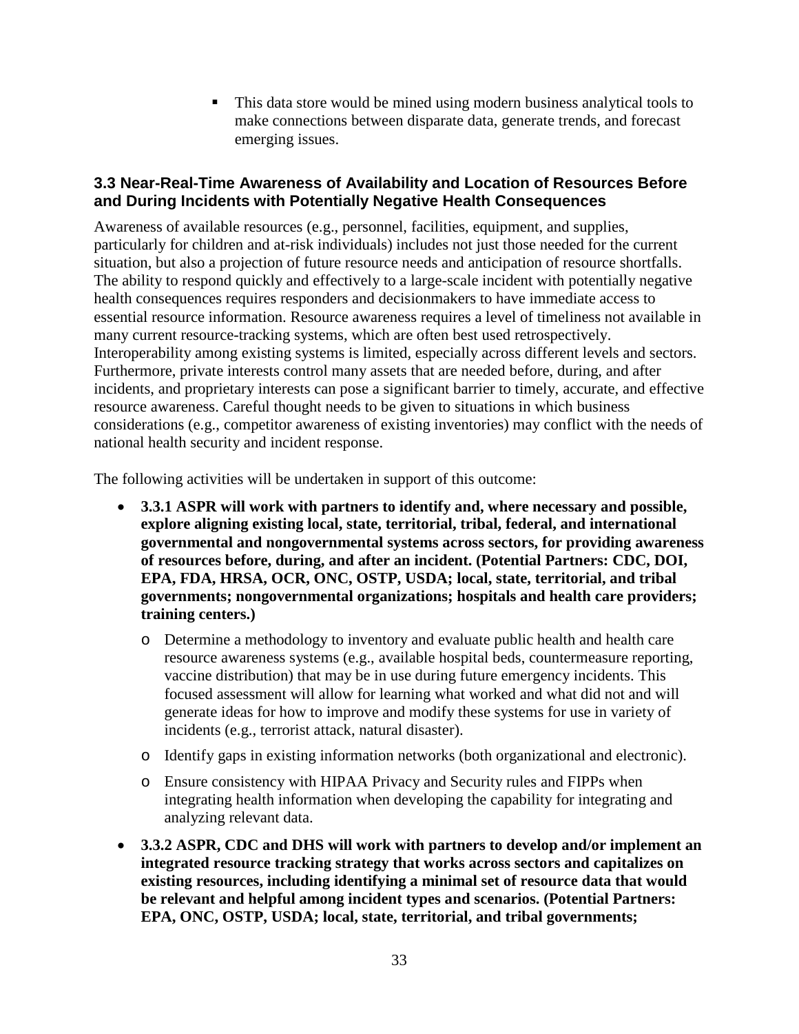- This data store would be mined using modern business analytical tools to make connections between disparate data, generate trends, and forecast emerging issues.

### 3.3 Near-Real-Time Awareness of Availability and Location of Resources Before and During Incidents with Potentially Negative Health Consequences

Awareness of available resources (e.g., personnel, facilities, equipment, and supplies, particularly for children and at-risk individuals) includes not just those needed for the current situation, but also a projection of future resource needs and anticipation of resource shortfalls. The ability to respond quickly and effectively to a large-scale incident with potentially negative health consequences requires responders and decisionmakers to have immediate access to essential resource information. Resource awareness requires a level of timeliness not available in many current resource-tracking systems, which are often best used retrospectively. Interoperability among existing systems is limited, especially across different levels and sectors. Furthermore, private interests control many assets that are needed before, during, and after incidents, and proprietary interests can pose a significant barrier to timely, accurate, and effective resource awareness. Careful thought needs to be given to situations in which business considerations (e.g., competitor awareness of existing inventories) may conflict with the needs of national health security and incident response.

The following activities will be undertaken in support of this outcome:

- **3.3.1 ASPR will work with partners to identify and, where necessary and possible, explore aligning existing local, state, territorial, tribal, federal, and international governmental and nongovernmental systems across sectors, for providing awareness of resources before, during, and after an incident. (Potential Partners: CDC, DOI, EPA, FDA, HRSA, OCR, ONC, OSTP, USDA; local, state, territorial, and tribal governments; nongovernmental organizations; hospitals and health care providers; training centers.)**
  - Determine a methodology to inventory and evaluate public health and health care resource awareness systems (e.g., available hospital beds, countermeasure reporting, vaccine distribution) that may be in use during future emergency incidents. This focused assessment will allow for learning what worked and what did not and will generate ideas for how to improve and modify these systems for use in variety of incidents (e.g., terrorist attack, natural disaster).
  - Identify gaps in existing information networks (both organizational and electronic).
  - Ensure consistency with HIPAA Privacy and Security rules and FIPPs when integrating health information when developing the capability for integrating and analyzing relevant data.
- **3.3.2 ASPR, CDC and DHS will work with partners to develop and/or implement an integrated resource tracking strategy that works across sectors and capitalizes on existing resources, including identifying a minimal set of resource data that would be relevant and helpful among incident types and scenarios. (Potential Partners: EPA, ONC, OSTP, USDA; local, state, territorial, and tribal governments;**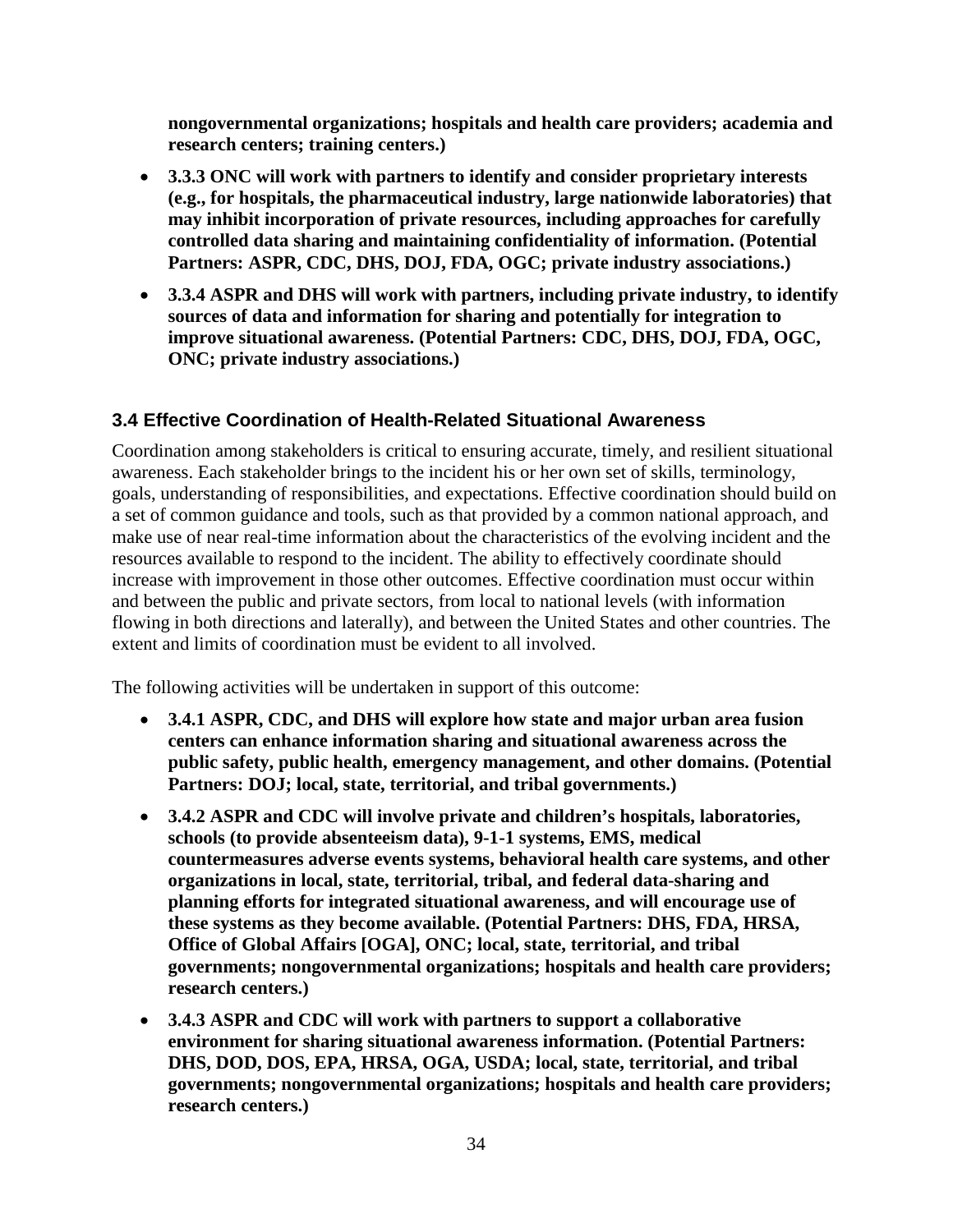**nongovernmental organizations; hospitals and health care providers; academia and research centers; training centers.)**

- **3.3.3 ONC will work with partners to identify and consider proprietary interests (e.g., for hospitals, the pharmaceutical industry, large nationwide laboratories) that may inhibit incorporation of private resources, including approaches for carefully controlled data sharing and maintaining confidentiality of information. (Potential Partners: ASPR, CDC, DHS, DOJ, FDA, OGC; private industry associations.)**
- **3.3.4 ASPR and DHS will work with partners, including private industry, to identify sources of data and information for sharing and potentially for integration to improve situational awareness. (Potential Partners: CDC, DHS, DOJ, FDA, OGC, ONC; private industry associations.)**

## 3.4 Effective Coordination of Health-Related Situational Awareness

Coordination among stakeholders is critical to ensuring accurate, timely, and resilient situational awareness. Each stakeholder brings to the incident his or her own set of skills, terminology, goals, understanding of responsibilities, and expectations. Effective coordination should build on a set of common guidance and tools, such as that provided by a common national approach, and make use of near real-time information about the characteristics of the evolving incident and the resources available to respond to the incident. The ability to effectively coordinate should increase with improvement in those other outcomes. Effective coordination must occur within and between the public and private sectors, from local to national levels (with information flowing in both directions and laterally), and between the United States and other countries. The extent and limits of coordination must be evident to all involved.

The following activities will be undertaken in support of this outcome:

- **3.4.1 ASPR, CDC, and DHS will explore how state and major urban area fusion centers can enhance information sharing and situational awareness across the public safety, public health, emergency management, and other domains. (Potential Partners: DOJ; local, state, territorial, and tribal governments.)**
- **3.4.2 ASPR and CDC will involve private and children's hospitals, laboratories, schools (to provide absenteeism data), 9-1-1 systems, EMS, medical countermeasures adverse events systems, behavioral health care systems, and other organizations in local, state, territorial, tribal, and federal data-sharing and planning efforts for integrated situational awareness, and will encourage use of these systems as they become available. (Potential Partners: DHS, FDA, HRSA, Office of Global Affairs [OGA], ONC; local, state, territorial, and tribal governments; nongovernmental organizations; hospitals and health care providers; research centers.)**
- **3.4.3 ASPR and CDC will work with partners to support a collaborative environment for sharing situational awareness information. (Potential Partners: DHS, DOD, DOS, EPA, HRSA, OGA, USDA; local, state, territorial, and tribal governments; nongovernmental organizations; hospitals and health care providers; research centers.)**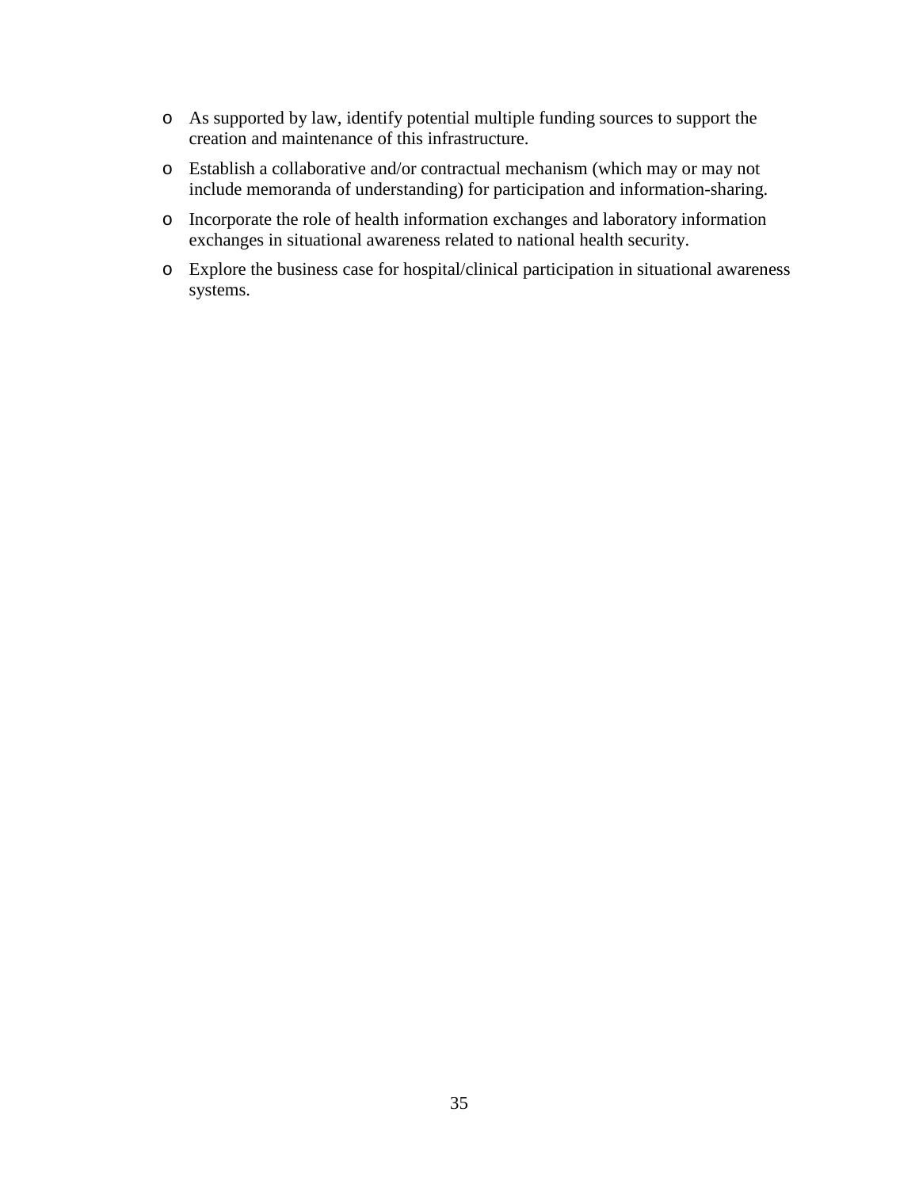- As supported by law, identify potential multiple funding sources to support the creation and maintenance of this infrastructure.
- Establish a collaborative and/or contractual mechanism (which may or may not include memoranda of understanding) for participation and information-sharing.
- Incorporate the role of health information exchanges and laboratory information exchanges in situational awareness related to national health security.
- Explore the business case for hospital/clinical participation in situational awareness systems.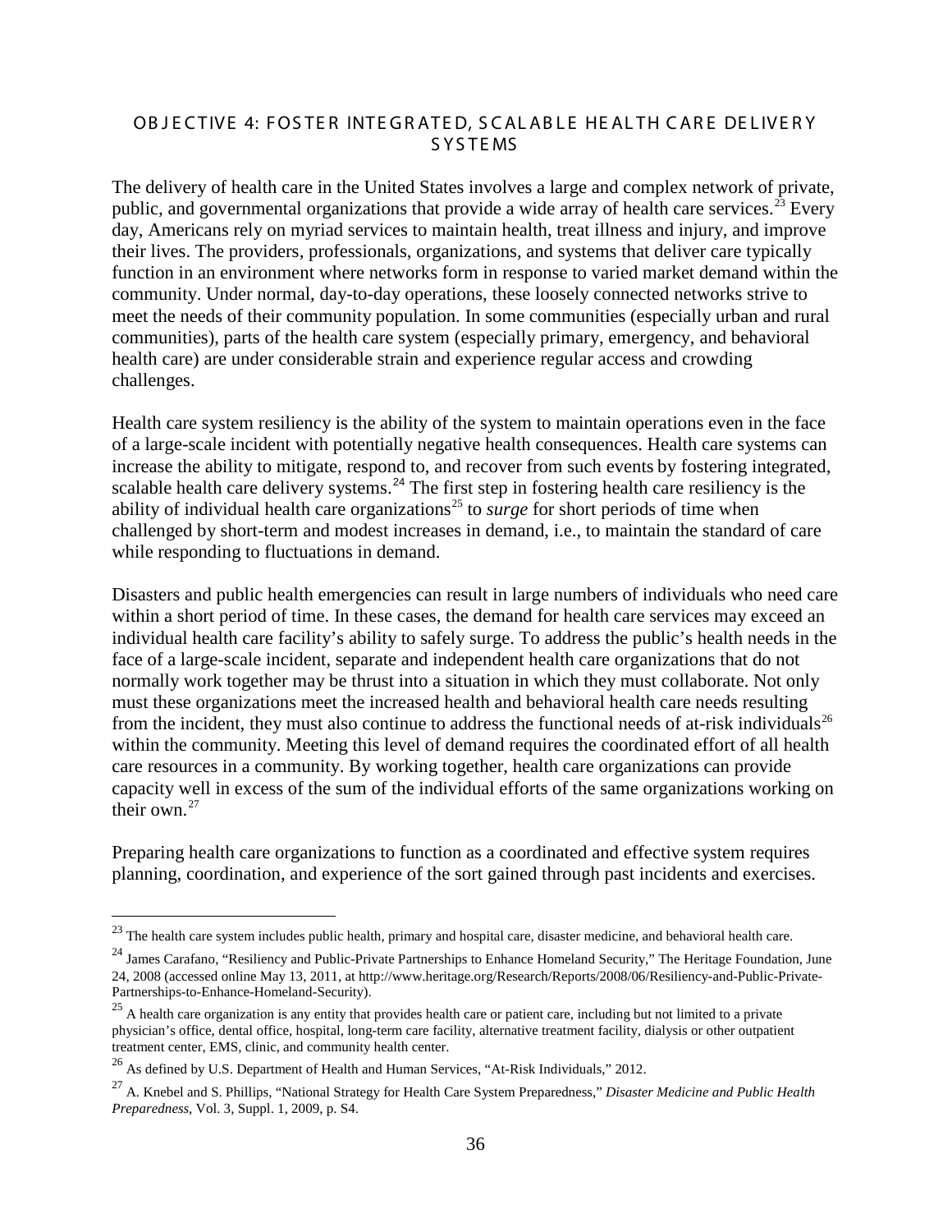## OBJECTIVE 4: FOSTER INTEGRATED, SCALABLE HEALTH CARE DELIVERY SYSTEMS

The delivery of health care in the United States involves a large and complex network of private, public, and governmental organizations that provide a wide array of health care services.[23] Every day, Americans rely on myriad services to maintain health, treat illness and injury, and improve their lives. The providers, professionals, organizations, and systems that deliver care typically function in an environment where networks form in response to varied market demand within the community. Under normal, day-to-day operations, these loosely connected networks strive to meet the needs of their community population. In some communities (especially urban and rural communities), parts of the health care system (especially primary, emergency, and behavioral health care) are under considerable strain and experience regular access and crowding challenges.

Health care system resiliency is the ability of the system to maintain operations even in the face of a large-scale incident with potentially negative health consequences. Health care systems can increase the ability to mitigate, respond to, and recover from such events by fostering integrated, scalable health care delivery systems.[24] The first step in fostering health care resiliency is the ability of individual health care organizations[25] to *surge* for short periods of time when challenged by short-term and modest increases in demand, i.e., to maintain the standard of care while responding to fluctuations in demand.

Disasters and public health emergencies can result in large numbers of individuals who need care within a short period of time. In these cases, the demand for health care services may exceed an individual health care facility's ability to safely surge. To address the public's health needs in the face of a large-scale incident, separate and independent health care organizations that do not normally work together may be thrust into a situation in which they must collaborate. Not only must these organizations meet the increased health and behavioral health care needs resulting from the incident, they must also continue to address the functional needs of at-risk individuals[26] within the community. Meeting this level of demand requires the coordinated effort of all health care resources in a community. By working together, health care organizations can provide capacity well in excess of the sum of the individual efforts of the same organizations working on their own.[27]

Preparing health care organizations to function as a coordinated and effective system requires planning, coordination, and experience of the sort gained through past incidents and exercises.

---

[23] The health care system includes public health, primary and hospital care, disaster medicine, and behavioral health care.

[24] James Carafano, "Resiliency and Public-Private Partnerships to Enhance Homeland Security," The Heritage Foundation, June 24, 2008 (accessed online May 13, 2011, at http://www.heritage.org/Research/Reports/2008/06/Resiliency-and-Public-Private-Partnerships-to-Enhance-Homeland-Security).

[25] A health care organization is any entity that provides health care or patient care, including but not limited to a private physician's office, dental office, hospital, long-term care facility, alternative treatment facility, dialysis or other outpatient treatment center, EMS, clinic, and community health center.

[26] As defined by U.S. Department of Health and Human Services, "At-Risk Individuals," 2012.

[27] A. Knebel and S. Phillips, "National Strategy for Health Care System Preparedness," *Disaster Medicine and Public Health Preparedness*, Vol. 3, Suppl. 1, 2009, p. S4.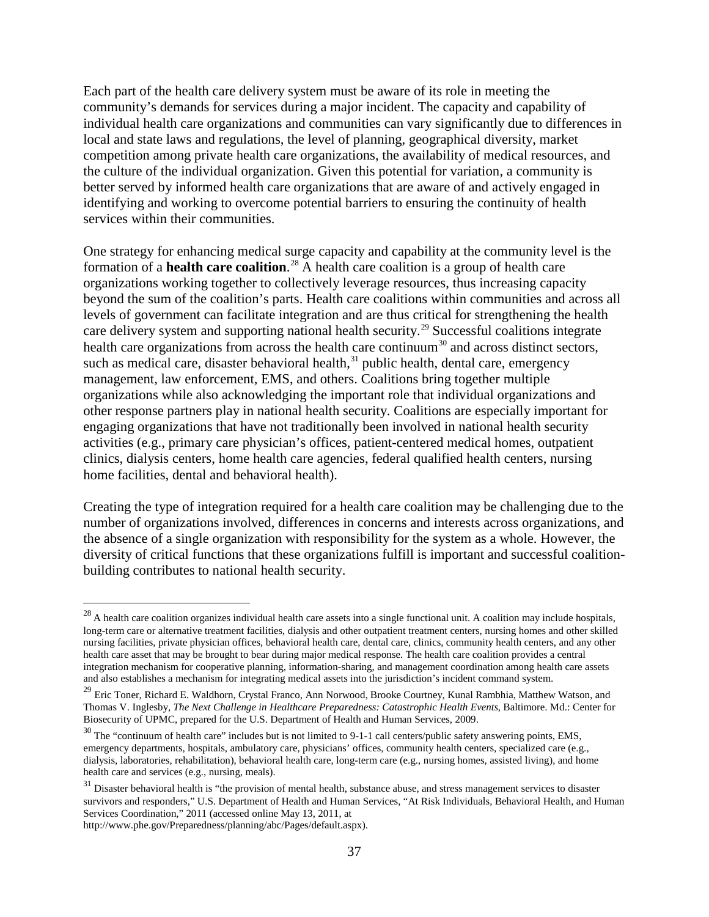Each part of the health care delivery system must be aware of its role in meeting the community's demands for services during a major incident. The capacity and capability of individual health care organizations and communities can vary significantly due to differences in local and state laws and regulations, the level of planning, geographical diversity, market competition among private health care organizations, the availability of medical resources, and the culture of the individual organization. Given this potential for variation, a community is better served by informed health care organizations that are aware of and actively engaged in identifying and working to overcome potential barriers to ensuring the continuity of health services within their communities.

One strategy for enhancing medical surge capacity and capability at the community level is the formation of a **health care coalition**.[28] A health care coalition is a group of health care organizations working together to collectively leverage resources, thus increasing capacity beyond the sum of the coalition's parts. Health care coalitions within communities and across all levels of government can facilitate integration and are thus critical for strengthening the health care delivery system and supporting national health security.[29] Successful coalitions integrate health care organizations from across the health care continuum[30] and across distinct sectors, such as medical care, disaster behavioral health,[31] public health, dental care, emergency management, law enforcement, EMS, and others. Coalitions bring together multiple organizations while also acknowledging the important role that individual organizations and other response partners play in national health security. Coalitions are especially important for engaging organizations that have not traditionally been involved in national health security activities (e.g., primary care physician's offices, patient-centered medical homes, outpatient clinics, dialysis centers, home health care agencies, federal qualified health centers, nursing home facilities, dental and behavioral health).

Creating the type of integration required for a health care coalition may be challenging due to the number of organizations involved, differences in concerns and interests across organizations, and the absence of a single organization with responsibility for the system as a whole. However, the diversity of critical functions that these organizations fulfill is important and successful coalition-building contributes to national health security.

---

[28] A health care coalition organizes individual health care assets into a single functional unit. A coalition may include hospitals, long-term care or alternative treatment facilities, dialysis and other outpatient treatment centers, nursing homes and other skilled nursing facilities, private physician offices, behavioral health care, dental care, clinics, community health centers, and any other health care asset that may be brought to bear during major medical response. The health care coalition provides a central integration mechanism for cooperative planning, information-sharing, and management coordination among health care assets and also establishes a mechanism for integrating medical assets into the jurisdiction's incident command system.

[29] Eric Toner, Richard E. Waldhorn, Crystal Franco, Ann Norwood, Brooke Courtney, Kunal Rambhia, Matthew Watson, and Thomas V. Inglesby, *The Next Challenge in Healthcare Preparedness: Catastrophic Health Events*, Baltimore. Md.: Center for Biosecurity of UPMC, prepared for the U.S. Department of Health and Human Services, 2009.

[30] The "continuum of health care" includes but is not limited to 9-1-1 call centers/public safety answering points, EMS, emergency departments, hospitals, ambulatory care, physicians' offices, community health centers, specialized care (e.g., dialysis, laboratories, rehabilitation), behavioral health care, long-term care (e.g., nursing homes, assisted living), and home health care and services (e.g., nursing, meals).

[31] Disaster behavioral health is "the provision of mental health, substance abuse, and stress management services to disaster survivors and responders," U.S. Department of Health and Human Services, "At Risk Individuals, Behavioral Health, and Human Services Coordination," 2011 (accessed online May 13, 2011, at http://www.phe.gov/Preparedness/planning/abc/Pages/default.aspx).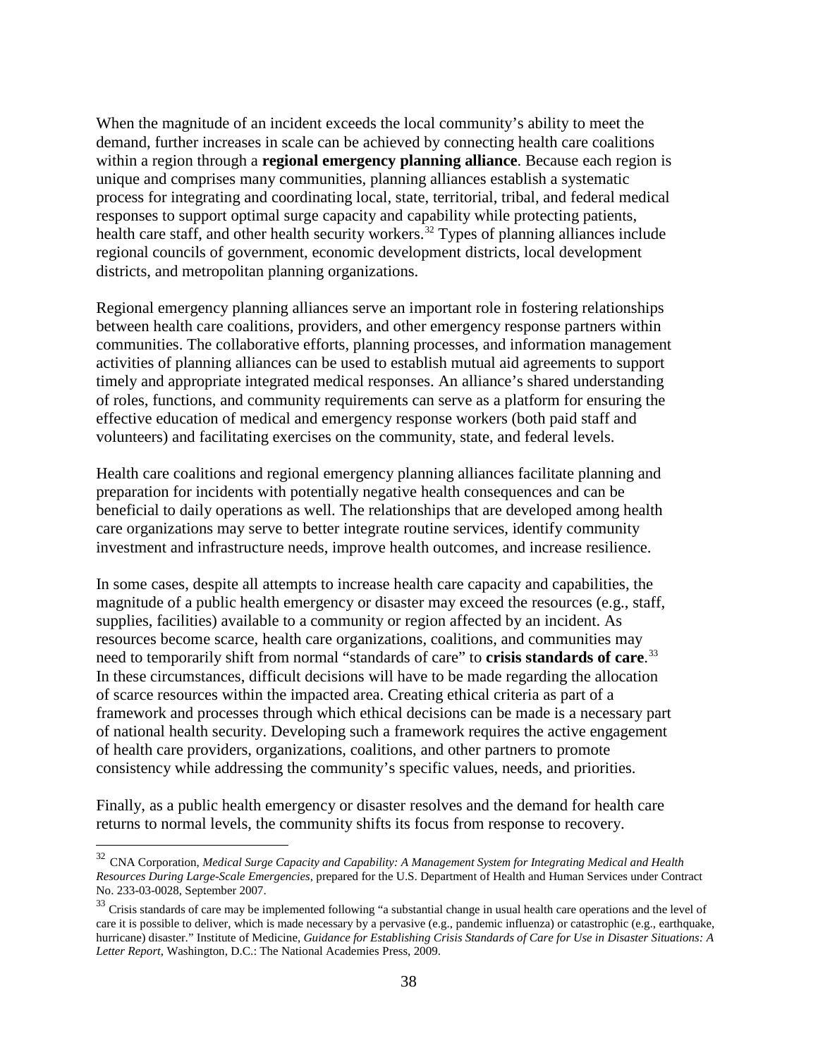When the magnitude of an incident exceeds the local community's ability to meet the demand, further increases in scale can be achieved by connecting health care coalitions within a region through a **regional emergency planning alliance**. Because each region is unique and comprises many communities, planning alliances establish a systematic process for integrating and coordinating local, state, territorial, tribal, and federal medical responses to support optimal surge capacity and capability while protecting patients, health care staff, and other health security workers.[32] Types of planning alliances include regional councils of government, economic development districts, local development districts, and metropolitan planning organizations.

Regional emergency planning alliances serve an important role in fostering relationships between health care coalitions, providers, and other emergency response partners within communities. The collaborative efforts, planning processes, and information management activities of planning alliances can be used to establish mutual aid agreements to support timely and appropriate integrated medical responses. An alliance's shared understanding of roles, functions, and community requirements can serve as a platform for ensuring the effective education of medical and emergency response workers (both paid staff and volunteers) and facilitating exercises on the community, state, and federal levels.

Health care coalitions and regional emergency planning alliances facilitate planning and preparation for incidents with potentially negative health consequences and can be beneficial to daily operations as well. The relationships that are developed among health care organizations may serve to better integrate routine services, identify community investment and infrastructure needs, improve health outcomes, and increase resilience.

In some cases, despite all attempts to increase health care capacity and capabilities, the magnitude of a public health emergency or disaster may exceed the resources (e.g., staff, supplies, facilities) available to a community or region affected by an incident. As resources become scarce, health care organizations, coalitions, and communities may need to temporarily shift from normal "standards of care" to **crisis standards of care**.[33] In these circumstances, difficult decisions will have to be made regarding the allocation of scarce resources within the impacted area. Creating ethical criteria as part of a framework and processes through which ethical decisions can be made is a necessary part of national health security. Developing such a framework requires the active engagement of health care providers, organizations, coalitions, and other partners to promote consistency while addressing the community's specific values, needs, and priorities.

Finally, as a public health emergency or disaster resolves and the demand for health care returns to normal levels, the community shifts its focus from response to recovery.

---

[32] CNA Corporation, *Medical Surge Capacity and Capability: A Management System for Integrating Medical and Health Resources During Large-Scale Emergencies*, prepared for the U.S. Department of Health and Human Services under Contract No. 233-03-0028, September 2007.

[33] Crisis standards of care may be implemented following "a substantial change in usual health care operations and the level of care it is possible to deliver, which is made necessary by a pervasive (e.g., pandemic influenza) or catastrophic (e.g., earthquake, hurricane) disaster." Institute of Medicine, *Guidance for Establishing Crisis Standards of Care for Use in Disaster Situations: A Letter Report*, Washington, D.C.: The National Academies Press, 2009.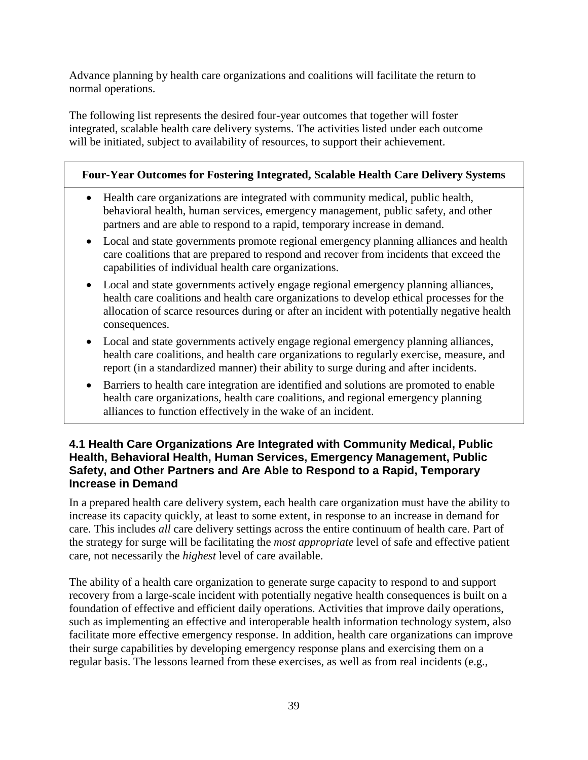Advance planning by health care organizations and coalitions will facilitate the return to normal operations.

The following list represents the desired four-year outcomes that together will foster integrated, scalable health care delivery systems. The activities listed under each outcome will be initiated, subject to availability of resources, to support their achievement.

| **Four-Year Outcomes for Fostering Integrated, Scalable Health Care Delivery Systems** |
|---|
| • Health care organizations are integrated with community medical, public health, behavioral health, human services, emergency management, public safety, and other partners and are able to respond to a rapid, temporary increase in demand.<br>• Local and state governments promote regional emergency planning alliances and health care coalitions that are prepared to respond and recover from incidents that exceed the capabilities of individual health care organizations.<br>• Local and state governments actively engage regional emergency planning alliances, health care coalitions and health care organizations to develop ethical processes for the allocation of scarce resources during or after an incident with potentially negative health consequences.<br>• Local and state governments actively engage regional emergency planning alliances, health care coalitions, and health care organizations to regularly exercise, measure, and report (in a standardized manner) their ability to surge during and after incidents.<br>• Barriers to health care integration are identified and solutions are promoted to enable health care organizations, health care coalitions, and regional emergency planning alliances to function effectively in the wake of an incident. |

### 4.1 Health Care Organizations Are Integrated with Community Medical, Public Health, Behavioral Health, Human Services, Emergency Management, Public Safety, and Other Partners and Are Able to Respond to a Rapid, Temporary Increase in Demand

In a prepared health care delivery system, each health care organization must have the ability to increase its capacity quickly, at least to some extent, in response to an increase in demand for care. This includes *all* care delivery settings across the entire continuum of health care. Part of the strategy for surge will be facilitating the *most appropriate* level of safe and effective patient care, not necessarily the *highest* level of care available.

The ability of a health care organization to generate surge capacity to respond to and support recovery from a large-scale incident with potentially negative health consequences is built on a foundation of effective and efficient daily operations. Activities that improve daily operations, such as implementing an effective and interoperable health information technology system, also facilitate more effective emergency response. In addition, health care organizations can improve their surge capabilities by developing emergency response plans and exercising them on a regular basis. The lessons learned from these exercises, as well as from real incidents (e.g.,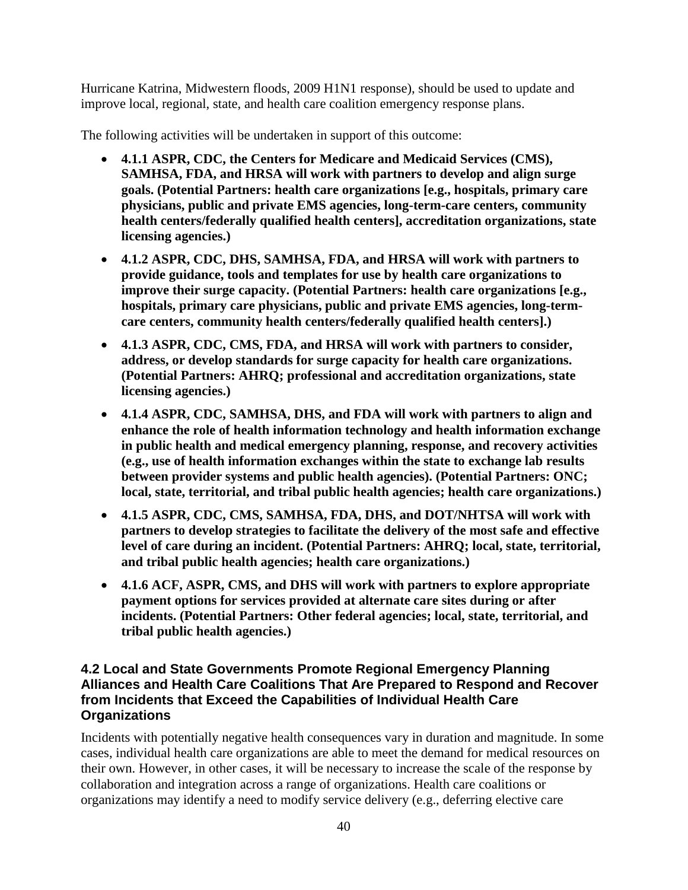Hurricane Katrina, Midwestern floods, 2009 H1N1 response), should be used to update and improve local, regional, state, and health care coalition emergency response plans.

The following activities will be undertaken in support of this outcome:

- **4.1.1 ASPR, CDC, the Centers for Medicare and Medicaid Services (CMS), SAMHSA, FDA, and HRSA will work with partners to develop and align surge goals. (Potential Partners: health care organizations [e.g., hospitals, primary care physicians, public and private EMS agencies, long-term-care centers, community health centers/federally qualified health centers], accreditation organizations, state licensing agencies.)**
- **4.1.2 ASPR, CDC, DHS, SAMHSA, FDA, and HRSA will work with partners to provide guidance, tools and templates for use by health care organizations to improve their surge capacity. (Potential Partners: health care organizations [e.g., hospitals, primary care physicians, public and private EMS agencies, long-term-care centers, community health centers/federally qualified health centers].)**
- **4.1.3 ASPR, CDC, CMS, FDA, and HRSA will work with partners to consider, address, or develop standards for surge capacity for health care organizations. (Potential Partners: AHRQ; professional and accreditation organizations, state licensing agencies.)**
- **4.1.4 ASPR, CDC, SAMHSA, DHS, and FDA will work with partners to align and enhance the role of health information technology and health information exchange in public health and medical emergency planning, response, and recovery activities (e.g., use of health information exchanges within the state to exchange lab results between provider systems and public health agencies). (Potential Partners: ONC; local, state, territorial, and tribal public health agencies; health care organizations.)**
- **4.1.5 ASPR, CDC, CMS, SAMHSA, FDA, DHS, and DOT/NHTSA will work with partners to develop strategies to facilitate the delivery of the most safe and effective level of care during an incident. (Potential Partners: AHRQ; local, state, territorial, and tribal public health agencies; health care organizations.)**
- **4.1.6 ACF, ASPR, CMS, and DHS will work with partners to explore appropriate payment options for services provided at alternate care sites during or after incidents. (Potential Partners: Other federal agencies; local, state, territorial, and tribal public health agencies.)**

### 4.2 Local and State Governments Promote Regional Emergency Planning Alliances and Health Care Coalitions That Are Prepared to Respond and Recover from Incidents that Exceed the Capabilities of Individual Health Care Organizations

Incidents with potentially negative health consequences vary in duration and magnitude. In some cases, individual health care organizations are able to meet the demand for medical resources on their own. However, in other cases, it will be necessary to increase the scale of the response by collaboration and integration across a range of organizations. Health care coalitions or organizations may identify a need to modify service delivery (e.g., deferring elective care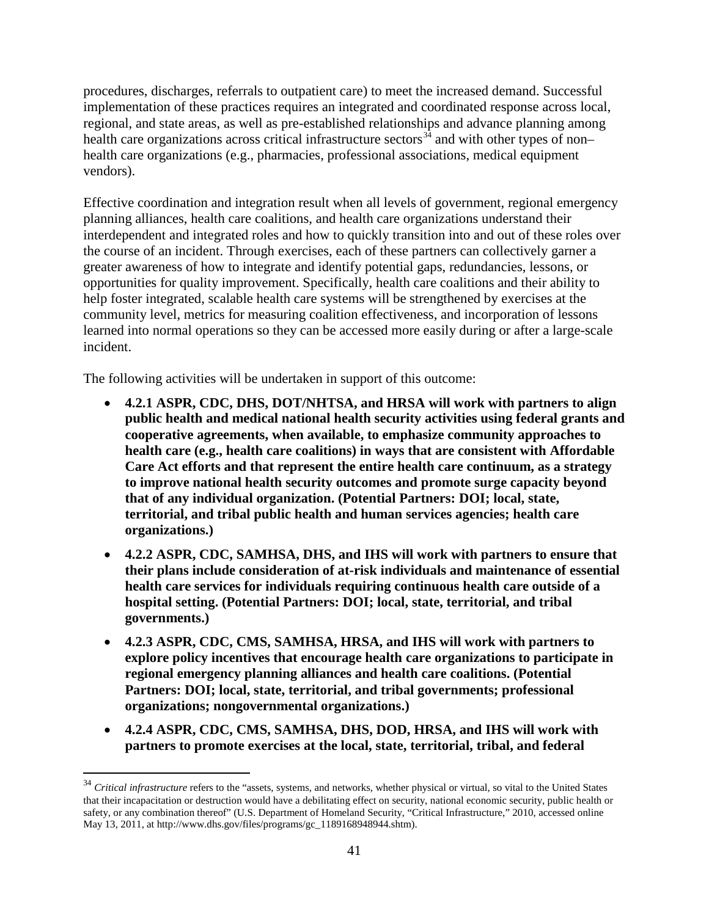procedures, discharges, referrals to outpatient care) to meet the increased demand. Successful implementation of these practices requires an integrated and coordinated response across local, regional, and state areas, as well as pre-established relationships and advance planning among health care organizations across critical infrastructure sectors[34] and with other types of non–health care organizations (e.g., pharmacies, professional associations, medical equipment vendors).

Effective coordination and integration result when all levels of government, regional emergency planning alliances, health care coalitions, and health care organizations understand their interdependent and integrated roles and how to quickly transition into and out of these roles over the course of an incident. Through exercises, each of these partners can collectively garner a greater awareness of how to integrate and identify potential gaps, redundancies, lessons, or opportunities for quality improvement. Specifically, health care coalitions and their ability to help foster integrated, scalable health care systems will be strengthened by exercises at the community level, metrics for measuring coalition effectiveness, and incorporation of lessons learned into normal operations so they can be accessed more easily during or after a large-scale incident.

The following activities will be undertaken in support of this outcome:

- **4.2.1 ASPR, CDC, DHS, DOT/NHTSA, and HRSA will work with partners to align public health and medical national health security activities using federal grants and cooperative agreements, when available, to emphasize community approaches to health care (e.g., health care coalitions) in ways that are consistent with Affordable Care Act efforts and that represent the entire health care continuum, as a strategy to improve national health security outcomes and promote surge capacity beyond that of any individual organization. (Potential Partners: DOI; local, state, territorial, and tribal public health and human services agencies; health care organizations.)**
- **4.2.2 ASPR, CDC, SAMHSA, DHS, and IHS will work with partners to ensure that their plans include consideration of at-risk individuals and maintenance of essential health care services for individuals requiring continuous health care outside of a hospital setting. (Potential Partners: DOI; local, state, territorial, and tribal governments.)**
- **4.2.3 ASPR, CDC, CMS, SAMHSA, HRSA, and IHS will work with partners to explore policy incentives that encourage health care organizations to participate in regional emergency planning alliances and health care coalitions. (Potential Partners: DOI; local, state, territorial, and tribal governments; professional organizations; nongovernmental organizations.)**
- **4.2.4 ASPR, CDC, CMS, SAMHSA, DHS, DOD, HRSA, and IHS will work with partners to promote exercises at the local, state, territorial, tribal, and federal**

[34] *Critical infrastructure* refers to the "assets, systems, and networks, whether physical or virtual, so vital to the United States that their incapacitation or destruction would have a debilitating effect on security, national economic security, public health or safety, or any combination thereof" (U.S. Department of Homeland Security, "Critical Infrastructure," 2010, accessed online May 13, 2011, at http://www.dhs.gov/files/programs/gc_1189168948944.shtm).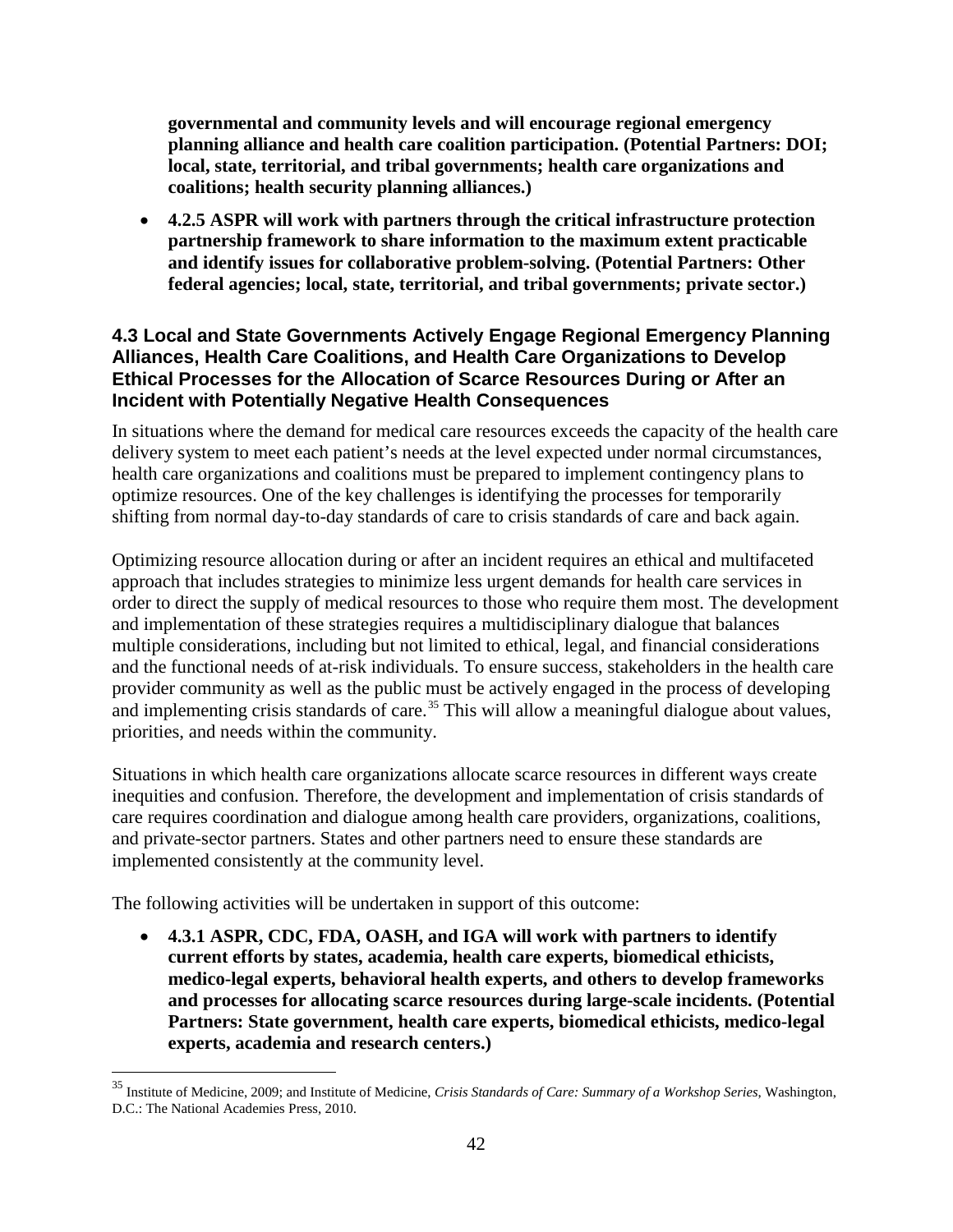**governmental and community levels and will encourage regional emergency planning alliance and health care coalition participation. (Potential Partners: DOI; local, state, territorial, and tribal governments; health care organizations and coalitions; health security planning alliances.)**

- **4.2.5 ASPR will work with partners through the critical infrastructure protection partnership framework to share information to the maximum extent practicable and identify issues for collaborative problem-solving. (Potential Partners: Other federal agencies; local, state, territorial, and tribal governments; private sector.)**

### 4.3 Local and State Governments Actively Engage Regional Emergency Planning Alliances, Health Care Coalitions, and Health Care Organizations to Develop Ethical Processes for the Allocation of Scarce Resources During or After an Incident with Potentially Negative Health Consequences

In situations where the demand for medical care resources exceeds the capacity of the health care delivery system to meet each patient's needs at the level expected under normal circumstances, health care organizations and coalitions must be prepared to implement contingency plans to optimize resources. One of the key challenges is identifying the processes for temporarily shifting from normal day-to-day standards of care to crisis standards of care and back again.

Optimizing resource allocation during or after an incident requires an ethical and multifaceted approach that includes strategies to minimize less urgent demands for health care services in order to direct the supply of medical resources to those who require them most. The development and implementation of these strategies requires a multidisciplinary dialogue that balances multiple considerations, including but not limited to ethical, legal, and financial considerations and the functional needs of at-risk individuals. To ensure success, stakeholders in the health care provider community as well as the public must be actively engaged in the process of developing and implementing crisis standards of care.[35] This will allow a meaningful dialogue about values, priorities, and needs within the community.

Situations in which health care organizations allocate scarce resources in different ways create inequities and confusion. Therefore, the development and implementation of crisis standards of care requires coordination and dialogue among health care providers, organizations, coalitions, and private-sector partners. States and other partners need to ensure these standards are implemented consistently at the community level.

The following activities will be undertaken in support of this outcome:

- **4.3.1 ASPR, CDC, FDA, OASH, and IGA will work with partners to identify current efforts by states, academia, health care experts, biomedical ethicists, medico-legal experts, behavioral health experts, and others to develop frameworks and processes for allocating scarce resources during large-scale incidents. (Potential Partners: State government, health care experts, biomedical ethicists, medico-legal experts, academia and research centers.)**

[35] Institute of Medicine, 2009; and Institute of Medicine, *Crisis Standards of Care: Summary of a Workshop Series,* Washington, D.C.: The National Academies Press, 2010.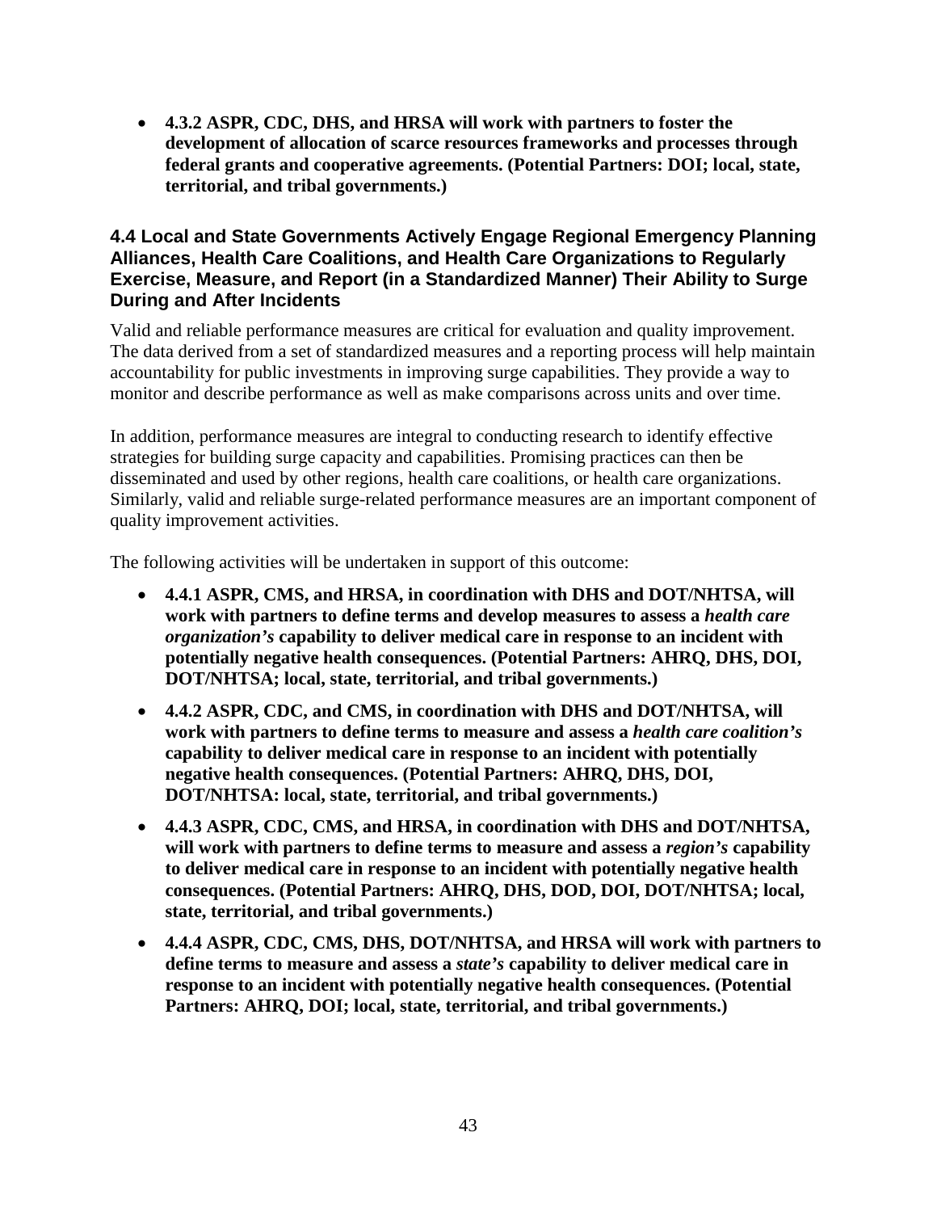- **4.3.2 ASPR, CDC, DHS, and HRSA will work with partners to foster the development of allocation of scarce resources frameworks and processes through federal grants and cooperative agreements. (Potential Partners: DOI; local, state, territorial, and tribal governments.)**

### 4.4 Local and State Governments Actively Engage Regional Emergency Planning Alliances, Health Care Coalitions, and Health Care Organizations to Regularly Exercise, Measure, and Report (in a Standardized Manner) Their Ability to Surge During and After Incidents

Valid and reliable performance measures are critical for evaluation and quality improvement. The data derived from a set of standardized measures and a reporting process will help maintain accountability for public investments in improving surge capabilities. They provide a way to monitor and describe performance as well as make comparisons across units and over time.

In addition, performance measures are integral to conducting research to identify effective strategies for building surge capacity and capabilities. Promising practices can then be disseminated and used by other regions, health care coalitions, or health care organizations. Similarly, valid and reliable surge-related performance measures are an important component of quality improvement activities.

The following activities will be undertaken in support of this outcome:

- **4.4.1 ASPR, CMS, and HRSA, in coordination with DHS and DOT/NHTSA, will work with partners to define terms and develop measures to assess a *health care organization's* capability to deliver medical care in response to an incident with potentially negative health consequences. (Potential Partners: AHRQ, DHS, DOI, DOT/NHTSA; local, state, territorial, and tribal governments.)**
- **4.4.2 ASPR, CDC, and CMS, in coordination with DHS and DOT/NHTSA, will work with partners to define terms to measure and assess a *health care coalition's* capability to deliver medical care in response to an incident with potentially negative health consequences. (Potential Partners: AHRQ, DHS, DOI, DOT/NHTSA: local, state, territorial, and tribal governments.)**
- **4.4.3 ASPR, CDC, CMS, and HRSA, in coordination with DHS and DOT/NHTSA, will work with partners to define terms to measure and assess a *region's* capability to deliver medical care in response to an incident with potentially negative health consequences. (Potential Partners: AHRQ, DHS, DOD, DOI, DOT/NHTSA; local, state, territorial, and tribal governments.)**
- **4.4.4 ASPR, CDC, CMS, DHS, DOT/NHTSA, and HRSA will work with partners to define terms to measure and assess a *state's* capability to deliver medical care in response to an incident with potentially negative health consequences. (Potential Partners: AHRQ, DOI; local, state, territorial, and tribal governments.)**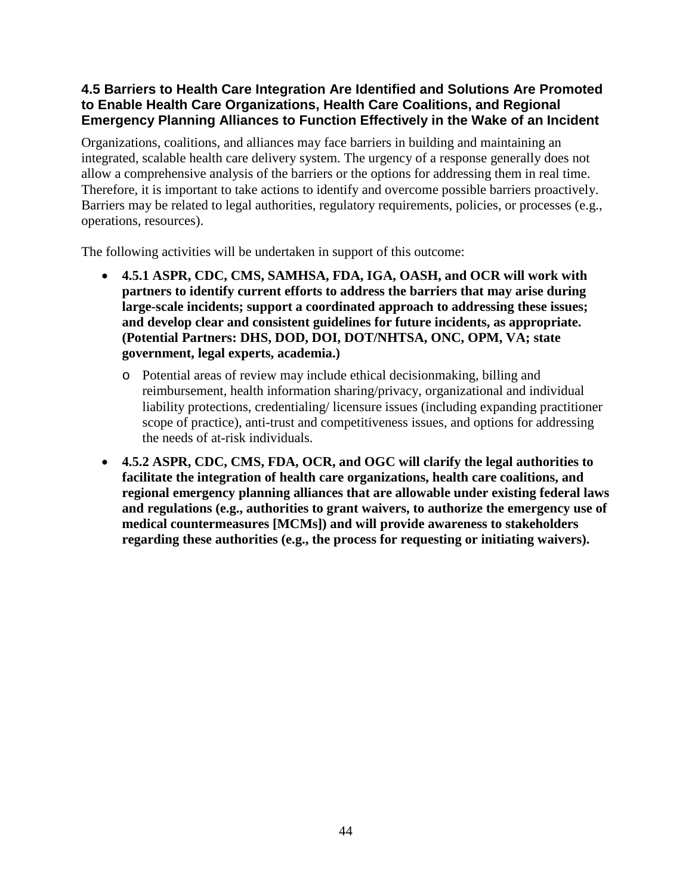### 4.5 Barriers to Health Care Integration Are Identified and Solutions Are Promoted to Enable Health Care Organizations, Health Care Coalitions, and Regional Emergency Planning Alliances to Function Effectively in the Wake of an Incident

Organizations, coalitions, and alliances may face barriers in building and maintaining an integrated, scalable health care delivery system. The urgency of a response generally does not allow a comprehensive analysis of the barriers or the options for addressing them in real time. Therefore, it is important to take actions to identify and overcome possible barriers proactively. Barriers may be related to legal authorities, regulatory requirements, policies, or processes (e.g., operations, resources).

The following activities will be undertaken in support of this outcome:

- **4.5.1 ASPR, CDC, CMS, SAMHSA, FDA, IGA, OASH, and OCR will work with partners to identify current efforts to address the barriers that may arise during large-scale incidents; support a coordinated approach to addressing these issues; and develop clear and consistent guidelines for future incidents, as appropriate. (Potential Partners: DHS, DOD, DOI, DOT/NHTSA, ONC, OPM, VA; state government, legal experts, academia.)**
    - Potential areas of review may include ethical decisionmaking, billing and reimbursement, health information sharing/privacy, organizational and individual liability protections, credentialing/ licensure issues (including expanding practitioner scope of practice), anti-trust and competitiveness issues, and options for addressing the needs of at-risk individuals.
- **4.5.2 ASPR, CDC, CMS, FDA, OCR, and OGC will clarify the legal authorities to facilitate the integration of health care organizations, health care coalitions, and regional emergency planning alliances that are allowable under existing federal laws and regulations (e.g., authorities to grant waivers, to authorize the emergency use of medical countermeasures [MCMs]) and will provide awareness to stakeholders regarding these authorities (e.g., the process for requesting or initiating waivers).**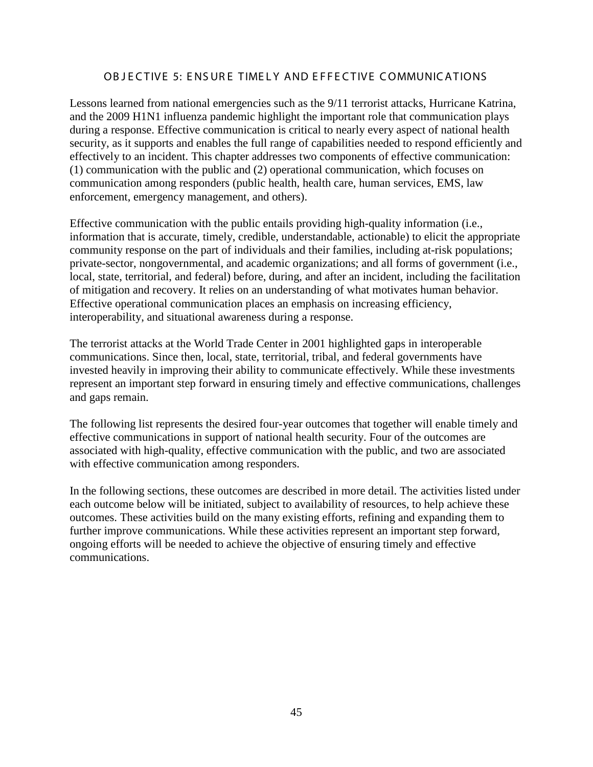## OBJECTIVE 5: ENSURE TIMELY AND EFFECTIVE COMMUNICATIONS

Lessons learned from national emergencies such as the 9/11 terrorist attacks, Hurricane Katrina, and the 2009 H1N1 influenza pandemic highlight the important role that communication plays during a response. Effective communication is critical to nearly every aspect of national health security, as it supports and enables the full range of capabilities needed to respond efficiently and effectively to an incident. This chapter addresses two components of effective communication: (1) communication with the public and (2) operational communication, which focuses on communication among responders (public health, health care, human services, EMS, law enforcement, emergency management, and others).

Effective communication with the public entails providing high-quality information (i.e., information that is accurate, timely, credible, understandable, actionable) to elicit the appropriate community response on the part of individuals and their families, including at-risk populations; private-sector, nongovernmental, and academic organizations; and all forms of government (i.e., local, state, territorial, and federal) before, during, and after an incident, including the facilitation of mitigation and recovery. It relies on an understanding of what motivates human behavior. Effective operational communication places an emphasis on increasing efficiency, interoperability, and situational awareness during a response.

The terrorist attacks at the World Trade Center in 2001 highlighted gaps in interoperable communications. Since then, local, state, territorial, tribal, and federal governments have invested heavily in improving their ability to communicate effectively. While these investments represent an important step forward in ensuring timely and effective communications, challenges and gaps remain.

The following list represents the desired four-year outcomes that together will enable timely and effective communications in support of national health security. Four of the outcomes are associated with high-quality, effective communication with the public, and two are associated with effective communication among responders.

In the following sections, these outcomes are described in more detail. The activities listed under each outcome below will be initiated, subject to availability of resources, to help achieve these outcomes. These activities build on the many existing efforts, refining and expanding them to further improve communications. While these activities represent an important step forward, ongoing efforts will be needed to achieve the objective of ensuring timely and effective communications.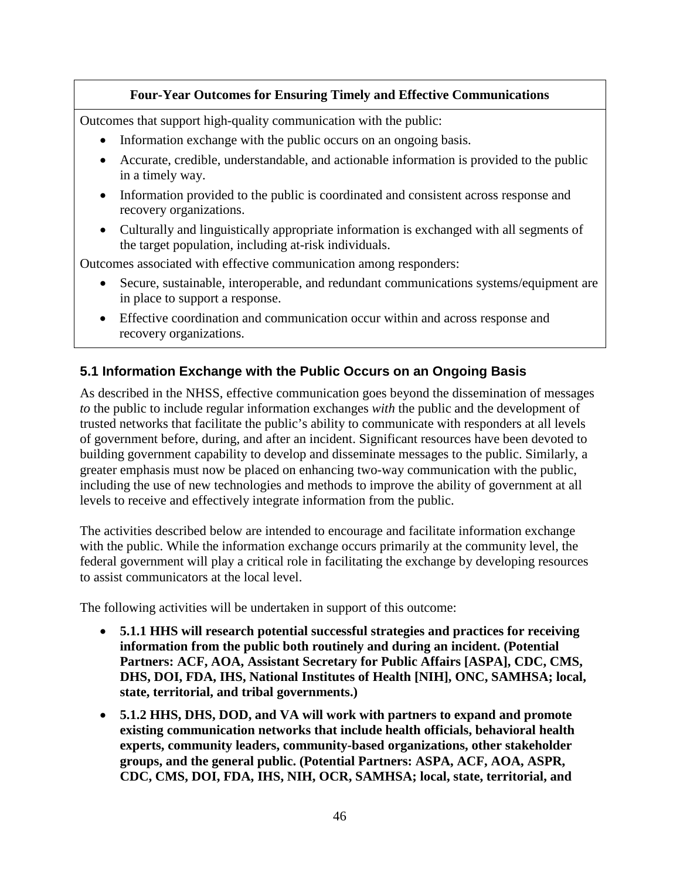**Four-Year Outcomes for Ensuring Timely and Effective Communications**

Outcomes that support high-quality communication with the public:

- Information exchange with the public occurs on an ongoing basis.
- Accurate, credible, understandable, and actionable information is provided to the public in a timely way.
- Information provided to the public is coordinated and consistent across response and recovery organizations.
- Culturally and linguistically appropriate information is exchanged with all segments of the target population, including at-risk individuals.

Outcomes associated with effective communication among responders:

- Secure, sustainable, interoperable, and redundant communications systems/equipment are in place to support a response.
- Effective coordination and communication occur within and across response and recovery organizations.

## 5.1 Information Exchange with the Public Occurs on an Ongoing Basis

As described in the NHSS, effective communication goes beyond the dissemination of messages *to* the public to include regular information exchanges *with* the public and the development of trusted networks that facilitate the public's ability to communicate with responders at all levels of government before, during, and after an incident. Significant resources have been devoted to building government capability to develop and disseminate messages to the public. Similarly, a greater emphasis must now be placed on enhancing two-way communication with the public, including the use of new technologies and methods to improve the ability of government at all levels to receive and effectively integrate information from the public.

The activities described below are intended to encourage and facilitate information exchange with the public. While the information exchange occurs primarily at the community level, the federal government will play a critical role in facilitating the exchange by developing resources to assist communicators at the local level.

The following activities will be undertaken in support of this outcome:

- **5.1.1 HHS will research potential successful strategies and practices for receiving information from the public both routinely and during an incident. (Potential Partners: ACF, AOA, Assistant Secretary for Public Affairs [ASPA], CDC, CMS, DHS, DOI, FDA, IHS, National Institutes of Health [NIH], ONC, SAMHSA; local, state, territorial, and tribal governments.)**
- **5.1.2 HHS, DHS, DOD, and VA will work with partners to expand and promote existing communication networks that include health officials, behavioral health experts, community leaders, community-based organizations, other stakeholder groups, and the general public. (Potential Partners: ASPA, ACF, AOA, ASPR, CDC, CMS, DOI, FDA, IHS, NIH, OCR, SAMHSA; local, state, territorial, and**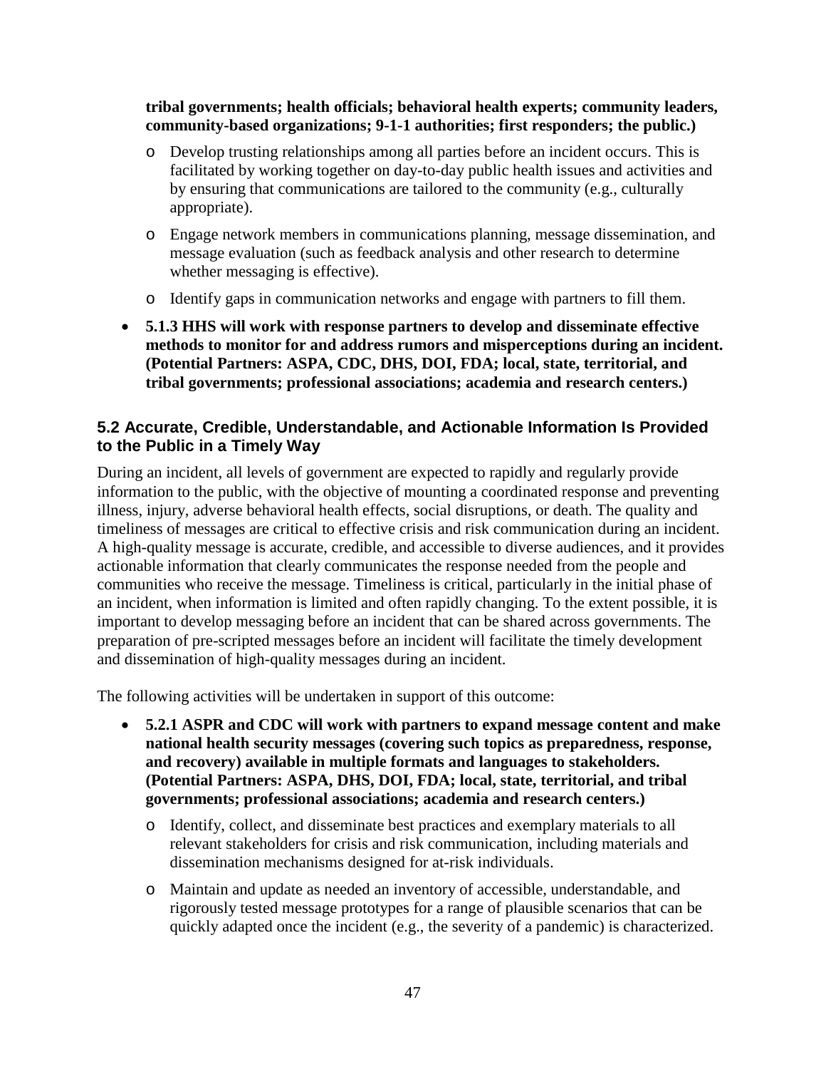**tribal governments; health officials; behavioral health experts; community leaders, community-based organizations; 9-1-1 authorities; first responders; the public.)**

  - Develop trusting relationships among all parties before an incident occurs. This is facilitated by working together on day-to-day public health issues and activities and by ensuring that communications are tailored to the community (e.g., culturally appropriate).
  - Engage network members in communications planning, message dissemination, and message evaluation (such as feedback analysis and other research to determine whether messaging is effective).
  - Identify gaps in communication networks and engage with partners to fill them.

- **5.1.3 HHS will work with response partners to develop and disseminate effective methods to monitor for and address rumors and misperceptions during an incident. (Potential Partners: ASPA, CDC, DHS, DOI, FDA; local, state, territorial, and tribal governments; professional associations; academia and research centers.)**

### 5.2 Accurate, Credible, Understandable, and Actionable Information Is Provided to the Public in a Timely Way

During an incident, all levels of government are expected to rapidly and regularly provide information to the public, with the objective of mounting a coordinated response and preventing illness, injury, adverse behavioral health effects, social disruptions, or death. The quality and timeliness of messages are critical to effective crisis and risk communication during an incident. A high-quality message is accurate, credible, and accessible to diverse audiences, and it provides actionable information that clearly communicates the response needed from the people and communities who receive the message. Timeliness is critical, particularly in the initial phase of an incident, when information is limited and often rapidly changing. To the extent possible, it is important to develop messaging before an incident that can be shared across governments. The preparation of pre-scripted messages before an incident will facilitate the timely development and dissemination of high-quality messages during an incident.

The following activities will be undertaken in support of this outcome:

- **5.2.1 ASPR and CDC will work with partners to expand message content and make national health security messages (covering such topics as preparedness, response, and recovery) available in multiple formats and languages to stakeholders. (Potential Partners: ASPA, DHS, DOI, FDA; local, state, territorial, and tribal governments; professional associations; academia and research centers.)**
  - Identify, collect, and disseminate best practices and exemplary materials to all relevant stakeholders for crisis and risk communication, including materials and dissemination mechanisms designed for at-risk individuals.
  - Maintain and update as needed an inventory of accessible, understandable, and rigorously tested message prototypes for a range of plausible scenarios that can be quickly adapted once the incident (e.g., the severity of a pandemic) is characterized.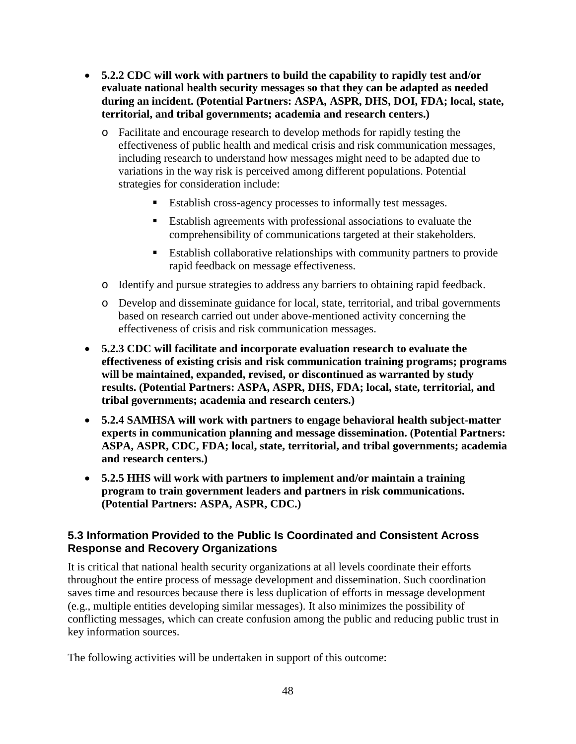- **5.2.2 CDC will work with partners to build the capability to rapidly test and/or evaluate national health security messages so that they can be adapted as needed during an incident. (Potential Partners: ASPA, ASPR, DHS, DOI, FDA; local, state, territorial, and tribal governments; academia and research centers.)**
  - Facilitate and encourage research to develop methods for rapidly testing the effectiveness of public health and medical crisis and risk communication messages, including research to understand how messages might need to be adapted due to variations in the way risk is perceived among different populations. Potential strategies for consideration include:
    - Establish cross-agency processes to informally test messages.
    - Establish agreements with professional associations to evaluate the comprehensibility of communications targeted at their stakeholders.
    - Establish collaborative relationships with community partners to provide rapid feedback on message effectiveness.
  - Identify and pursue strategies to address any barriers to obtaining rapid feedback.
  - Develop and disseminate guidance for local, state, territorial, and tribal governments based on research carried out under above-mentioned activity concerning the effectiveness of crisis and risk communication messages.
- **5.2.3 CDC will facilitate and incorporate evaluation research to evaluate the effectiveness of existing crisis and risk communication training programs; programs will be maintained, expanded, revised, or discontinued as warranted by study results. (Potential Partners: ASPA, ASPR, DHS, FDA; local, state, territorial, and tribal governments; academia and research centers.)**
- **5.2.4 SAMHSA will work with partners to engage behavioral health subject-matter experts in communication planning and message dissemination. (Potential Partners: ASPA, ASPR, CDC, FDA; local, state, territorial, and tribal governments; academia and research centers.)**
- **5.2.5 HHS will work with partners to implement and/or maintain a training program to train government leaders and partners in risk communications. (Potential Partners: ASPA, ASPR, CDC.)**

### 5.3 Information Provided to the Public Is Coordinated and Consistent Across Response and Recovery Organizations

It is critical that national health security organizations at all levels coordinate their efforts throughout the entire process of message development and dissemination. Such coordination saves time and resources because there is less duplication of efforts in message development (e.g., multiple entities developing similar messages). It also minimizes the possibility of conflicting messages, which can create confusion among the public and reducing public trust in key information sources.

The following activities will be undertaken in support of this outcome: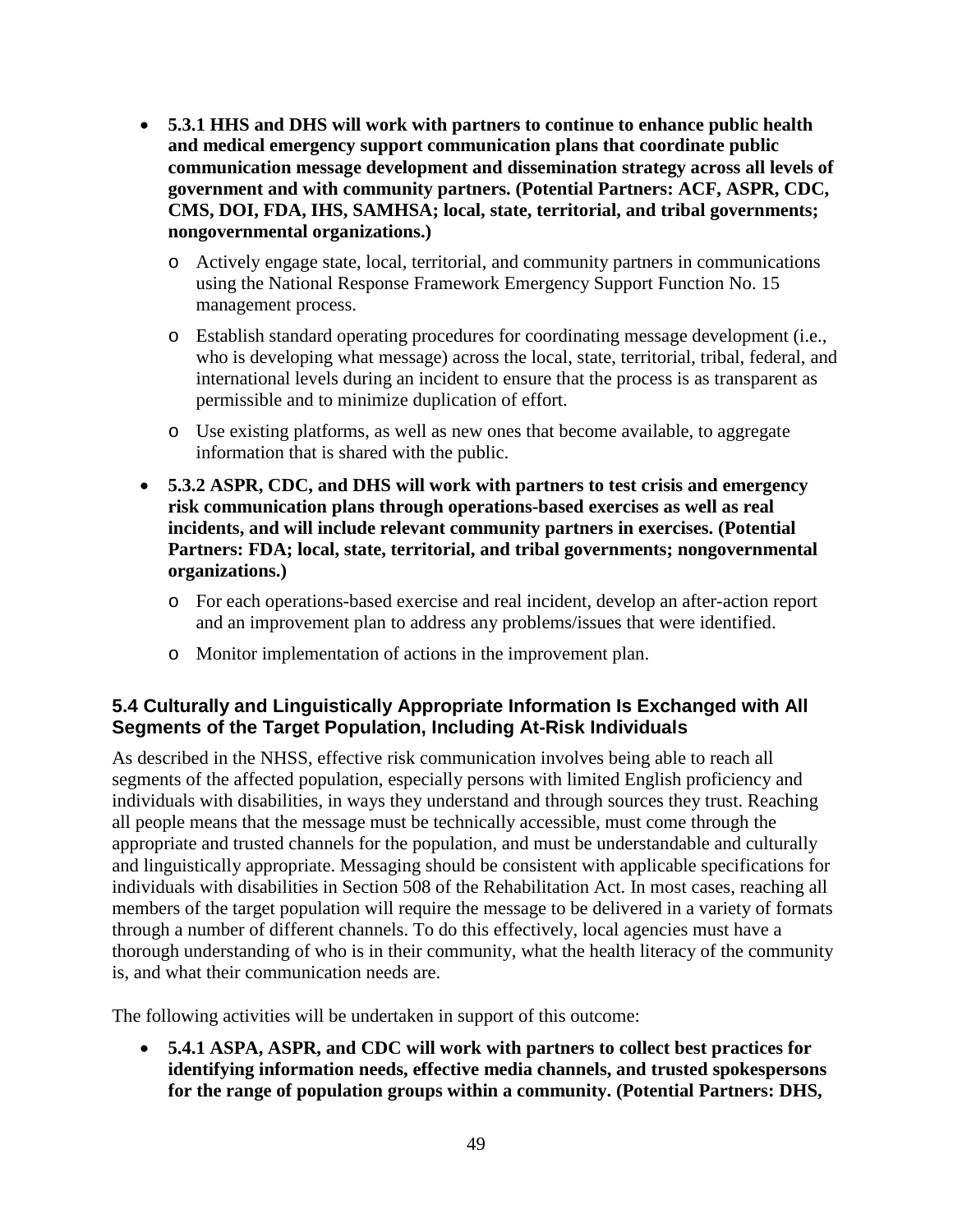- **5.3.1 HHS and DHS will work with partners to continue to enhance public health and medical emergency support communication plans that coordinate public communication message development and dissemination strategy across all levels of government and with community partners. (Potential Partners: ACF, ASPR, CDC, CMS, DOI, FDA, IHS, SAMHSA; local, state, territorial, and tribal governments; nongovernmental organizations.)**
    - Actively engage state, local, territorial, and community partners in communications using the National Response Framework Emergency Support Function No. 15 management process.
    - Establish standard operating procedures for coordinating message development (i.e., who is developing what message) across the local, state, territorial, tribal, federal, and international levels during an incident to ensure that the process is as transparent as permissible and to minimize duplication of effort.
    - Use existing platforms, as well as new ones that become available, to aggregate information that is shared with the public.
- **5.3.2 ASPR, CDC, and DHS will work with partners to test crisis and emergency risk communication plans through operations-based exercises as well as real incidents, and will include relevant community partners in exercises. (Potential Partners: FDA; local, state, territorial, and tribal governments; nongovernmental organizations.)**
    - For each operations-based exercise and real incident, develop an after-action report and an improvement plan to address any problems/issues that were identified.
    - Monitor implementation of actions in the improvement plan.

### 5.4 Culturally and Linguistically Appropriate Information Is Exchanged with All Segments of the Target Population, Including At-Risk Individuals

As described in the NHSS, effective risk communication involves being able to reach all segments of the affected population, especially persons with limited English proficiency and individuals with disabilities, in ways they understand and through sources they trust. Reaching all people means that the message must be technically accessible, must come through the appropriate and trusted channels for the population, and must be understandable and culturally and linguistically appropriate. Messaging should be consistent with applicable specifications for individuals with disabilities in Section 508 of the Rehabilitation Act. In most cases, reaching all members of the target population will require the message to be delivered in a variety of formats through a number of different channels. To do this effectively, local agencies must have a thorough understanding of who is in their community, what the health literacy of the community is, and what their communication needs are.

The following activities will be undertaken in support of this outcome:

- **5.4.1 ASPA, ASPR, and CDC will work with partners to collect best practices for identifying information needs, effective media channels, and trusted spokespersons for the range of population groups within a community. (Potential Partners: DHS,**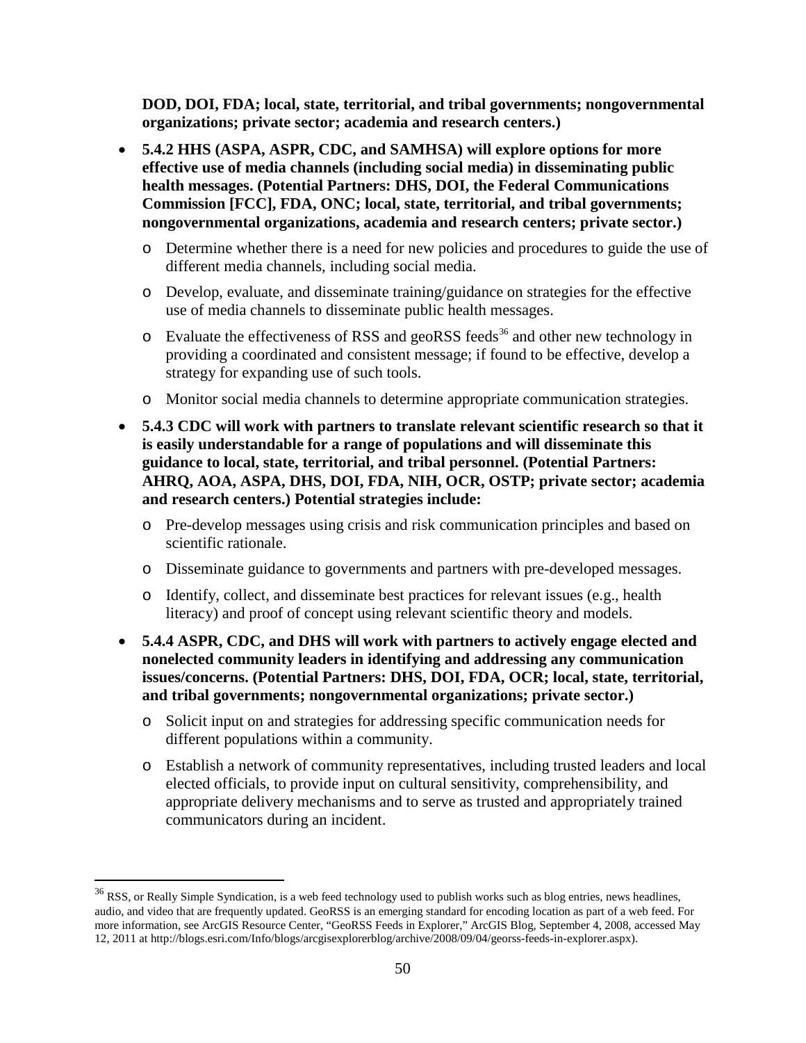**DOD, DOI, FDA; local, state, territorial, and tribal governments; nongovernmental organizations; private sector; academia and research centers.)**

- **5.4.2 HHS (ASPA, ASPR, CDC, and SAMHSA) will explore options for more effective use of media channels (including social media) in disseminating public health messages. (Potential Partners: DHS, DOI, the Federal Communications Commission [FCC], FDA, ONC; local, state, territorial, and tribal governments; nongovernmental organizations, academia and research centers; private sector.)**
  - Determine whether there is a need for new policies and procedures to guide the use of different media channels, including social media.
  - Develop, evaluate, and disseminate training/guidance on strategies for the effective use of media channels to disseminate public health messages.
  - Evaluate the effectiveness of RSS and geoRSS feeds[36] and other new technology in providing a coordinated and consistent message; if found to be effective, develop a strategy for expanding use of such tools.
  - Monitor social media channels to determine appropriate communication strategies.
- **5.4.3 CDC will work with partners to translate relevant scientific research so that it is easily understandable for a range of populations and will disseminate this guidance to local, state, territorial, and tribal personnel. (Potential Partners: AHRQ, AOA, ASPA, DHS, DOI, FDA, NIH, OCR, OSTP; private sector; academia and research centers.) Potential strategies include:**
  - Pre-develop messages using crisis and risk communication principles and based on scientific rationale.
  - Disseminate guidance to governments and partners with pre-developed messages.
  - Identify, collect, and disseminate best practices for relevant issues (e.g., health literacy) and proof of concept using relevant scientific theory and models.
- **5.4.4 ASPR, CDC, and DHS will work with partners to actively engage elected and nonelected community leaders in identifying and addressing any communication issues/concerns. (Potential Partners: DHS, DOI, FDA, OCR; local, state, territorial, and tribal governments; nongovernmental organizations; private sector.)**
  - Solicit input on and strategies for addressing specific communication needs for different populations within a community.
  - Establish a network of community representatives, including trusted leaders and local elected officials, to provide input on cultural sensitivity, comprehensibility, and appropriate delivery mechanisms and to serve as trusted and appropriately trained communicators during an incident.

---

[36] RSS, or Really Simple Syndication, is a web feed technology used to publish works such as blog entries, news headlines, audio, and video that are frequently updated. GeoRSS is an emerging standard for encoding location as part of a web feed. For more information, see ArcGIS Resource Center, "GeoRSS Feeds in Explorer," ArcGIS Blog, September 4, 2008, accessed May 12, 2011 at http://blogs.esri.com/Info/blogs/arcgisexplorerblog/archive/2008/09/04/georss-feeds-in-explorer.aspx).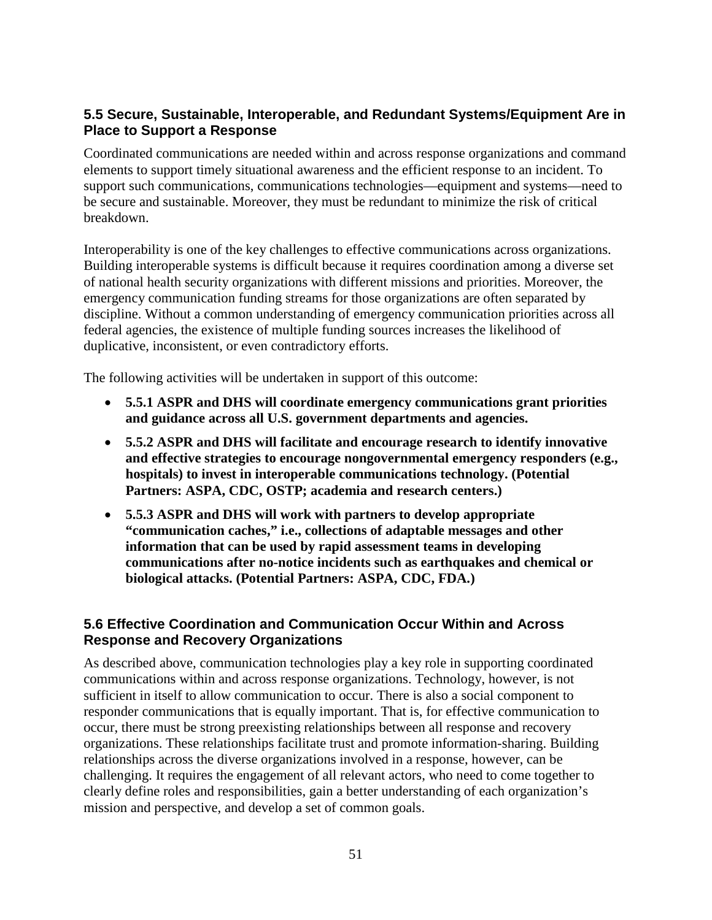### 5.5 Secure, Sustainable, Interoperable, and Redundant Systems/Equipment Are in Place to Support a Response

Coordinated communications are needed within and across response organizations and command elements to support timely situational awareness and the efficient response to an incident. To support such communications, communications technologies—equipment and systems—need to be secure and sustainable. Moreover, they must be redundant to minimize the risk of critical breakdown.

Interoperability is one of the key challenges to effective communications across organizations. Building interoperable systems is difficult because it requires coordination among a diverse set of national health security organizations with different missions and priorities. Moreover, the emergency communication funding streams for those organizations are often separated by discipline. Without a common understanding of emergency communication priorities across all federal agencies, the existence of multiple funding sources increases the likelihood of duplicative, inconsistent, or even contradictory efforts.

The following activities will be undertaken in support of this outcome:

- **5.5.1 ASPR and DHS will coordinate emergency communications grant priorities and guidance across all U.S. government departments and agencies.**
- **5.5.2 ASPR and DHS will facilitate and encourage research to identify innovative and effective strategies to encourage nongovernmental emergency responders (e.g., hospitals) to invest in interoperable communications technology. (Potential Partners: ASPA, CDC, OSTP; academia and research centers.)**
- **5.5.3 ASPR and DHS will work with partners to develop appropriate "communication caches," i.e., collections of adaptable messages and other information that can be used by rapid assessment teams in developing communications after no-notice incidents such as earthquakes and chemical or biological attacks. (Potential Partners: ASPA, CDC, FDA.)**

### 5.6 Effective Coordination and Communication Occur Within and Across Response and Recovery Organizations

As described above, communication technologies play a key role in supporting coordinated communications within and across response organizations. Technology, however, is not sufficient in itself to allow communication to occur. There is also a social component to responder communications that is equally important. That is, for effective communication to occur, there must be strong preexisting relationships between all response and recovery organizations. These relationships facilitate trust and promote information-sharing. Building relationships across the diverse organizations involved in a response, however, can be challenging. It requires the engagement of all relevant actors, who need to come together to clearly define roles and responsibilities, gain a better understanding of each organization's mission and perspective, and develop a set of common goals.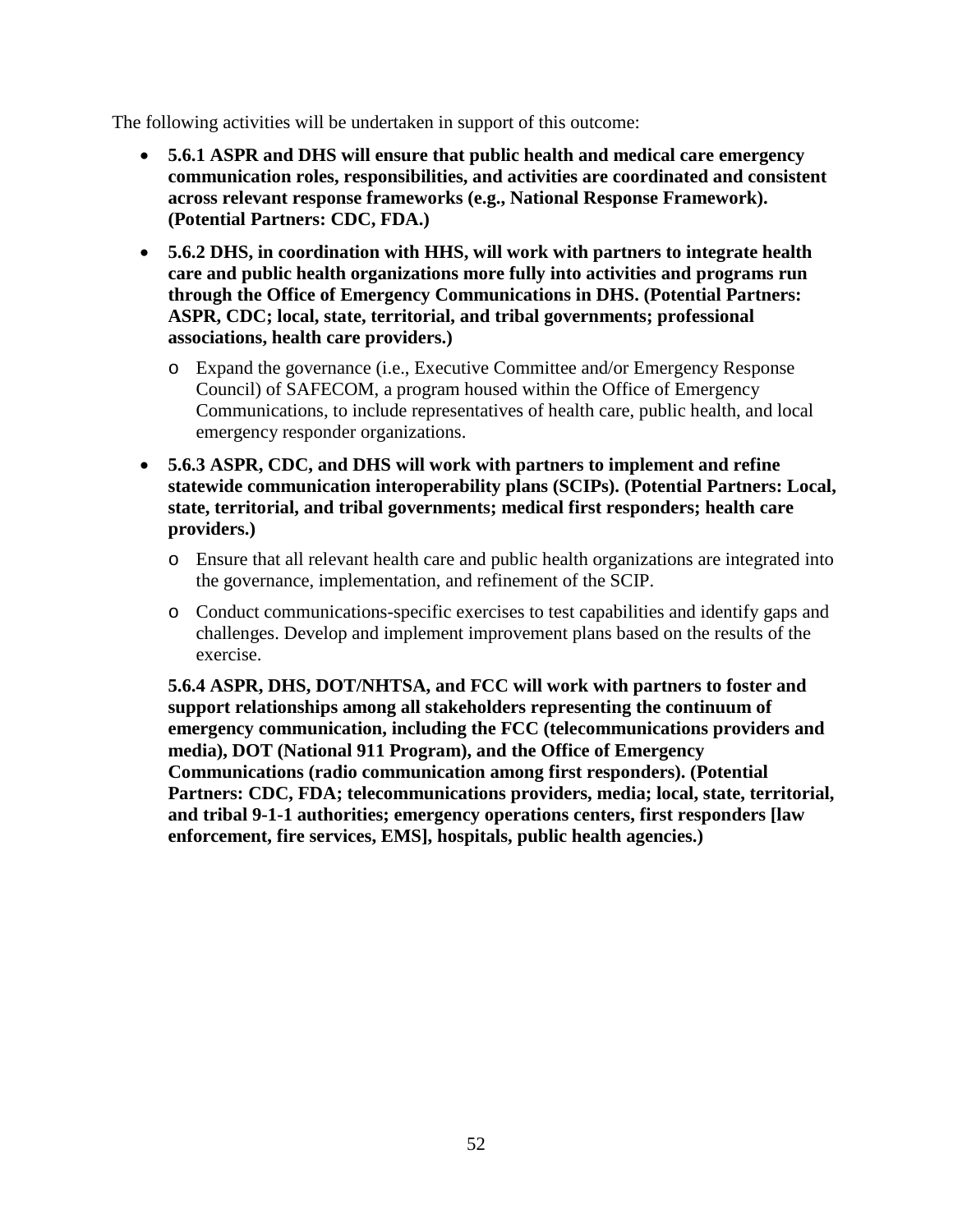The following activities will be undertaken in support of this outcome:

- **5.6.1 ASPR and DHS will ensure that public health and medical care emergency communication roles, responsibilities, and activities are coordinated and consistent across relevant response frameworks (e.g., National Response Framework). (Potential Partners: CDC, FDA.)**
- **5.6.2 DHS, in coordination with HHS, will work with partners to integrate health care and public health organizations more fully into activities and programs run through the Office of Emergency Communications in DHS. (Potential Partners: ASPR, CDC; local, state, territorial, and tribal governments; professional associations, health care providers.)**
    - Expand the governance (i.e., Executive Committee and/or Emergency Response Council) of SAFECOM, a program housed within the Office of Emergency Communications, to include representatives of health care, public health, and local emergency responder organizations.
- **5.6.3 ASPR, CDC, and DHS will work with partners to implement and refine statewide communication interoperability plans (SCIPs). (Potential Partners: Local, state, territorial, and tribal governments; medical first responders; health care providers.)**
    - Ensure that all relevant health care and public health organizations are integrated into the governance, implementation, and refinement of the SCIP.
    - Conduct communications-specific exercises to test capabilities and identify gaps and challenges. Develop and implement improvement plans based on the results of the exercise.

  **5.6.4 ASPR, DHS, DOT/NHTSA, and FCC will work with partners to foster and support relationships among all stakeholders representing the continuum of emergency communication, including the FCC (telecommunications providers and media), DOT (National 911 Program), and the Office of Emergency Communications (radio communication among first responders). (Potential Partners: CDC, FDA; telecommunications providers, media; local, state, territorial, and tribal 9-1-1 authorities; emergency operations centers, first responders [law enforcement, fire services, EMS], hospitals, public health agencies.)**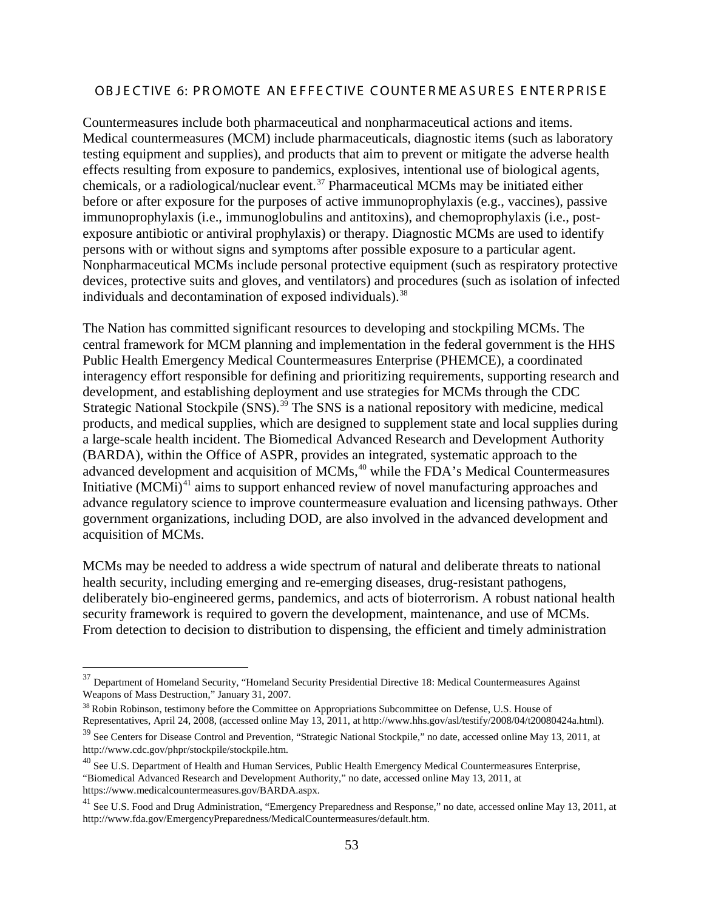### OBJECTIVE 6: PROMOTE AN EFFECTIVE COUNTERMEASURES ENTERPRISE

Countermeasures include both pharmaceutical and nonpharmaceutical actions and items. Medical countermeasures (MCM) include pharmaceuticals, diagnostic items (such as laboratory testing equipment and supplies), and products that aim to prevent or mitigate the adverse health effects resulting from exposure to pandemics, explosives, intentional use of biological agents, chemicals, or a radiological/nuclear event.[37] Pharmaceutical MCMs may be initiated either before or after exposure for the purposes of active immunoprophylaxis (e.g., vaccines), passive immunoprophylaxis (i.e., immunoglobulins and antitoxins), and chemoprophylaxis (i.e., post-exposure antibiotic or antiviral prophylaxis) or therapy. Diagnostic MCMs are used to identify persons with or without signs and symptoms after possible exposure to a particular agent. Nonpharmaceutical MCMs include personal protective equipment (such as respiratory protective devices, protective suits and gloves, and ventilators) and procedures (such as isolation of infected individuals and decontamination of exposed individuals).[38]

The Nation has committed significant resources to developing and stockpiling MCMs. The central framework for MCM planning and implementation in the federal government is the HHS Public Health Emergency Medical Countermeasures Enterprise (PHEMCE), a coordinated interagency effort responsible for defining and prioritizing requirements, supporting research and development, and establishing deployment and use strategies for MCMs through the CDC Strategic National Stockpile (SNS).[39] The SNS is a national repository with medicine, medical products, and medical supplies, which are designed to supplement state and local supplies during a large-scale health incident. The Biomedical Advanced Research and Development Authority (BARDA), within the Office of ASPR, provides an integrated, systematic approach to the advanced development and acquisition of MCMs,[40] while the FDA's Medical Countermeasures Initiative (MCMi)[41] aims to support enhanced review of novel manufacturing approaches and advance regulatory science to improve countermeasure evaluation and licensing pathways. Other government organizations, including DOD, are also involved in the advanced development and acquisition of MCMs.

MCMs may be needed to address a wide spectrum of natural and deliberate threats to national health security, including emerging and re-emerging diseases, drug-resistant pathogens, deliberately bio-engineered germs, pandemics, and acts of bioterrorism. A robust national health security framework is required to govern the development, maintenance, and use of MCMs. From detection to decision to distribution to dispensing, the efficient and timely administration

---

[37] Department of Homeland Security, "Homeland Security Presidential Directive 18: Medical Countermeasures Against Weapons of Mass Destruction," January 31, 2007.

[38] Robin Robinson, testimony before the Committee on Appropriations Subcommittee on Defense, U.S. House of Representatives, April 24, 2008, (accessed online May 13, 2011, at http://www.hhs.gov/asl/testify/2008/04/t20080424a.html).

[39] See Centers for Disease Control and Prevention, "Strategic National Stockpile," no date, accessed online May 13, 2011, at http://www.cdc.gov/phpr/stockpile/stockpile.htm.

[40] See U.S. Department of Health and Human Services, Public Health Emergency Medical Countermeasures Enterprise, "Biomedical Advanced Research and Development Authority," no date, accessed online May 13, 2011, at https://www.medicalcountermeasures.gov/BARDA.aspx.

[41] See U.S. Food and Drug Administration, "Emergency Preparedness and Response," no date, accessed online May 13, 2011, at http://www.fda.gov/EmergencyPreparedness/MedicalCountermeasures/default.htm.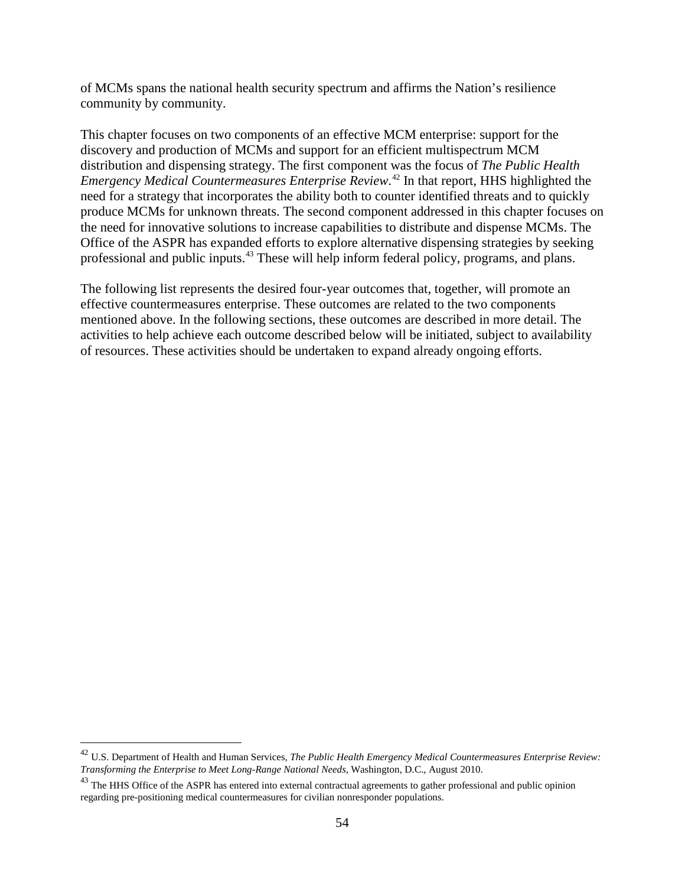of MCMs spans the national health security spectrum and affirms the Nation's resilience community by community.

This chapter focuses on two components of an effective MCM enterprise: support for the discovery and production of MCMs and support for an efficient multispectrum MCM distribution and dispensing strategy. The first component was the focus of *The Public Health Emergency Medical Countermeasures Enterprise Review*.[42] In that report, HHS highlighted the need for a strategy that incorporates the ability both to counter identified threats and to quickly produce MCMs for unknown threats. The second component addressed in this chapter focuses on the need for innovative solutions to increase capabilities to distribute and dispense MCMs. The Office of the ASPR has expanded efforts to explore alternative dispensing strategies by seeking professional and public inputs.[43] These will help inform federal policy, programs, and plans.

The following list represents the desired four-year outcomes that, together, will promote an effective countermeasures enterprise. These outcomes are related to the two components mentioned above. In the following sections, these outcomes are described in more detail. The activities to help achieve each outcome described below will be initiated, subject to availability of resources. These activities should be undertaken to expand already ongoing efforts.

---

[42] U.S. Department of Health and Human Services, *The Public Health Emergency Medical Countermeasures Enterprise Review: Transforming the Enterprise to Meet Long-Range National Needs*, Washington, D.C., August 2010.

[43] The HHS Office of the ASPR has entered into external contractual agreements to gather professional and public opinion regarding pre-positioning medical countermeasures for civilian nonresponder populations.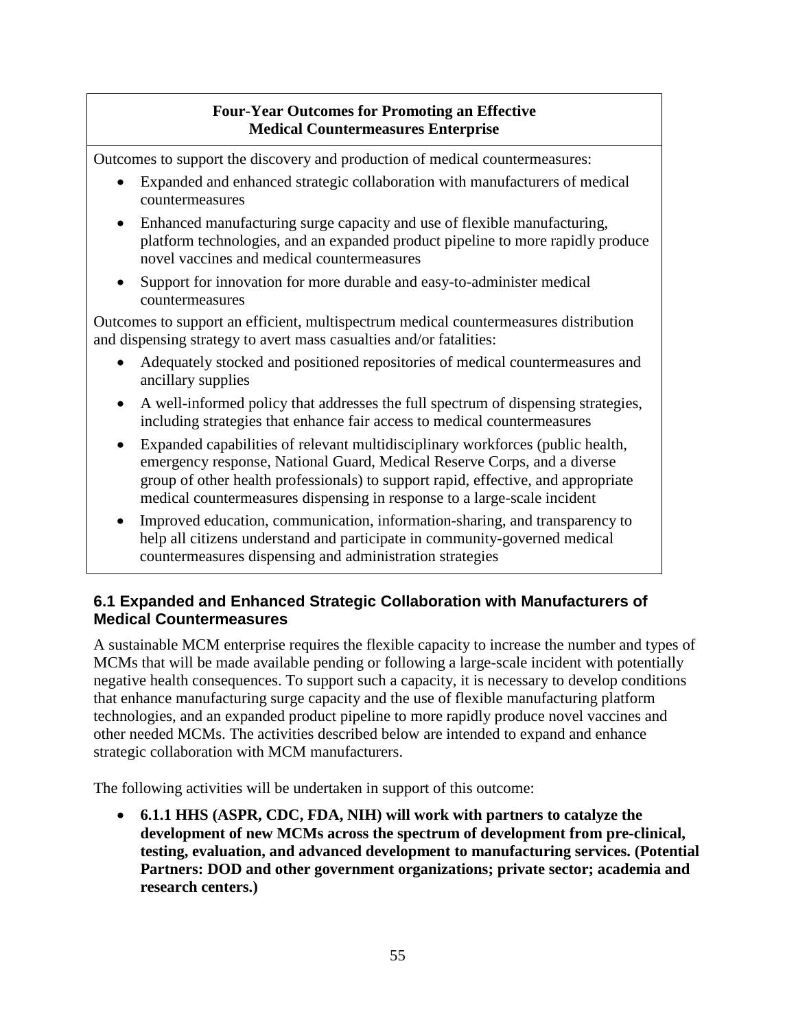**Four-Year Outcomes for Promoting an Effective Medical Countermeasures Enterprise**

Outcomes to support the discovery and production of medical countermeasures:

- Expanded and enhanced strategic collaboration with manufacturers of medical countermeasures
- Enhanced manufacturing surge capacity and use of flexible manufacturing, platform technologies, and an expanded product pipeline to more rapidly produce novel vaccines and medical countermeasures
- Support for innovation for more durable and easy-to-administer medical countermeasures

Outcomes to support an efficient, multispectrum medical countermeasures distribution and dispensing strategy to avert mass casualties and/or fatalities:

- Adequately stocked and positioned repositories of medical countermeasures and ancillary supplies
- A well-informed policy that addresses the full spectrum of dispensing strategies, including strategies that enhance fair access to medical countermeasures
- Expanded capabilities of relevant multidisciplinary workforces (public health, emergency response, National Guard, Medical Reserve Corps, and a diverse group of other health professionals) to support rapid, effective, and appropriate medical countermeasures dispensing in response to a large-scale incident
- Improved education, communication, information-sharing, and transparency to help all citizens understand and participate in community-governed medical countermeasures dispensing and administration strategies

### 6.1 Expanded and Enhanced Strategic Collaboration with Manufacturers of Medical Countermeasures

A sustainable MCM enterprise requires the flexible capacity to increase the number and types of MCMs that will be made available pending or following a large-scale incident with potentially negative health consequences. To support such a capacity, it is necessary to develop conditions that enhance manufacturing surge capacity and the use of flexible manufacturing platform technologies, and an expanded product pipeline to more rapidly produce novel vaccines and other needed MCMs. The activities described below are intended to expand and enhance strategic collaboration with MCM manufacturers.

The following activities will be undertaken in support of this outcome:

- **6.1.1 HHS (ASPR, CDC, FDA, NIH) will work with partners to catalyze the development of new MCMs across the spectrum of development from pre-clinical, testing, evaluation, and advanced development to manufacturing services. (Potential Partners: DOD and other government organizations; private sector; academia and research centers.)**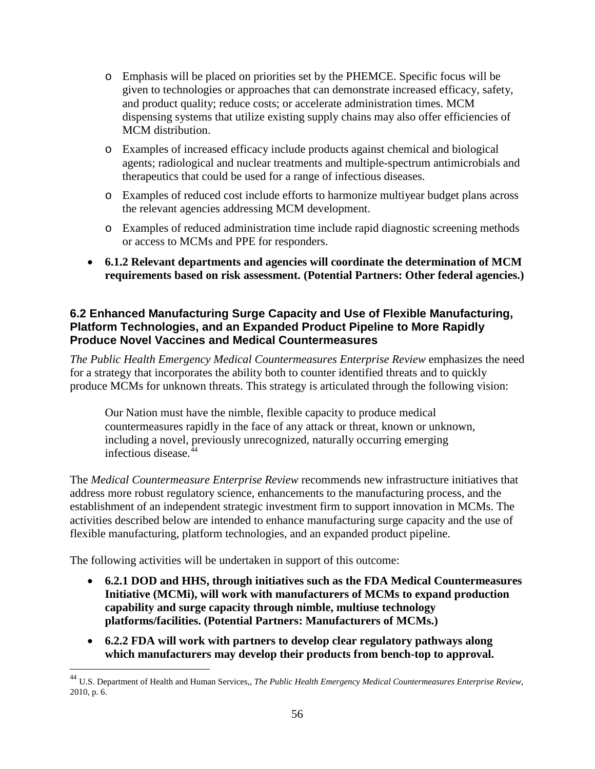- Emphasis will be placed on priorities set by the PHEMCE. Specific focus will be given to technologies or approaches that can demonstrate increased efficacy, safety, and product quality; reduce costs; or accelerate administration times. MCM dispensing systems that utilize existing supply chains may also offer efficiencies of MCM distribution.
  - Examples of increased efficacy include products against chemical and biological agents; radiological and nuclear treatments and multiple-spectrum antimicrobials and therapeutics that could be used for a range of infectious diseases.
  - Examples of reduced cost include efforts to harmonize multiyear budget plans across the relevant agencies addressing MCM development.
  - Examples of reduced administration time include rapid diagnostic screening methods or access to MCMs and PPE for responders.

- **6.1.2 Relevant departments and agencies will coordinate the determination of MCM requirements based on risk assessment. (Potential Partners: Other federal agencies.)**

### 6.2 Enhanced Manufacturing Surge Capacity and Use of Flexible Manufacturing, Platform Technologies, and an Expanded Product Pipeline to More Rapidly Produce Novel Vaccines and Medical Countermeasures

*The Public Health Emergency Medical Countermeasures Enterprise Review* emphasizes the need for a strategy that incorporates the ability both to counter identified threats and to quickly produce MCMs for unknown threats. This strategy is articulated through the following vision:

> Our Nation must have the nimble, flexible capacity to produce medical countermeasures rapidly in the face of any attack or threat, known or unknown, including a novel, previously unrecognized, naturally occurring emerging infectious disease.[44]

The *Medical Countermeasure Enterprise Review* recommends new infrastructure initiatives that address more robust regulatory science, enhancements to the manufacturing process, and the establishment of an independent strategic investment firm to support innovation in MCMs. The activities described below are intended to enhance manufacturing surge capacity and the use of flexible manufacturing, platform technologies, and an expanded product pipeline.

The following activities will be undertaken in support of this outcome:

- **6.2.1 DOD and HHS, through initiatives such as the FDA Medical Countermeasures Initiative (MCMi), will work with manufacturers of MCMs to expand production capability and surge capacity through nimble, multiuse technology platforms/facilities. (Potential Partners: Manufacturers of MCMs.)**
- **6.2.2 FDA will work with partners to develop clear regulatory pathways along which manufacturers may develop their products from bench-top to approval.**

[44] U.S. Department of Health and Human Services,, *The Public Health Emergency Medical Countermeasures Enterprise Review*, 2010, p. 6.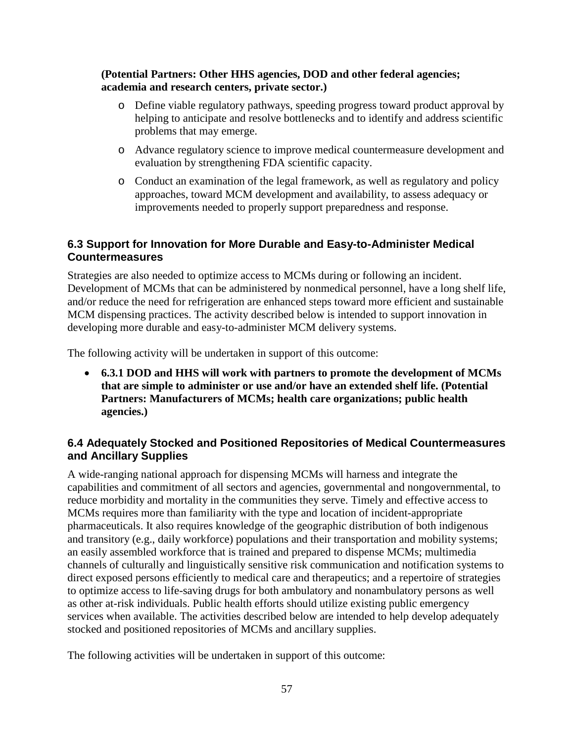**(Potential Partners: Other HHS agencies, DOD and other federal agencies; academia and research centers, private sector.)**

- Define viable regulatory pathways, speeding progress toward product approval by helping to anticipate and resolve bottlenecks and to identify and address scientific problems that may emerge.
- Advance regulatory science to improve medical countermeasure development and evaluation by strengthening FDA scientific capacity.
- Conduct an examination of the legal framework, as well as regulatory and policy approaches, toward MCM development and availability, to assess adequacy or improvements needed to properly support preparedness and response.

### 6.3 Support for Innovation for More Durable and Easy-to-Administer Medical Countermeasures

Strategies are also needed to optimize access to MCMs during or following an incident. Development of MCMs that can be administered by nonmedical personnel, have a long shelf life, and/or reduce the need for refrigeration are enhanced steps toward more efficient and sustainable MCM dispensing practices. The activity described below is intended to support innovation in developing more durable and easy-to-administer MCM delivery systems.

The following activity will be undertaken in support of this outcome:

- **6.3.1 DOD and HHS will work with partners to promote the development of MCMs that are simple to administer or use and/or have an extended shelf life. (Potential Partners: Manufacturers of MCMs; health care organizations; public health agencies.)**

### 6.4 Adequately Stocked and Positioned Repositories of Medical Countermeasures and Ancillary Supplies

A wide-ranging national approach for dispensing MCMs will harness and integrate the capabilities and commitment of all sectors and agencies, governmental and nongovernmental, to reduce morbidity and mortality in the communities they serve. Timely and effective access to MCMs requires more than familiarity with the type and location of incident-appropriate pharmaceuticals. It also requires knowledge of the geographic distribution of both indigenous and transitory (e.g., daily workforce) populations and their transportation and mobility systems; an easily assembled workforce that is trained and prepared to dispense MCMs; multimedia channels of culturally and linguistically sensitive risk communication and notification systems to direct exposed persons efficiently to medical care and therapeutics; and a repertoire of strategies to optimize access to life-saving drugs for both ambulatory and nonambulatory persons as well as other at-risk individuals. Public health efforts should utilize existing public emergency services when available. The activities described below are intended to help develop adequately stocked and positioned repositories of MCMs and ancillary supplies.

The following activities will be undertaken in support of this outcome: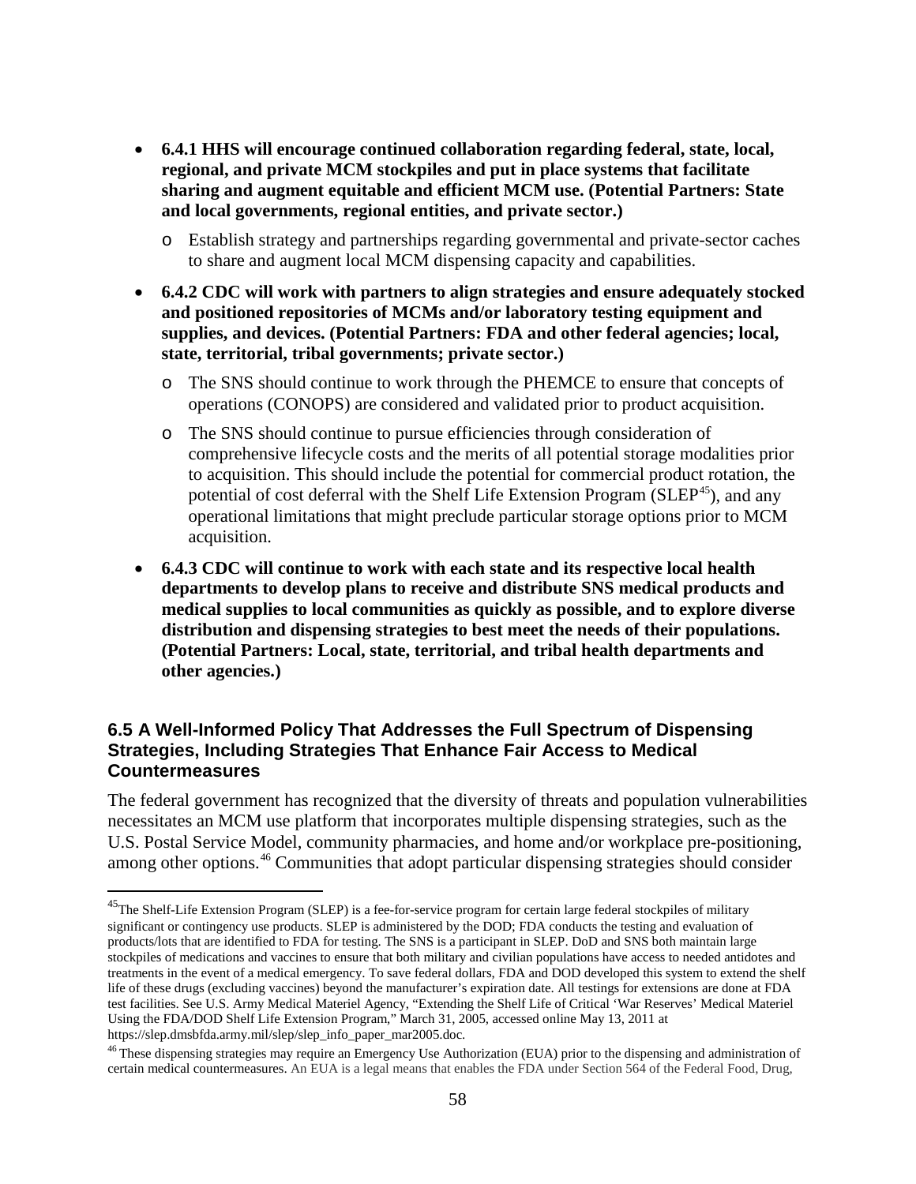- **6.4.1 HHS will encourage continued collaboration regarding federal, state, local, regional, and private MCM stockpiles and put in place systems that facilitate sharing and augment equitable and efficient MCM use. (Potential Partners: State and local governments, regional entities, and private sector.)**
  - Establish strategy and partnerships regarding governmental and private-sector caches to share and augment local MCM dispensing capacity and capabilities.
- **6.4.2 CDC will work with partners to align strategies and ensure adequately stocked and positioned repositories of MCMs and/or laboratory testing equipment and supplies, and devices. (Potential Partners: FDA and other federal agencies; local, state, territorial, tribal governments; private sector.)**
  - The SNS should continue to work through the PHEMCE to ensure that concepts of operations (CONOPS) are considered and validated prior to product acquisition.
  - The SNS should continue to pursue efficiencies through consideration of comprehensive lifecycle costs and the merits of all potential storage modalities prior to acquisition. This should include the potential for commercial product rotation, the potential of cost deferral with the Shelf Life Extension Program (SLEP[45]), and any operational limitations that might preclude particular storage options prior to MCM acquisition.
- **6.4.3 CDC will continue to work with each state and its respective local health departments to develop plans to receive and distribute SNS medical products and medical supplies to local communities as quickly as possible, and to explore diverse distribution and dispensing strategies to best meet the needs of their populations. (Potential Partners: Local, state, territorial, and tribal health departments and other agencies.)**

### 6.5 A Well-Informed Policy That Addresses the Full Spectrum of Dispensing Strategies, Including Strategies That Enhance Fair Access to Medical Countermeasures

The federal government has recognized that the diversity of threats and population vulnerabilities necessitates an MCM use platform that incorporates multiple dispensing strategies, such as the U.S. Postal Service Model, community pharmacies, and home and/or workplace pre-positioning, among other options.[46] Communities that adopt particular dispensing strategies should consider

---

[45] The Shelf-Life Extension Program (SLEP) is a fee-for-service program for certain large federal stockpiles of military significant or contingency use products. SLEP is administered by the DOD; FDA conducts the testing and evaluation of products/lots that are identified to FDA for testing. The SNS is a participant in SLEP. DoD and SNS both maintain large stockpiles of medications and vaccines to ensure that both military and civilian populations have access to needed antidotes and treatments in the event of a medical emergency. To save federal dollars, FDA and DOD developed this system to extend the shelf life of these drugs (excluding vaccines) beyond the manufacturer's expiration date. All testings for extensions are done at FDA test facilities. See U.S. Army Medical Materiel Agency, "Extending the Shelf Life of Critical 'War Reserves' Medical Materiel Using the FDA/DOD Shelf Life Extension Program," March 31, 2005, accessed online May 13, 2011 at https://slep.dmsbfda.army.mil/slep/slep_info_paper_mar2005.doc.

[46] These dispensing strategies may require an Emergency Use Authorization (EUA) prior to the dispensing and administration of certain medical countermeasures. An EUA is a legal means that enables the FDA under Section 564 of the Federal Food, Drug,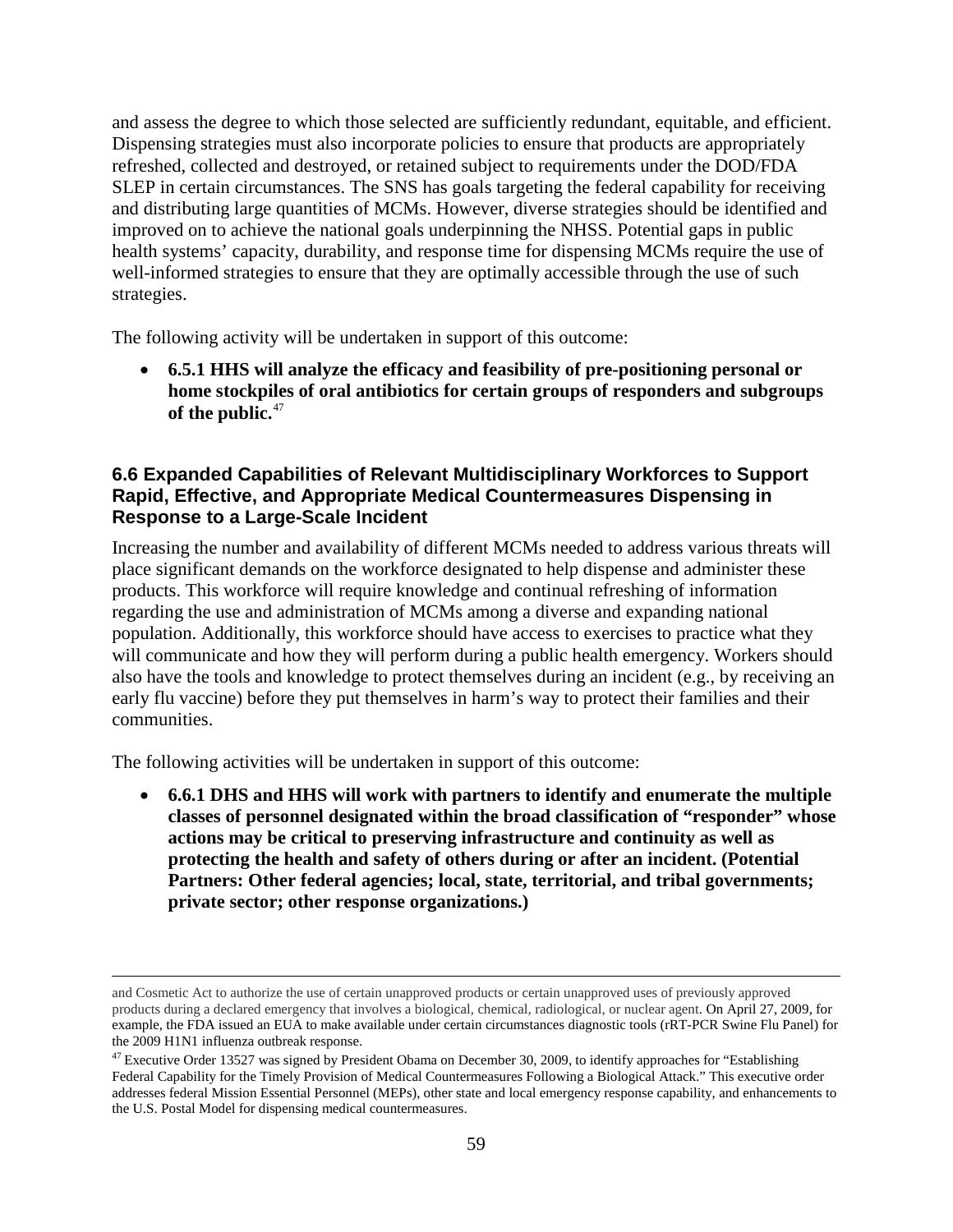and assess the degree to which those selected are sufficiently redundant, equitable, and efficient. Dispensing strategies must also incorporate policies to ensure that products are appropriately refreshed, collected and destroyed, or retained subject to requirements under the DOD/FDA SLEP in certain circumstances. The SNS has goals targeting the federal capability for receiving and distributing large quantities of MCMs. However, diverse strategies should be identified and improved on to achieve the national goals underpinning the NHSS. Potential gaps in public health systems' capacity, durability, and response time for dispensing MCMs require the use of well-informed strategies to ensure that they are optimally accessible through the use of such strategies.

The following activity will be undertaken in support of this outcome:

- **6.5.1 HHS will analyze the efficacy and feasibility of pre-positioning personal or home stockpiles of oral antibiotics for certain groups of responders and subgroups of the public.**[47]

### 6.6 Expanded Capabilities of Relevant Multidisciplinary Workforces to Support Rapid, Effective, and Appropriate Medical Countermeasures Dispensing in Response to a Large-Scale Incident

Increasing the number and availability of different MCMs needed to address various threats will place significant demands on the workforce designated to help dispense and administer these products. This workforce will require knowledge and continual refreshing of information regarding the use and administration of MCMs among a diverse and expanding national population. Additionally, this workforce should have access to exercises to practice what they will communicate and how they will perform during a public health emergency. Workers should also have the tools and knowledge to protect themselves during an incident (e.g., by receiving an early flu vaccine) before they put themselves in harm's way to protect their families and their communities.

The following activities will be undertaken in support of this outcome:

- **6.6.1 DHS and HHS will work with partners to identify and enumerate the multiple classes of personnel designated within the broad classification of "responder" whose actions may be critical to preserving infrastructure and continuity as well as protecting the health and safety of others during or after an incident. (Potential Partners: Other federal agencies; local, state, territorial, and tribal governments; private sector; other response organizations.)**

---

and Cosmetic Act to authorize the use of certain unapproved products or certain unapproved uses of previously approved products during a declared emergency that involves a biological, chemical, radiological, or nuclear agent. On April 27, 2009, for example, the FDA issued an EUA to make available under certain circumstances diagnostic tools (rRT-PCR Swine Flu Panel) for the 2009 H1N1 influenza outbreak response.

[47] Executive Order 13527 was signed by President Obama on December 30, 2009, to identify approaches for "Establishing Federal Capability for the Timely Provision of Medical Countermeasures Following a Biological Attack." This executive order addresses federal Mission Essential Personnel (MEPs), other state and local emergency response capability, and enhancements to the U.S. Postal Model for dispensing medical countermeasures.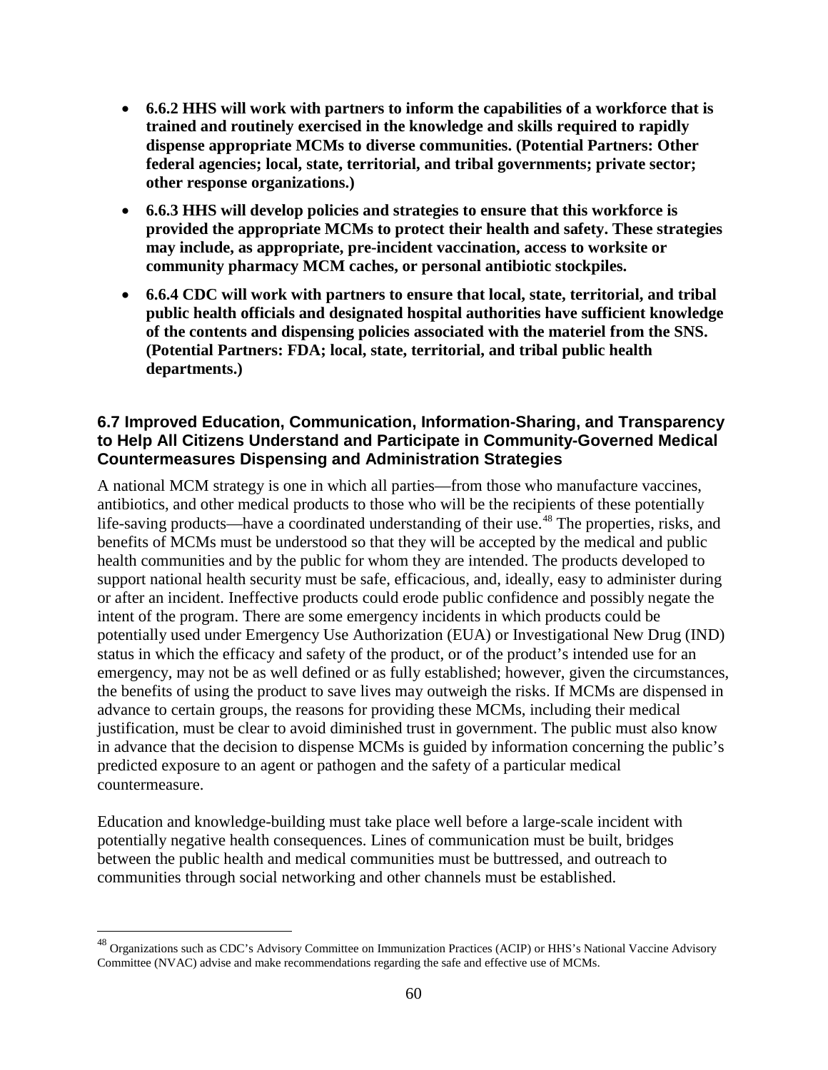- **6.6.2 HHS will work with partners to inform the capabilities of a workforce that is trained and routinely exercised in the knowledge and skills required to rapidly dispense appropriate MCMs to diverse communities. (Potential Partners: Other federal agencies; local, state, territorial, and tribal governments; private sector; other response organizations.)**
- **6.6.3 HHS will develop policies and strategies to ensure that this workforce is provided the appropriate MCMs to protect their health and safety. These strategies may include, as appropriate, pre-incident vaccination, access to worksite or community pharmacy MCM caches, or personal antibiotic stockpiles.**
- **6.6.4 CDC will work with partners to ensure that local, state, territorial, and tribal public health officials and designated hospital authorities have sufficient knowledge of the contents and dispensing policies associated with the materiel from the SNS. (Potential Partners: FDA; local, state, territorial, and tribal public health departments.)**

### 6.7 Improved Education, Communication, Information-Sharing, and Transparency to Help All Citizens Understand and Participate in Community-Governed Medical Countermeasures Dispensing and Administration Strategies

A national MCM strategy is one in which all parties—from those who manufacture vaccines, antibiotics, and other medical products to those who will be the recipients of these potentially life-saving products—have a coordinated understanding of their use.[48] The properties, risks, and benefits of MCMs must be understood so that they will be accepted by the medical and public health communities and by the public for whom they are intended. The products developed to support national health security must be safe, efficacious, and, ideally, easy to administer during or after an incident. Ineffective products could erode public confidence and possibly negate the intent of the program. There are some emergency incidents in which products could be potentially used under Emergency Use Authorization (EUA) or Investigational New Drug (IND) status in which the efficacy and safety of the product, or of the product's intended use for an emergency, may not be as well defined or as fully established; however, given the circumstances, the benefits of using the product to save lives may outweigh the risks. If MCMs are dispensed in advance to certain groups, the reasons for providing these MCMs, including their medical justification, must be clear to avoid diminished trust in government. The public must also know in advance that the decision to dispense MCMs is guided by information concerning the public's predicted exposure to an agent or pathogen and the safety of a particular medical countermeasure.

Education and knowledge-building must take place well before a large-scale incident with potentially negative health consequences. Lines of communication must be built, bridges between the public health and medical communities must be buttressed, and outreach to communities through social networking and other channels must be established.

[48] Organizations such as CDC's Advisory Committee on Immunization Practices (ACIP) or HHS's National Vaccine Advisory Committee (NVAC) advise and make recommendations regarding the safe and effective use of MCMs.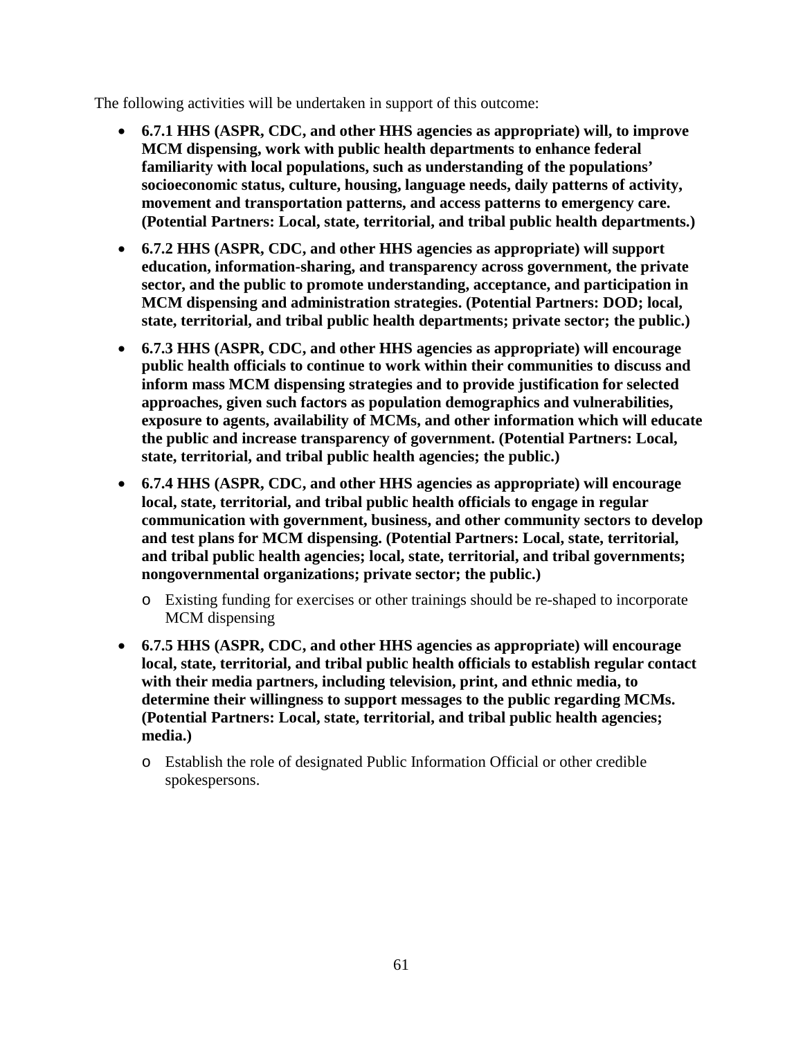The following activities will be undertaken in support of this outcome:

- **6.7.1 HHS (ASPR, CDC, and other HHS agencies as appropriate) will, to improve MCM dispensing, work with public health departments to enhance federal familiarity with local populations, such as understanding of the populations' socioeconomic status, culture, housing, language needs, daily patterns of activity, movement and transportation patterns, and access patterns to emergency care. (Potential Partners: Local, state, territorial, and tribal public health departments.)**
- **6.7.2 HHS (ASPR, CDC, and other HHS agencies as appropriate) will support education, information-sharing, and transparency across government, the private sector, and the public to promote understanding, acceptance, and participation in MCM dispensing and administration strategies. (Potential Partners: DOD; local, state, territorial, and tribal public health departments; private sector; the public.)**
- **6.7.3 HHS (ASPR, CDC, and other HHS agencies as appropriate) will encourage public health officials to continue to work within their communities to discuss and inform mass MCM dispensing strategies and to provide justification for selected approaches, given such factors as population demographics and vulnerabilities, exposure to agents, availability of MCMs, and other information which will educate the public and increase transparency of government. (Potential Partners: Local, state, territorial, and tribal public health agencies; the public.)**
- **6.7.4 HHS (ASPR, CDC, and other HHS agencies as appropriate) will encourage local, state, territorial, and tribal public health officials to engage in regular communication with government, business, and other community sectors to develop and test plans for MCM dispensing. (Potential Partners: Local, state, territorial, and tribal public health agencies; local, state, territorial, and tribal governments; nongovernmental organizations; private sector; the public.)**
  - Existing funding for exercises or other trainings should be re-shaped to incorporate MCM dispensing
- **6.7.5 HHS (ASPR, CDC, and other HHS agencies as appropriate) will encourage local, state, territorial, and tribal public health officials to establish regular contact with their media partners, including television, print, and ethnic media, to determine their willingness to support messages to the public regarding MCMs. (Potential Partners: Local, state, territorial, and tribal public health agencies; media.)**
  - Establish the role of designated Public Information Official or other credible spokespersons.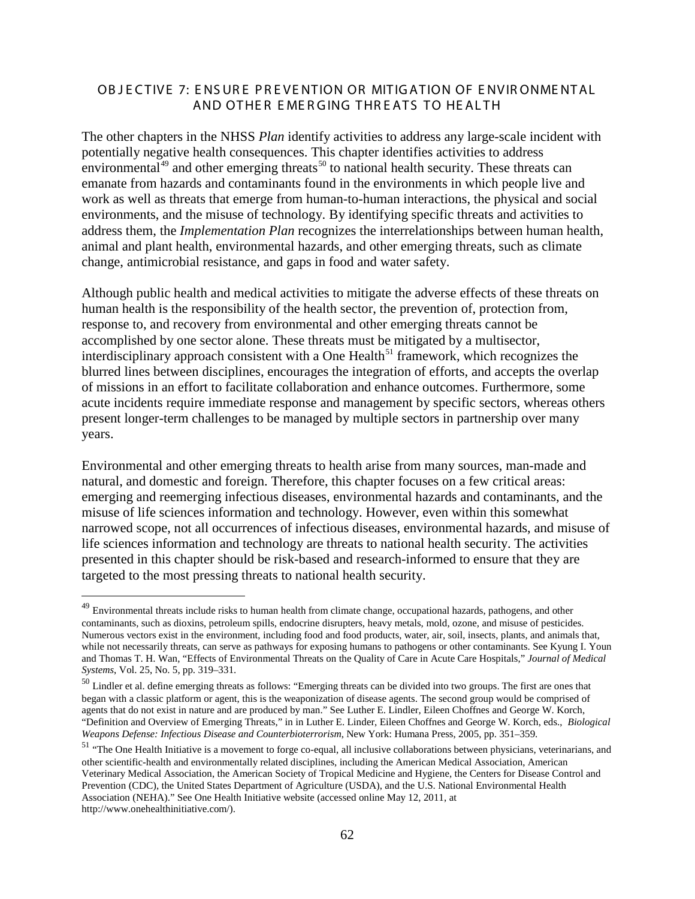## OBJECTIVE 7: ENSURE PREVENTION OR MITIGATION OF ENVIRONMENTAL AND OTHER EMERGING THREATS TO HEALTH

The other chapters in the NHSS *Plan* identify activities to address any large-scale incident with potentially negative health consequences. This chapter identifies activities to address environmental[49] and other emerging threats[50] to national health security. These threats can emanate from hazards and contaminants found in the environments in which people live and work as well as threats that emerge from human-to-human interactions, the physical and social environments, and the misuse of technology. By identifying specific threats and activities to address them, the *Implementation Plan* recognizes the interrelationships between human health, animal and plant health, environmental hazards, and other emerging threats, such as climate change, antimicrobial resistance, and gaps in food and water safety.

Although public health and medical activities to mitigate the adverse effects of these threats on human health is the responsibility of the health sector, the prevention of, protection from, response to, and recovery from environmental and other emerging threats cannot be accomplished by one sector alone. These threats must be mitigated by a multisector, interdisciplinary approach consistent with a One Health[51] framework, which recognizes the blurred lines between disciplines, encourages the integration of efforts, and accepts the overlap of missions in an effort to facilitate collaboration and enhance outcomes. Furthermore, some acute incidents require immediate response and management by specific sectors, whereas others present longer-term challenges to be managed by multiple sectors in partnership over many years.

Environmental and other emerging threats to health arise from many sources, man-made and natural, and domestic and foreign. Therefore, this chapter focuses on a few critical areas: emerging and reemerging infectious diseases, environmental hazards and contaminants, and the misuse of life sciences information and technology. However, even within this somewhat narrowed scope, not all occurrences of infectious diseases, environmental hazards, and misuse of life sciences information and technology are threats to national health security. The activities presented in this chapter should be risk-based and research-informed to ensure that they are targeted to the most pressing threats to national health security.

---

[49] Environmental threats include risks to human health from climate change, occupational hazards, pathogens, and other contaminants, such as dioxins, petroleum spills, endocrine disrupters, heavy metals, mold, ozone, and misuse of pesticides. Numerous vectors exist in the environment, including food and food products, water, air, soil, insects, plants, and animals that, while not necessarily threats, can serve as pathways for exposing humans to pathogens or other contaminants. See Kyung I. Youn and Thomas T. H. Wan, "Effects of Environmental Threats on the Quality of Care in Acute Care Hospitals," *Journal of Medical Systems*, Vol. 25, No. 5, pp. 319–331.

[50] Lindler et al. define emerging threats as follows: "Emerging threats can be divided into two groups. The first are ones that began with a classic platform or agent, this is the weaponization of disease agents. The second group would be comprised of agents that do not exist in nature and are produced by man." See Luther E. Lindler, Eileen Choffnes and George W. Korch, "Definition and Overview of Emerging Threats," in in Luther E. Linder, Eileen Choffnes and George W. Korch, eds., *Biological Weapons Defense: Infectious Disease and Counterbioterrorism*, New York: Humana Press, 2005, pp. 351–359.

[51] "The One Health Initiative is a movement to forge co-equal, all inclusive collaborations between physicians, veterinarians, and other scientific-health and environmentally related disciplines, including the American Medical Association, American Veterinary Medical Association, the American Society of Tropical Medicine and Hygiene, the Centers for Disease Control and Prevention (CDC), the United States Department of Agriculture (USDA), and the U.S. National Environmental Health Association (NEHA)." See One Health Initiative website (accessed online May 12, 2011, at http://www.onehealthinitiative.com/).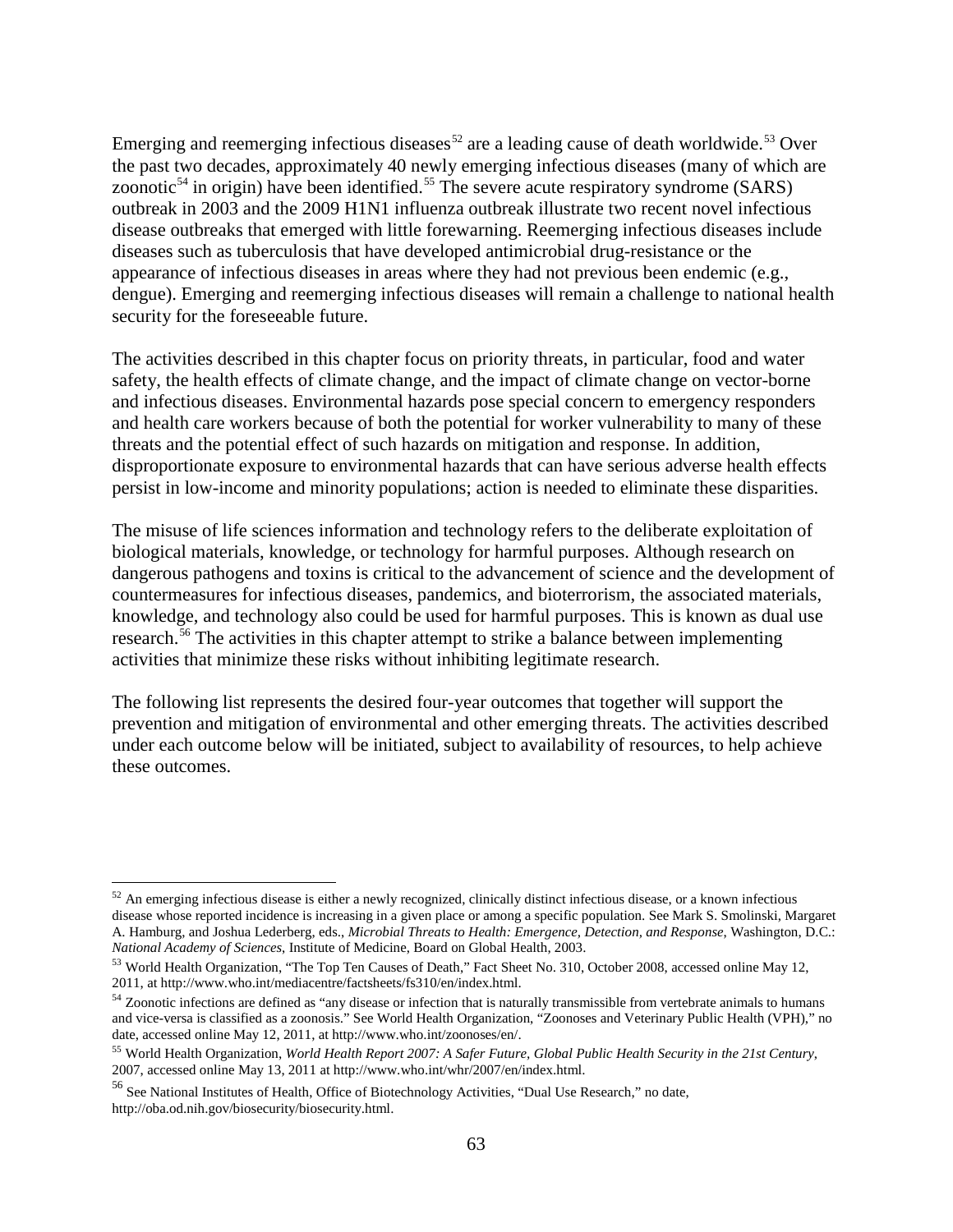Emerging and reemerging infectious diseases[52] are a leading cause of death worldwide.[53] Over the past two decades, approximately 40 newly emerging infectious diseases (many of which are zoonotic[54] in origin) have been identified.[55] The severe acute respiratory syndrome (SARS) outbreak in 2003 and the 2009 H1N1 influenza outbreak illustrate two recent novel infectious disease outbreaks that emerged with little forewarning. Reemerging infectious diseases include diseases such as tuberculosis that have developed antimicrobial drug-resistance or the appearance of infectious diseases in areas where they had not previous been endemic (e.g., dengue). Emerging and reemerging infectious diseases will remain a challenge to national health security for the foreseeable future.

The activities described in this chapter focus on priority threats, in particular, food and water safety, the health effects of climate change, and the impact of climate change on vector-borne and infectious diseases. Environmental hazards pose special concern to emergency responders and health care workers because of both the potential for worker vulnerability to many of these threats and the potential effect of such hazards on mitigation and response. In addition, disproportionate exposure to environmental hazards that can have serious adverse health effects persist in low-income and minority populations; action is needed to eliminate these disparities.

The misuse of life sciences information and technology refers to the deliberate exploitation of biological materials, knowledge, or technology for harmful purposes. Although research on dangerous pathogens and toxins is critical to the advancement of science and the development of countermeasures for infectious diseases, pandemics, and bioterrorism, the associated materials, knowledge, and technology also could be used for harmful purposes. This is known as dual use research.[56] The activities in this chapter attempt to strike a balance between implementing activities that minimize these risks without inhibiting legitimate research.

The following list represents the desired four-year outcomes that together will support the prevention and mitigation of environmental and other emerging threats. The activities described under each outcome below will be initiated, subject to availability of resources, to help achieve these outcomes.

---

[52] An emerging infectious disease is either a newly recognized, clinically distinct infectious disease, or a known infectious disease whose reported incidence is increasing in a given place or among a specific population. See Mark S. Smolinski, Margaret A. Hamburg, and Joshua Lederberg, eds., *Microbial Threats to Health: Emergence, Detection, and Response,* Washington, D.C.: *National Academy of Sciences*, Institute of Medicine, Board on Global Health, 2003.

[53] World Health Organization, "The Top Ten Causes of Death," Fact Sheet No. 310, October 2008, accessed online May 12, 2011, at http://www.who.int/mediacentre/factsheets/fs310/en/index.html.

[54] Zoonotic infections are defined as "any disease or infection that is naturally transmissible from vertebrate animals to humans and vice-versa is classified as a zoonosis." See World Health Organization, "Zoonoses and Veterinary Public Health (VPH)," no date, accessed online May 12, 2011, at http://www.who.int/zoonoses/en/.

[55] World Health Organization, *World Health Report 2007: A Safer Future, Global Public Health Security in the 21st Century*, 2007, accessed online May 13, 2011 at http://www.who.int/whr/2007/en/index.html.

[56] See National Institutes of Health, Office of Biotechnology Activities, "Dual Use Research," no date, http://oba.od.nih.gov/biosecurity/biosecurity.html.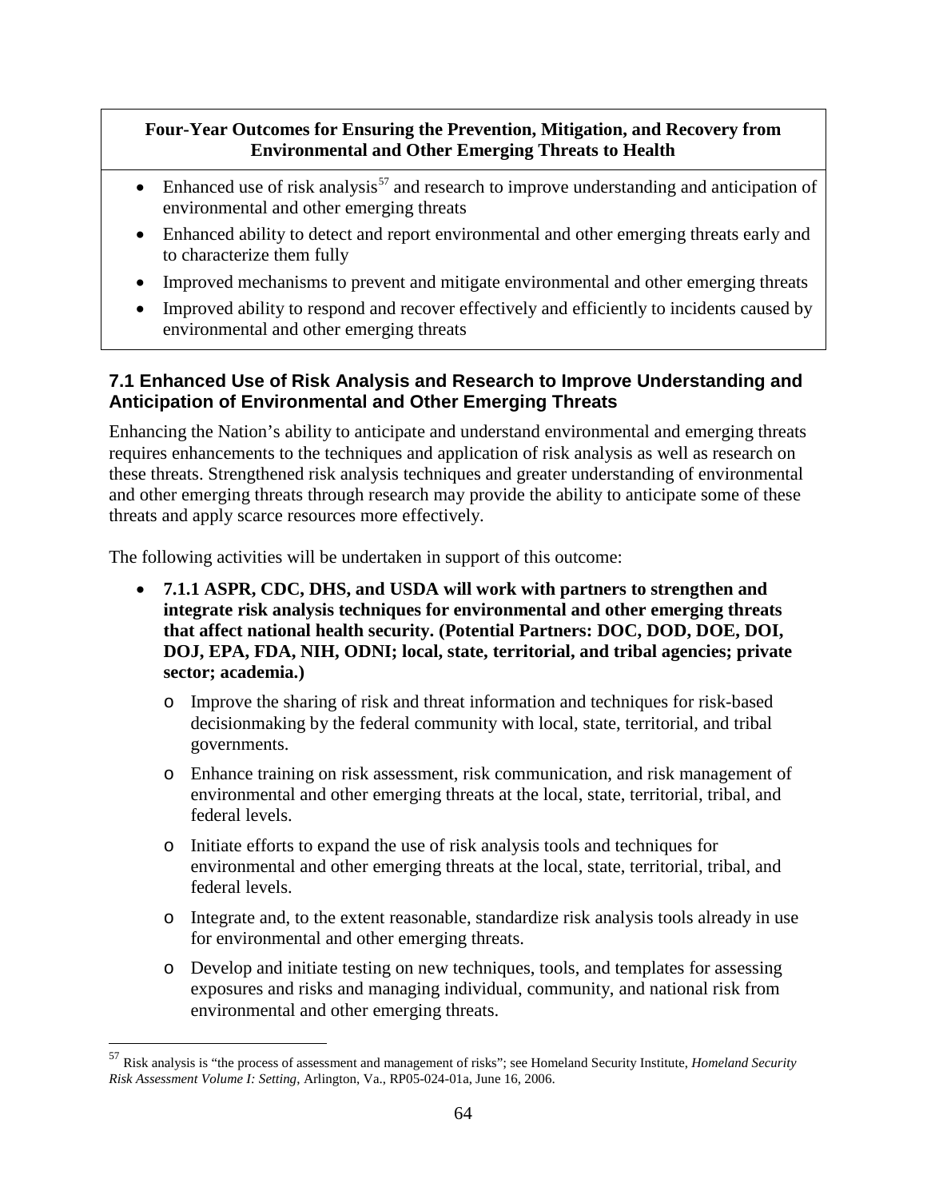**Four-Year Outcomes for Ensuring the Prevention, Mitigation, and Recovery from Environmental and Other Emerging Threats to Health**

- Enhanced use of risk analysis[57] and research to improve understanding and anticipation of environmental and other emerging threats
- Enhanced ability to detect and report environmental and other emerging threats early and to characterize them fully
- Improved mechanisms to prevent and mitigate environmental and other emerging threats
- Improved ability to respond and recover effectively and efficiently to incidents caused by environmental and other emerging threats

## 7.1 Enhanced Use of Risk Analysis and Research to Improve Understanding and Anticipation of Environmental and Other Emerging Threats

Enhancing the Nation's ability to anticipate and understand environmental and emerging threats requires enhancements to the techniques and application of risk analysis as well as research on these threats. Strengthened risk analysis techniques and greater understanding of environmental and other emerging threats through research may provide the ability to anticipate some of these threats and apply scarce resources more effectively.

The following activities will be undertaken in support of this outcome:

- **7.1.1 ASPR, CDC, DHS, and USDA will work with partners to strengthen and integrate risk analysis techniques for environmental and other emerging threats that affect national health security. (Potential Partners: DOC, DOD, DOE, DOI, DOJ, EPA, FDA, NIH, ODNI; local, state, territorial, and tribal agencies; private sector; academia.)**
  - Improve the sharing of risk and threat information and techniques for risk-based decisionmaking by the federal community with local, state, territorial, and tribal governments.
  - Enhance training on risk assessment, risk communication, and risk management of environmental and other emerging threats at the local, state, territorial, tribal, and federal levels.
  - Initiate efforts to expand the use of risk analysis tools and techniques for environmental and other emerging threats at the local, state, territorial, tribal, and federal levels.
  - Integrate and, to the extent reasonable, standardize risk analysis tools already in use for environmental and other emerging threats.
  - Develop and initiate testing on new techniques, tools, and templates for assessing exposures and risks and managing individual, community, and national risk from environmental and other emerging threats.

[57] Risk analysis is "the process of assessment and management of risks"; see Homeland Security Institute, *Homeland Security Risk Assessment Volume I: Setting*, Arlington, Va., RP05-024-01a, June 16, 2006.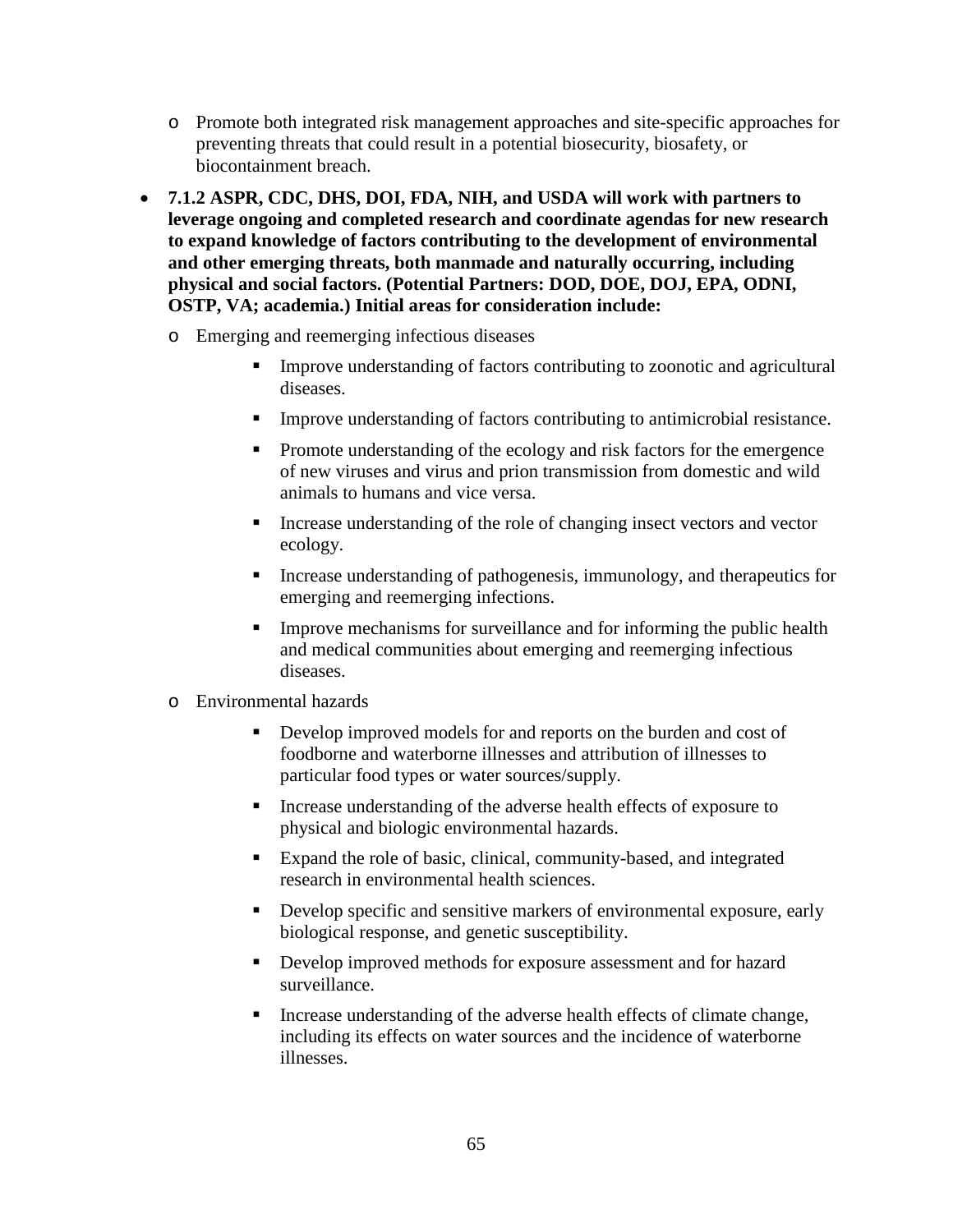- Promote both integrated risk management approaches and site-specific approaches for preventing threats that could result in a potential biosecurity, biosafety, or biocontainment breach.

- **7.1.2 ASPR, CDC, DHS, DOI, FDA, NIH, and USDA will work with partners to leverage ongoing and completed research and coordinate agendas for new research to expand knowledge of factors contributing to the development of environmental and other emerging threats, both manmade and naturally occurring, including physical and social factors. (Potential Partners: DOD, DOE, DOJ, EPA, ODNI, OSTP, VA; academia.) Initial areas for consideration include:**
  - Emerging and reemerging infectious diseases
    - Improve understanding of factors contributing to zoonotic and agricultural diseases.
    - Improve understanding of factors contributing to antimicrobial resistance.
    - Promote understanding of the ecology and risk factors for the emergence of new viruses and virus and prion transmission from domestic and wild animals to humans and vice versa.
    - Increase understanding of the role of changing insect vectors and vector ecology.
    - Increase understanding of pathogenesis, immunology, and therapeutics for emerging and reemerging infections.
    - Improve mechanisms for surveillance and for informing the public health and medical communities about emerging and reemerging infectious diseases.
  - Environmental hazards
    - Develop improved models for and reports on the burden and cost of foodborne and waterborne illnesses and attribution of illnesses to particular food types or water sources/supply.
    - Increase understanding of the adverse health effects of exposure to physical and biologic environmental hazards.
    - Expand the role of basic, clinical, community-based, and integrated research in environmental health sciences.
    - Develop specific and sensitive markers of environmental exposure, early biological response, and genetic susceptibility.
    - Develop improved methods for exposure assessment and for hazard surveillance.
    - Increase understanding of the adverse health effects of climate change, including its effects on water sources and the incidence of waterborne illnesses.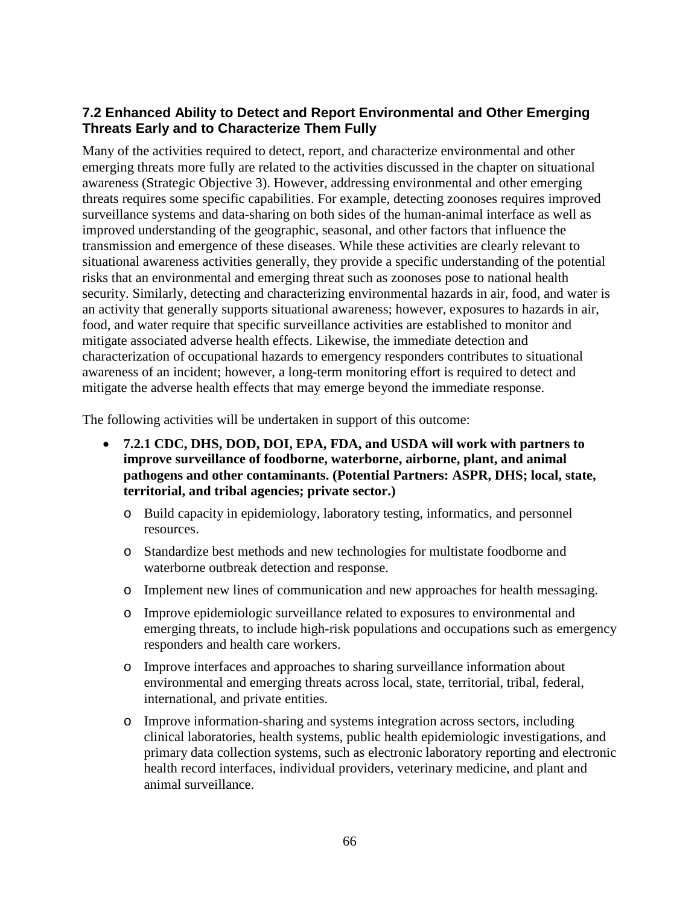## 7.2 Enhanced Ability to Detect and Report Environmental and Other Emerging Threats Early and to Characterize Them Fully

Many of the activities required to detect, report, and characterize environmental and other emerging threats more fully are related to the activities discussed in the chapter on situational awareness (Strategic Objective 3). However, addressing environmental and other emerging threats requires some specific capabilities. For example, detecting zoonoses requires improved surveillance systems and data-sharing on both sides of the human-animal interface as well as improved understanding of the geographic, seasonal, and other factors that influence the transmission and emergence of these diseases. While these activities are clearly relevant to situational awareness activities generally, they provide a specific understanding of the potential risks that an environmental and emerging threat such as zoonoses pose to national health security. Similarly, detecting and characterizing environmental hazards in air, food, and water is an activity that generally supports situational awareness; however, exposures to hazards in air, food, and water require that specific surveillance activities are established to monitor and mitigate associated adverse health effects. Likewise, the immediate detection and characterization of occupational hazards to emergency responders contributes to situational awareness of an incident; however, a long-term monitoring effort is required to detect and mitigate the adverse health effects that may emerge beyond the immediate response.

The following activities will be undertaken in support of this outcome:

- **7.2.1 CDC, DHS, DOD, DOI, EPA, FDA, and USDA will work with partners to improve surveillance of foodborne, waterborne, airborne, plant, and animal pathogens and other contaminants. (Potential Partners: ASPR, DHS; local, state, territorial, and tribal agencies; private sector.)**
  - Build capacity in epidemiology, laboratory testing, informatics, and personnel resources.
  - Standardize best methods and new technologies for multistate foodborne and waterborne outbreak detection and response.
  - Implement new lines of communication and new approaches for health messaging.
  - Improve epidemiologic surveillance related to exposures to environmental and emerging threats, to include high-risk populations and occupations such as emergency responders and health care workers.
  - Improve interfaces and approaches to sharing surveillance information about environmental and emerging threats across local, state, territorial, tribal, federal, international, and private entities.
  - Improve information-sharing and systems integration across sectors, including clinical laboratories, health systems, public health epidemiologic investigations, and primary data collection systems, such as electronic laboratory reporting and electronic health record interfaces, individual providers, veterinary medicine, and plant and animal surveillance.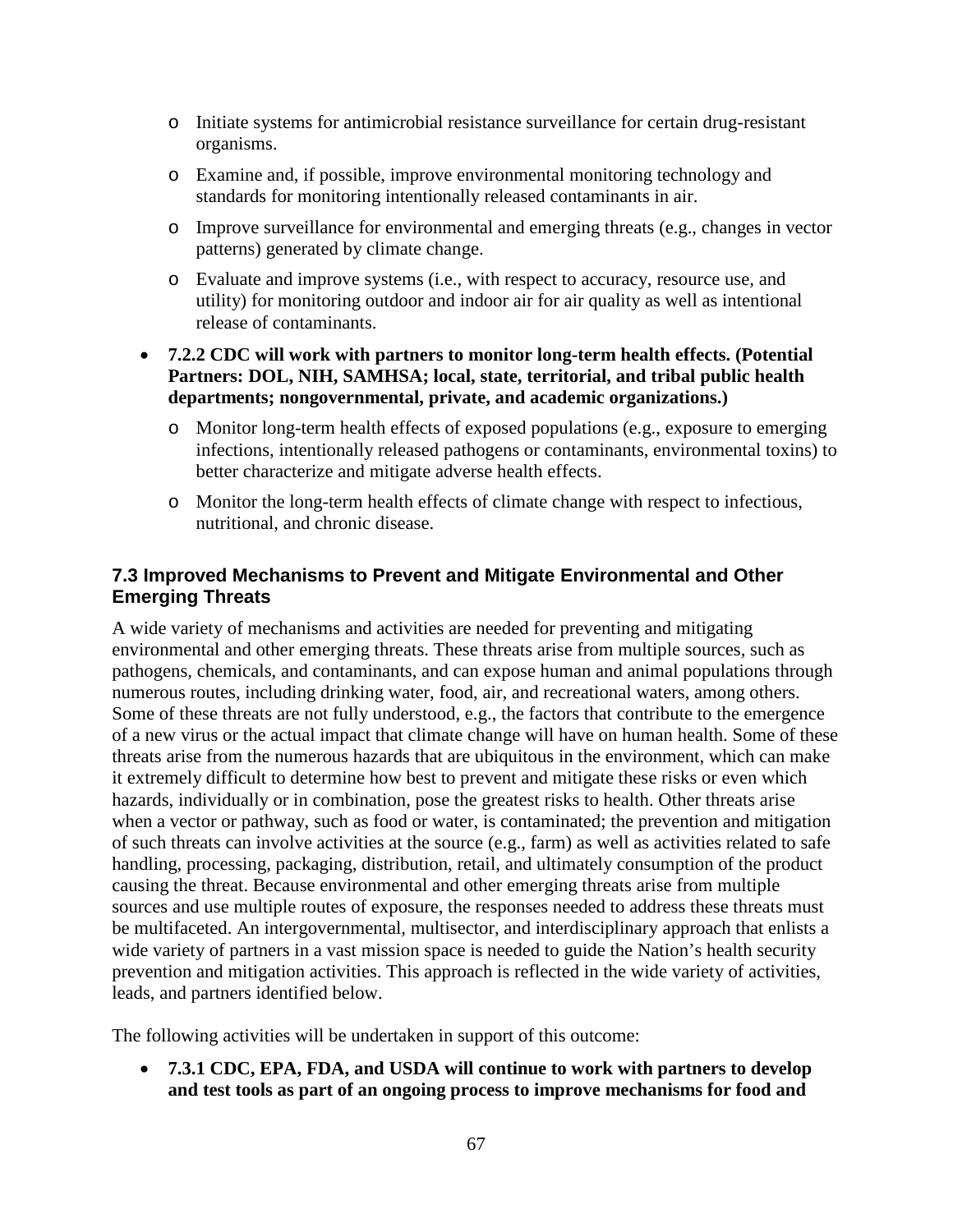- Initiate systems for antimicrobial resistance surveillance for certain drug-resistant organisms.
  - Examine and, if possible, improve environmental monitoring technology and standards for monitoring intentionally released contaminants in air.
  - Improve surveillance for environmental and emerging threats (e.g., changes in vector patterns) generated by climate change.
  - Evaluate and improve systems (i.e., with respect to accuracy, resource use, and utility) for monitoring outdoor and indoor air for air quality as well as intentional release of contaminants.

- **7.2.2 CDC will work with partners to monitor long-term health effects. (Potential Partners: DOL, NIH, SAMHSA; local, state, territorial, and tribal public health departments; nongovernmental, private, and academic organizations.)**
  - Monitor long-term health effects of exposed populations (e.g., exposure to emerging infections, intentionally released pathogens or contaminants, environmental toxins) to better characterize and mitigate adverse health effects.
  - Monitor the long-term health effects of climate change with respect to infectious, nutritional, and chronic disease.

### 7.3 Improved Mechanisms to Prevent and Mitigate Environmental and Other Emerging Threats

A wide variety of mechanisms and activities are needed for preventing and mitigating environmental and other emerging threats. These threats arise from multiple sources, such as pathogens, chemicals, and contaminants, and can expose human and animal populations through numerous routes, including drinking water, food, air, and recreational waters, among others. Some of these threats are not fully understood, e.g., the factors that contribute to the emergence of a new virus or the actual impact that climate change will have on human health. Some of these threats arise from the numerous hazards that are ubiquitous in the environment, which can make it extremely difficult to determine how best to prevent and mitigate these risks or even which hazards, individually or in combination, pose the greatest risks to health. Other threats arise when a vector or pathway, such as food or water, is contaminated; the prevention and mitigation of such threats can involve activities at the source (e.g., farm) as well as activities related to safe handling, processing, packaging, distribution, retail, and ultimately consumption of the product causing the threat. Because environmental and other emerging threats arise from multiple sources and use multiple routes of exposure, the responses needed to address these threats must be multifaceted. An intergovernmental, multisector, and interdisciplinary approach that enlists a wide variety of partners in a vast mission space is needed to guide the Nation's health security prevention and mitigation activities. This approach is reflected in the wide variety of activities, leads, and partners identified below.

The following activities will be undertaken in support of this outcome:

- **7.3.1 CDC, EPA, FDA, and USDA will continue to work with partners to develop and test tools as part of an ongoing process to improve mechanisms for food and**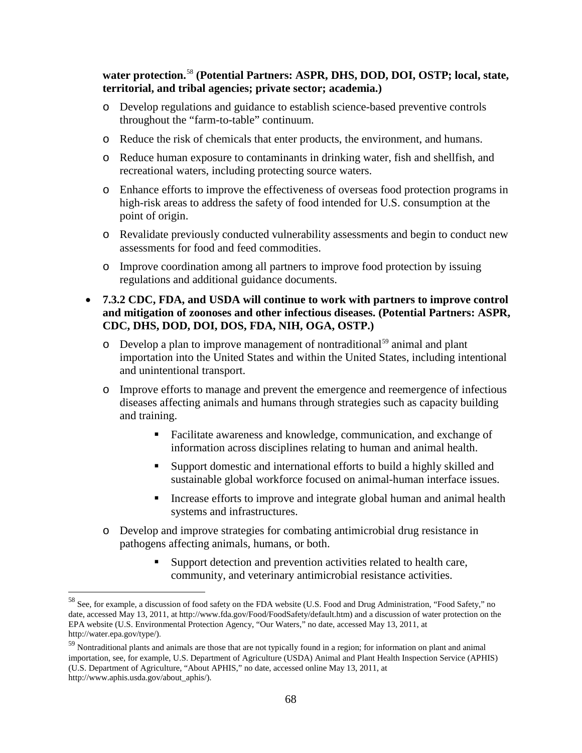**water protection.**[58] **(Potential Partners: ASPR, DHS, DOD, DOI, OSTP; local, state, territorial, and tribal agencies; private sector; academia.)**

  - Develop regulations and guidance to establish science-based preventive controls throughout the "farm-to-table" continuum.
  - Reduce the risk of chemicals that enter products, the environment, and humans.
  - Reduce human exposure to contaminants in drinking water, fish and shellfish, and recreational waters, including protecting source waters.
  - Enhance efforts to improve the effectiveness of overseas food protection programs in high-risk areas to address the safety of food intended for U.S. consumption at the point of origin.
  - Revalidate previously conducted vulnerability assessments and begin to conduct new assessments for food and feed commodities.
  - Improve coordination among all partners to improve food protection by issuing regulations and additional guidance documents.

- **7.3.2 CDC, FDA, and USDA will continue to work with partners to improve control and mitigation of zoonoses and other infectious diseases. (Potential Partners: ASPR, CDC, DHS, DOD, DOI, DOS, FDA, NIH, OGA, OSTP.)**
  - Develop a plan to improve management of nontraditional[59] animal and plant importation into the United States and within the United States, including intentional and unintentional transport.
  - Improve efforts to manage and prevent the emergence and reemergence of infectious diseases affecting animals and humans through strategies such as capacity building and training.
    - Facilitate awareness and knowledge, communication, and exchange of information across disciplines relating to human and animal health.
    - Support domestic and international efforts to build a highly skilled and sustainable global workforce focused on animal-human interface issues.
    - Increase efforts to improve and integrate global human and animal health systems and infrastructures.
  - Develop and improve strategies for combating antimicrobial drug resistance in pathogens affecting animals, humans, or both.
    - Support detection and prevention activities related to health care, community, and veterinary antimicrobial resistance activities.

---

[58] See, for example, a discussion of food safety on the FDA website (U.S. Food and Drug Administration, "Food Safety," no date, accessed May 13, 2011, at http://www.fda.gov/Food/FoodSafety/default.htm) and a discussion of water protection on the EPA website (U.S. Environmental Protection Agency, "Our Waters," no date, accessed May 13, 2011, at http://water.epa.gov/type/).

[59] Nontraditional plants and animals are those that are not typically found in a region; for information on plant and animal importation, see, for example, U.S. Department of Agriculture (USDA) Animal and Plant Health Inspection Service (APHIS) (U.S. Department of Agriculture, "About APHIS," no date, accessed online May 13, 2011, at http://www.aphis.usda.gov/about_aphis/).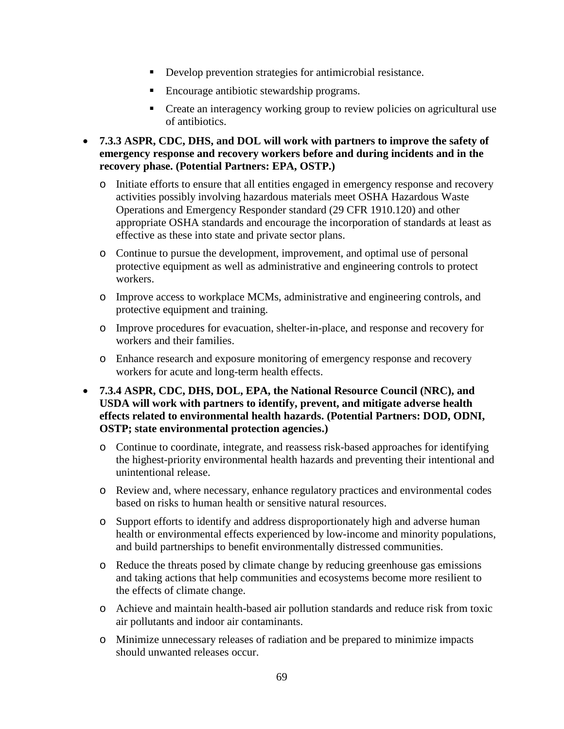- Develop prevention strategies for antimicrobial resistance.
        - Encourage antibiotic stewardship programs.
        - Create an interagency working group to review policies on agricultural use of antibiotics.

- **7.3.3 ASPR, CDC, DHS, and DOL will work with partners to improve the safety of emergency response and recovery workers before and during incidents and in the recovery phase. (Potential Partners: EPA, OSTP.)**
    - Initiate efforts to ensure that all entities engaged in emergency response and recovery activities possibly involving hazardous materials meet OSHA Hazardous Waste Operations and Emergency Responder standard (29 CFR 1910.120) and other appropriate OSHA standards and encourage the incorporation of standards at least as effective as these into state and private sector plans.
    - Continue to pursue the development, improvement, and optimal use of personal protective equipment as well as administrative and engineering controls to protect workers.
    - Improve access to workplace MCMs, administrative and engineering controls, and protective equipment and training.
    - Improve procedures for evacuation, shelter-in-place, and response and recovery for workers and their families.
    - Enhance research and exposure monitoring of emergency response and recovery workers for acute and long-term health effects.
- **7.3.4 ASPR, CDC, DHS, DOL, EPA, the National Resource Council (NRC), and USDA will work with partners to identify, prevent, and mitigate adverse health effects related to environmental health hazards. (Potential Partners: DOD, ODNI, OSTP; state environmental protection agencies.)**
    - Continue to coordinate, integrate, and reassess risk-based approaches for identifying the highest-priority environmental health hazards and preventing their intentional and unintentional release.
    - Review and, where necessary, enhance regulatory practices and environmental codes based on risks to human health or sensitive natural resources.
    - Support efforts to identify and address disproportionately high and adverse human health or environmental effects experienced by low-income and minority populations, and build partnerships to benefit environmentally distressed communities.
    - Reduce the threats posed by climate change by reducing greenhouse gas emissions and taking actions that help communities and ecosystems become more resilient to the effects of climate change.
    - Achieve and maintain health-based air pollution standards and reduce risk from toxic air pollutants and indoor air contaminants.
    - Minimize unnecessary releases of radiation and be prepared to minimize impacts should unwanted releases occur.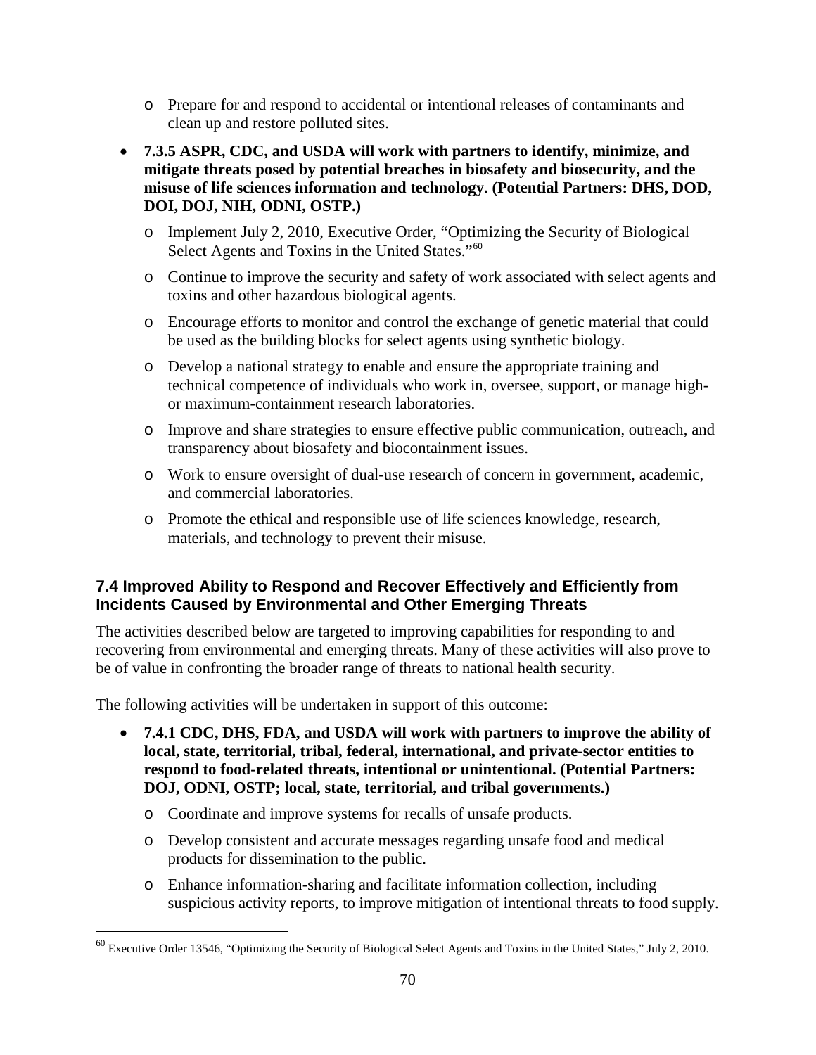- Prepare for and respond to accidental or intentional releases of contaminants and clean up and restore polluted sites.

- **7.3.5 ASPR, CDC, and USDA will work with partners to identify, minimize, and mitigate threats posed by potential breaches in biosafety and biosecurity, and the misuse of life sciences information and technology. (Potential Partners: DHS, DOD, DOI, DOJ, NIH, ODNI, OSTP.)**
    - Implement July 2, 2010, Executive Order, "Optimizing the Security of Biological Select Agents and Toxins in the United States."[60]
    - Continue to improve the security and safety of work associated with select agents and toxins and other hazardous biological agents.
    - Encourage efforts to monitor and control the exchange of genetic material that could be used as the building blocks for select agents using synthetic biology.
    - Develop a national strategy to enable and ensure the appropriate training and technical competence of individuals who work in, oversee, support, or manage high- or maximum-containment research laboratories.
    - Improve and share strategies to ensure effective public communication, outreach, and transparency about biosafety and biocontainment issues.
    - Work to ensure oversight of dual-use research of concern in government, academic, and commercial laboratories.
    - Promote the ethical and responsible use of life sciences knowledge, research, materials, and technology to prevent their misuse.

### 7.4 Improved Ability to Respond and Recover Effectively and Efficiently from Incidents Caused by Environmental and Other Emerging Threats

The activities described below are targeted to improving capabilities for responding to and recovering from environmental and emerging threats. Many of these activities will also prove to be of value in confronting the broader range of threats to national health security.

The following activities will be undertaken in support of this outcome:

- **7.4.1 CDC, DHS, FDA, and USDA will work with partners to improve the ability of local, state, territorial, tribal, federal, international, and private-sector entities to respond to food-related threats, intentional or unintentional. (Potential Partners: DOJ, ODNI, OSTP; local, state, territorial, and tribal governments.)**
    - Coordinate and improve systems for recalls of unsafe products.
    - Develop consistent and accurate messages regarding unsafe food and medical products for dissemination to the public.
    - Enhance information-sharing and facilitate information collection, including suspicious activity reports, to improve mitigation of intentional threats to food supply.

[60] Executive Order 13546, "Optimizing the Security of Biological Select Agents and Toxins in the United States," July 2, 2010.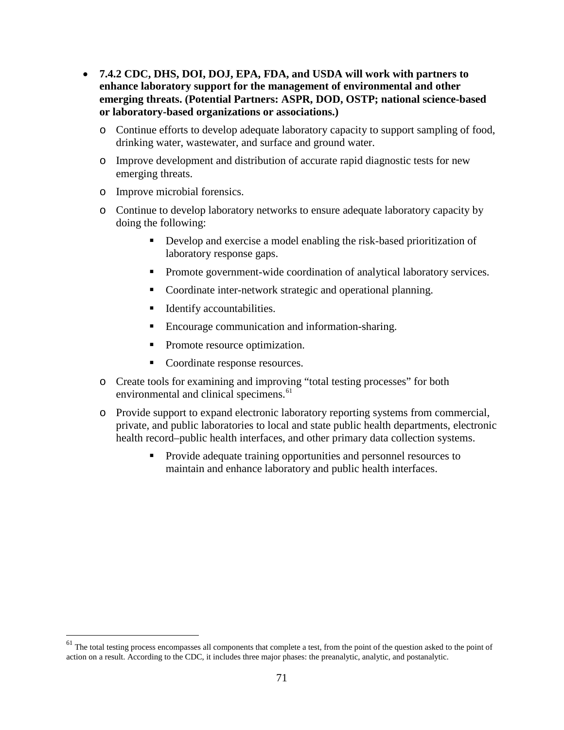- **7.4.2 CDC, DHS, DOI, DOJ, EPA, FDA, and USDA will work with partners to enhance laboratory support for the management of environmental and other emerging threats. (Potential Partners: ASPR, DOD, OSTP; national science-based or laboratory-based organizations or associations.)**
  - Continue efforts to develop adequate laboratory capacity to support sampling of food, drinking water, wastewater, and surface and ground water.
  - Improve development and distribution of accurate rapid diagnostic tests for new emerging threats.
  - Improve microbial forensics.
  - Continue to develop laboratory networks to ensure adequate laboratory capacity by doing the following:
    - Develop and exercise a model enabling the risk-based prioritization of laboratory response gaps.
    - Promote government-wide coordination of analytical laboratory services.
    - Coordinate inter-network strategic and operational planning.
    - Identify accountabilities.
    - Encourage communication and information-sharing.
    - Promote resource optimization.
    - Coordinate response resources.
  - Create tools for examining and improving "total testing processes" for both environmental and clinical specimens.[61]
  - Provide support to expand electronic laboratory reporting systems from commercial, private, and public laboratories to local and state public health departments, electronic health record–public health interfaces, and other primary data collection systems.
    - Provide adequate training opportunities and personnel resources to maintain and enhance laboratory and public health interfaces.

[61] The total testing process encompasses all components that complete a test, from the point of the question asked to the point of action on a result. According to the CDC, it includes three major phases: the preanalytic, analytic, and postanalytic.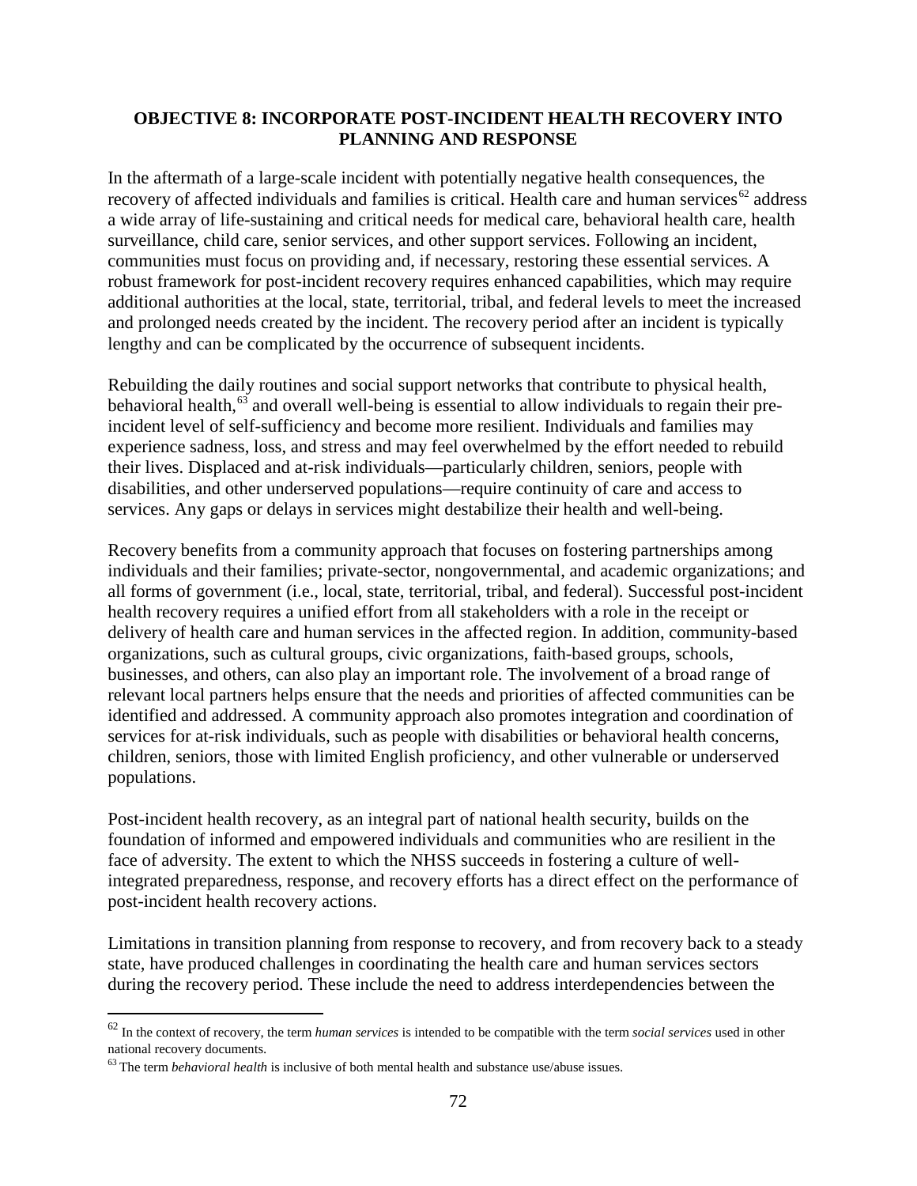## OBJECTIVE 8: INCORPORATE POST-INCIDENT HEALTH RECOVERY INTO PLANNING AND RESPONSE

In the aftermath of a large-scale incident with potentially negative health consequences, the recovery of affected individuals and families is critical. Health care and human services[62] address a wide array of life-sustaining and critical needs for medical care, behavioral health care, health surveillance, child care, senior services, and other support services. Following an incident, communities must focus on providing and, if necessary, restoring these essential services. A robust framework for post-incident recovery requires enhanced capabilities, which may require additional authorities at the local, state, territorial, tribal, and federal levels to meet the increased and prolonged needs created by the incident. The recovery period after an incident is typically lengthy and can be complicated by the occurrence of subsequent incidents.

Rebuilding the daily routines and social support networks that contribute to physical health, behavioral health,[63] and overall well-being is essential to allow individuals to regain their pre-incident level of self-sufficiency and become more resilient. Individuals and families may experience sadness, loss, and stress and may feel overwhelmed by the effort needed to rebuild their lives. Displaced and at-risk individuals—particularly children, seniors, people with disabilities, and other underserved populations—require continuity of care and access to services. Any gaps or delays in services might destabilize their health and well-being.

Recovery benefits from a community approach that focuses on fostering partnerships among individuals and their families; private-sector, nongovernmental, and academic organizations; and all forms of government (i.e., local, state, territorial, tribal, and federal). Successful post-incident health recovery requires a unified effort from all stakeholders with a role in the receipt or delivery of health care and human services in the affected region. In addition, community-based organizations, such as cultural groups, civic organizations, faith-based groups, schools, businesses, and others, can also play an important role. The involvement of a broad range of relevant local partners helps ensure that the needs and priorities of affected communities can be identified and addressed. A community approach also promotes integration and coordination of services for at-risk individuals, such as people with disabilities or behavioral health concerns, children, seniors, those with limited English proficiency, and other vulnerable or underserved populations.

Post-incident health recovery, as an integral part of national health security, builds on the foundation of informed and empowered individuals and communities who are resilient in the face of adversity. The extent to which the NHSS succeeds in fostering a culture of well-integrated preparedness, response, and recovery efforts has a direct effect on the performance of post-incident health recovery actions.

Limitations in transition planning from response to recovery, and from recovery back to a steady state, have produced challenges in coordinating the health care and human services sectors during the recovery period. These include the need to address interdependencies between the

---

[62] In the context of recovery, the term *human services* is intended to be compatible with the term *social services* used in other national recovery documents.

[63] The term *behavioral health* is inclusive of both mental health and substance use/abuse issues.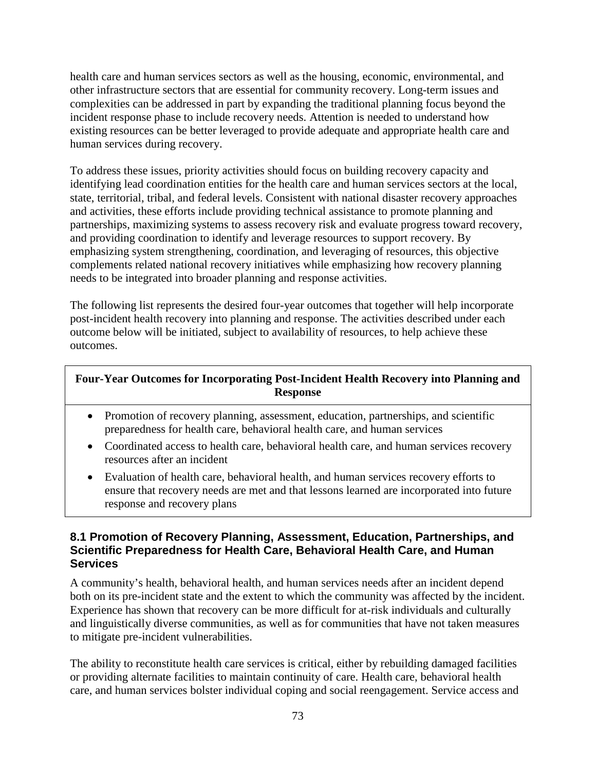health care and human services sectors as well as the housing, economic, environmental, and other infrastructure sectors that are essential for community recovery. Long-term issues and complexities can be addressed in part by expanding the traditional planning focus beyond the incident response phase to include recovery needs. Attention is needed to understand how existing resources can be better leveraged to provide adequate and appropriate health care and human services during recovery.

To address these issues, priority activities should focus on building recovery capacity and identifying lead coordination entities for the health care and human services sectors at the local, state, territorial, tribal, and federal levels. Consistent with national disaster recovery approaches and activities, these efforts include providing technical assistance to promote planning and partnerships, maximizing systems to assess recovery risk and evaluate progress toward recovery, and providing coordination to identify and leverage resources to support recovery. By emphasizing system strengthening, coordination, and leveraging of resources, this objective complements related national recovery initiatives while emphasizing how recovery planning needs to be integrated into broader planning and response activities.

The following list represents the desired four-year outcomes that together will help incorporate post-incident health recovery into planning and response. The activities described under each outcome below will be initiated, subject to availability of resources, to help achieve these outcomes.

**Four-Year Outcomes for Incorporating Post-Incident Health Recovery into Planning and Response**

- Promotion of recovery planning, assessment, education, partnerships, and scientific preparedness for health care, behavioral health care, and human services
- Coordinated access to health care, behavioral health care, and human services recovery resources after an incident
- Evaluation of health care, behavioral health, and human services recovery efforts to ensure that recovery needs are met and that lessons learned are incorporated into future response and recovery plans

### 8.1 Promotion of Recovery Planning, Assessment, Education, Partnerships, and Scientific Preparedness for Health Care, Behavioral Health Care, and Human Services

A community's health, behavioral health, and human services needs after an incident depend both on its pre-incident state and the extent to which the community was affected by the incident. Experience has shown that recovery can be more difficult for at-risk individuals and culturally and linguistically diverse communities, as well as for communities that have not taken measures to mitigate pre-incident vulnerabilities.

The ability to reconstitute health care services is critical, either by rebuilding damaged facilities or providing alternate facilities to maintain continuity of care. Health care, behavioral health care, and human services bolster individual coping and social reengagement. Service access and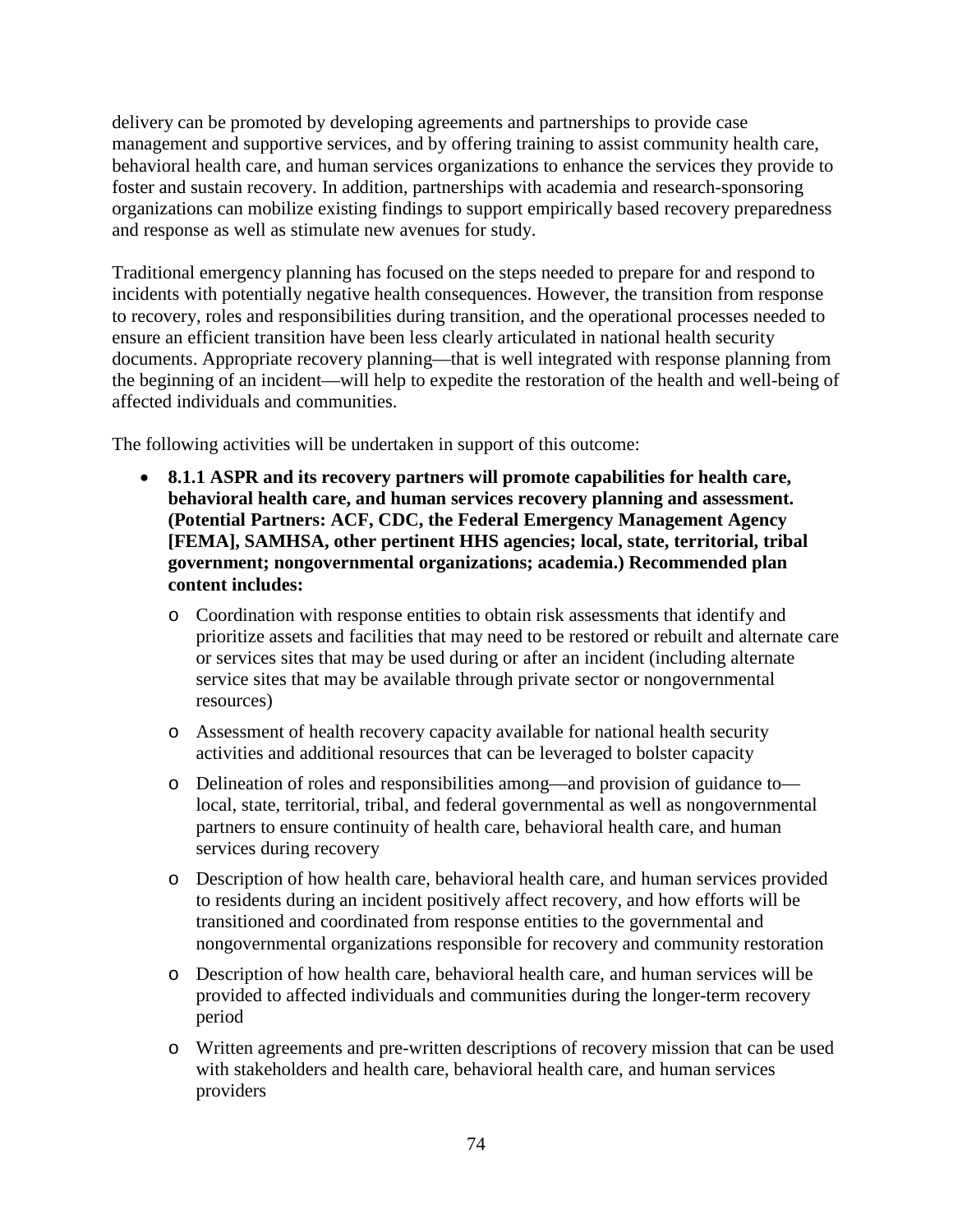delivery can be promoted by developing agreements and partnerships to provide case management and supportive services, and by offering training to assist community health care, behavioral health care, and human services organizations to enhance the services they provide to foster and sustain recovery. In addition, partnerships with academia and research-sponsoring organizations can mobilize existing findings to support empirically based recovery preparedness and response as well as stimulate new avenues for study.

Traditional emergency planning has focused on the steps needed to prepare for and respond to incidents with potentially negative health consequences. However, the transition from response to recovery, roles and responsibilities during transition, and the operational processes needed to ensure an efficient transition have been less clearly articulated in national health security documents. Appropriate recovery planning—that is well integrated with response planning from the beginning of an incident—will help to expedite the restoration of the health and well-being of affected individuals and communities.

The following activities will be undertaken in support of this outcome:

- **8.1.1 ASPR and its recovery partners will promote capabilities for health care, behavioral health care, and human services recovery planning and assessment. (Potential Partners: ACF, CDC, the Federal Emergency Management Agency [FEMA], SAMHSA, other pertinent HHS agencies; local, state, territorial, tribal government; nongovernmental organizations; academia.) Recommended plan content includes:**
  - Coordination with response entities to obtain risk assessments that identify and prioritize assets and facilities that may need to be restored or rebuilt and alternate care or services sites that may be used during or after an incident (including alternate service sites that may be available through private sector or nongovernmental resources)
  - Assessment of health recovery capacity available for national health security activities and additional resources that can be leveraged to bolster capacity
  - Delineation of roles and responsibilities among—and provision of guidance to—local, state, territorial, tribal, and federal governmental as well as nongovernmental partners to ensure continuity of health care, behavioral health care, and human services during recovery
  - Description of how health care, behavioral health care, and human services provided to residents during an incident positively affect recovery, and how efforts will be transitioned and coordinated from response entities to the governmental and nongovernmental organizations responsible for recovery and community restoration
  - Description of how health care, behavioral health care, and human services will be provided to affected individuals and communities during the longer-term recovery period
  - Written agreements and pre-written descriptions of recovery mission that can be used with stakeholders and health care, behavioral health care, and human services providers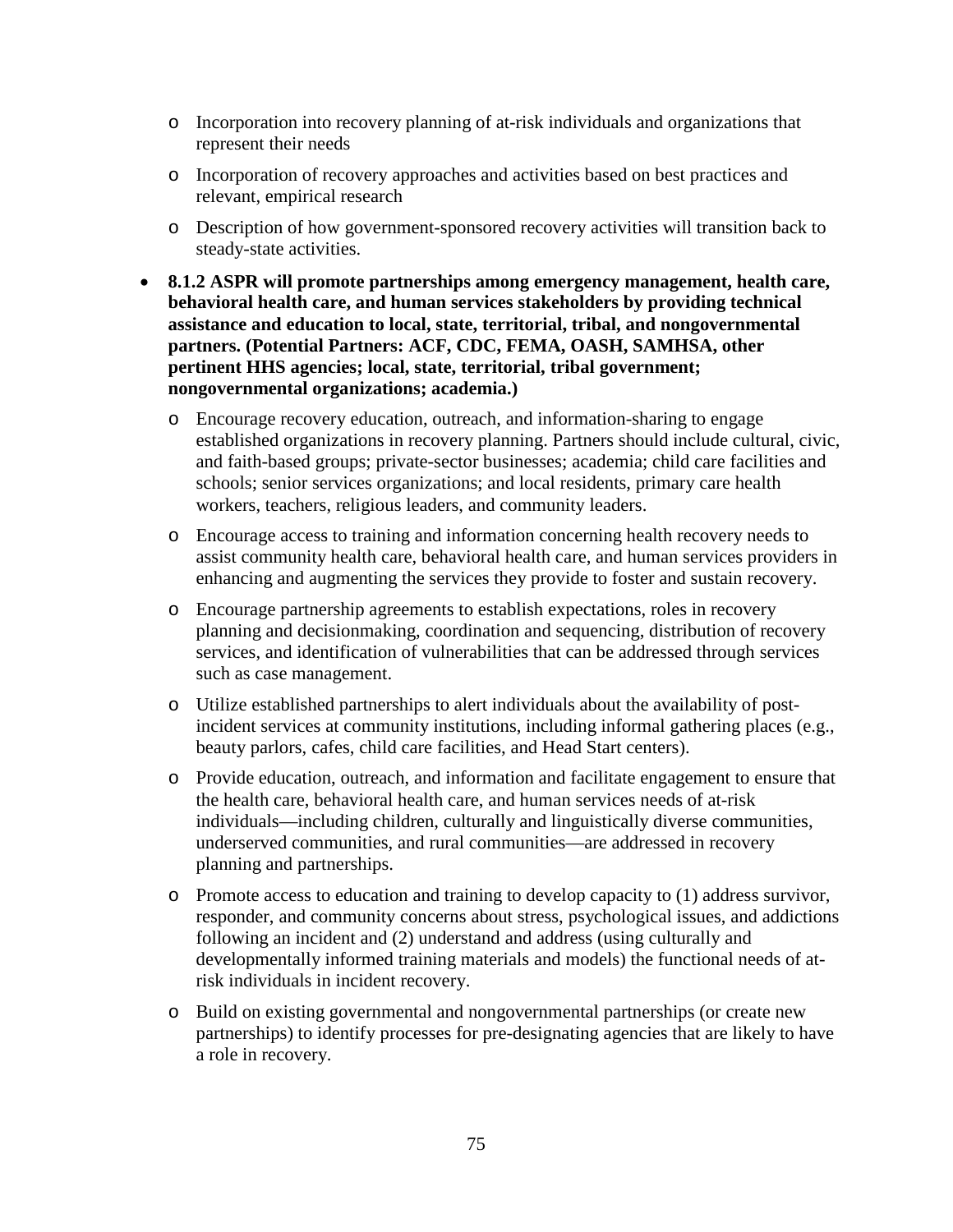- Incorporation into recovery planning of at-risk individuals and organizations that represent their needs
  - Incorporation of recovery approaches and activities based on best practices and relevant, empirical research
  - Description of how government-sponsored recovery activities will transition back to steady-state activities.

- **8.1.2 ASPR will promote partnerships among emergency management, health care, behavioral health care, and human services stakeholders by providing technical assistance and education to local, state, territorial, tribal, and nongovernmental partners. (Potential Partners: ACF, CDC, FEMA, OASH, SAMHSA, other pertinent HHS agencies; local, state, territorial, tribal government; nongovernmental organizations; academia.)**
  - Encourage recovery education, outreach, and information-sharing to engage established organizations in recovery planning. Partners should include cultural, civic, and faith-based groups; private-sector businesses; academia; child care facilities and schools; senior services organizations; and local residents, primary care health workers, teachers, religious leaders, and community leaders.
  - Encourage access to training and information concerning health recovery needs to assist community health care, behavioral health care, and human services providers in enhancing and augmenting the services they provide to foster and sustain recovery.
  - Encourage partnership agreements to establish expectations, roles in recovery planning and decisionmaking, coordination and sequencing, distribution of recovery services, and identification of vulnerabilities that can be addressed through services such as case management.
  - Utilize established partnerships to alert individuals about the availability of post-incident services at community institutions, including informal gathering places (e.g., beauty parlors, cafes, child care facilities, and Head Start centers).
  - Provide education, outreach, and information and facilitate engagement to ensure that the health care, behavioral health care, and human services needs of at-risk individuals—including children, culturally and linguistically diverse communities, underserved communities, and rural communities—are addressed in recovery planning and partnerships.
  - Promote access to education and training to develop capacity to (1) address survivor, responder, and community concerns about stress, psychological issues, and addictions following an incident and (2) understand and address (using culturally and developmentally informed training materials and models) the functional needs of at-risk individuals in incident recovery.
  - Build on existing governmental and nongovernmental partnerships (or create new partnerships) to identify processes for pre-designating agencies that are likely to have a role in recovery.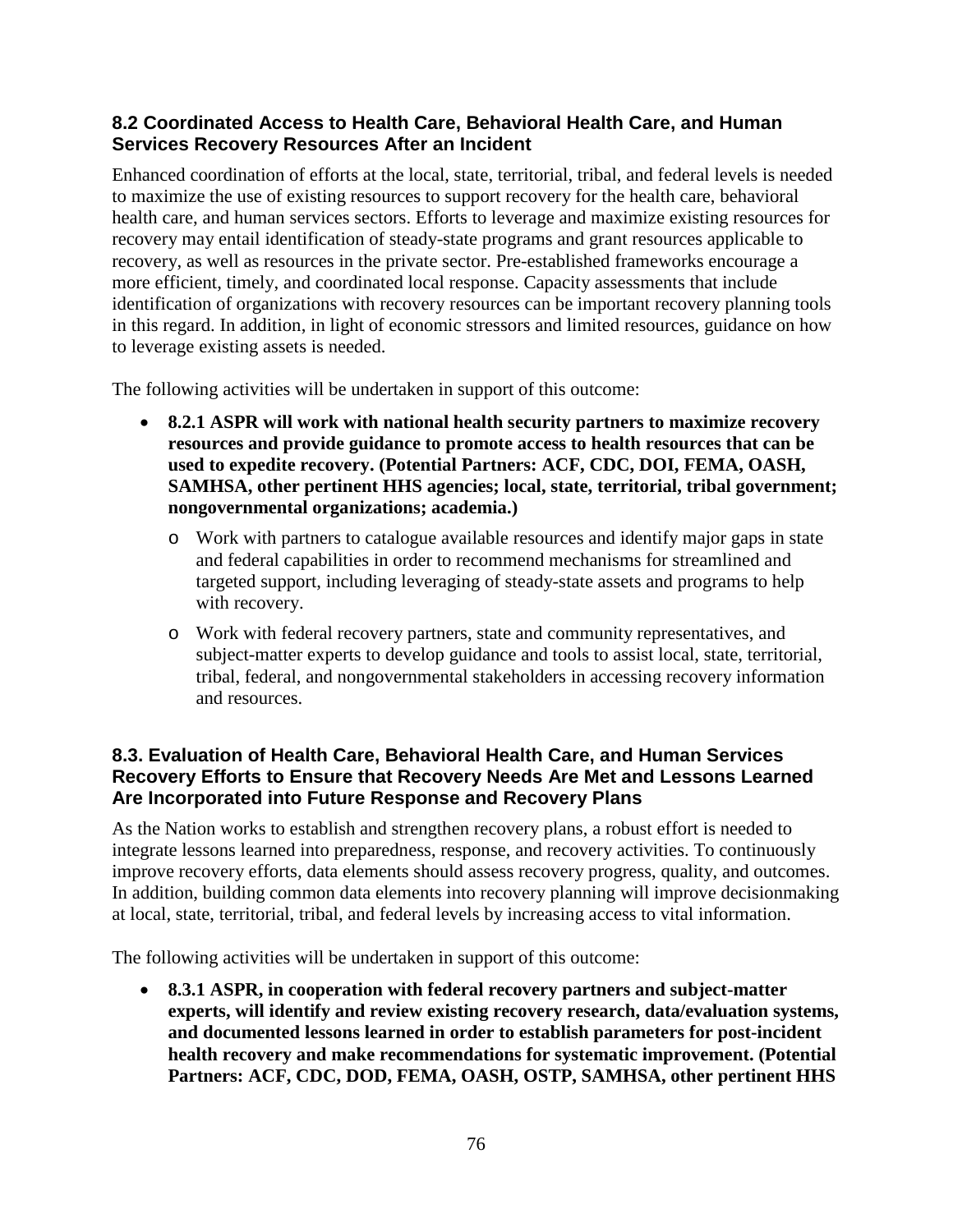### 8.2 Coordinated Access to Health Care, Behavioral Health Care, and Human Services Recovery Resources After an Incident

Enhanced coordination of efforts at the local, state, territorial, tribal, and federal levels is needed to maximize the use of existing resources to support recovery for the health care, behavioral health care, and human services sectors. Efforts to leverage and maximize existing resources for recovery may entail identification of steady-state programs and grant resources applicable to recovery, as well as resources in the private sector. Pre-established frameworks encourage a more efficient, timely, and coordinated local response. Capacity assessments that include identification of organizations with recovery resources can be important recovery planning tools in this regard. In addition, in light of economic stressors and limited resources, guidance on how to leverage existing assets is needed.

The following activities will be undertaken in support of this outcome:

- **8.2.1 ASPR will work with national health security partners to maximize recovery resources and provide guidance to promote access to health resources that can be used to expedite recovery. (Potential Partners: ACF, CDC, DOI, FEMA, OASH, SAMHSA, other pertinent HHS agencies; local, state, territorial, tribal government; nongovernmental organizations; academia.)**
  - Work with partners to catalogue available resources and identify major gaps in state and federal capabilities in order to recommend mechanisms for streamlined and targeted support, including leveraging of steady-state assets and programs to help with recovery.
  - Work with federal recovery partners, state and community representatives, and subject-matter experts to develop guidance and tools to assist local, state, territorial, tribal, federal, and nongovernmental stakeholders in accessing recovery information and resources.

### 8.3. Evaluation of Health Care, Behavioral Health Care, and Human Services Recovery Efforts to Ensure that Recovery Needs Are Met and Lessons Learned Are Incorporated into Future Response and Recovery Plans

As the Nation works to establish and strengthen recovery plans, a robust effort is needed to integrate lessons learned into preparedness, response, and recovery activities. To continuously improve recovery efforts, data elements should assess recovery progress, quality, and outcomes. In addition, building common data elements into recovery planning will improve decisionmaking at local, state, territorial, tribal, and federal levels by increasing access to vital information.

The following activities will be undertaken in support of this outcome:

- **8.3.1 ASPR, in cooperation with federal recovery partners and subject-matter experts, will identify and review existing recovery research, data/evaluation systems, and documented lessons learned in order to establish parameters for post-incident health recovery and make recommendations for systematic improvement. (Potential Partners: ACF, CDC, DOD, FEMA, OASH, OSTP, SAMHSA, other pertinent HHS**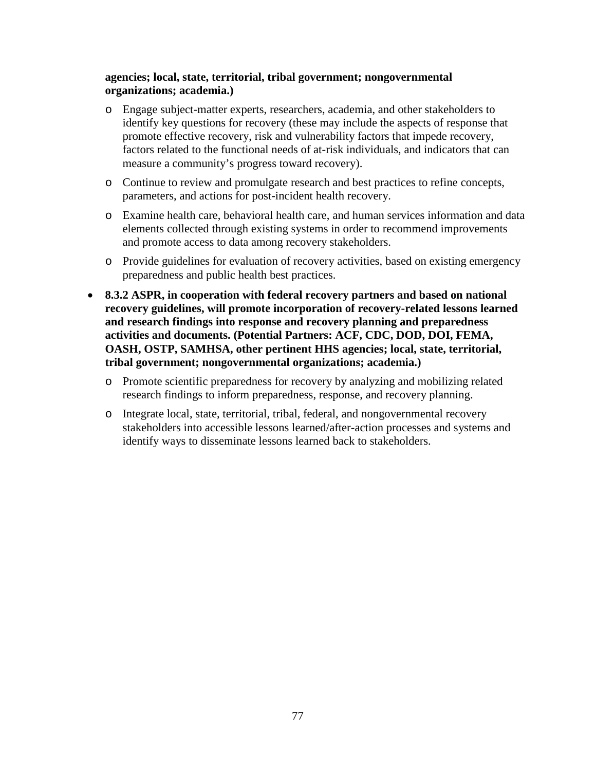**agencies; local, state, territorial, tribal government; nongovernmental organizations; academia.)**

  - Engage subject-matter experts, researchers, academia, and other stakeholders to identify key questions for recovery (these may include the aspects of response that promote effective recovery, risk and vulnerability factors that impede recovery, factors related to the functional needs of at-risk individuals, and indicators that can measure a community's progress toward recovery).
  - Continue to review and promulgate research and best practices to refine concepts, parameters, and actions for post-incident health recovery.
  - Examine health care, behavioral health care, and human services information and data elements collected through existing systems in order to recommend improvements and promote access to data among recovery stakeholders.
  - Provide guidelines for evaluation of recovery activities, based on existing emergency preparedness and public health best practices.

- **8.3.2 ASPR, in cooperation with federal recovery partners and based on national recovery guidelines, will promote incorporation of recovery-related lessons learned and research findings into response and recovery planning and preparedness activities and documents. (Potential Partners: ACF, CDC, DOD, DOI, FEMA, OASH, OSTP, SAMHSA, other pertinent HHS agencies; local, state, territorial, tribal government; nongovernmental organizations; academia.)**
  - Promote scientific preparedness for recovery by analyzing and mobilizing related research findings to inform preparedness, response, and recovery planning.
  - Integrate local, state, territorial, tribal, federal, and nongovernmental recovery stakeholders into accessible lessons learned/after-action processes and systems and identify ways to disseminate lessons learned back to stakeholders.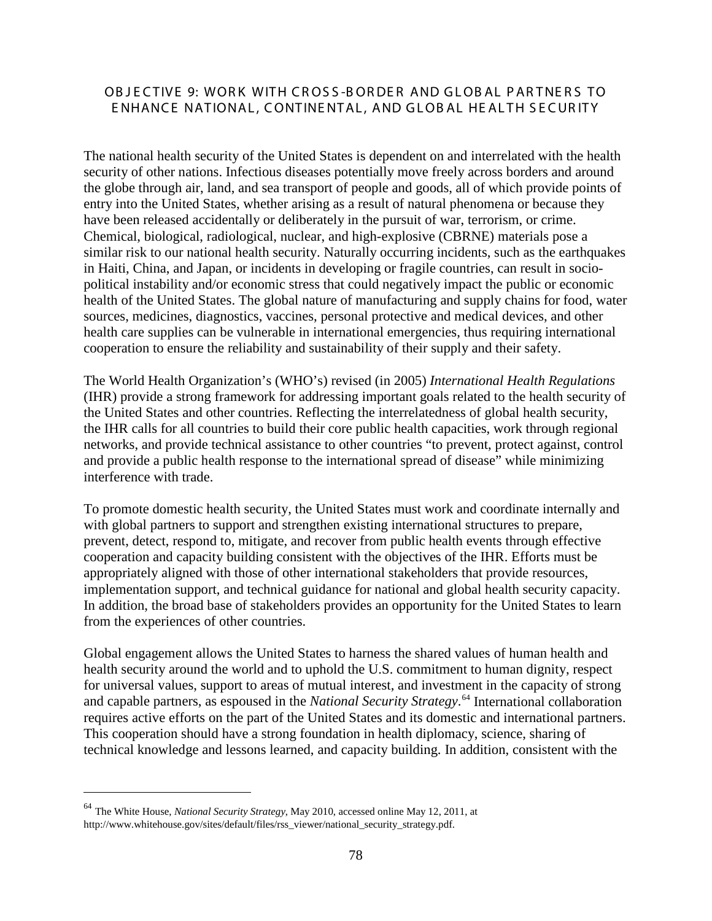## OBJECTIVE 9: WORK WITH CROSS-BORDER AND GLOBAL PARTNERS TO ENHANCE NATIONAL, CONTINENTAL, AND GLOBAL HEALTH SECURITY

The national health security of the United States is dependent on and interrelated with the health security of other nations. Infectious diseases potentially move freely across borders and around the globe through air, land, and sea transport of people and goods, all of which provide points of entry into the United States, whether arising as a result of natural phenomena or because they have been released accidentally or deliberately in the pursuit of war, terrorism, or crime. Chemical, biological, radiological, nuclear, and high-explosive (CBRNE) materials pose a similar risk to our national health security. Naturally occurring incidents, such as the earthquakes in Haiti, China, and Japan, or incidents in developing or fragile countries, can result in socio-political instability and/or economic stress that could negatively impact the public or economic health of the United States. The global nature of manufacturing and supply chains for food, water sources, medicines, diagnostics, vaccines, personal protective and medical devices, and other health care supplies can be vulnerable in international emergencies, thus requiring international cooperation to ensure the reliability and sustainability of their supply and their safety.

The World Health Organization's (WHO's) revised (in 2005) *International Health Regulations* (IHR) provide a strong framework for addressing important goals related to the health security of the United States and other countries. Reflecting the interrelatedness of global health security, the IHR calls for all countries to build their core public health capacities, work through regional networks, and provide technical assistance to other countries "to prevent, protect against, control and provide a public health response to the international spread of disease" while minimizing interference with trade.

To promote domestic health security, the United States must work and coordinate internally and with global partners to support and strengthen existing international structures to prepare, prevent, detect, respond to, mitigate, and recover from public health events through effective cooperation and capacity building consistent with the objectives of the IHR. Efforts must be appropriately aligned with those of other international stakeholders that provide resources, implementation support, and technical guidance for national and global health security capacity. In addition, the broad base of stakeholders provides an opportunity for the United States to learn from the experiences of other countries.

Global engagement allows the United States to harness the shared values of human health and health security around the world and to uphold the U.S. commitment to human dignity, respect for universal values, support to areas of mutual interest, and investment in the capacity of strong and capable partners, as espoused in the *National Security Strategy*.[64] International collaboration requires active efforts on the part of the United States and its domestic and international partners. This cooperation should have a strong foundation in health diplomacy, science, sharing of technical knowledge and lessons learned, and capacity building. In addition, consistent with the

---

[64] The White House, *National Security Strategy*, May 2010, accessed online May 12, 2011, at http://www.whitehouse.gov/sites/default/files/rss_viewer/national_security_strategy.pdf.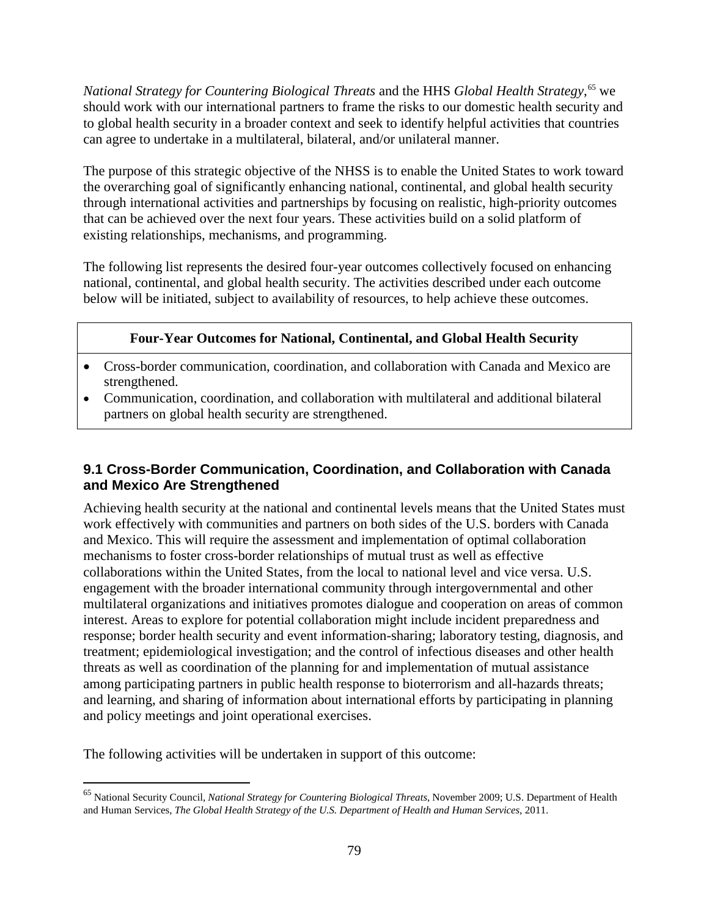*National Strategy for Countering Biological Threats* and the HHS *Global Health Strategy*,[65] we should work with our international partners to frame the risks to our domestic health security and to global health security in a broader context and seek to identify helpful activities that countries can agree to undertake in a multilateral, bilateral, and/or unilateral manner.

The purpose of this strategic objective of the NHSS is to enable the United States to work toward the overarching goal of significantly enhancing national, continental, and global health security through international activities and partnerships by focusing on realistic, high-priority outcomes that can be achieved over the next four years. These activities build on a solid platform of existing relationships, mechanisms, and programming.

The following list represents the desired four-year outcomes collectively focused on enhancing national, continental, and global health security. The activities described under each outcome below will be initiated, subject to availability of resources, to help achieve these outcomes.

| **Four-Year Outcomes for National, Continental, and Global Health Security** |
|---|
| • Cross-border communication, coordination, and collaboration with Canada and Mexico are strengthened.<br>• Communication, coordination, and collaboration with multilateral and additional bilateral partners on global health security are strengthened. |

### 9.1 Cross-Border Communication, Coordination, and Collaboration with Canada and Mexico Are Strengthened

Achieving health security at the national and continental levels means that the United States must work effectively with communities and partners on both sides of the U.S. borders with Canada and Mexico. This will require the assessment and implementation of optimal collaboration mechanisms to foster cross-border relationships of mutual trust as well as effective collaborations within the United States, from the local to national level and vice versa. U.S. engagement with the broader international community through intergovernmental and other multilateral organizations and initiatives promotes dialogue and cooperation on areas of common interest. Areas to explore for potential collaboration might include incident preparedness and response; border health security and event information-sharing; laboratory testing, diagnosis, and treatment; epidemiological investigation; and the control of infectious diseases and other health threats as well as coordination of the planning for and implementation of mutual assistance among participating partners in public health response to bioterrorism and all-hazards threats; and learning, and sharing of information about international efforts by participating in planning and policy meetings and joint operational exercises.

The following activities will be undertaken in support of this outcome:

---

[65] National Security Council, *National Strategy for Countering Biological Threats*, November 2009; U.S. Department of Health and Human Services, *The Global Health Strategy of the U.S. Department of Health and Human Services*, 2011.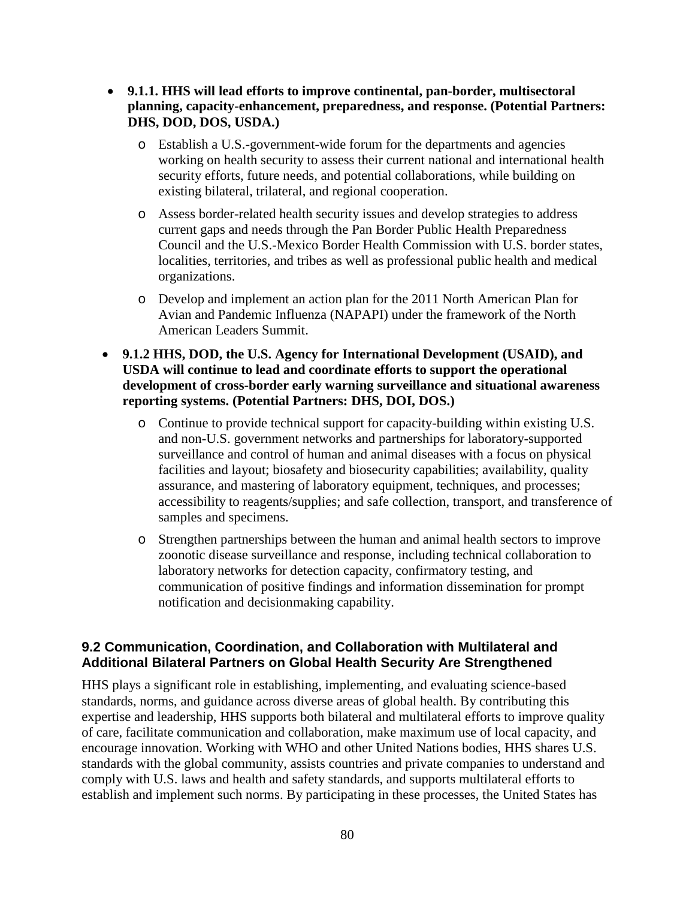- **9.1.1. HHS will lead efforts to improve continental, pan-border, multisectoral planning, capacity-enhancement, preparedness, and response. (Potential Partners: DHS, DOD, DOS, USDA.)**
  - Establish a U.S.-government-wide forum for the departments and agencies working on health security to assess their current national and international health security efforts, future needs, and potential collaborations, while building on existing bilateral, trilateral, and regional cooperation.
  - Assess border-related health security issues and develop strategies to address current gaps and needs through the Pan Border Public Health Preparedness Council and the U.S.-Mexico Border Health Commission with U.S. border states, localities, territories, and tribes as well as professional public health and medical organizations.
  - Develop and implement an action plan for the 2011 North American Plan for Avian and Pandemic Influenza (NAPAPI) under the framework of the North American Leaders Summit.
- **9.1.2 HHS, DOD, the U.S. Agency for International Development (USAID), and USDA will continue to lead and coordinate efforts to support the operational development of cross-border early warning surveillance and situational awareness reporting systems. (Potential Partners: DHS, DOI, DOS.)**
  - Continue to provide technical support for capacity-building within existing U.S. and non-U.S. government networks and partnerships for laboratory-supported surveillance and control of human and animal diseases with a focus on physical facilities and layout; biosafety and biosecurity capabilities; availability, quality assurance, and mastering of laboratory equipment, techniques, and processes; accessibility to reagents/supplies; and safe collection, transport, and transference of samples and specimens.
  - Strengthen partnerships between the human and animal health sectors to improve zoonotic disease surveillance and response, including technical collaboration to laboratory networks for detection capacity, confirmatory testing, and communication of positive findings and information dissemination for prompt notification and decisionmaking capability.

### 9.2 Communication, Coordination, and Collaboration with Multilateral and Additional Bilateral Partners on Global Health Security Are Strengthened

HHS plays a significant role in establishing, implementing, and evaluating science-based standards, norms, and guidance across diverse areas of global health. By contributing this expertise and leadership, HHS supports both bilateral and multilateral efforts to improve quality of care, facilitate communication and collaboration, make maximum use of local capacity, and encourage innovation. Working with WHO and other United Nations bodies, HHS shares U.S. standards with the global community, assists countries and private companies to understand and comply with U.S. laws and health and safety standards, and supports multilateral efforts to establish and implement such norms. By participating in these processes, the United States has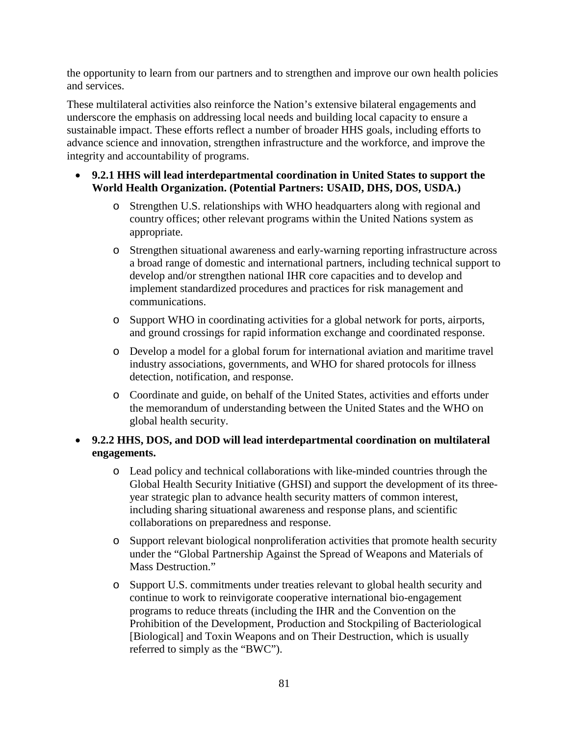the opportunity to learn from our partners and to strengthen and improve our own health policies and services.

These multilateral activities also reinforce the Nation's extensive bilateral engagements and underscore the emphasis on addressing local needs and building local capacity to ensure a sustainable impact. These efforts reflect a number of broader HHS goals, including efforts to advance science and innovation, strengthen infrastructure and the workforce, and improve the integrity and accountability of programs.

- **9.2.1 HHS will lead interdepartmental coordination in United States to support the World Health Organization. (Potential Partners: USAID, DHS, DOS, USDA.)**
    - Strengthen U.S. relationships with WHO headquarters along with regional and country offices; other relevant programs within the United Nations system as appropriate.
    - Strengthen situational awareness and early-warning reporting infrastructure across a broad range of domestic and international partners, including technical support to develop and/or strengthen national IHR core capacities and to develop and implement standardized procedures and practices for risk management and communications.
    - Support WHO in coordinating activities for a global network for ports, airports, and ground crossings for rapid information exchange and coordinated response.
    - Develop a model for a global forum for international aviation and maritime travel industry associations, governments, and WHO for shared protocols for illness detection, notification, and response.
    - Coordinate and guide, on behalf of the United States, activities and efforts under the memorandum of understanding between the United States and the WHO on global health security.
- **9.2.2 HHS, DOS, and DOD will lead interdepartmental coordination on multilateral engagements.**
    - Lead policy and technical collaborations with like-minded countries through the Global Health Security Initiative (GHSI) and support the development of its three-year strategic plan to advance health security matters of common interest, including sharing situational awareness and response plans, and scientific collaborations on preparedness and response.
    - Support relevant biological nonproliferation activities that promote health security under the "Global Partnership Against the Spread of Weapons and Materials of Mass Destruction."
    - Support U.S. commitments under treaties relevant to global health security and continue to work to reinvigorate cooperative international bio-engagement programs to reduce threats (including the IHR and the Convention on the Prohibition of the Development, Production and Stockpiling of Bacteriological [Biological] and Toxin Weapons and on Their Destruction, which is usually referred to simply as the "BWC").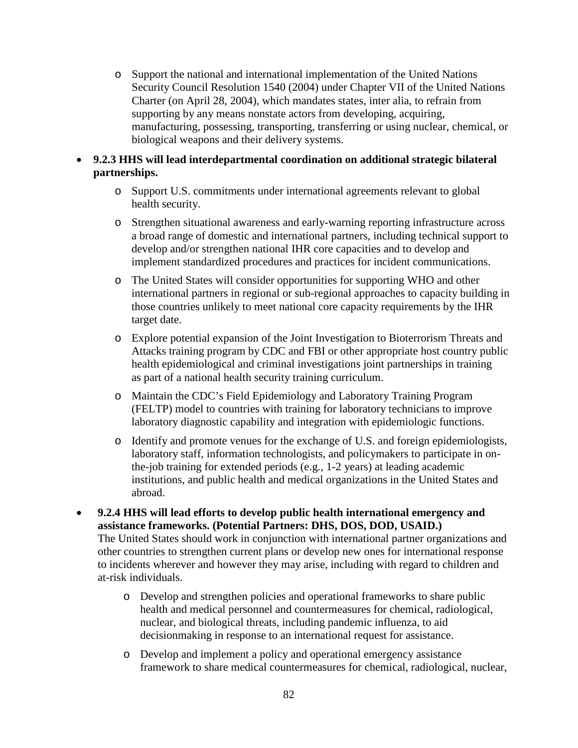- Support the national and international implementation of the United Nations Security Council Resolution 1540 (2004) under Chapter VII of the United Nations Charter (on April 28, 2004), which mandates states, inter alia, to refrain from supporting by any means nonstate actors from developing, acquiring, manufacturing, possessing, transporting, transferring or using nuclear, chemical, or biological weapons and their delivery systems.

- **9.2.3 HHS will lead interdepartmental coordination on additional strategic bilateral partnerships.**
  - Support U.S. commitments under international agreements relevant to global health security.
  - Strengthen situational awareness and early-warning reporting infrastructure across a broad range of domestic and international partners, including technical support to develop and/or strengthen national IHR core capacities and to develop and implement standardized procedures and practices for incident communications.
  - The United States will consider opportunities for supporting WHO and other international partners in regional or sub-regional approaches to capacity building in those countries unlikely to meet national core capacity requirements by the IHR target date.
  - Explore potential expansion of the Joint Investigation to Bioterrorism Threats and Attacks training program by CDC and FBI or other appropriate host country public health epidemiological and criminal investigations joint partnerships in training as part of a national health security training curriculum.
  - Maintain the CDC's Field Epidemiology and Laboratory Training Program (FELTP) model to countries with training for laboratory technicians to improve laboratory diagnostic capability and integration with epidemiologic functions.
  - Identify and promote venues for the exchange of U.S. and foreign epidemiologists, laboratory staff, information technologists, and policymakers to participate in on-the-job training for extended periods (e.g., 1-2 years) at leading academic institutions, and public health and medical organizations in the United States and abroad.

- **9.2.4 HHS will lead efforts to develop public health international emergency and assistance frameworks. (Potential Partners: DHS, DOS, DOD, USAID.)**
  The United States should work in conjunction with international partner organizations and other countries to strengthen current plans or develop new ones for international response to incidents wherever and however they may arise, including with regard to children and at-risk individuals.
  - Develop and strengthen policies and operational frameworks to share public health and medical personnel and countermeasures for chemical, radiological, nuclear, and biological threats, including pandemic influenza, to aid decisionmaking in response to an international request for assistance.
  - Develop and implement a policy and operational emergency assistance framework to share medical countermeasures for chemical, radiological, nuclear,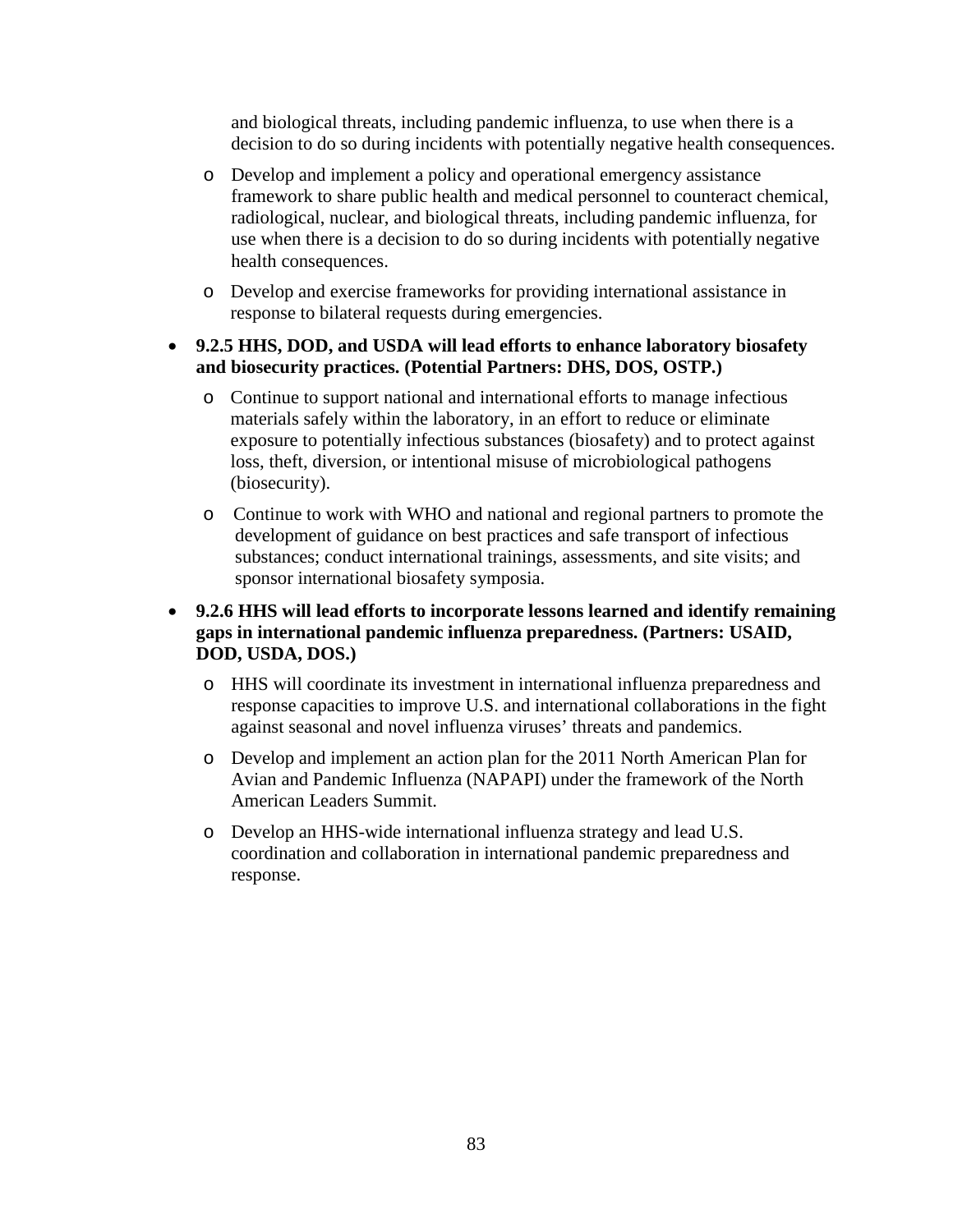and biological threats, including pandemic influenza, to use when there is a decision to do so during incidents with potentially negative health consequences.

  - Develop and implement a policy and operational emergency assistance framework to share public health and medical personnel to counteract chemical, radiological, nuclear, and biological threats, including pandemic influenza, for use when there is a decision to do so during incidents with potentially negative health consequences.
  - Develop and exercise frameworks for providing international assistance in response to bilateral requests during emergencies.

- **9.2.5 HHS, DOD, and USDA will lead efforts to enhance laboratory biosafety and biosecurity practices. (Potential Partners: DHS, DOS, OSTP.)**
  - Continue to support national and international efforts to manage infectious materials safely within the laboratory, in an effort to reduce or eliminate exposure to potentially infectious substances (biosafety) and to protect against loss, theft, diversion, or intentional misuse of microbiological pathogens (biosecurity).
  - Continue to work with WHO and national and regional partners to promote the development of guidance on best practices and safe transport of infectious substances; conduct international trainings, assessments, and site visits; and sponsor international biosafety symposia.

- **9.2.6 HHS will lead efforts to incorporate lessons learned and identify remaining gaps in international pandemic influenza preparedness. (Partners: USAID, DOD, USDA, DOS.)**
  - HHS will coordinate its investment in international influenza preparedness and response capacities to improve U.S. and international collaborations in the fight against seasonal and novel influenza viruses' threats and pandemics.
  - Develop and implement an action plan for the 2011 North American Plan for Avian and Pandemic Influenza (NAPAPI) under the framework of the North American Leaders Summit.
  - Develop an HHS-wide international influenza strategy and lead U.S. coordination and collaboration in international pandemic preparedness and response.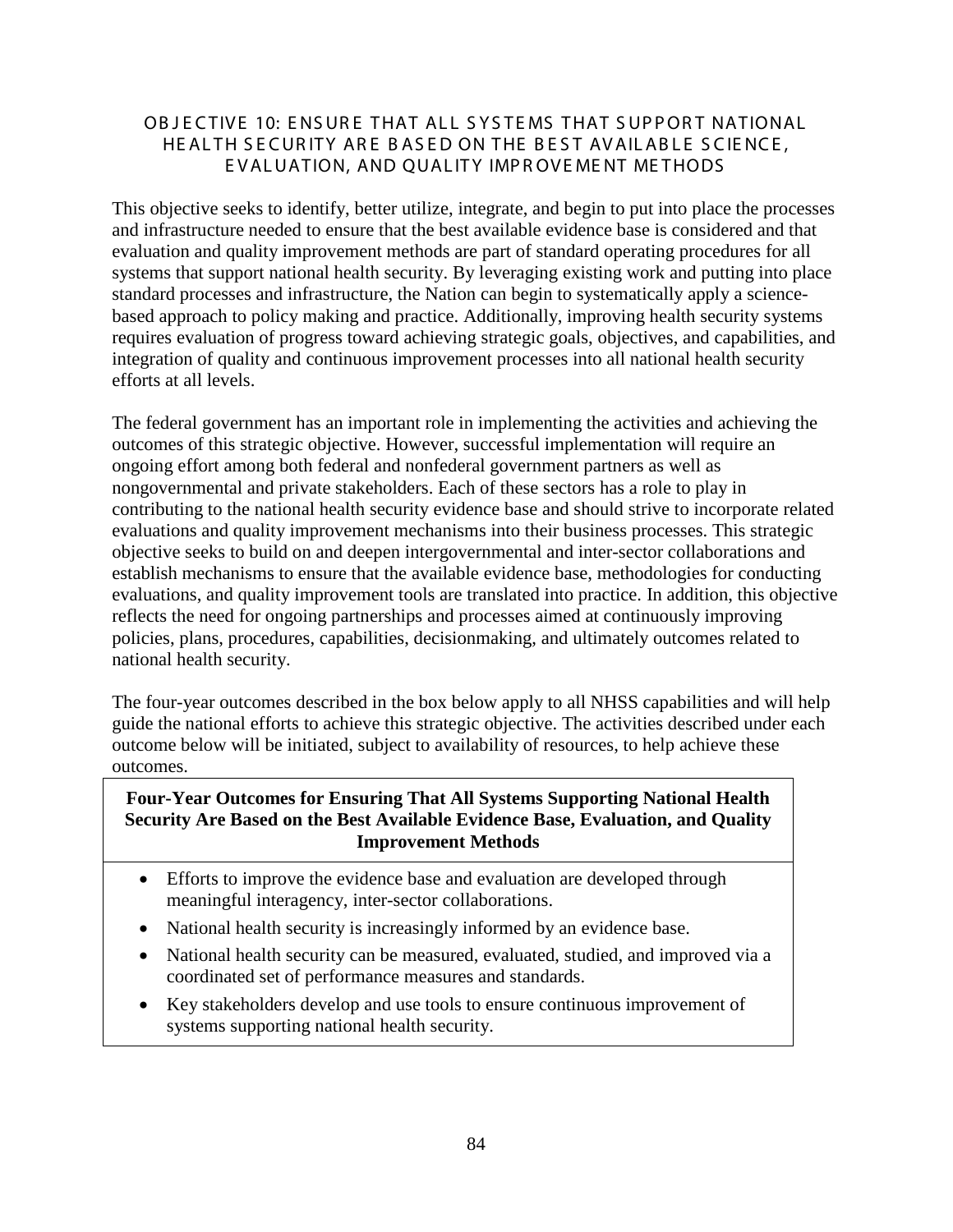## OBJECTIVE 10: ENSURE THAT ALL SYSTEMS THAT SUPPORT NATIONAL HEALTH SECURITY ARE BASED ON THE BEST AVAILABLE SCIENCE, EVALUATION, AND QUALITY IMPROVEMENT METHODS

This objective seeks to identify, better utilize, integrate, and begin to put into place the processes and infrastructure needed to ensure that the best available evidence base is considered and that evaluation and quality improvement methods are part of standard operating procedures for all systems that support national health security. By leveraging existing work and putting into place standard processes and infrastructure, the Nation can begin to systematically apply a science-based approach to policy making and practice. Additionally, improving health security systems requires evaluation of progress toward achieving strategic goals, objectives, and capabilities, and integration of quality and continuous improvement processes into all national health security efforts at all levels.

The federal government has an important role in implementing the activities and achieving the outcomes of this strategic objective. However, successful implementation will require an ongoing effort among both federal and nonfederal government partners as well as nongovernmental and private stakeholders. Each of these sectors has a role to play in contributing to the national health security evidence base and should strive to incorporate related evaluations and quality improvement mechanisms into their business processes. This strategic objective seeks to build on and deepen intergovernmental and inter-sector collaborations and establish mechanisms to ensure that the available evidence base, methodologies for conducting evaluations, and quality improvement tools are translated into practice. In addition, this objective reflects the need for ongoing partnerships and processes aimed at continuously improving policies, plans, procedures, capabilities, decisionmaking, and ultimately outcomes related to national health security.

The four-year outcomes described in the box below apply to all NHSS capabilities and will help guide the national efforts to achieve this strategic objective. The activities described under each outcome below will be initiated, subject to availability of resources, to help achieve these outcomes.

**Four-Year Outcomes for Ensuring That All Systems Supporting National Health Security Are Based on the Best Available Evidence Base, Evaluation, and Quality Improvement Methods**

- Efforts to improve the evidence base and evaluation are developed through meaningful interagency, inter-sector collaborations.
- National health security is increasingly informed by an evidence base.
- National health security can be measured, evaluated, studied, and improved via a coordinated set of performance measures and standards.
- Key stakeholders develop and use tools to ensure continuous improvement of systems supporting national health security.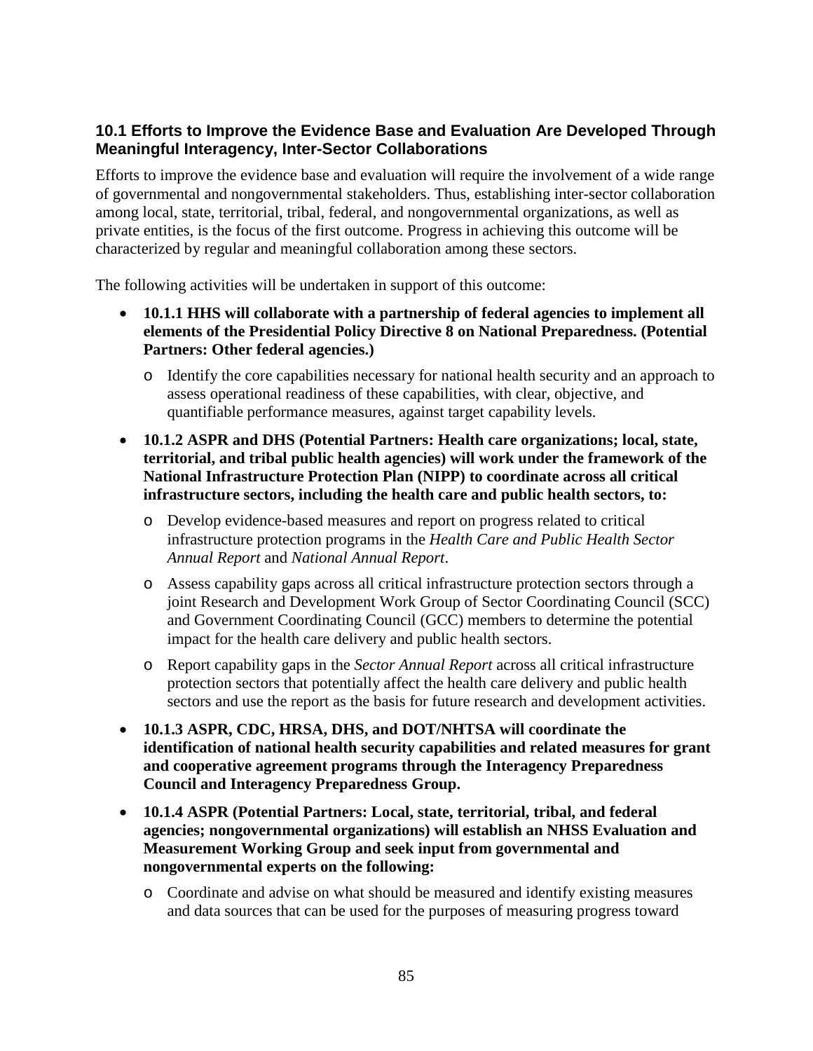### 10.1 Efforts to Improve the Evidence Base and Evaluation Are Developed Through Meaningful Interagency, Inter-Sector Collaborations

Efforts to improve the evidence base and evaluation will require the involvement of a wide range of governmental and nongovernmental stakeholders. Thus, establishing inter-sector collaboration among local, state, territorial, tribal, federal, and nongovernmental organizations, as well as private entities, is the focus of the first outcome. Progress in achieving this outcome will be characterized by regular and meaningful collaboration among these sectors.

The following activities will be undertaken in support of this outcome:

- **10.1.1 HHS will collaborate with a partnership of federal agencies to implement all elements of the Presidential Policy Directive 8 on National Preparedness. (Potential Partners: Other federal agencies.)**
  - Identify the core capabilities necessary for national health security and an approach to assess operational readiness of these capabilities, with clear, objective, and quantifiable performance measures, against target capability levels.
- **10.1.2 ASPR and DHS (Potential Partners: Health care organizations; local, state, territorial, and tribal public health agencies) will work under the framework of the National Infrastructure Protection Plan (NIPP) to coordinate across all critical infrastructure sectors, including the health care and public health sectors, to:**
  - Develop evidence-based measures and report on progress related to critical infrastructure protection programs in the *Health Care and Public Health Sector Annual Report* and *National Annual Report*.
  - Assess capability gaps across all critical infrastructure protection sectors through a joint Research and Development Work Group of Sector Coordinating Council (SCC) and Government Coordinating Council (GCC) members to determine the potential impact for the health care delivery and public health sectors.
  - Report capability gaps in the *Sector Annual Report* across all critical infrastructure protection sectors that potentially affect the health care delivery and public health sectors and use the report as the basis for future research and development activities.
- **10.1.3 ASPR, CDC, HRSA, DHS, and DOT/NHTSA will coordinate the identification of national health security capabilities and related measures for grant and cooperative agreement programs through the Interagency Preparedness Council and Interagency Preparedness Group.**
- **10.1.4 ASPR (Potential Partners: Local, state, territorial, tribal, and federal agencies; nongovernmental organizations) will establish an NHSS Evaluation and Measurement Working Group and seek input from governmental and nongovernmental experts on the following:**
  - Coordinate and advise on what should be measured and identify existing measures and data sources that can be used for the purposes of measuring progress toward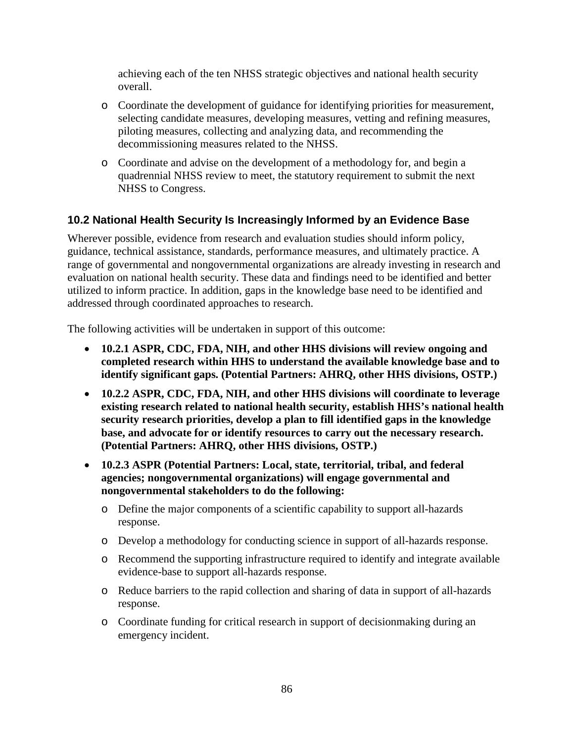achieving each of the ten NHSS strategic objectives and national health security overall.

  - Coordinate the development of guidance for identifying priorities for measurement, selecting candidate measures, developing measures, vetting and refining measures, piloting measures, collecting and analyzing data, and recommending the decommissioning measures related to the NHSS.
  - Coordinate and advise on the development of a methodology for, and begin a quadrennial NHSS review to meet, the statutory requirement to submit the next NHSS to Congress.

### 10.2 National Health Security Is Increasingly Informed by an Evidence Base

Wherever possible, evidence from research and evaluation studies should inform policy, guidance, technical assistance, standards, performance measures, and ultimately practice. A range of governmental and nongovernmental organizations are already investing in research and evaluation on national health security. These data and findings need to be identified and better utilized to inform practice. In addition, gaps in the knowledge base need to be identified and addressed through coordinated approaches to research.

The following activities will be undertaken in support of this outcome:

- **10.2.1 ASPR, CDC, FDA, NIH, and other HHS divisions will review ongoing and completed research within HHS to understand the available knowledge base and to identify significant gaps. (Potential Partners: AHRQ, other HHS divisions, OSTP.)**
- **10.2.2 ASPR, CDC, FDA, NIH, and other HHS divisions will coordinate to leverage existing research related to national health security, establish HHS's national health security research priorities, develop a plan to fill identified gaps in the knowledge base, and advocate for or identify resources to carry out the necessary research. (Potential Partners: AHRQ, other HHS divisions, OSTP.)**
- **10.2.3 ASPR (Potential Partners: Local, state, territorial, tribal, and federal agencies; nongovernmental organizations) will engage governmental and nongovernmental stakeholders to do the following:**
  - Define the major components of a scientific capability to support all-hazards response.
  - Develop a methodology for conducting science in support of all-hazards response.
  - Recommend the supporting infrastructure required to identify and integrate available evidence-base to support all-hazards response.
  - Reduce barriers to the rapid collection and sharing of data in support of all-hazards response.
  - Coordinate funding for critical research in support of decisionmaking during an emergency incident.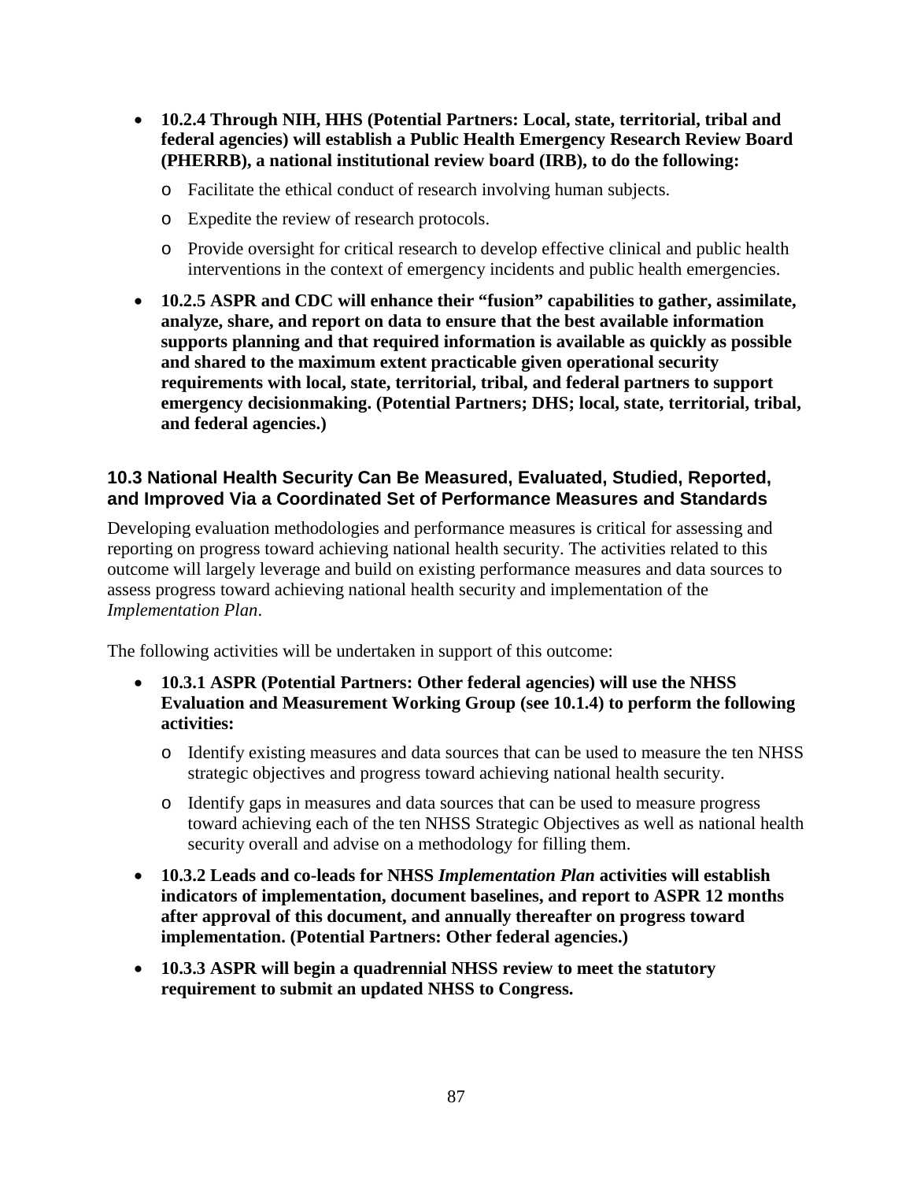- **10.2.4 Through NIH, HHS (Potential Partners: Local, state, territorial, tribal and federal agencies) will establish a Public Health Emergency Research Review Board (PHERRB), a national institutional review board (IRB), to do the following:**
    - Facilitate the ethical conduct of research involving human subjects.
    - Expedite the review of research protocols.
    - Provide oversight for critical research to develop effective clinical and public health interventions in the context of emergency incidents and public health emergencies.
- **10.2.5 ASPR and CDC will enhance their "fusion" capabilities to gather, assimilate, analyze, share, and report on data to ensure that the best available information supports planning and that required information is available as quickly as possible and shared to the maximum extent practicable given operational security requirements with local, state, territorial, tribal, and federal partners to support emergency decisionmaking. (Potential Partners; DHS; local, state, territorial, tribal, and federal agencies.)**

### 10.3 National Health Security Can Be Measured, Evaluated, Studied, Reported, and Improved Via a Coordinated Set of Performance Measures and Standards

Developing evaluation methodologies and performance measures is critical for assessing and reporting on progress toward achieving national health security. The activities related to this outcome will largely leverage and build on existing performance measures and data sources to assess progress toward achieving national health security and implementation of the *Implementation Plan*.

The following activities will be undertaken in support of this outcome:

- **10.3.1 ASPR (Potential Partners: Other federal agencies) will use the NHSS Evaluation and Measurement Working Group (see 10.1.4) to perform the following activities:**
    - Identify existing measures and data sources that can be used to measure the ten NHSS strategic objectives and progress toward achieving national health security.
    - Identify gaps in measures and data sources that can be used to measure progress toward achieving each of the ten NHSS Strategic Objectives as well as national health security overall and advise on a methodology for filling them.
- **10.3.2 Leads and co-leads for NHSS *Implementation Plan* activities will establish indicators of implementation, document baselines, and report to ASPR 12 months after approval of this document, and annually thereafter on progress toward implementation. (Potential Partners: Other federal agencies.)**
- **10.3.3 ASPR will begin a quadrennial NHSS review to meet the statutory requirement to submit an updated NHSS to Congress.**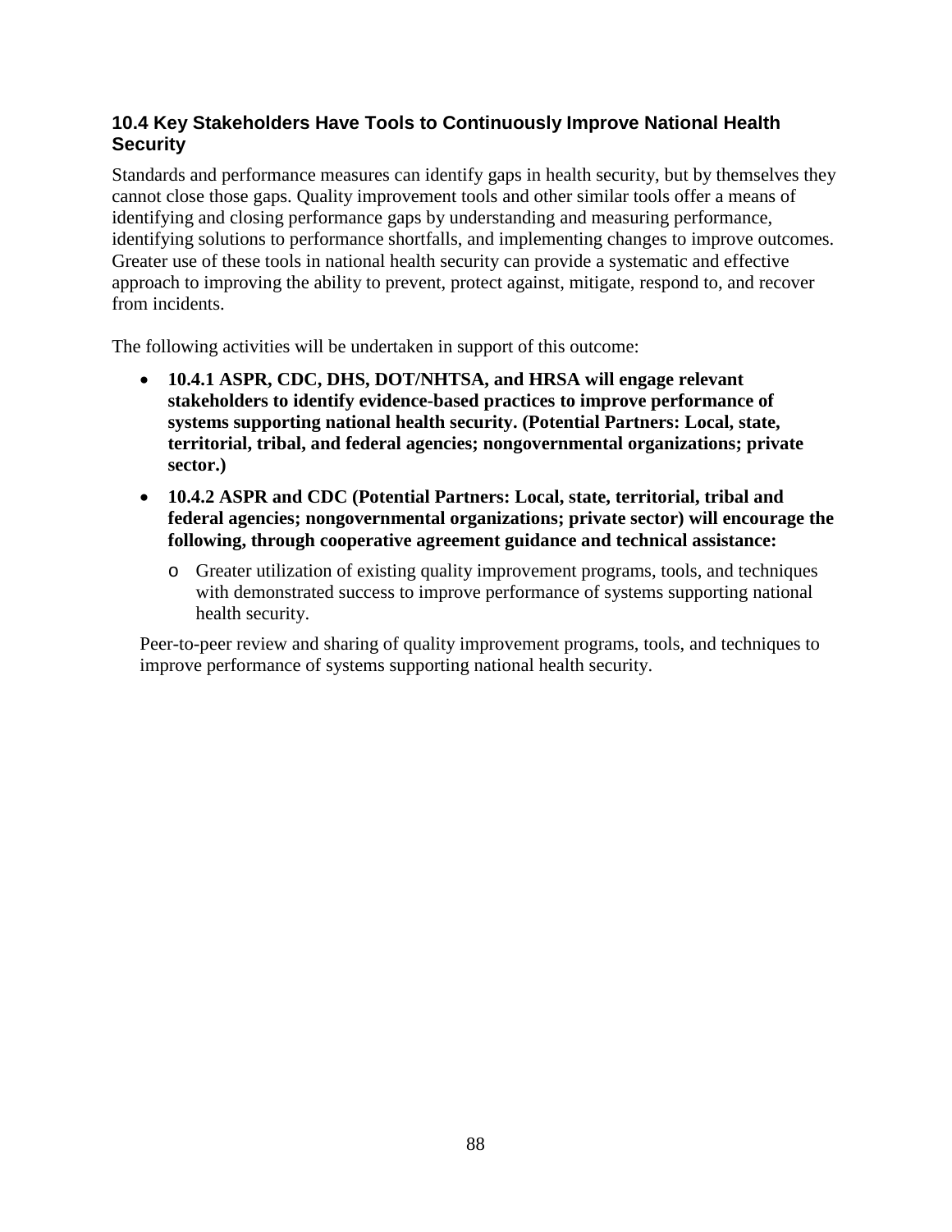### 10.4 Key Stakeholders Have Tools to Continuously Improve National Health Security

Standards and performance measures can identify gaps in health security, but by themselves they cannot close those gaps. Quality improvement tools and other similar tools offer a means of identifying and closing performance gaps by understanding and measuring performance, identifying solutions to performance shortfalls, and implementing changes to improve outcomes. Greater use of these tools in national health security can provide a systematic and effective approach to improving the ability to prevent, protect against, mitigate, respond to, and recover from incidents.

The following activities will be undertaken in support of this outcome:

- **10.4.1 ASPR, CDC, DHS, DOT/NHTSA, and HRSA will engage relevant stakeholders to identify evidence-based practices to improve performance of systems supporting national health security. (Potential Partners: Local, state, territorial, tribal, and federal agencies; nongovernmental organizations; private sector.)**
- **10.4.2 ASPR and CDC (Potential Partners: Local, state, territorial, tribal and federal agencies; nongovernmental organizations; private sector) will encourage the following, through cooperative agreement guidance and technical assistance:**
  - Greater utilization of existing quality improvement programs, tools, and techniques with demonstrated success to improve performance of systems supporting national health security.

Peer-to-peer review and sharing of quality improvement programs, tools, and techniques to improve performance of systems supporting national health security.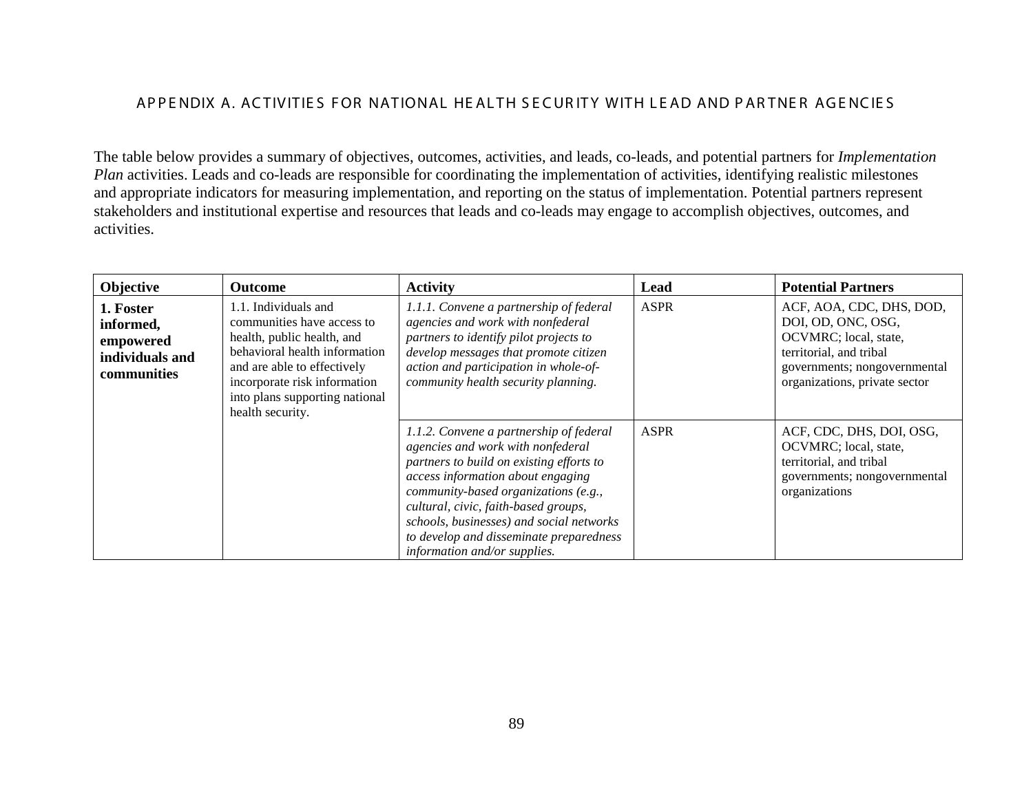## APPENDIX A. ACTIVITIES FOR NATIONAL HEALTH SECURITY WITH LEAD AND PARTNER AGENCIES

The table below provides a summary of objectives, outcomes, activities, and leads, co-leads, and potential partners for *Implementation Plan* activities. Leads and co-leads are responsible for coordinating the implementation of activities, identifying realistic milestones and appropriate indicators for measuring implementation, and reporting on the status of implementation. Potential partners represent stakeholders and institutional expertise and resources that leads and co-leads may engage to accomplish objectives, outcomes, and activities.

| Objective | Outcome | Activity | Lead | Potential Partners |
|---|---|---|---|---|
| **1. Foster informed, empowered individuals and communities** | 1.1. Individuals and communities have access to health, public health, and behavioral health information and are able to effectively incorporate risk information into plans supporting national health security. | *1.1.1. Convene a partnership of federal agencies and work with nonfederal partners to identify pilot projects to develop messages that promote citizen action and participation in whole-of-community health security planning.* | ASPR | ACF, AOA, CDC, DHS, DOD, DOI, OD, ONC, OSG, OCVMRC; local, state, territorial, and tribal governments; nongovernmental organizations, private sector |
| | | *1.1.2. Convene a partnership of federal agencies and work with nonfederal partners to build on existing efforts to access information about engaging community-based organizations (e.g., cultural, civic, faith-based groups, schools, businesses) and social networks to develop and disseminate preparedness information and/or supplies.* | ASPR | ACF, CDC, DHS, DOI, OSG, OCVMRC; local, state, territorial, and tribal governments; nongovernmental organizations |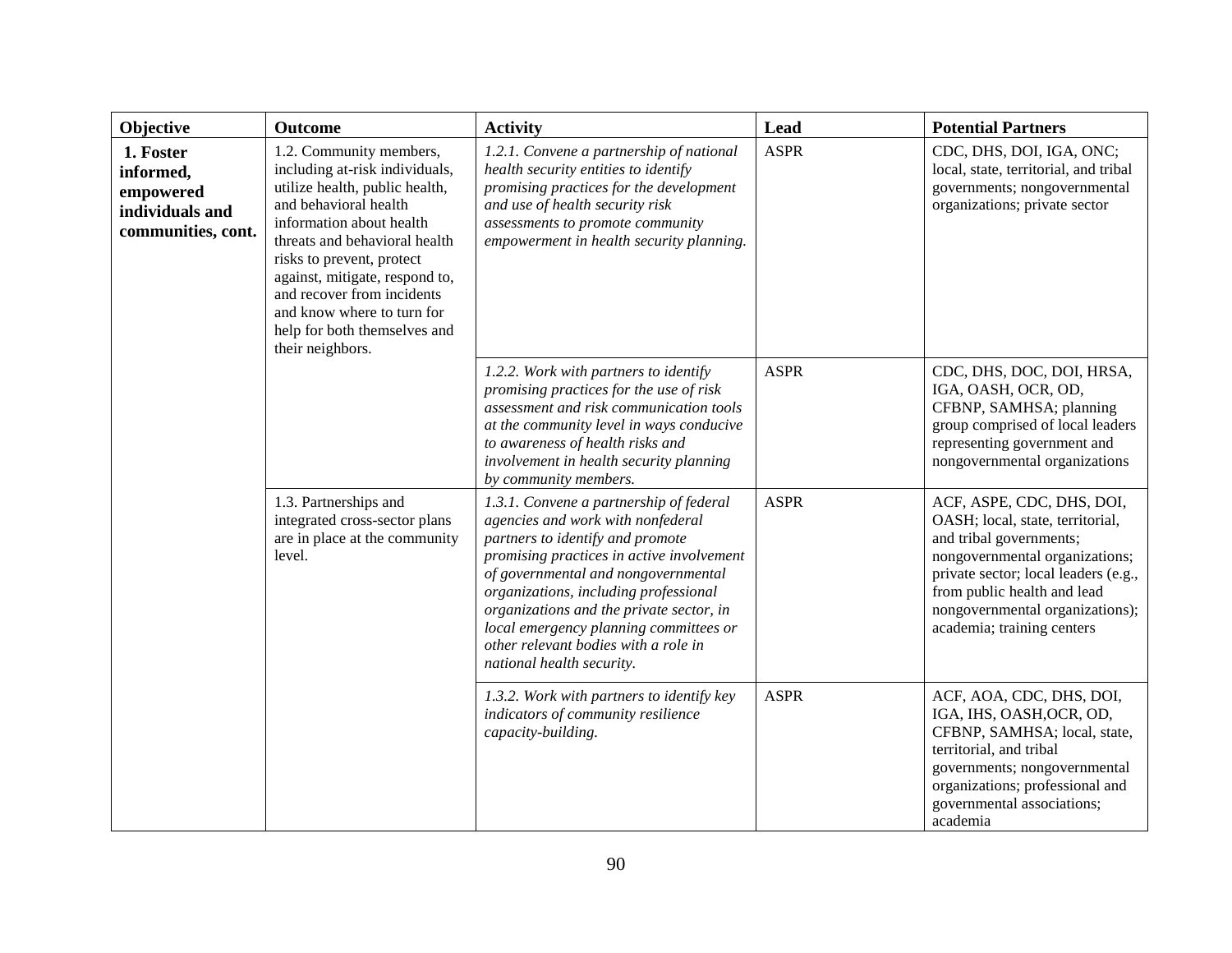| Objective | Outcome | Activity | Lead | Potential Partners |
|---|---|---|---|---|
| **1. Foster informed, empowered individuals and communities, cont.** | 1.2. Community members, including at-risk individuals, utilize health, public health, and behavioral health information about health threats and behavioral health risks to prevent, protect against, mitigate, respond to, and recover from incidents and know where to turn for help for both themselves and their neighbors. | *1.2.1. Convene a partnership of national health security entities to identify promising practices for the development and use of health security risk assessments to promote community empowerment in health security planning.* | ASPR | CDC, DHS, DOI, IGA, ONC; local, state, territorial, and tribal governments; nongovernmental organizations; private sector |
| | | *1.2.2. Work with partners to identify promising practices for the use of risk assessment and risk communication tools at the community level in ways conducive to awareness of health risks and involvement in health security planning by community members.* | ASPR | CDC, DHS, DOC, DOI, HRSA, IGA, OASH, OCR, OD, CFBNP, SAMHSA; planning group comprised of local leaders representing government and nongovernmental organizations |
| | 1.3. Partnerships and integrated cross-sector plans are in place at the community level. | *1.3.1. Convene a partnership of federal agencies and work with nonfederal partners to identify and promote promising practices in active involvement of governmental and nongovernmental organizations, including professional organizations and the private sector, in local emergency planning committees or other relevant bodies with a role in national health security.* | ASPR | ACF, ASPE, CDC, DHS, DOI, OASH; local, state, territorial, and tribal governments; nongovernmental organizations; private sector; local leaders (e.g., from public health and lead nongovernmental organizations); academia; training centers |
| | | *1.3.2. Work with partners to identify key indicators of community resilience capacity-building.* | ASPR | ACF, AOA, CDC, DHS, DOI, IGA, IHS, OASH,OCR, OD, CFBNP, SAMHSA; local, state, territorial, and tribal governments; nongovernmental organizations; professional and governmental associations; academia |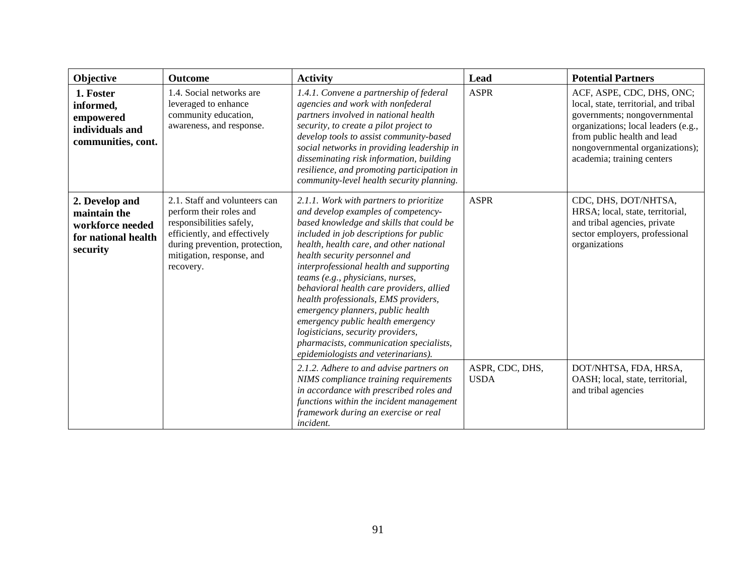| Objective | Outcome | Activity | Lead | Potential Partners |
|---|---|---|---|---|
| **1. Foster informed, empowered individuals and communities, cont.** | 1.4. Social networks are leveraged to enhance community education, awareness, and response. | *1.4.1. Convene a partnership of federal agencies and work with nonfederal partners involved in national health security, to create a pilot project to develop tools to assist community-based social networks in providing leadership in disseminating risk information, building resilience, and promoting participation in community-level health security planning.* | ASPR | ACF, ASPE, CDC, DHS, ONC; local, state, territorial, and tribal governments; nongovernmental organizations; local leaders (e.g., from public health and lead nongovernmental organizations); academia; training centers |
| **2. Develop and maintain the workforce needed for national health security** | 2.1. Staff and volunteers can perform their roles and responsibilities safely, efficiently, and effectively during prevention, protection, mitigation, response, and recovery. | *2.1.1. Work with partners to prioritize and develop examples of competency-based knowledge and skills that could be included in job descriptions for public health, health care, and other national health security personnel and interprofessional health and supporting teams (e.g., physicians, nurses, behavioral health care providers, allied health professionals, EMS providers, emergency planners, public health emergency public health emergency logisticians, security providers, pharmacists, communication specialists, epidemiologists and veterinarians).* | ASPR | CDC, DHS, DOT/NHTSA, HRSA; local, state, territorial, and tribal agencies, private sector employers, professional organizations |
| | | *2.1.2. Adhere to and advise partners on NIMS compliance training requirements in accordance with prescribed roles and functions within the incident management framework during an exercise or real incident.* | ASPR, CDC, DHS, USDA | DOT/NHTSA, FDA, HRSA, OASH; local, state, territorial, and tribal agencies |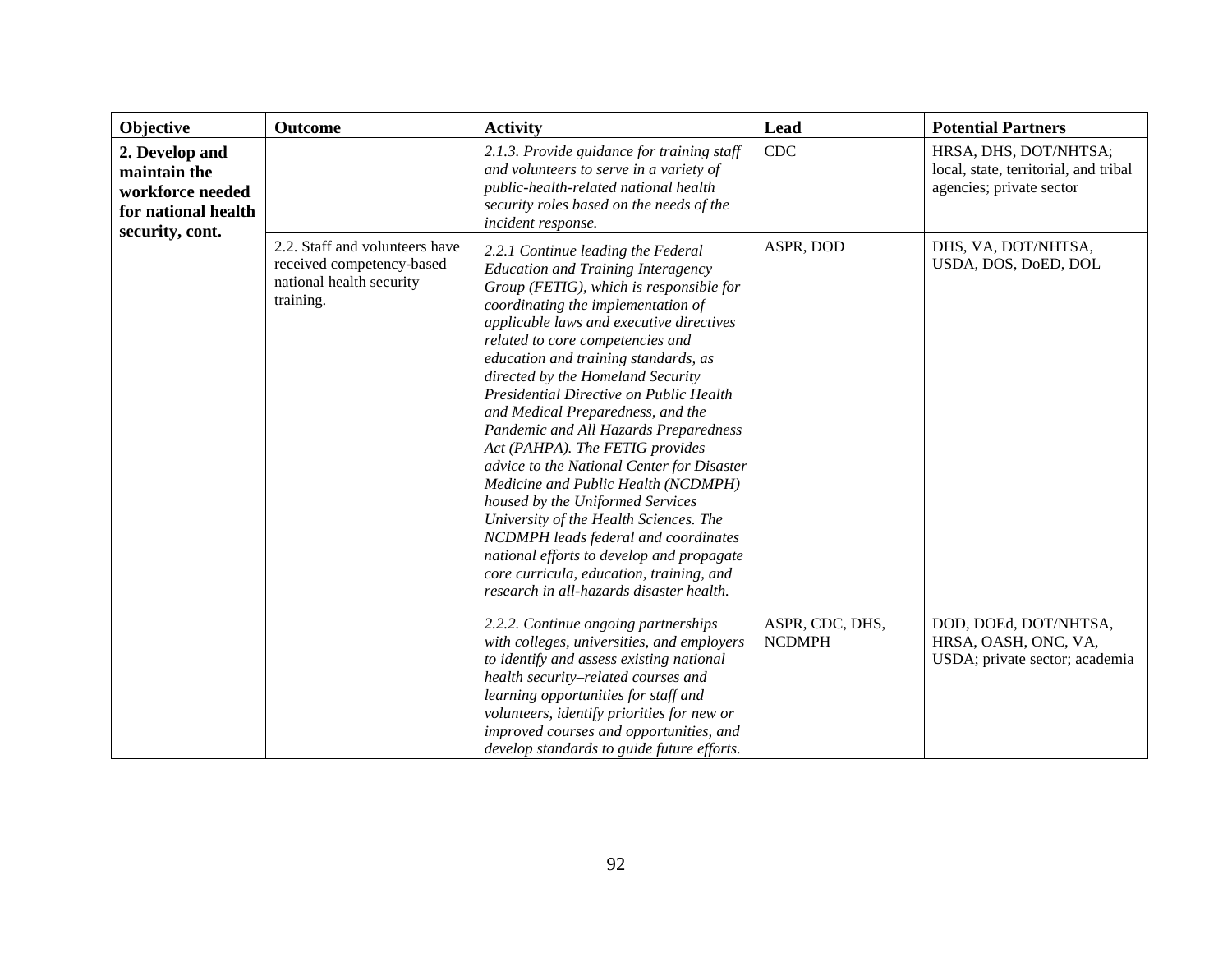| Objective | Outcome | Activity | Lead | Potential Partners |
|---|---|---|---|---|
| **2. Develop and maintain the workforce needed for national health security, cont.** | | *2.1.3. Provide guidance for training staff and volunteers to serve in a variety of public-health-related national health security roles based on the needs of the incident response.* | CDC | HRSA, DHS, DOT/NHTSA; local, state, territorial, and tribal agencies; private sector |
| | 2.2. Staff and volunteers have received competency-based national health security training. | *2.2.1 Continue leading the Federal Education and Training Interagency Group (FETIG), which is responsible for coordinating the implementation of applicable laws and executive directives related to core competencies and education and training standards, as directed by the Homeland Security Presidential Directive on Public Health and Medical Preparedness, and the Pandemic and All Hazards Preparedness Act (PAHPA). The FETIG provides advice to the National Center for Disaster Medicine and Public Health (NCDMPH) housed by the Uniformed Services University of the Health Sciences. The NCDMPH leads federal and coordinates national efforts to develop and propagate core curricula, education, training, and research in all-hazards disaster health.* | ASPR, DOD | DHS, VA, DOT/NHTSA, USDA, DOS, DoED, DOL |
| | | *2.2.2. Continue ongoing partnerships with colleges, universities, and employers to identify and assess existing national health security–related courses and learning opportunities for staff and volunteers, identify priorities for new or improved courses and opportunities, and develop standards to guide future efforts.* | ASPR, CDC, DHS, NCDMPH | DOD, DOEd, DOT/NHTSA, HRSA, OASH, ONC, VA, USDA; private sector; academia |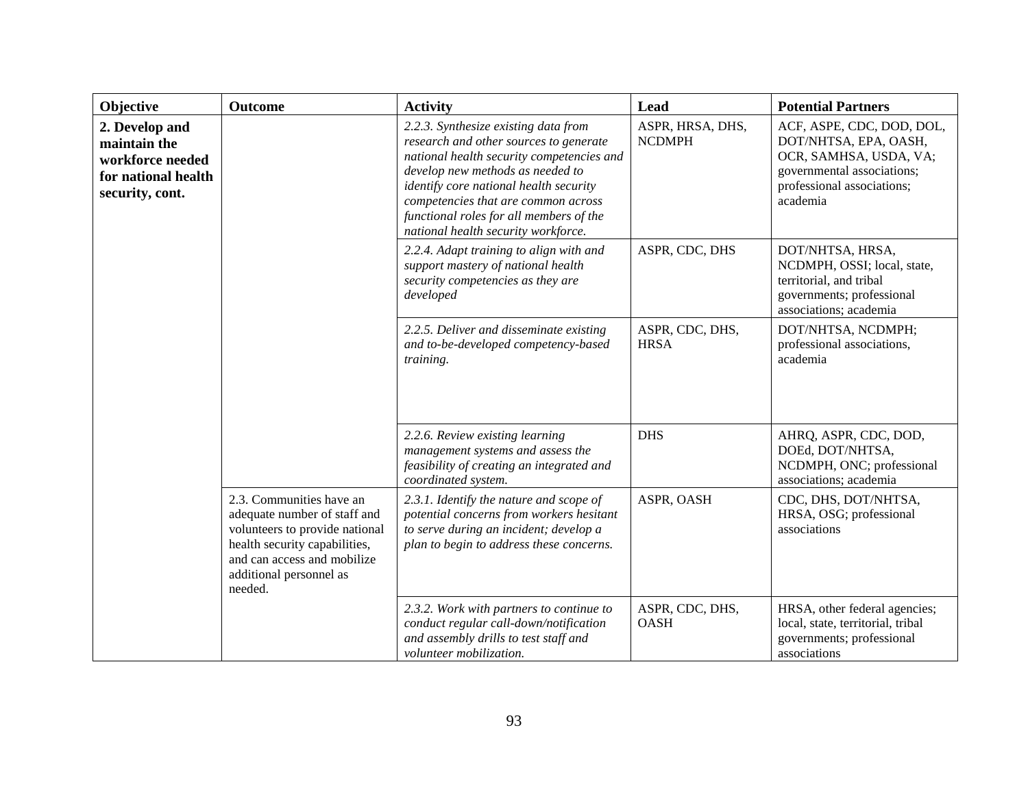| Objective | Outcome | Activity | Lead | Potential Partners |
| --- | --- | --- | --- | --- |
| **2. Develop and maintain the workforce needed for national health security, cont.** | | *2.2.3. Synthesize existing data from research and other sources to generate national health security competencies and develop new methods as needed to identify core national health security competencies that are common across functional roles for all members of the national health security workforce.* | ASPR, HRSA, DHS, NCDMPH | ACF, ASPE, CDC, DOD, DOL, DOT/NHTSA, EPA, OASH, OCR, SAMHSA, USDA, VA; governmental associations; professional associations; academia |
| | | *2.2.4. Adapt training to align with and support mastery of national health security competencies as they are developed* | ASPR, CDC, DHS | DOT/NHTSA, HRSA, NCDMPH, OSSI; local, state, territorial, and tribal governments; professional associations; academia |
| | | *2.2.5. Deliver and disseminate existing and to-be-developed competency-based training.* | ASPR, CDC, DHS, HRSA | DOT/NHTSA, NCDMPH; professional associations, academia |
| | | *2.2.6. Review existing learning management systems and assess the feasibility of creating an integrated and coordinated system.* | DHS | AHRQ, ASPR, CDC, DOD, DOEd, DOT/NHTSA, NCDMPH, ONC; professional associations; academia |
| | 2.3. Communities have an adequate number of staff and volunteers to provide national health security capabilities, and can access and mobilize additional personnel as needed. | *2.3.1. Identify the nature and scope of potential concerns from workers hesitant to serve during an incident; develop a plan to begin to address these concerns.* | ASPR, OASH | CDC, DHS, DOT/NHTSA, HRSA, OSG; professional associations |
| | | *2.3.2. Work with partners to continue to conduct regular call-down/notification and assembly drills to test staff and volunteer mobilization.* | ASPR, CDC, DHS, OASH | HRSA, other federal agencies; local, state, territorial, tribal governments; professional associations |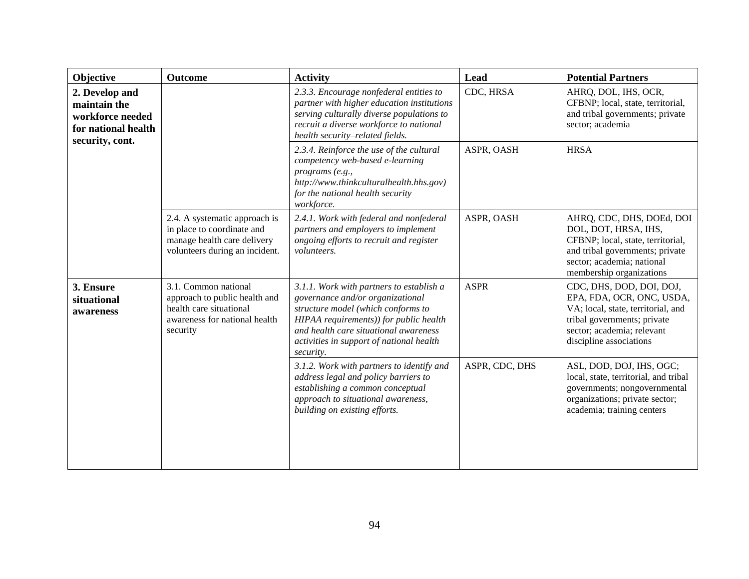| Objective | Outcome | Activity | Lead | Potential Partners |
|---|---|---|---|---|
| **2. Develop and maintain the workforce needed for national health security, cont.** | | *2.3.3. Encourage nonfederal entities to partner with higher education institutions serving culturally diverse populations to recruit a diverse workforce to national health security–related fields.* | CDC, HRSA | AHRQ, DOL, IHS, OCR, CFBNP; local, state, territorial, and tribal governments; private sector; academia |
| | | *2.3.4. Reinforce the use of the cultural competency web-based e-learning programs (e.g., http://www.thinkculturalhealth.hhs.gov) for the national health security workforce.* | ASPR, OASH | HRSA |
| | 2.4. A systematic approach is in place to coordinate and manage health care delivery volunteers during an incident. | *2.4.1. Work with federal and nonfederal partners and employers to implement ongoing efforts to recruit and register volunteers.* | ASPR, OASH | AHRQ, CDC, DHS, DOEd, DOI DOL, DOT, HRSA, IHS, CFBNP; local, state, territorial, and tribal governments; private sector; academia; national membership organizations |
| **3. Ensure situational awareness** | 3.1. Common national approach to public health and health care situational awareness for national health security | *3.1.1. Work with partners to establish a governance and/or organizational structure model (which conforms to HIPAA requirements)) for public health and health care situational awareness activities in support of national health security.* | ASPR | CDC, DHS, DOD, DOI, DOJ, EPA, FDA, OCR, ONC, USDA, VA; local, state, territorial, and tribal governments; private sector; academia; relevant discipline associations |
| | | *3.1.2. Work with partners to identify and address legal and policy barriers to establishing a common conceptual approach to situational awareness, building on existing efforts.* | ASPR, CDC, DHS | ASL, DOD, DOJ, IHS, OGC; local, state, territorial, and tribal governments; nongovernmental organizations; private sector; academia; training centers |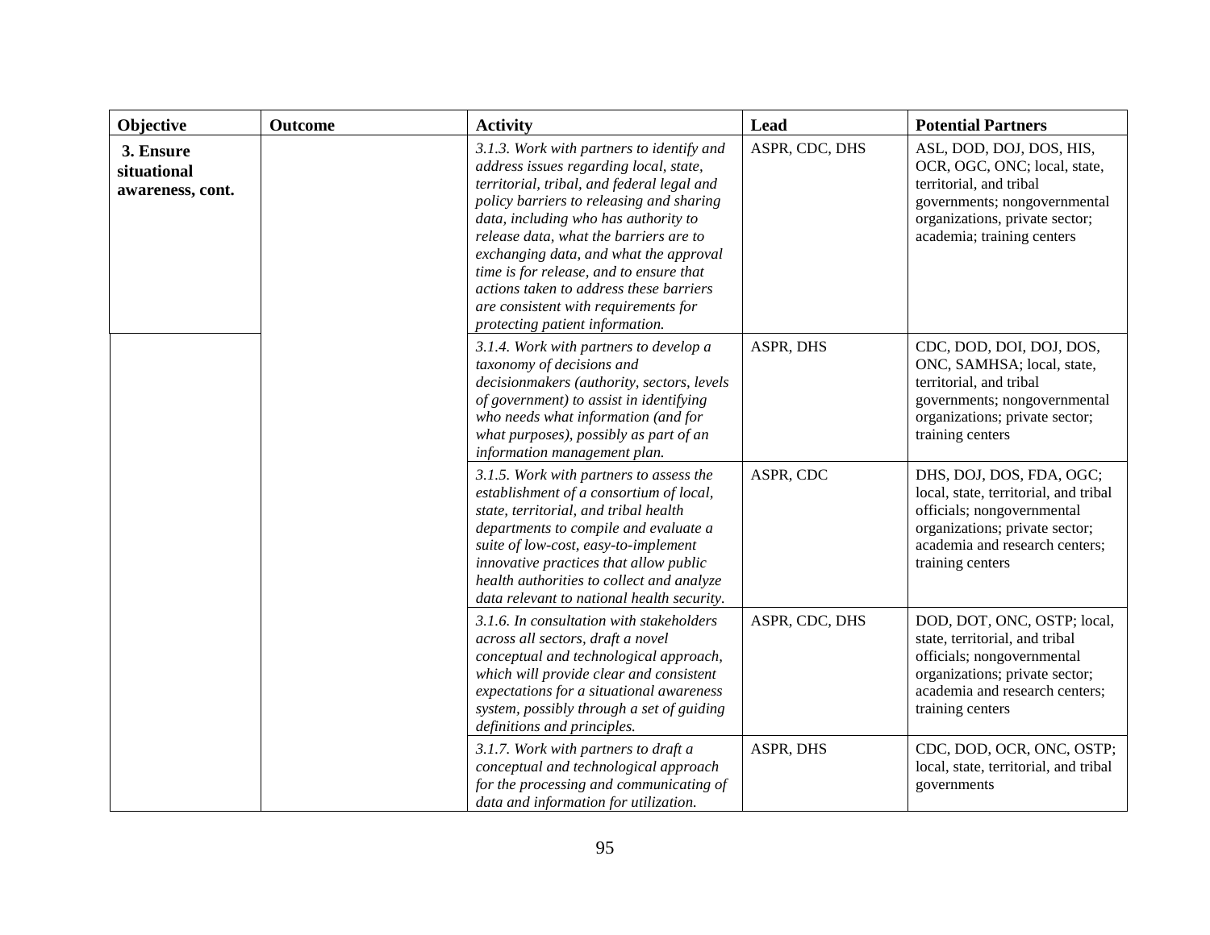| Objective | Outcome | Activity | Lead | Potential Partners |
|---|---|---|---|---|
| **3. Ensure situational awareness, cont.** | | *3.1.3. Work with partners to identify and address issues regarding local, state, territorial, tribal, and federal legal and policy barriers to releasing and sharing data, including who has authority to release data, what the barriers are to exchanging data, and what the approval time is for release, and to ensure that actions taken to address these barriers are consistent with requirements for protecting patient information.* | ASPR, CDC, DHS | ASL, DOD, DOJ, DOS, HIS, OCR, OGC, ONC; local, state, territorial, and tribal governments; nongovernmental organizations, private sector; academia; training centers |
| | | *3.1.4. Work with partners to develop a taxonomy of decisions and decisionmakers (authority, sectors, levels of government) to assist in identifying who needs what information (and for what purposes), possibly as part of an information management plan.* | ASPR, DHS | CDC, DOD, DOI, DOJ, DOS, ONC, SAMHSA; local, state, territorial, and tribal governments; nongovernmental organizations; private sector; training centers |
| | | *3.1.5. Work with partners to assess the establishment of a consortium of local, state, territorial, and tribal health departments to compile and evaluate a suite of low-cost, easy-to-implement innovative practices that allow public health authorities to collect and analyze data relevant to national health security.* | ASPR, CDC | DHS, DOJ, DOS, FDA, OGC; local, state, territorial, and tribal officials; nongovernmental organizations; private sector; academia and research centers; training centers |
| | | *3.1.6. In consultation with stakeholders across all sectors, draft a novel conceptual and technological approach, which will provide clear and consistent expectations for a situational awareness system, possibly through a set of guiding definitions and principles.* | ASPR, CDC, DHS | DOD, DOT, ONC, OSTP; local, state, territorial, and tribal officials; nongovernmental organizations; private sector; academia and research centers; training centers |
| | | *3.1.7. Work with partners to draft a conceptual and technological approach for the processing and communicating of data and information for utilization.* | ASPR, DHS | CDC, DOD, OCR, ONC, OSTP; local, state, territorial, and tribal governments |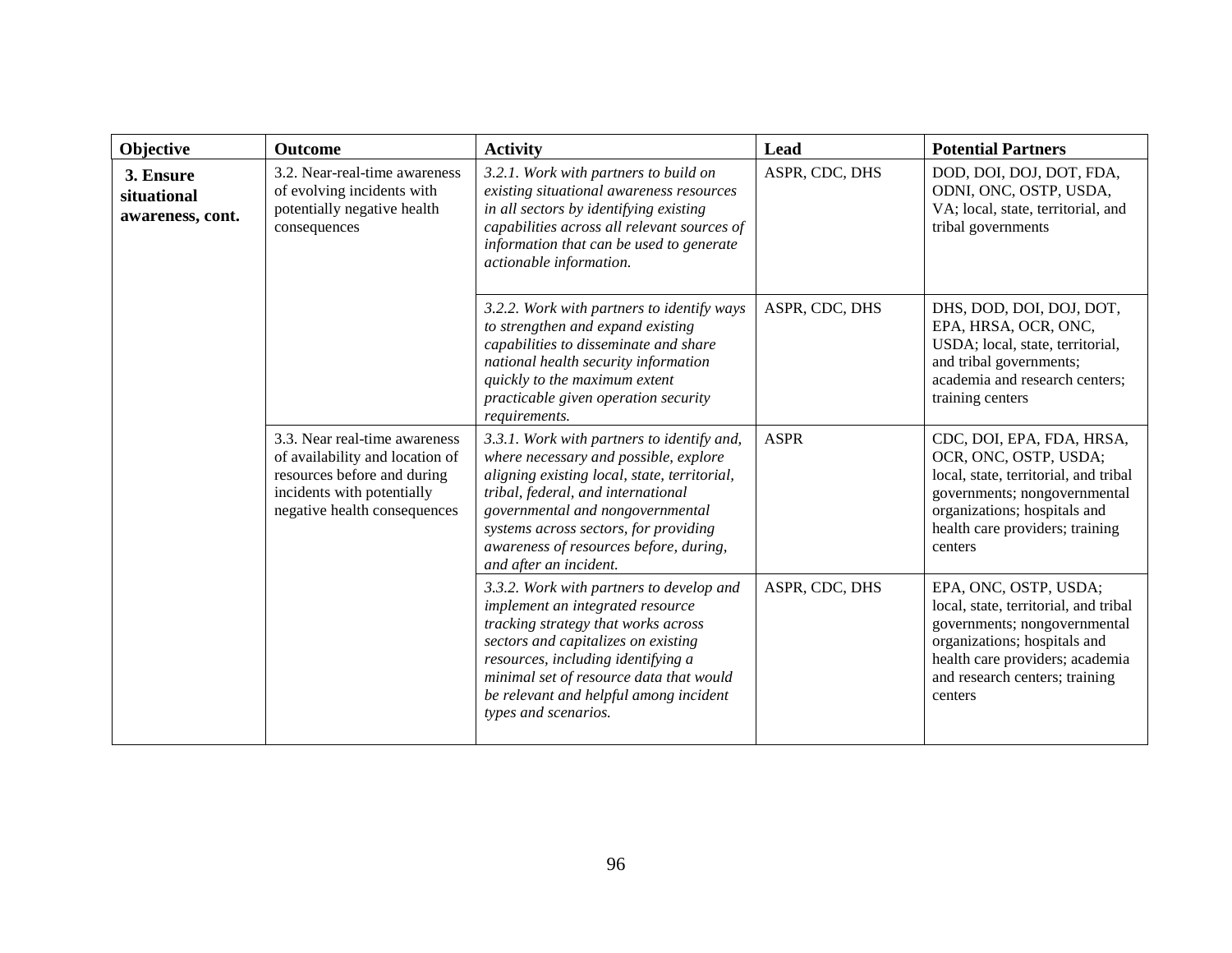| Objective | Outcome | Activity | Lead | Potential Partners |
|---|---|---|---|---|
| **3. Ensure situational awareness, cont.** | 3.2. Near-real-time awareness of evolving incidents with potentially negative health consequences | *3.2.1. Work with partners to build on existing situational awareness resources in all sectors by identifying existing capabilities across all relevant sources of information that can be used to generate actionable information.* | ASPR, CDC, DHS | DOD, DOI, DOJ, DOT, FDA, ODNI, ONC, OSTP, USDA, VA; local, state, territorial, and tribal governments |
| | | *3.2.2. Work with partners to identify ways to strengthen and expand existing capabilities to disseminate and share national health security information quickly to the maximum extent practicable given operation security requirements.* | ASPR, CDC, DHS | DHS, DOD, DOI, DOJ, DOT, EPA, HRSA, OCR, ONC, USDA; local, state, territorial, and tribal governments; academia and research centers; training centers |
| | 3.3. Near real-time awareness of availability and location of resources before and during incidents with potentially negative health consequences | *3.3.1. Work with partners to identify and, where necessary and possible, explore aligning existing local, state, territorial, tribal, federal, and international governmental and nongovernmental systems across sectors, for providing awareness of resources before, during, and after an incident.* | ASPR | CDC, DOI, EPA, FDA, HRSA, OCR, ONC, OSTP, USDA; local, state, territorial, and tribal governments; nongovernmental organizations; hospitals and health care providers; training centers |
| | | *3.3.2. Work with partners to develop and implement an integrated resource tracking strategy that works across sectors and capitalizes on existing resources, including identifying a minimal set of resource data that would be relevant and helpful among incident types and scenarios.* | ASPR, CDC, DHS | EPA, ONC, OSTP, USDA; local, state, territorial, and tribal governments; nongovernmental organizations; hospitals and health care providers; academia and research centers; training centers |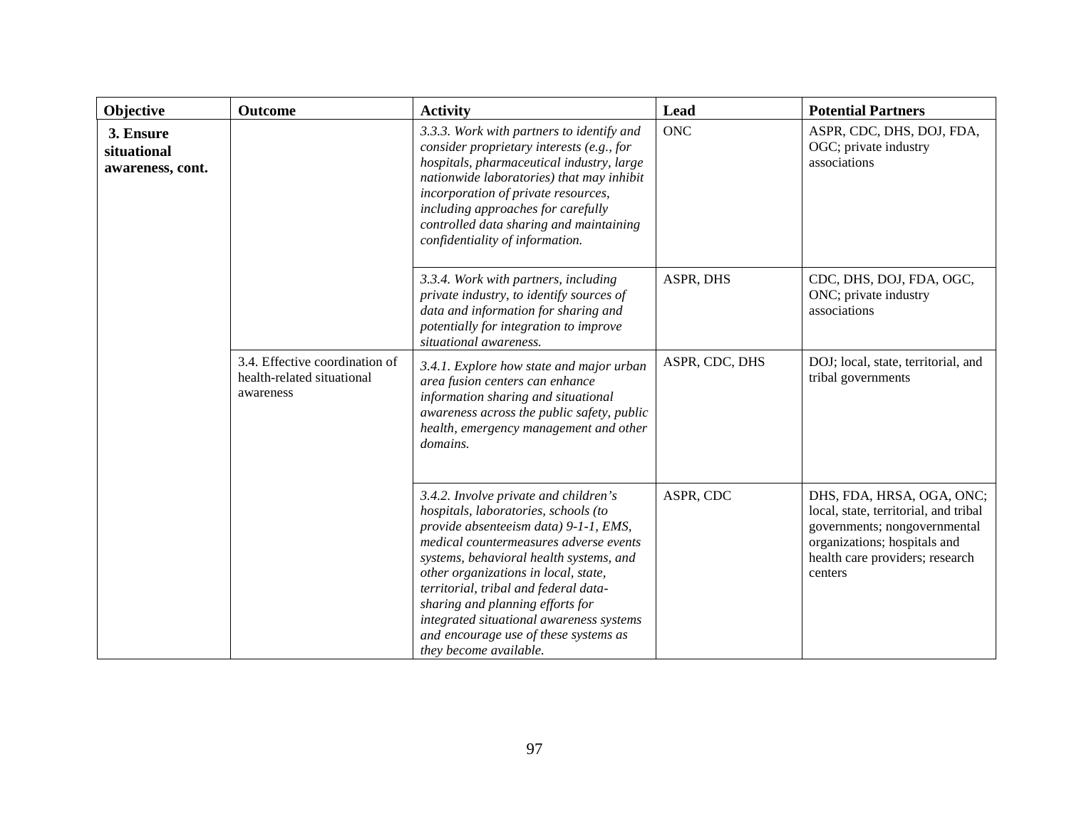| Objective | Outcome | Activity | Lead | Potential Partners |
|---|---|---|---|---|
| **3. Ensure situational awareness, cont.** | | *3.3.3. Work with partners to identify and consider proprietary interests (e.g., for hospitals, pharmaceutical industry, large nationwide laboratories) that may inhibit incorporation of private resources, including approaches for carefully controlled data sharing and maintaining confidentiality of information.* | ONC | ASPR, CDC, DHS, DOJ, FDA, OGC; private industry associations |
| | | *3.3.4. Work with partners, including private industry, to identify sources of data and information for sharing and potentially for integration to improve situational awareness.* | ASPR, DHS | CDC, DHS, DOJ, FDA, OGC, ONC; private industry associations |
| | 3.4. Effective coordination of health-related situational awareness | *3.4.1. Explore how state and major urban area fusion centers can enhance information sharing and situational awareness across the public safety, public health, emergency management and other domains.* | ASPR, CDC, DHS | DOJ; local, state, territorial, and tribal governments |
| | | *3.4.2. Involve private and children's hospitals, laboratories, schools (to provide absenteeism data) 9-1-1, EMS, medical countermeasures adverse events systems, behavioral health systems, and other organizations in local, state, territorial, tribal and federal data-sharing and planning efforts for integrated situational awareness systems and encourage use of these systems as they become available.* | ASPR, CDC | DHS, FDA, HRSA, OGA, ONC; local, state, territorial, and tribal governments; nongovernmental organizations; hospitals and health care providers; research centers |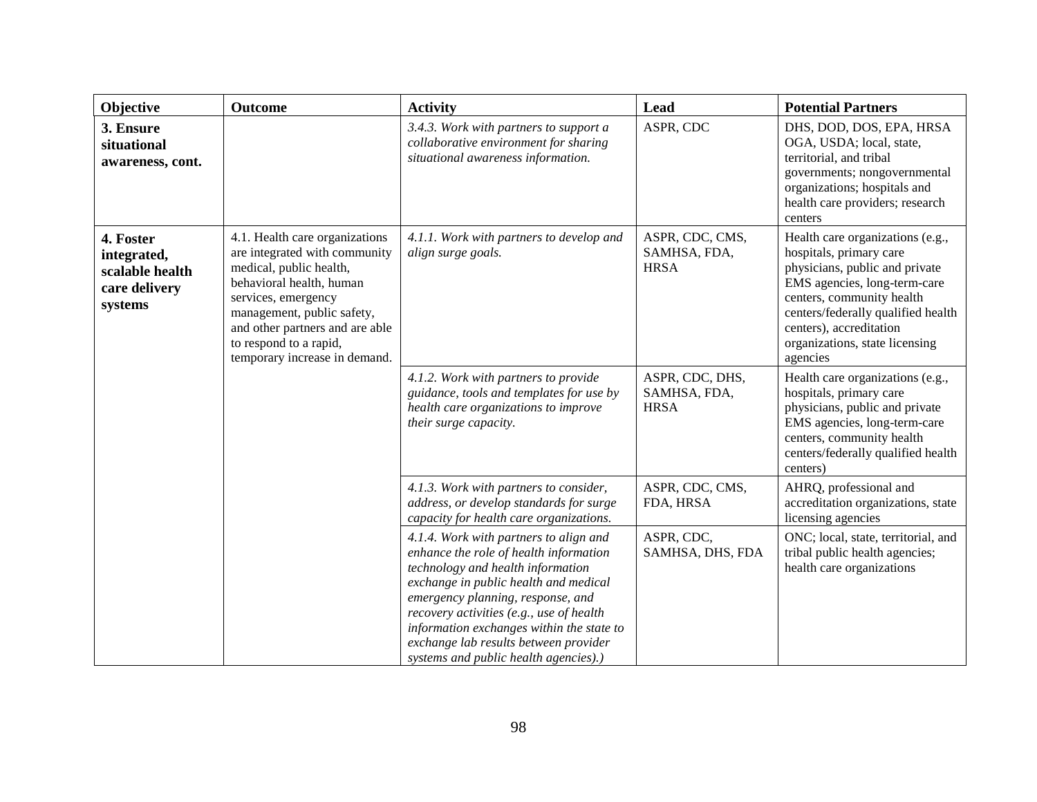| Objective | Outcome | Activity | Lead | Potential Partners |
|---|---|---|---|---|
| **3. Ensure situational awareness, cont.** | | *3.4.3. Work with partners to support a collaborative environment for sharing situational awareness information.* | ASPR, CDC | DHS, DOD, DOS, EPA, HRSA OGA, USDA; local, state, territorial, and tribal governments; nongovernmental organizations; hospitals and health care providers; research centers |
| **4. Foster integrated, scalable health care delivery systems** | 4.1. Health care organizations are integrated with community medical, public health, behavioral health, human services, emergency management, public safety, and other partners and are able to respond to a rapid, temporary increase in demand. | *4.1.1. Work with partners to develop and align surge goals.* | ASPR, CDC, CMS, SAMHSA, FDA, HRSA | Health care organizations (e.g., hospitals, primary care physicians, public and private EMS agencies, long-term-care centers, community health centers/federally qualified health centers), accreditation organizations, state licensing agencies |
| | | *4.1.2. Work with partners to provide guidance, tools and templates for use by health care organizations to improve their surge capacity.* | ASPR, CDC, DHS, SAMHSA, FDA, HRSA | Health care organizations (e.g., hospitals, primary care physicians, public and private EMS agencies, long-term-care centers, community health centers/federally qualified health centers) |
| | | *4.1.3. Work with partners to consider, address, or develop standards for surge capacity for health care organizations.* | ASPR, CDC, CMS, FDA, HRSA | AHRQ, professional and accreditation organizations, state licensing agencies |
| | | *4.1.4. Work with partners to align and enhance the role of health information technology and health information exchange in public health and medical emergency planning, response, and recovery activities (e.g., use of health information exchanges within the state to exchange lab results between provider systems and public health agencies).)* | ASPR, CDC, SAMHSA, DHS, FDA | ONC; local, state, territorial, and tribal public health agencies; health care organizations |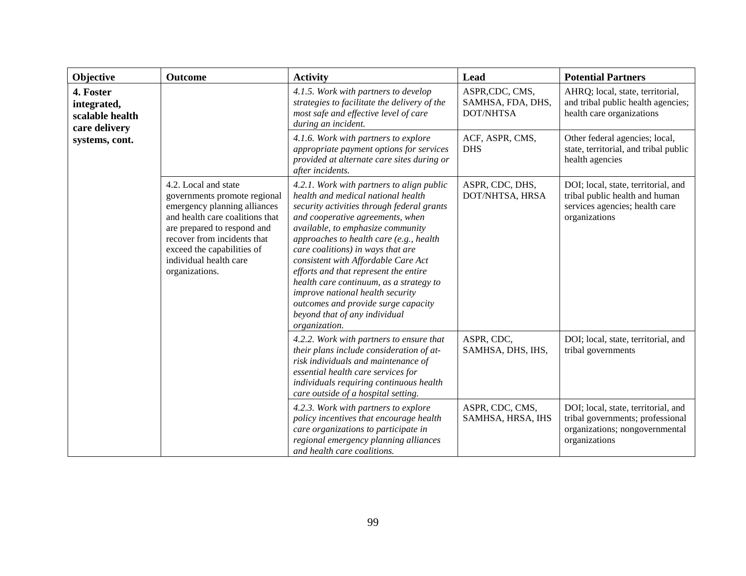| Objective | Outcome | Activity | Lead | Potential Partners |
|---|---|---|---|---|
| **4. Foster integrated, scalable health care delivery systems, cont.** | | *4.1.5. Work with partners to develop strategies to facilitate the delivery of the most safe and effective level of care during an incident.* | ASPR,CDC, CMS, SAMHSA, FDA, DHS, DOT/NHTSA | AHRQ; local, state, territorial, and tribal public health agencies; health care organizations |
| | | *4.1.6. Work with partners to explore appropriate payment options for services provided at alternate care sites during or after incidents.* | ACF, ASPR, CMS, DHS | Other federal agencies; local, state, territorial, and tribal public health agencies |
| | 4.2. Local and state governments promote regional emergency planning alliances and health care coalitions that are prepared to respond and recover from incidents that exceed the capabilities of individual health care organizations. | *4.2.1. Work with partners to align public health and medical national health security activities through federal grants and cooperative agreements, when available, to emphasize community approaches to health care (e.g., health care coalitions) in ways that are consistent with Affordable Care Act efforts and that represent the entire health care continuum, as a strategy to improve national health security outcomes and provide surge capacity beyond that of any individual organization.* | ASPR, CDC, DHS, DOT/NHTSA, HRSA | DOI; local, state, territorial, and tribal public health and human services agencies; health care organizations |
| | | *4.2.2. Work with partners to ensure that their plans include consideration of at-risk individuals and maintenance of essential health care services for individuals requiring continuous health care outside of a hospital setting.* | ASPR, CDC, SAMHSA, DHS, IHS, | DOI; local, state, territorial, and tribal governments |
| | | *4.2.3. Work with partners to explore policy incentives that encourage health care organizations to participate in regional emergency planning alliances and health care coalitions.* | ASPR, CDC, CMS, SAMHSA, HRSA, IHS | DOI; local, state, territorial, and tribal governments; professional organizations; nongovernmental organizations |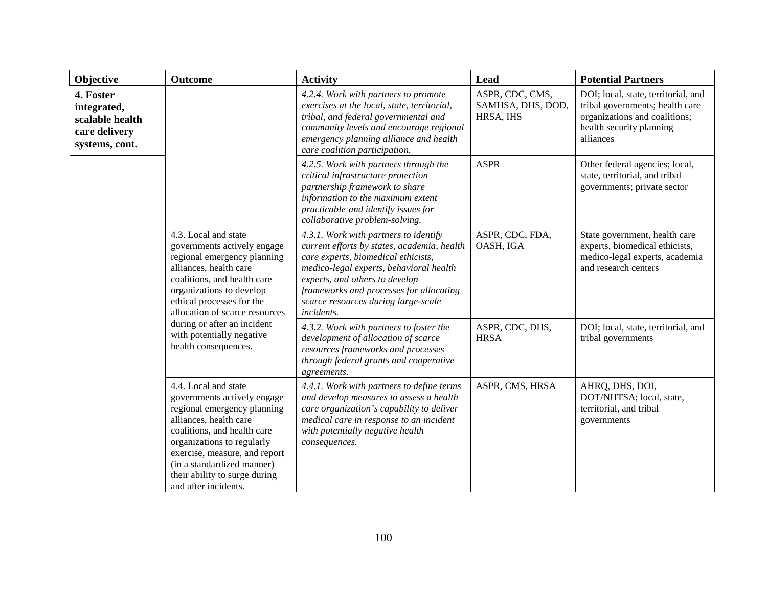| Objective | Outcome | Activity | Lead | Potential Partners |
|---|---|---|---|---|
| **4. Foster integrated, scalable health care delivery systems, cont.** | | *4.2.4. Work with partners to promote exercises at the local, state, territorial, tribal, and federal governmental and community levels and encourage regional emergency planning alliance and health care coalition participation.* | ASPR, CDC, CMS, SAMHSA, DHS, DOD, HRSA, IHS | DOI; local, state, territorial, and tribal governments; health care organizations and coalitions; health security planning alliances |
| | | *4.2.5. Work with partners through the critical infrastructure protection partnership framework to share information to the maximum extent practicable and identify issues for collaborative problem-solving.* | ASPR | Other federal agencies; local, state, territorial, and tribal governments; private sector |
| | 4.3. Local and state governments actively engage regional emergency planning alliances, health care coalitions, and health care organizations to develop ethical processes for the allocation of scarce resources during or after an incident with potentially negative health consequences. | *4.3.1. Work with partners to identify current efforts by states, academia, health care experts, biomedical ethicists, medico-legal experts, behavioral health experts, and others to develop frameworks and processes for allocating scarce resources during large-scale incidents.* | ASPR, CDC, FDA, OASH, IGA | State government, health care experts, biomedical ethicists, medico-legal experts, academia and research centers |
| | | *4.3.2. Work with partners to foster the development of allocation of scarce resources frameworks and processes through federal grants and cooperative agreements.* | ASPR, CDC, DHS, HRSA | DOI; local, state, territorial, and tribal governments |
| | 4.4. Local and state governments actively engage regional emergency planning alliances, health care coalitions, and health care organizations to regularly exercise, measure, and report (in a standardized manner) their ability to surge during and after incidents. | *4.4.1. Work with partners to define terms and develop measures to assess a health care organization's capability to deliver medical care in response to an incident with potentially negative health consequences.* | ASPR, CMS, HRSA | AHRQ, DHS, DOI, DOT/NHTSA; local, state, territorial, and tribal governments |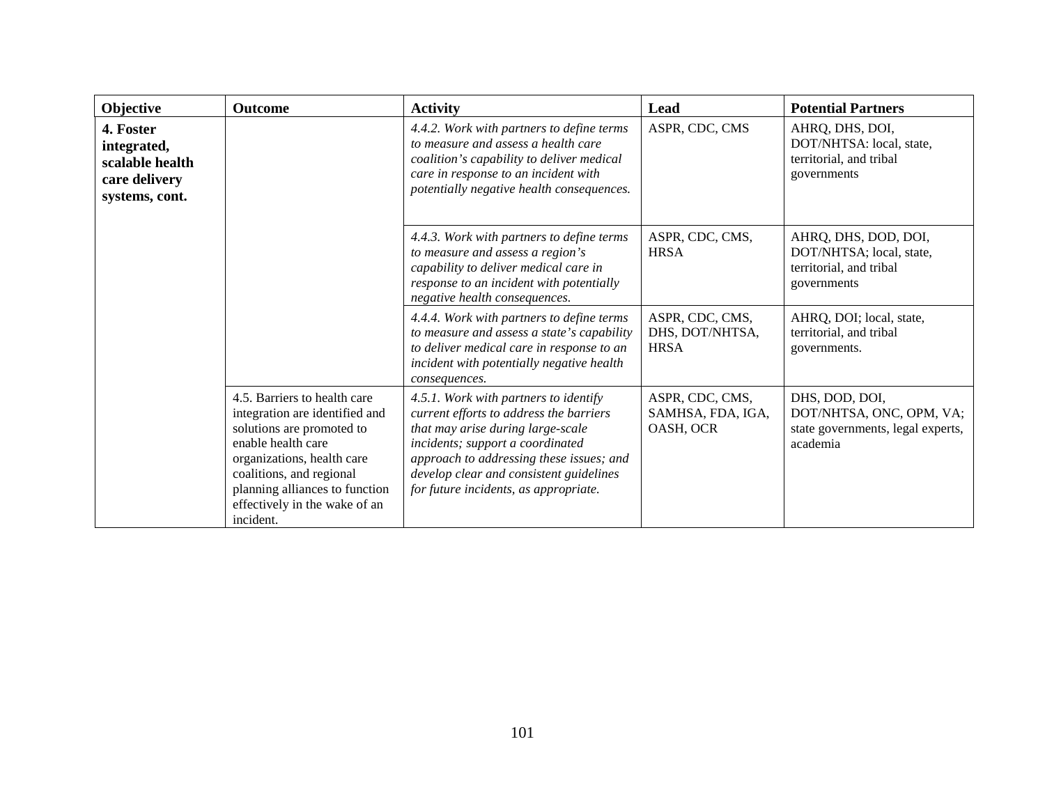| Objective | Outcome | Activity | Lead | Potential Partners |
|---|---|---|---|---|
| **4. Foster integrated, scalable health care delivery systems, cont.** | | *4.4.2. Work with partners to define terms to measure and assess a health care coalition's capability to deliver medical care in response to an incident with potentially negative health consequences.* | ASPR, CDC, CMS | AHRQ, DHS, DOI, DOT/NHTSA: local, state, territorial, and tribal governments |
| | | *4.4.3. Work with partners to define terms to measure and assess a region's capability to deliver medical care in response to an incident with potentially negative health consequences.* | ASPR, CDC, CMS, HRSA | AHRQ, DHS, DOD, DOI, DOT/NHTSA; local, state, territorial, and tribal governments |
| | | *4.4.4. Work with partners to define terms to measure and assess a state's capability to deliver medical care in response to an incident with potentially negative health consequences.* | ASPR, CDC, CMS, DHS, DOT/NHTSA, HRSA | AHRQ, DOI; local, state, territorial, and tribal governments. |
| | 4.5. Barriers to health care integration are identified and solutions are promoted to enable health care organizations, health care coalitions, and regional planning alliances to function effectively in the wake of an incident. | *4.5.1. Work with partners to identify current efforts to address the barriers that may arise during large-scale incidents; support a coordinated approach to addressing these issues; and develop clear and consistent guidelines for future incidents, as appropriate.* | ASPR, CDC, CMS, SAMHSA, FDA, IGA, OASH, OCR | DHS, DOD, DOI, DOT/NHTSA, ONC, OPM, VA; state governments, legal experts, academia |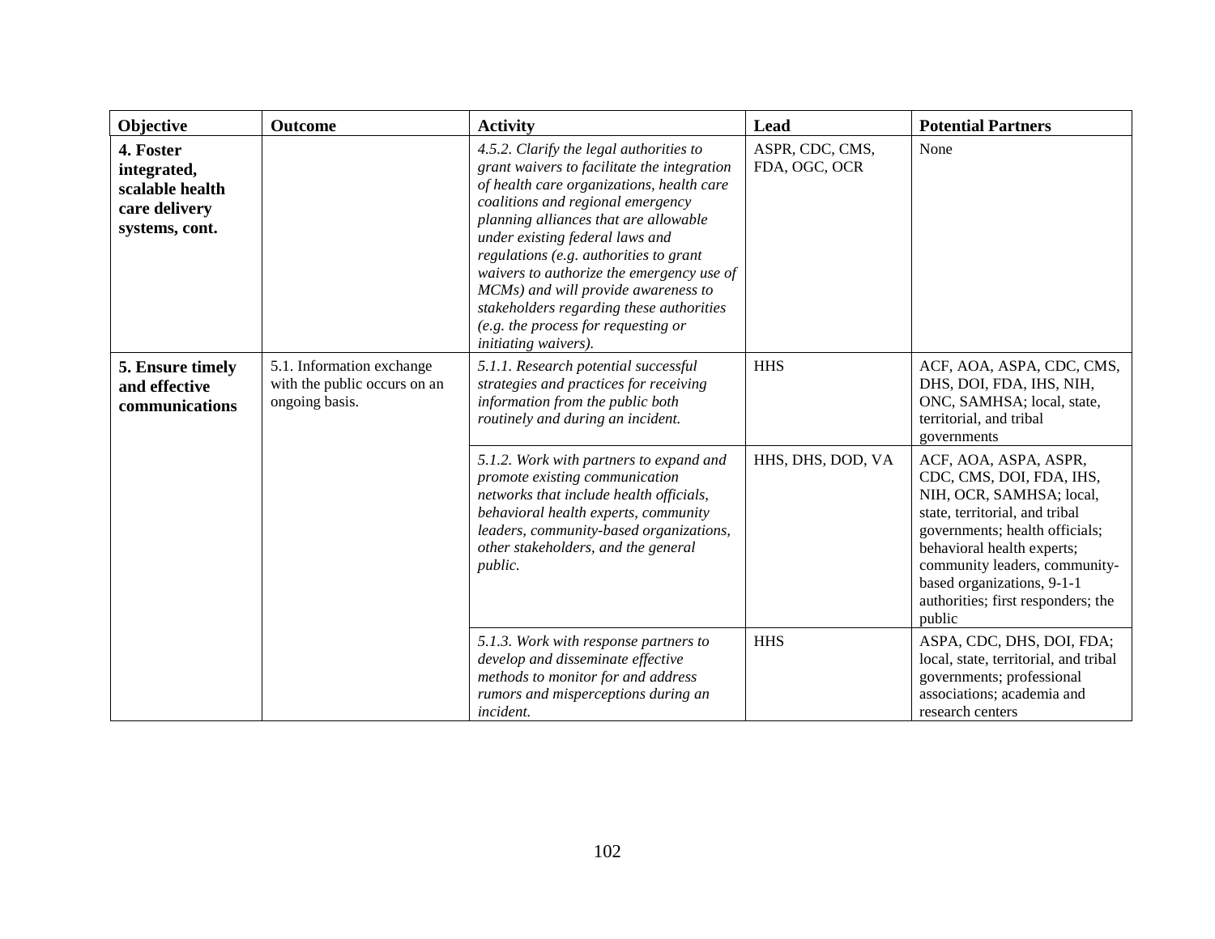| Objective | Outcome | Activity | Lead | Potential Partners |
|---|---|---|---|---|
| **4. Foster integrated, scalable health care delivery systems, cont.** | | *4.5.2. Clarify the legal authorities to grant waivers to facilitate the integration of health care organizations, health care coalitions and regional emergency planning alliances that are allowable under existing federal laws and regulations (e.g. authorities to grant waivers to authorize the emergency use of MCMs) and will provide awareness to stakeholders regarding these authorities (e.g. the process for requesting or initiating waivers).* | ASPR, CDC, CMS, FDA, OGC, OCR | None |
| **5. Ensure timely and effective communications** | 5.1. Information exchange with the public occurs on an ongoing basis. | *5.1.1. Research potential successful strategies and practices for receiving information from the public both routinely and during an incident.* | HHS | ACF, AOA, ASPA, CDC, CMS, DHS, DOI, FDA, IHS, NIH, ONC, SAMHSA; local, state, territorial, and tribal governments |
| | | *5.1.2. Work with partners to expand and promote existing communication networks that include health officials, behavioral health experts, community leaders, community-based organizations, other stakeholders, and the general public.* | HHS, DHS, DOD, VA | ACF, AOA, ASPA, ASPR, CDC, CMS, DOI, FDA, IHS, NIH, OCR, SAMHSA; local, state, territorial, and tribal governments; health officials; behavioral health experts; community leaders, community-based organizations, 9-1-1 authorities; first responders; the public |
| | | *5.1.3. Work with response partners to develop and disseminate effective methods to monitor for and address rumors and misperceptions during an incident.* | HHS | ASPA, CDC, DHS, DOI, FDA; local, state, territorial, and tribal governments; professional associations; academia and research centers |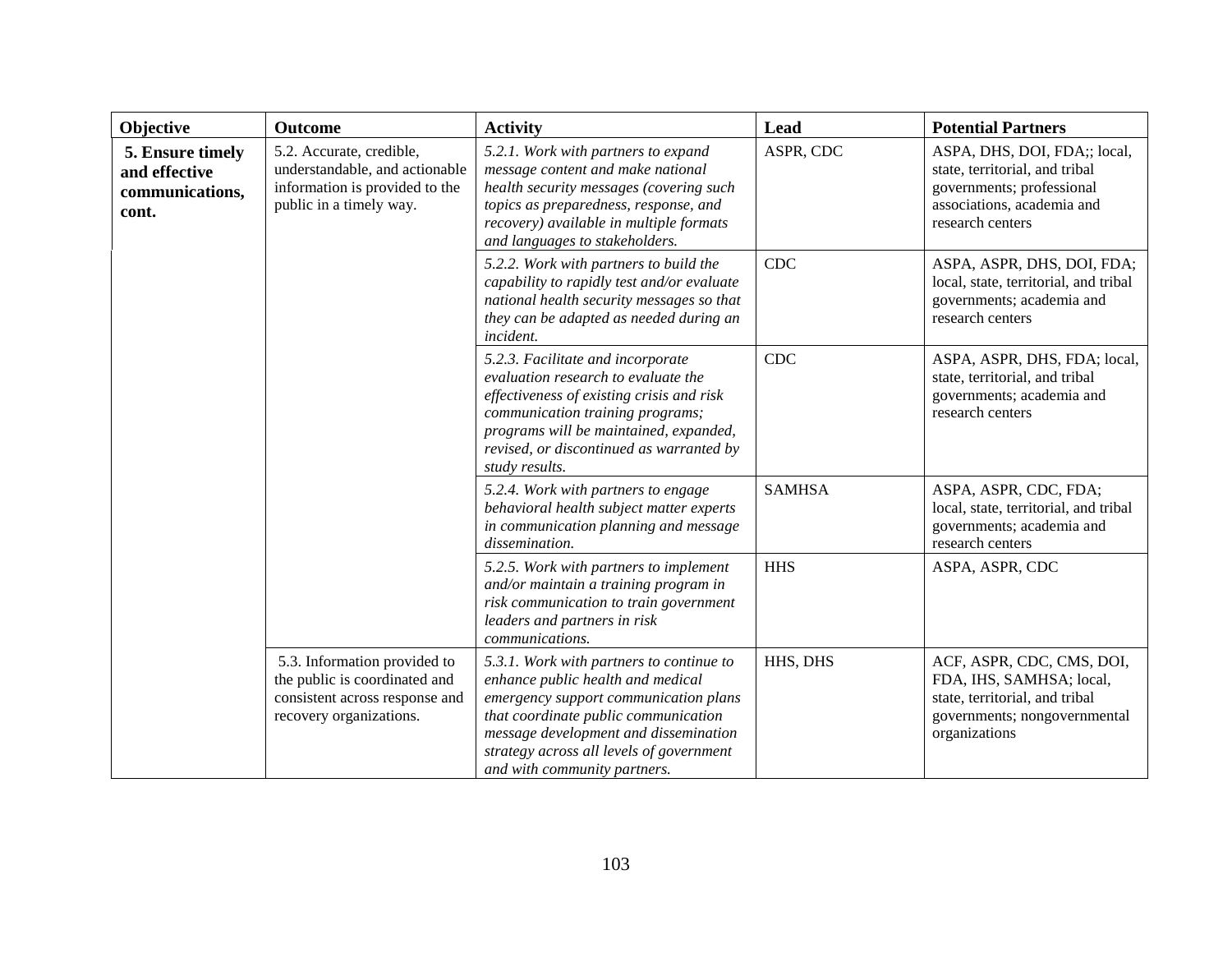| Objective | Outcome | Activity | Lead | Potential Partners |
|---|---|---|---|---|
| **5. Ensure timely and effective communications, cont.** | 5.2. Accurate, credible, understandable, and actionable information is provided to the public in a timely way. | *5.2.1. Work with partners to expand message content and make national health security messages (covering such topics as preparedness, response, and recovery) available in multiple formats and languages to stakeholders.* | ASPR, CDC | ASPA, DHS, DOI, FDA;; local, state, territorial, and tribal governments; professional associations, academia and research centers |
| | | *5.2.2. Work with partners to build the capability to rapidly test and/or evaluate national health security messages so that they can be adapted as needed during an incident.* | CDC | ASPA, ASPR, DHS, DOI, FDA; local, state, territorial, and tribal governments; academia and research centers |
| | | *5.2.3. Facilitate and incorporate evaluation research to evaluate the effectiveness of existing crisis and risk communication training programs; programs will be maintained, expanded, revised, or discontinued as warranted by study results.* | CDC | ASPA, ASPR, DHS, FDA; local, state, territorial, and tribal governments; academia and research centers |
| | | *5.2.4. Work with partners to engage behavioral health subject matter experts in communication planning and message dissemination.* | SAMHSA | ASPA, ASPR, CDC, FDA; local, state, territorial, and tribal governments; academia and research centers |
| | | *5.2.5. Work with partners to implement and/or maintain a training program in risk communication to train government leaders and partners in risk communications.* | HHS | ASPA, ASPR, CDC |
| | 5.3. Information provided to the public is coordinated and consistent across response and recovery organizations. | *5.3.1. Work with partners to continue to enhance public health and medical emergency support communication plans that coordinate public communication message development and dissemination strategy across all levels of government and with community partners.* | HHS, DHS | ACF, ASPR, CDC, CMS, DOI, FDA, IHS, SAMHSA; local, state, territorial, and tribal governments; nongovernmental organizations |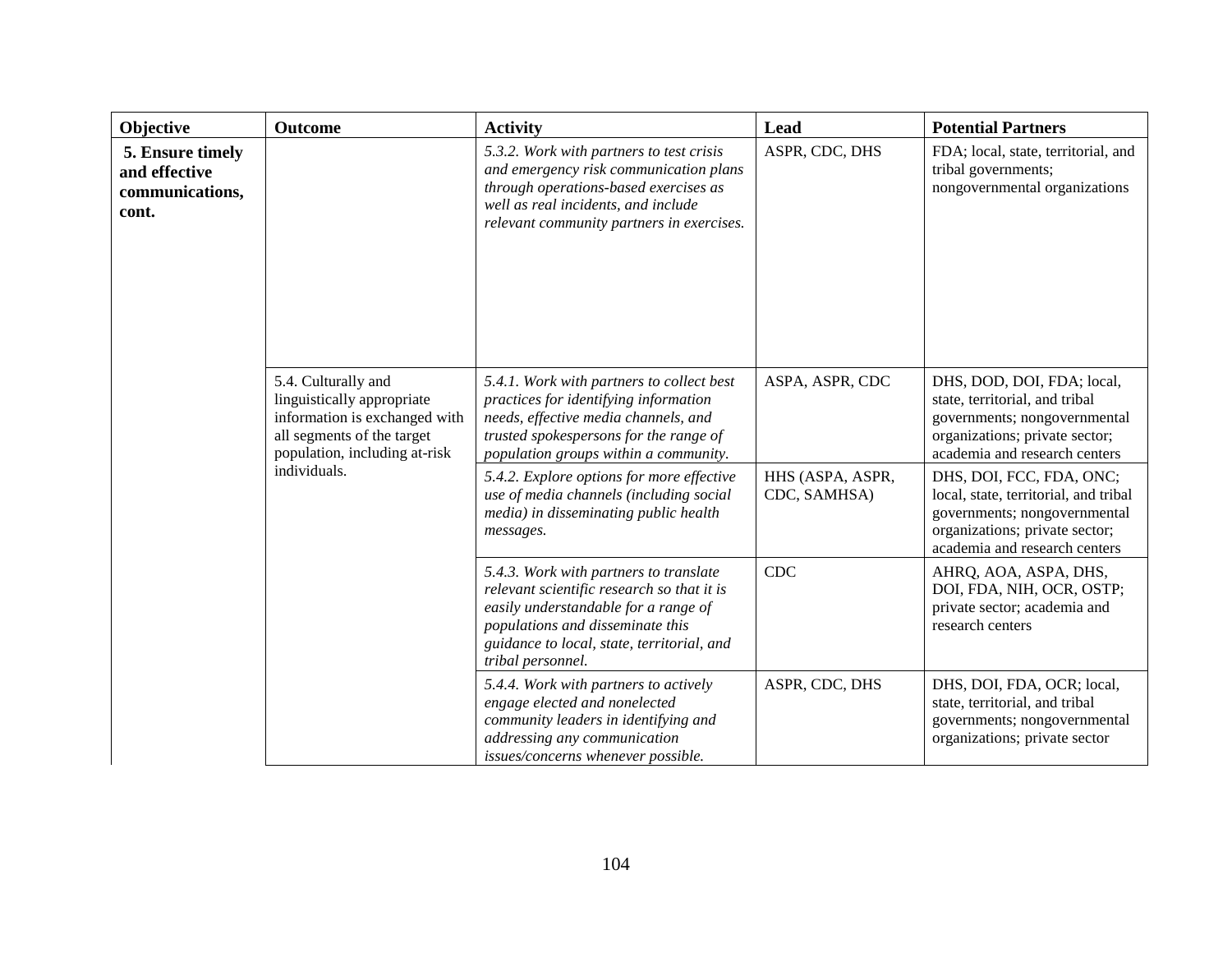| Objective | Outcome | Activity | Lead | Potential Partners |
|---|---|---|---|---|
| **5. Ensure timely and effective communications, cont.** | | *5.3.2. Work with partners to test crisis and emergency risk communication plans through operations-based exercises as well as real incidents, and include relevant community partners in exercises.* | ASPR, CDC, DHS | FDA; local, state, territorial, and tribal governments; nongovernmental organizations |
| | 5.4. Culturally and linguistically appropriate information is exchanged with all segments of the target population, including at-risk individuals. | *5.4.1. Work with partners to collect best practices for identifying information needs, effective media channels, and trusted spokespersons for the range of population groups within a community.* | ASPA, ASPR, CDC | DHS, DOD, DOI, FDA; local, state, territorial, and tribal governments; nongovernmental organizations; private sector; academia and research centers |
| | | *5.4.2. Explore options for more effective use of media channels (including social media) in disseminating public health messages.* | HHS (ASPA, ASPR, CDC, SAMHSA) | DHS, DOI, FCC, FDA, ONC; local, state, territorial, and tribal governments; nongovernmental organizations; private sector; academia and research centers |
| | | *5.4.3. Work with partners to translate relevant scientific research so that it is easily understandable for a range of populations and disseminate this guidance to local, state, territorial, and tribal personnel.* | CDC | AHRQ, AOA, ASPA, DHS, DOI, FDA, NIH, OCR, OSTP; private sector; academia and research centers |
| | | *5.4.4. Work with partners to actively engage elected and nonelected community leaders in identifying and addressing any communication issues/concerns whenever possible.* | ASPR, CDC, DHS | DHS, DOI, FDA, OCR; local, state, territorial, and tribal governments; nongovernmental organizations; private sector |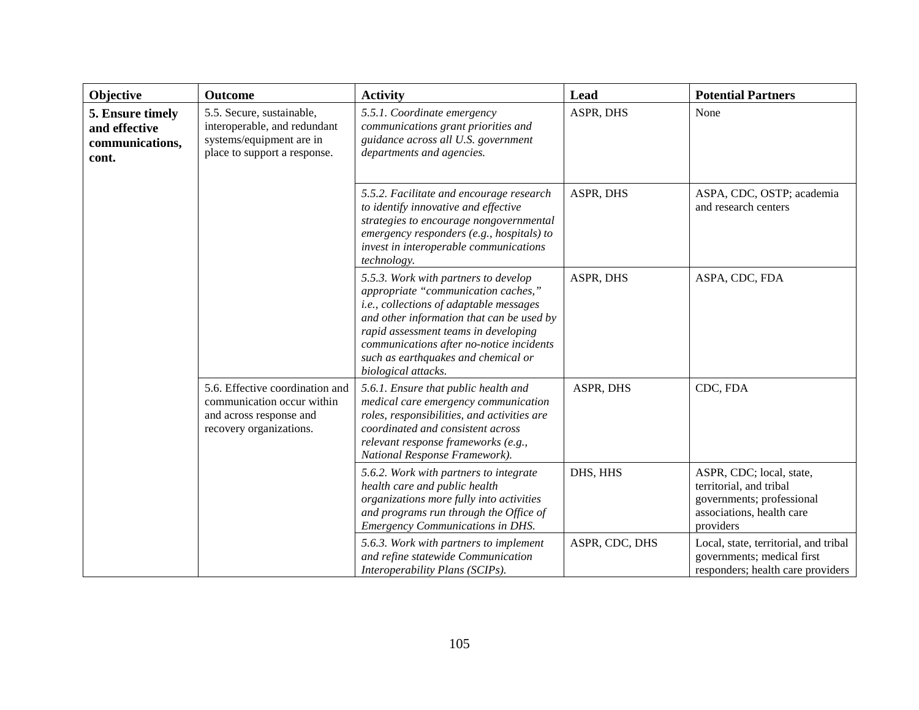| Objective | Outcome | Activity | Lead | Potential Partners |
|---|---|---|---|---|
| **5. Ensure timely and effective communications, cont.** | 5.5. Secure, sustainable, interoperable, and redundant systems/equipment are in place to support a response. | *5.5.1. Coordinate emergency communications grant priorities and guidance across all U.S. government departments and agencies.* | ASPR, DHS | None |
| | | *5.5.2. Facilitate and encourage research to identify innovative and effective strategies to encourage nongovernmental emergency responders (e.g., hospitals) to invest in interoperable communications technology.* | ASPR, DHS | ASPA, CDC, OSTP; academia and research centers |
| | | *5.5.3. Work with partners to develop appropriate "communication caches," i.e., collections of adaptable messages and other information that can be used by rapid assessment teams in developing communications after no-notice incidents such as earthquakes and chemical or biological attacks.* | ASPR, DHS | ASPA, CDC, FDA |
| | 5.6. Effective coordination and communication occur within and across response and recovery organizations. | *5.6.1. Ensure that public health and medical care emergency communication roles, responsibilities, and activities are coordinated and consistent across relevant response frameworks (e.g., National Response Framework).* | ASPR, DHS | CDC, FDA |
| | | *5.6.2. Work with partners to integrate health care and public health organizations more fully into activities and programs run through the Office of Emergency Communications in DHS.* | DHS, HHS | ASPR, CDC; local, state, territorial, and tribal governments; professional associations, health care providers |
| | | *5.6.3. Work with partners to implement and refine statewide Communication Interoperability Plans (SCIPs).* | ASPR, CDC, DHS | Local, state, territorial, and tribal governments; medical first responders; health care providers |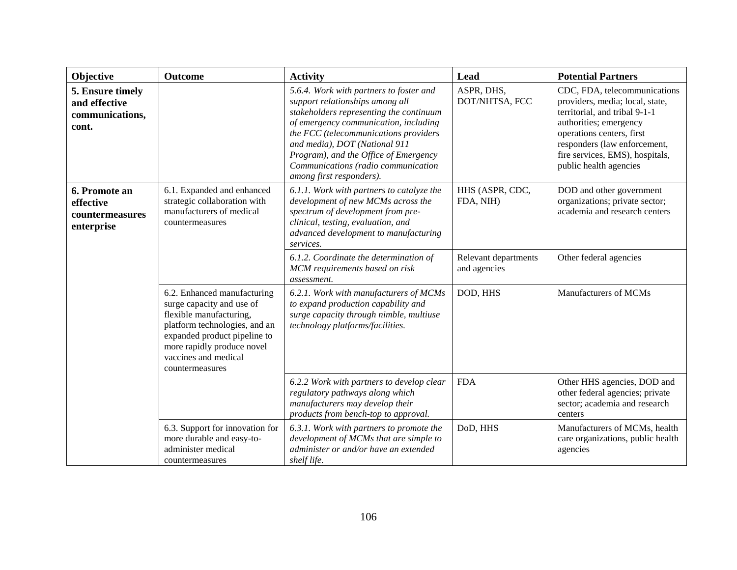| Objective | Outcome | Activity | Lead | Potential Partners |
| --- | --- | --- | --- | --- |
| **5. Ensure timely and effective communications, cont.** | | *5.6.4. Work with partners to foster and support relationships among all stakeholders representing the continuum of emergency communication, including the FCC (telecommunications providers and media), DOT (National 911 Program), and the Office of Emergency Communications (radio communication among first responders).* | ASPR, DHS, DOT/NHTSA, FCC | CDC, FDA, telecommunications providers, media; local, state, territorial, and tribal 9-1-1 authorities; emergency operations centers, first responders (law enforcement, fire services, EMS), hospitals, public health agencies |
| **6. Promote an effective countermeasures enterprise** | 6.1. Expanded and enhanced strategic collaboration with manufacturers of medical countermeasures | *6.1.1. Work with partners to catalyze the development of new MCMs across the spectrum of development from pre-clinical, testing, evaluation, and advanced development to manufacturing services.* | HHS (ASPR, CDC, FDA, NIH) | DOD and other government organizations; private sector; academia and research centers |
| | | *6.1.2. Coordinate the determination of MCM requirements based on risk assessment.* | Relevant departments and agencies | Other federal agencies |
| | 6.2. Enhanced manufacturing surge capacity and use of flexible manufacturing, platform technologies, and an expanded product pipeline to more rapidly produce novel vaccines and medical countermeasures | *6.2.1. Work with manufacturers of MCMs to expand production capability and surge capacity through nimble, multiuse technology platforms/facilities.* | DOD, HHS | Manufacturers of MCMs |
| | | *6.2.2 Work with partners to develop clear regulatory pathways along which manufacturers may develop their products from bench-top to approval.* | FDA | Other HHS agencies, DOD and other federal agencies; private sector; academia and research centers |
| | 6.3. Support for innovation for more durable and easy-to-administer medical countermeasures | *6.3.1. Work with partners to promote the development of MCMs that are simple to administer or and/or have an extended shelf life.* | DoD, HHS | Manufacturers of MCMs, health care organizations, public health agencies |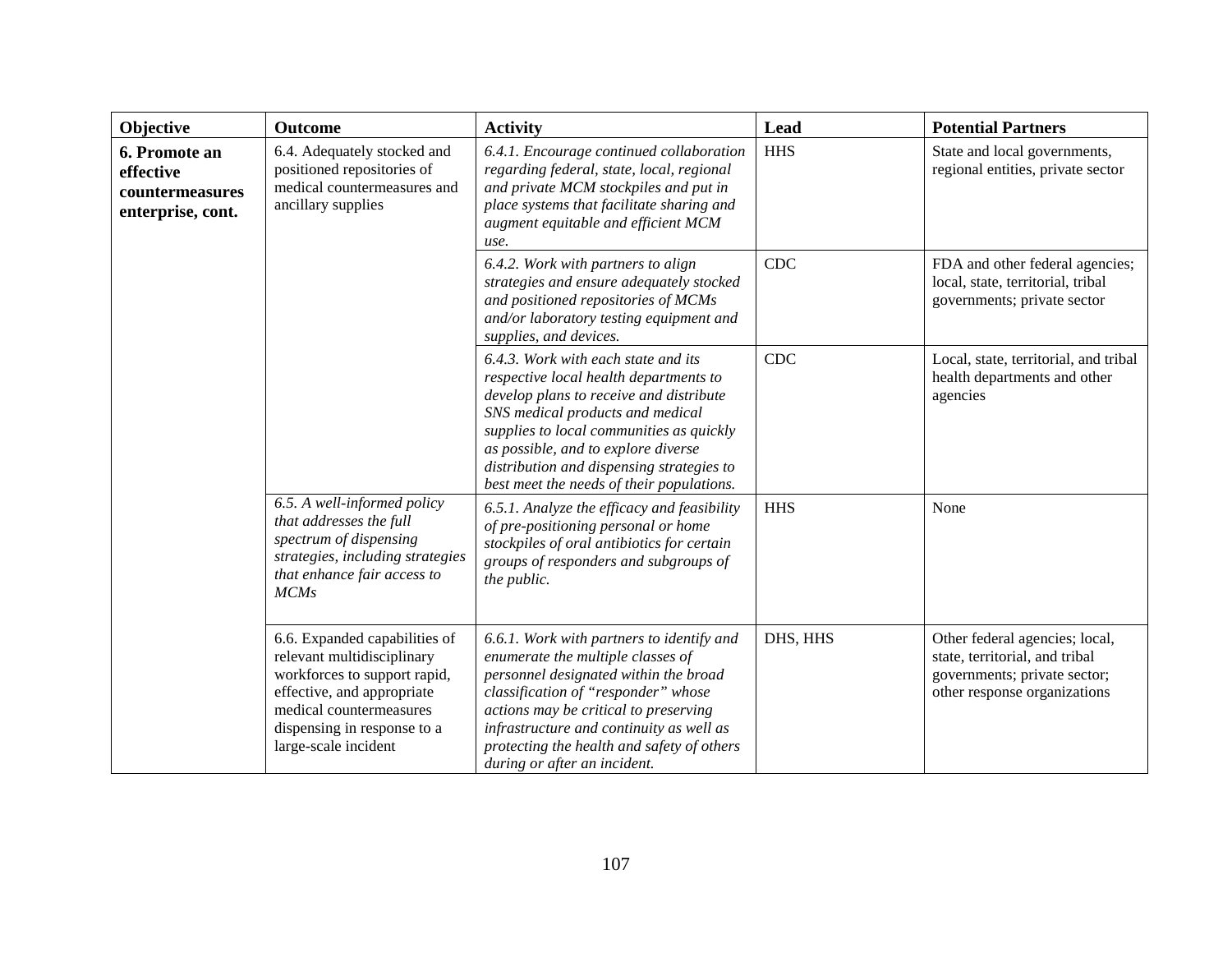| Objective | Outcome | Activity | Lead | Potential Partners |
|---|---|---|---|---|
| **6. Promote an effective countermeasures enterprise, cont.** | 6.4. Adequately stocked and positioned repositories of medical countermeasures and ancillary supplies | *6.4.1. Encourage continued collaboration regarding federal, state, local, regional and private MCM stockpiles and put in place systems that facilitate sharing and augment equitable and efficient MCM use.* | HHS | State and local governments, regional entities, private sector |
| | | *6.4.2. Work with partners to align strategies and ensure adequately stocked and positioned repositories of MCMs and/or laboratory testing equipment and supplies, and devices.* | CDC | FDA and other federal agencies; local, state, territorial, tribal governments; private sector |
| | | *6.4.3. Work with each state and its respective local health departments to develop plans to receive and distribute SNS medical products and medical supplies to local communities as quickly as possible, and to explore diverse distribution and dispensing strategies to best meet the needs of their populations.* | CDC | Local, state, territorial, and tribal health departments and other agencies |
| | *6.5. A well-informed policy that addresses the full spectrum of dispensing strategies, including strategies that enhance fair access to MCMs* | *6.5.1. Analyze the efficacy and feasibility of pre-positioning personal or home stockpiles of oral antibiotics for certain groups of responders and subgroups of the public.* | HHS | None |
| | 6.6. Expanded capabilities of relevant multidisciplinary workforces to support rapid, effective, and appropriate medical countermeasures dispensing in response to a large-scale incident | *6.6.1. Work with partners to identify and enumerate the multiple classes of personnel designated within the broad classification of "responder" whose actions may be critical to preserving infrastructure and continuity as well as protecting the health and safety of others during or after an incident.* | DHS, HHS | Other federal agencies; local, state, territorial, and tribal governments; private sector; other response organizations |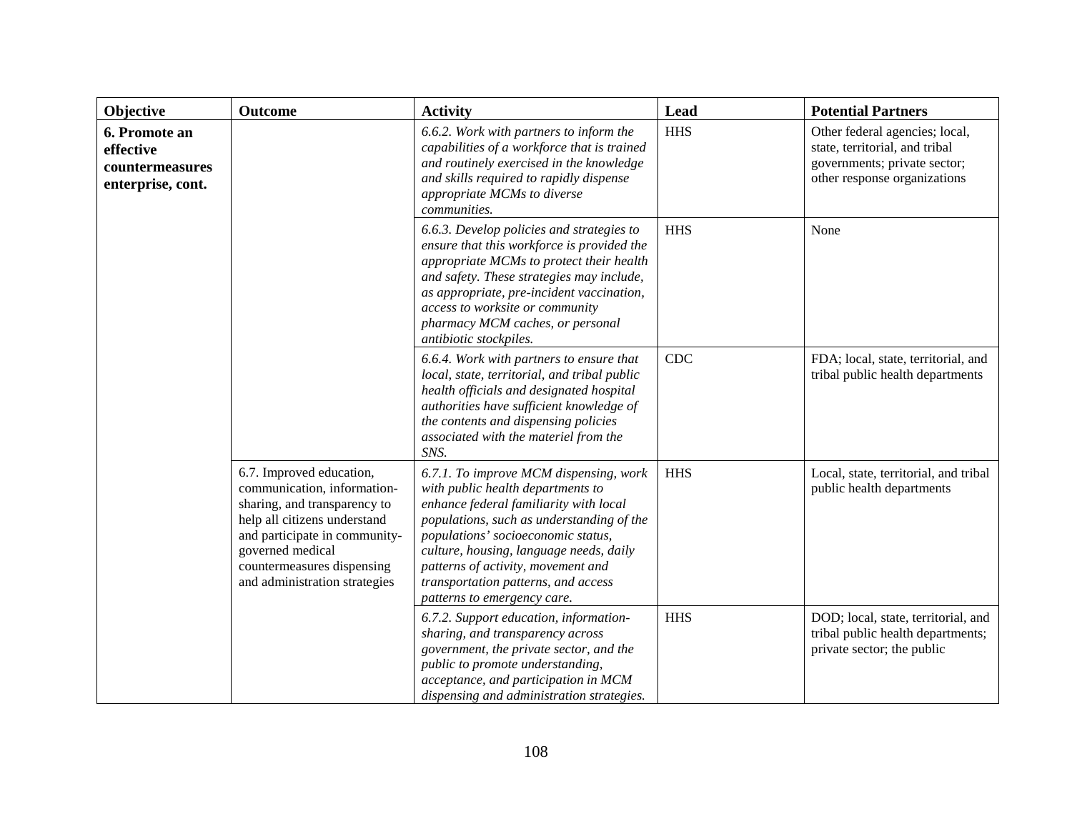| Objective | Outcome | Activity | Lead | Potential Partners |
| --- | --- | --- | --- | --- |
| **6. Promote an effective countermeasures enterprise, cont.** | | *6.6.2. Work with partners to inform the capabilities of a workforce that is trained and routinely exercised in the knowledge and skills required to rapidly dispense appropriate MCMs to diverse communities.* | HHS | Other federal agencies; local, state, territorial, and tribal governments; private sector; other response organizations |
| | | *6.6.3. Develop policies and strategies to ensure that this workforce is provided the appropriate MCMs to protect their health and safety. These strategies may include, as appropriate, pre-incident vaccination, access to worksite or community pharmacy MCM caches, or personal antibiotic stockpiles.* | HHS | None |
| | | *6.6.4. Work with partners to ensure that local, state, territorial, and tribal public health officials and designated hospital authorities have sufficient knowledge of the contents and dispensing policies associated with the materiel from the SNS.* | CDC | FDA; local, state, territorial, and tribal public health departments |
| | 6.7. Improved education, communication, information-sharing, and transparency to help all citizens understand and participate in community-governed medical countermeasures dispensing and administration strategies | *6.7.1. To improve MCM dispensing, work with public health departments to enhance federal familiarity with local populations, such as understanding of the populations' socioeconomic status, culture, housing, language needs, daily patterns of activity, movement and transportation patterns, and access patterns to emergency care.* | HHS | Local, state, territorial, and tribal public health departments |
| | | *6.7.2. Support education, information-sharing, and transparency across government, the private sector, and the public to promote understanding, acceptance, and participation in MCM dispensing and administration strategies.* | HHS | DOD; local, state, territorial, and tribal public health departments; private sector; the public |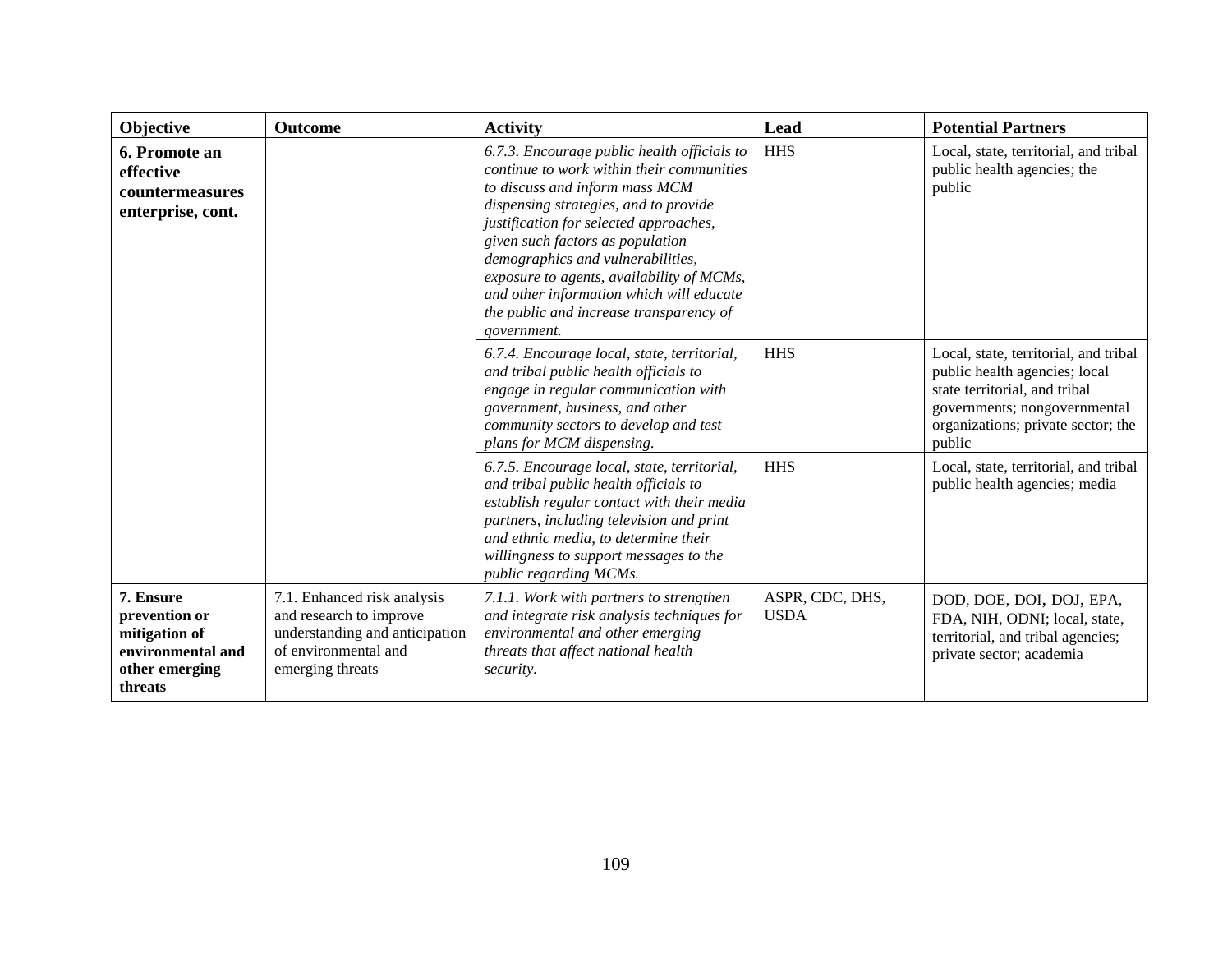| Objective | Outcome | Activity | Lead | Potential Partners |
| --- | --- | --- | --- | --- |
| **6. Promote an effective countermeasures enterprise, cont.** | | *6.7.3. Encourage public health officials to continue to work within their communities to discuss and inform mass MCM dispensing strategies, and to provide justification for selected approaches, given such factors as population demographics and vulnerabilities, exposure to agents, availability of MCMs, and other information which will educate the public and increase transparency of government.* | HHS | Local, state, territorial, and tribal public health agencies; the public |
| | | *6.7.4. Encourage local, state, territorial, and tribal public health officials to engage in regular communication with government, business, and other community sectors to develop and test plans for MCM dispensing.* | HHS | Local, state, territorial, and tribal public health agencies; local state territorial, and tribal governments; nongovernmental organizations; private sector; the public |
| | | *6.7.5. Encourage local, state, territorial, and tribal public health officials to establish regular contact with their media partners, including television and print and ethnic media, to determine their willingness to support messages to the public regarding MCMs.* | HHS | Local, state, territorial, and tribal public health agencies; media |
| **7. Ensure prevention or mitigation of environmental and other emerging threats** | 7.1. Enhanced risk analysis and research to improve understanding and anticipation of environmental and emerging threats | *7.1.1. Work with partners to strengthen and integrate risk analysis techniques for environmental and other emerging threats that affect national health security.* | ASPR, CDC, DHS, USDA | DOD, DOE, DOI, DOJ, EPA, FDA, NIH, ODNI; local, state, territorial, and tribal agencies; private sector; academia |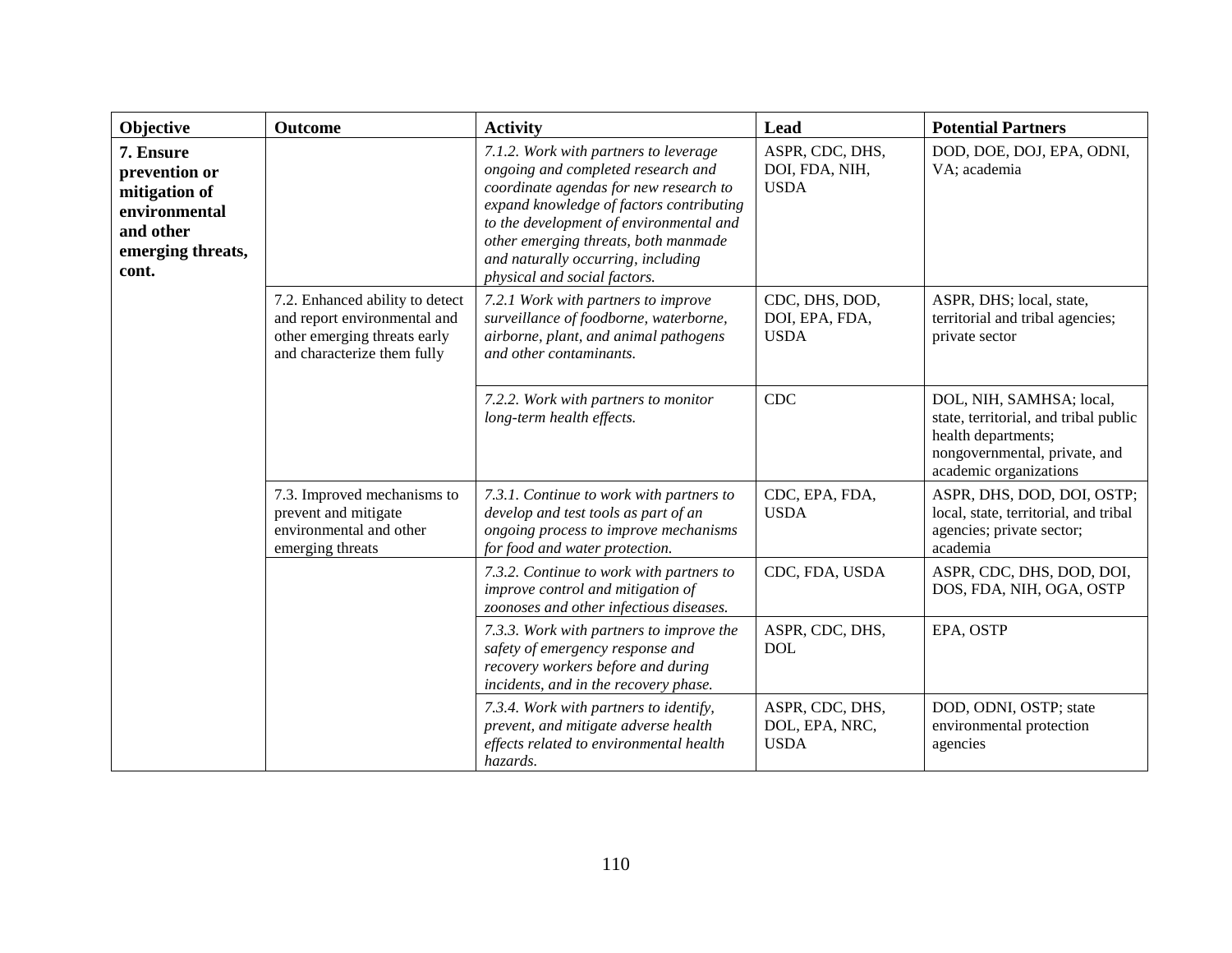| Objective | Outcome | Activity | Lead | Potential Partners |
|---|---|---|---|---|
| **7. Ensure prevention or mitigation of environmental and other emerging threats, cont.** | | *7.1.2. Work with partners to leverage ongoing and completed research and coordinate agendas for new research to expand knowledge of factors contributing to the development of environmental and other emerging threats, both manmade and naturally occurring, including physical and social factors.* | ASPR, CDC, DHS, DOI, FDA, NIH, USDA | DOD, DOE, DOJ, EPA, ODNI, VA; academia |
| | 7.2. Enhanced ability to detect and report environmental and other emerging threats early and characterize them fully | *7.2.1 Work with partners to improve surveillance of foodborne, waterborne, airborne, plant, and animal pathogens and other contaminants.* | CDC, DHS, DOD, DOI, EPA, FDA, USDA | ASPR, DHS; local, state, territorial and tribal agencies; private sector |
| | | *7.2.2. Work with partners to monitor long-term health effects.* | CDC | DOL, NIH, SAMHSA; local, state, territorial, and tribal public health departments; nongovernmental, private, and academic organizations |
| | 7.3. Improved mechanisms to prevent and mitigate environmental and other emerging threats | *7.3.1. Continue to work with partners to develop and test tools as part of an ongoing process to improve mechanisms for food and water protection.* | CDC, EPA, FDA, USDA | ASPR, DHS, DOD, DOI, OSTP; local, state, territorial, and tribal agencies; private sector; academia |
| | | *7.3.2. Continue to work with partners to improve control and mitigation of zoonoses and other infectious diseases.* | CDC, FDA, USDA | ASPR, CDC, DHS, DOD, DOI, DOS, FDA, NIH, OGA, OSTP |
| | | *7.3.3. Work with partners to improve the safety of emergency response and recovery workers before and during incidents, and in the recovery phase.* | ASPR, CDC, DHS, DOL | EPA, OSTP |
| | | *7.3.4. Work with partners to identify, prevent, and mitigate adverse health effects related to environmental health hazards.* | ASPR, CDC, DHS, DOL, EPA, NRC, USDA | DOD, ODNI, OSTP; state environmental protection agencies |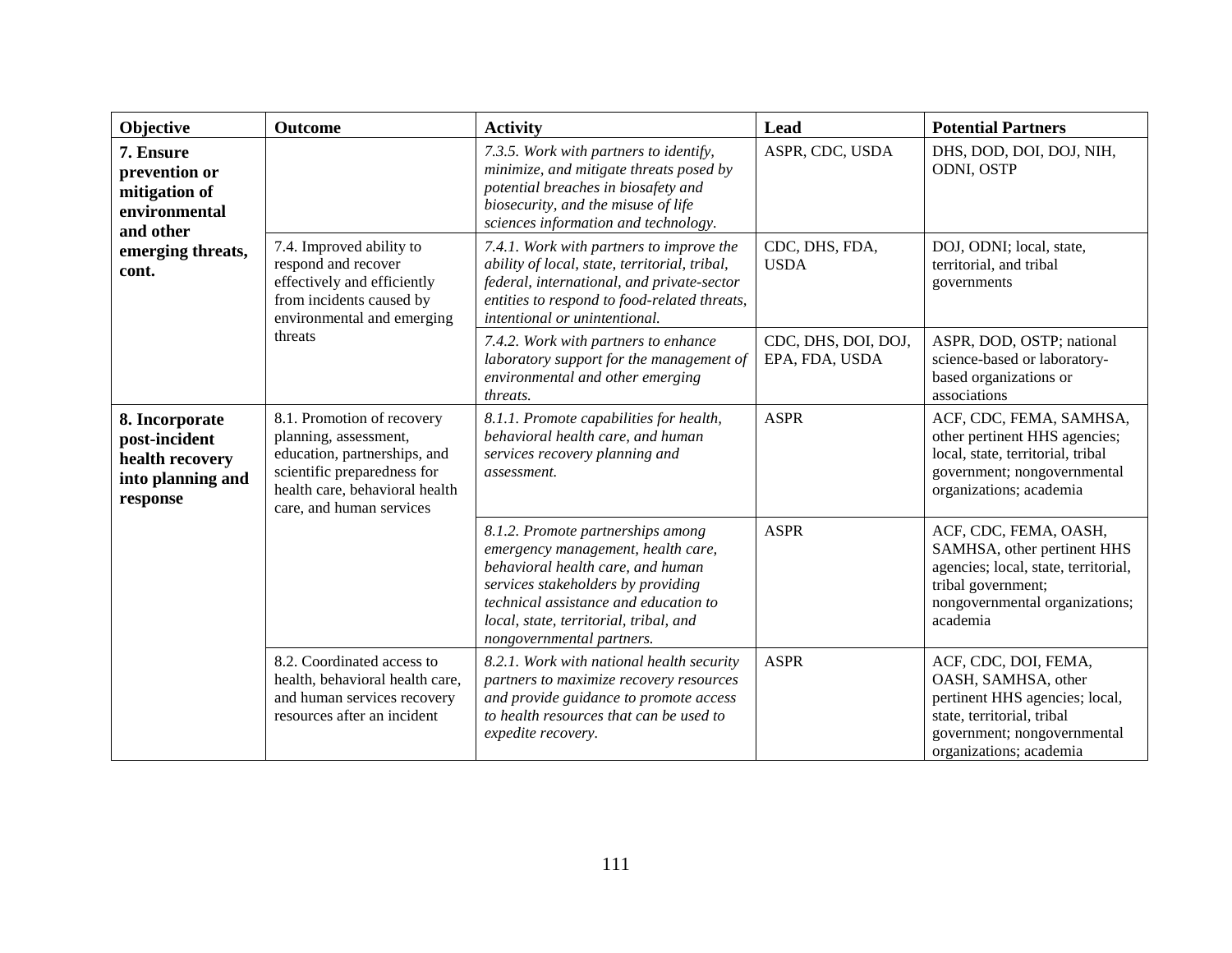| Objective | Outcome | Activity | Lead | Potential Partners |
|---|---|---|---|---|
| **7. Ensure prevention or mitigation of environmental and other emerging threats, cont.** | | *7.3.5. Work with partners to identify, minimize, and mitigate threats posed by potential breaches in biosafety and biosecurity, and the misuse of life sciences information and technology.* | ASPR, CDC, USDA | DHS, DOD, DOI, DOJ, NIH, ODNI, OSTP |
| | 7.4. Improved ability to respond and recover effectively and efficiently from incidents caused by environmental and emerging threats | *7.4.1. Work with partners to improve the ability of local, state, territorial, tribal, federal, international, and private-sector entities to respond to food-related threats, intentional or unintentional.* | CDC, DHS, FDA, USDA | DOJ, ODNI; local, state, territorial, and tribal governments |
| | | *7.4.2. Work with partners to enhance laboratory support for the management of environmental and other emerging threats.* | CDC, DHS, DOI, DOJ, EPA, FDA, USDA | ASPR, DOD, OSTP; national science-based or laboratory-based organizations or associations |
| **8. Incorporate post-incident health recovery into planning and response** | 8.1. Promotion of recovery planning, assessment, education, partnerships, and scientific preparedness for health care, behavioral health care, and human services | *8.1.1. Promote capabilities for health, behavioral health care, and human services recovery planning and assessment.* | ASPR | ACF, CDC, FEMA, SAMHSA, other pertinent HHS agencies; local, state, territorial, tribal government; nongovernmental organizations; academia |
| | | *8.1.2. Promote partnerships among emergency management, health care, behavioral health care, and human services stakeholders by providing technical assistance and education to local, state, territorial, tribal, and nongovernmental partners.* | ASPR | ACF, CDC, FEMA, OASH, SAMHSA, other pertinent HHS agencies; local, state, territorial, tribal government; nongovernmental organizations; academia |
| | 8.2. Coordinated access to health, behavioral health care, and human services recovery resources after an incident | *8.2.1. Work with national health security partners to maximize recovery resources and provide guidance to promote access to health resources that can be used to expedite recovery.* | ASPR | ACF, CDC, DOI, FEMA, OASH, SAMHSA, other pertinent HHS agencies; local, state, territorial, tribal government; nongovernmental organizations; academia |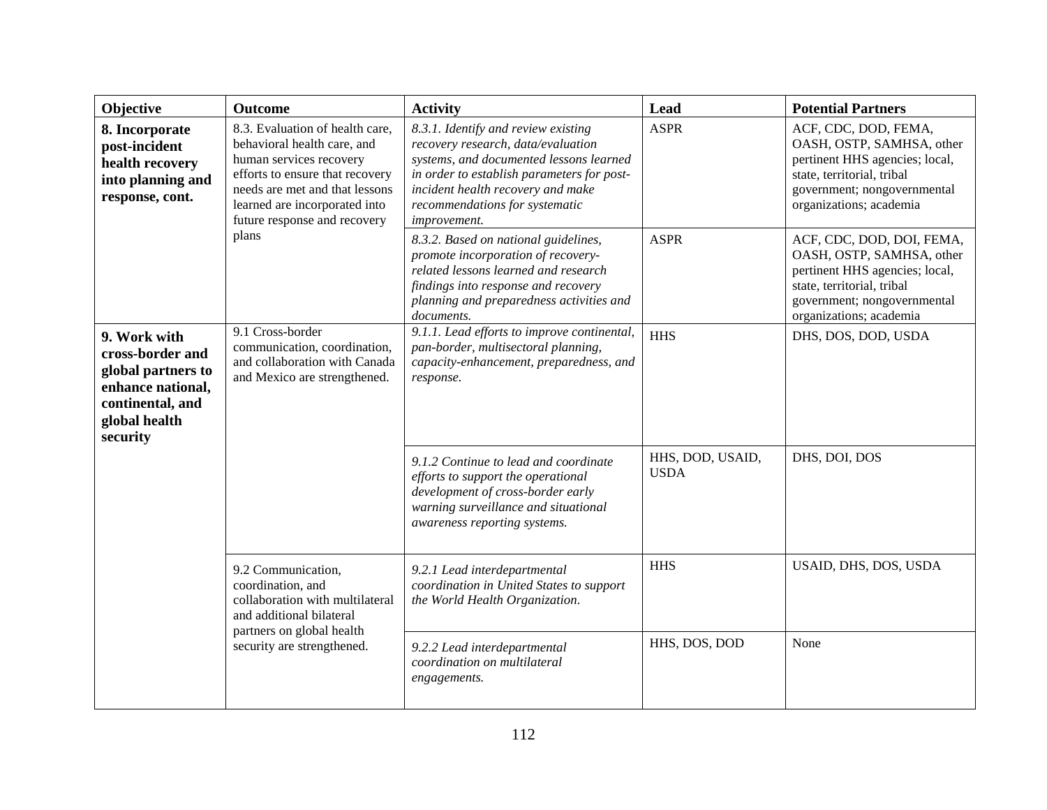| Objective | Outcome | Activity | Lead | Potential Partners |
|---|---|---|---|---|
| **8. Incorporate post-incident health recovery into planning and response, cont.** | 8.3. Evaluation of health care, behavioral health care, and human services recovery efforts to ensure that recovery needs are met and that lessons learned are incorporated into future response and recovery plans | *8.3.1. Identify and review existing recovery research, data/evaluation systems, and documented lessons learned in order to establish parameters for post-incident health recovery and make recommendations for systematic improvement.* | ASPR | ACF, CDC, DOD, FEMA, OASH, OSTP, SAMHSA, other pertinent HHS agencies; local, state, territorial, tribal government; nongovernmental organizations; academia |
| | | *8.3.2. Based on national guidelines, promote incorporation of recovery-related lessons learned and research findings into response and recovery planning and preparedness activities and documents.* | ASPR | ACF, CDC, DOD, DOI, FEMA, OASH, OSTP, SAMHSA, other pertinent HHS agencies; local, state, territorial, tribal government; nongovernmental organizations; academia |
| **9. Work with cross-border and global partners to enhance national, continental, and global health security** | 9.1 Cross-border communication, coordination, and collaboration with Canada and Mexico are strengthened. | *9.1.1. Lead efforts to improve continental, pan-border, multisectoral planning, capacity-enhancement, preparedness, and response.* | HHS | DHS, DOS, DOD, USDA |
| | | *9.1.2 Continue to lead and coordinate efforts to support the operational development of cross-border early warning surveillance and situational awareness reporting systems.* | HHS, DOD, USAID, USDA | DHS, DOI, DOS |
| | 9.2 Communication, coordination, and collaboration with multilateral and additional bilateral partners on global health security are strengthened. | *9.2.1 Lead interdepartmental coordination in United States to support the World Health Organization.* | HHS | USAID, DHS, DOS, USDA |
| | | *9.2.2 Lead interdepartmental coordination on multilateral engagements.* | HHS, DOS, DOD | None |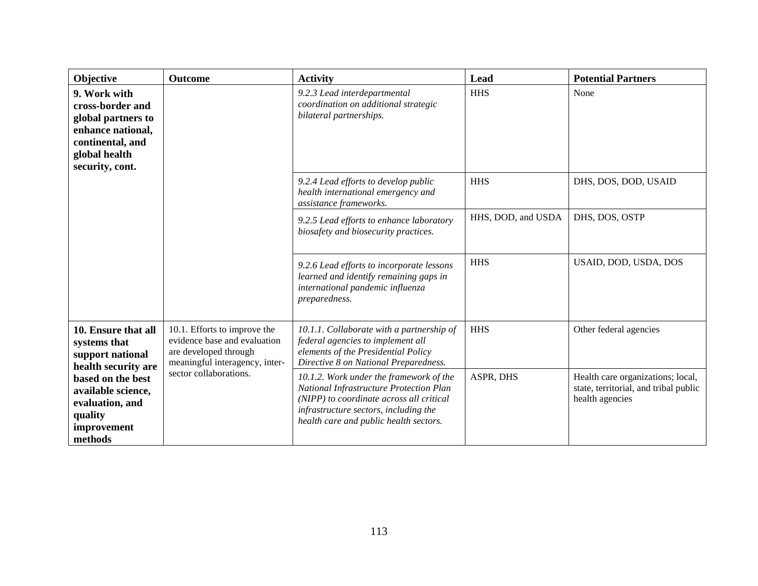| Objective | Outcome | Activity | Lead | Potential Partners |
|---|---|---|---|---|
| **9. Work with cross-border and global partners to enhance national, continental, and global health security, cont.** | | *9.2.3 Lead interdepartmental coordination on additional strategic bilateral partnerships.* | HHS | None |
| | | *9.2.4 Lead efforts to develop public health international emergency and assistance frameworks.* | HHS | DHS, DOS, DOD, USAID |
| | | *9.2.5 Lead efforts to enhance laboratory biosafety and biosecurity practices.* | HHS, DOD, and USDA | DHS, DOS, OSTP |
| | | *9.2.6 Lead efforts to incorporate lessons learned and identify remaining gaps in international pandemic influenza preparedness.* | HHS | USAID, DOD, USDA, DOS |
| **10. Ensure that all systems that support national health security are based on the best available science, evaluation, and quality improvement methods** | 10.1. Efforts to improve the evidence base and evaluation are developed through meaningful interagency, inter-sector collaborations. | *10.1.1. Collaborate with a partnership of federal agencies to implement all elements of the Presidential Policy Directive 8 on National Preparedness.* | HHS | Other federal agencies |
| | | *10.1.2. Work under the framework of the National Infrastructure Protection Plan (NIPP) to coordinate across all critical infrastructure sectors, including the health care and public health sectors.* | ASPR, DHS | Health care organizations; local, state, territorial, and tribal public health agencies |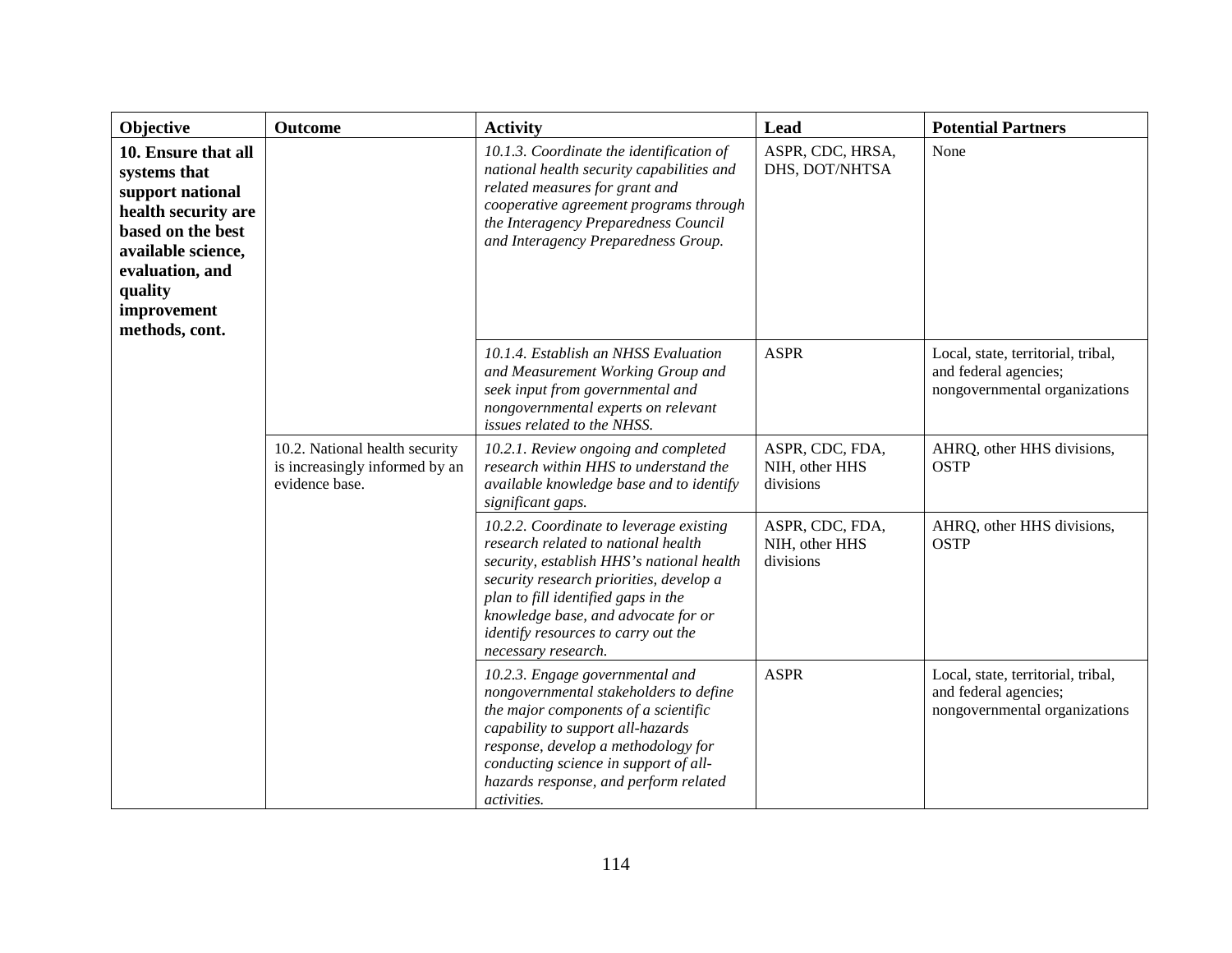| Objective | Outcome | Activity | Lead | Potential Partners |
|---|---|---|---|---|
| **10. Ensure that all systems that support national health security are based on the best available science, evaluation, and quality improvement methods, cont.** | | *10.1.3. Coordinate the identification of national health security capabilities and related measures for grant and cooperative agreement programs through the Interagency Preparedness Council and Interagency Preparedness Group.* | ASPR, CDC, HRSA, DHS, DOT/NHTSA | None |
| | | *10.1.4. Establish an NHSS Evaluation and Measurement Working Group and seek input from governmental and nongovernmental experts on relevant issues related to the NHSS.* | ASPR | Local, state, territorial, tribal, and federal agencies; nongovernmental organizations |
| | 10.2. National health security is increasingly informed by an evidence base. | *10.2.1. Review ongoing and completed research within HHS to understand the available knowledge base and to identify significant gaps.* | ASPR, CDC, FDA, NIH, other HHS divisions | AHRQ, other HHS divisions, OSTP |
| | | *10.2.2. Coordinate to leverage existing research related to national health security, establish HHS's national health security research priorities, develop a plan to fill identified gaps in the knowledge base, and advocate for or identify resources to carry out the necessary research.* | ASPR, CDC, FDA, NIH, other HHS divisions | AHRQ, other HHS divisions, OSTP |
| | | *10.2.3. Engage governmental and nongovernmental stakeholders to define the major components of a scientific capability to support all-hazards response, develop a methodology for conducting science in support of all-hazards response, and perform related activities.* | ASPR | Local, state, territorial, tribal, and federal agencies; nongovernmental organizations |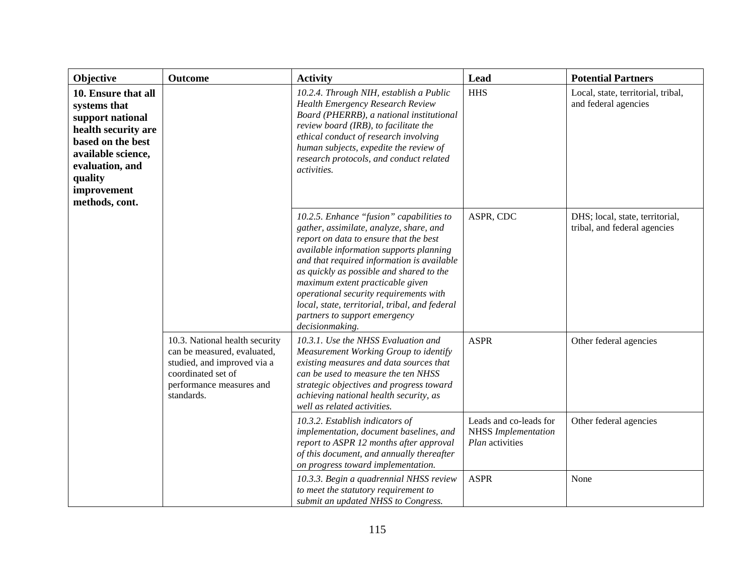| Objective | Outcome | Activity | Lead | Potential Partners |
|---|---|---|---|---|
| **10. Ensure that all systems that support national health security are based on the best available science, evaluation, and quality improvement methods, cont.** | | *10.2.4. Through NIH, establish a Public Health Emergency Research Review Board (PHERRB), a national institutional review board (IRB), to facilitate the ethical conduct of research involving human subjects, expedite the review of research protocols, and conduct related activities.* | HHS | Local, state, territorial, tribal, and federal agencies |
| | | *10.2.5. Enhance "fusion" capabilities to gather, assimilate, analyze, share, and report on data to ensure that the best available information supports planning and that required information is available as quickly as possible and shared to the maximum extent practicable given operational security requirements with local, state, territorial, tribal, and federal partners to support emergency decisionmaking.* | ASPR, CDC | DHS; local, state, territorial, tribal, and federal agencies |
| | 10.3. National health security can be measured, evaluated, studied, and improved via a coordinated set of performance measures and standards. | *10.3.1. Use the NHSS Evaluation and Measurement Working Group to identify existing measures and data sources that can be used to measure the ten NHSS strategic objectives and progress toward achieving national health security, as well as related activities.* | ASPR | Other federal agencies |
| | | *10.3.2. Establish indicators of implementation, document baselines, and report to ASPR 12 months after approval of this document, and annually thereafter on progress toward implementation.* | Leads and co-leads for NHSS *Implementation Plan* activities | Other federal agencies |
| | | *10.3.3. Begin a quadrennial NHSS review to meet the statutory requirement to submit an updated NHSS to Congress.* | ASPR | None |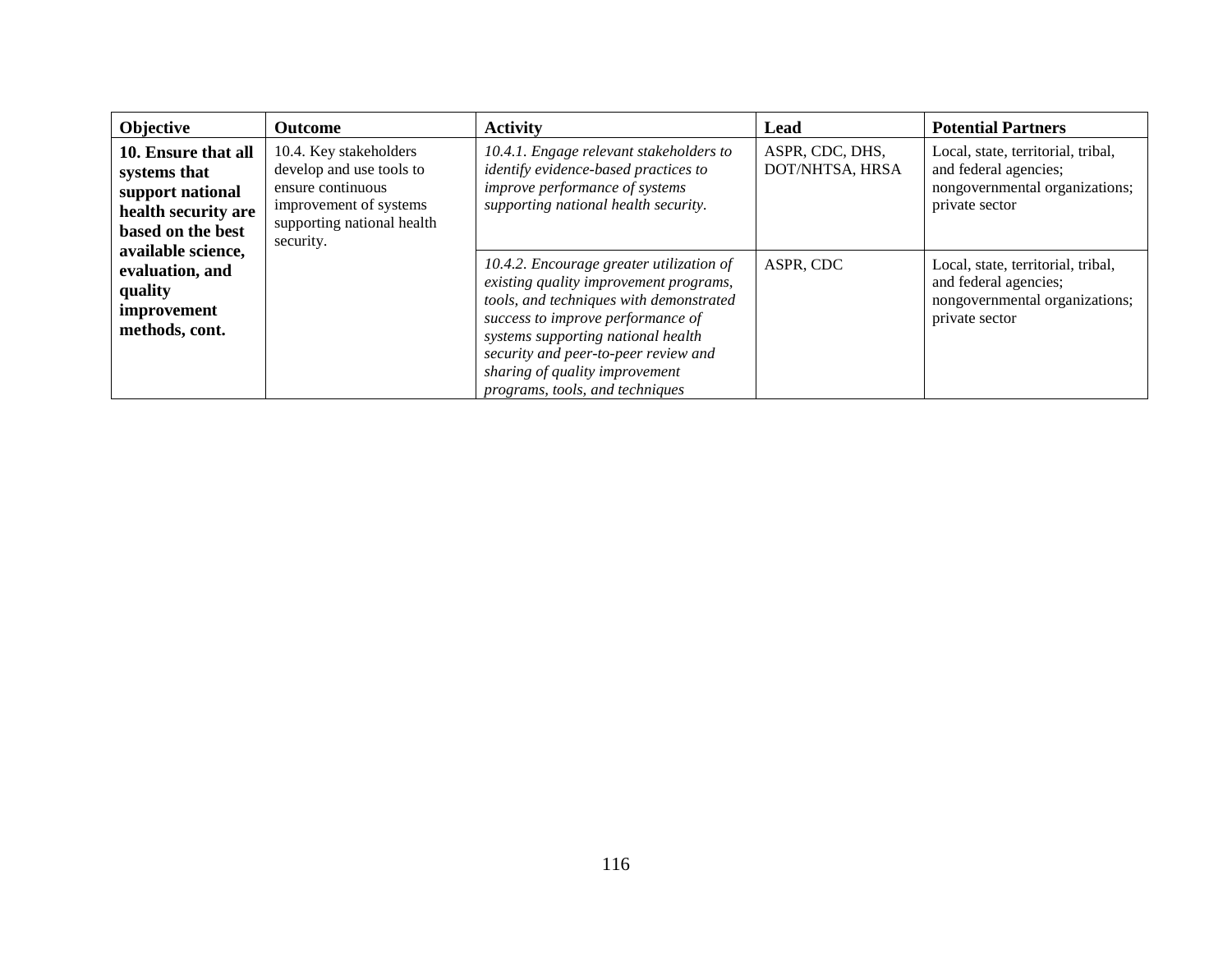| Objective | Outcome | Activity | Lead | Potential Partners |
|---|---|---|---|---|
| **10. Ensure that all systems that support national health security are based on the best available science, evaluation, and quality improvement methods, cont.** | 10.4. Key stakeholders develop and use tools to ensure continuous improvement of systems supporting national health security. | *10.4.1. Engage relevant stakeholders to identify evidence-based practices to improve performance of systems supporting national health security.* | ASPR, CDC, DHS, DOT/NHTSA, HRSA | Local, state, territorial, tribal, and federal agencies; nongovernmental organizations; private sector |
| | | *10.4.2. Encourage greater utilization of existing quality improvement programs, tools, and techniques with demonstrated success to improve performance of systems supporting national health security and peer-to-peer review and sharing of quality improvement programs, tools, and techniques* | ASPR, CDC | Local, state, territorial, tribal, and federal agencies; nongovernmental organizations; private sector |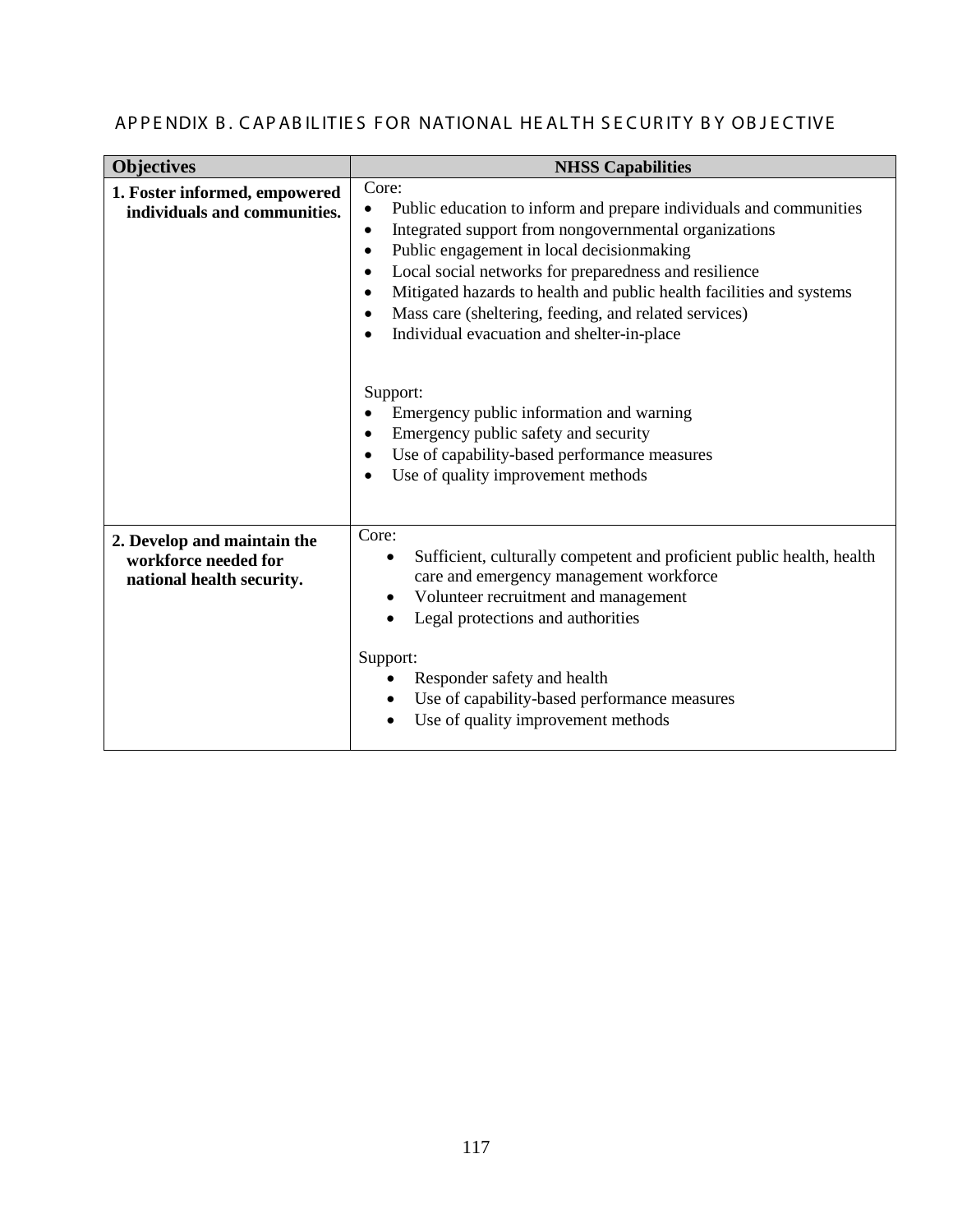## APPENDIX B. CAPABILITIES FOR NATIONAL HEALTH SECURITY BY OBJECTIVE

| Objectives | NHSS Capabilities |
|---|---|
| **1. Foster informed, empowered individuals and communities.** | Core:<br>• Public education to inform and prepare individuals and communities<br>• Integrated support from nongovernmental organizations<br>• Public engagement in local decisionmaking<br>• Local social networks for preparedness and resilience<br>• Mitigated hazards to health and public health facilities and systems<br>• Mass care (sheltering, feeding, and related services)<br>• Individual evacuation and shelter-in-place<br><br>Support:<br>• Emergency public information and warning<br>• Emergency public safety and security<br>• Use of capability-based performance measures<br>• Use of quality improvement methods |
| **2. Develop and maintain the workforce needed for national health security.** | Core:<br>• Sufficient, culturally competent and proficient public health, health care and emergency management workforce<br>• Volunteer recruitment and management<br>• Legal protections and authorities<br><br>Support:<br>• Responder safety and health<br>• Use of capability-based performance measures<br>• Use of quality improvement methods |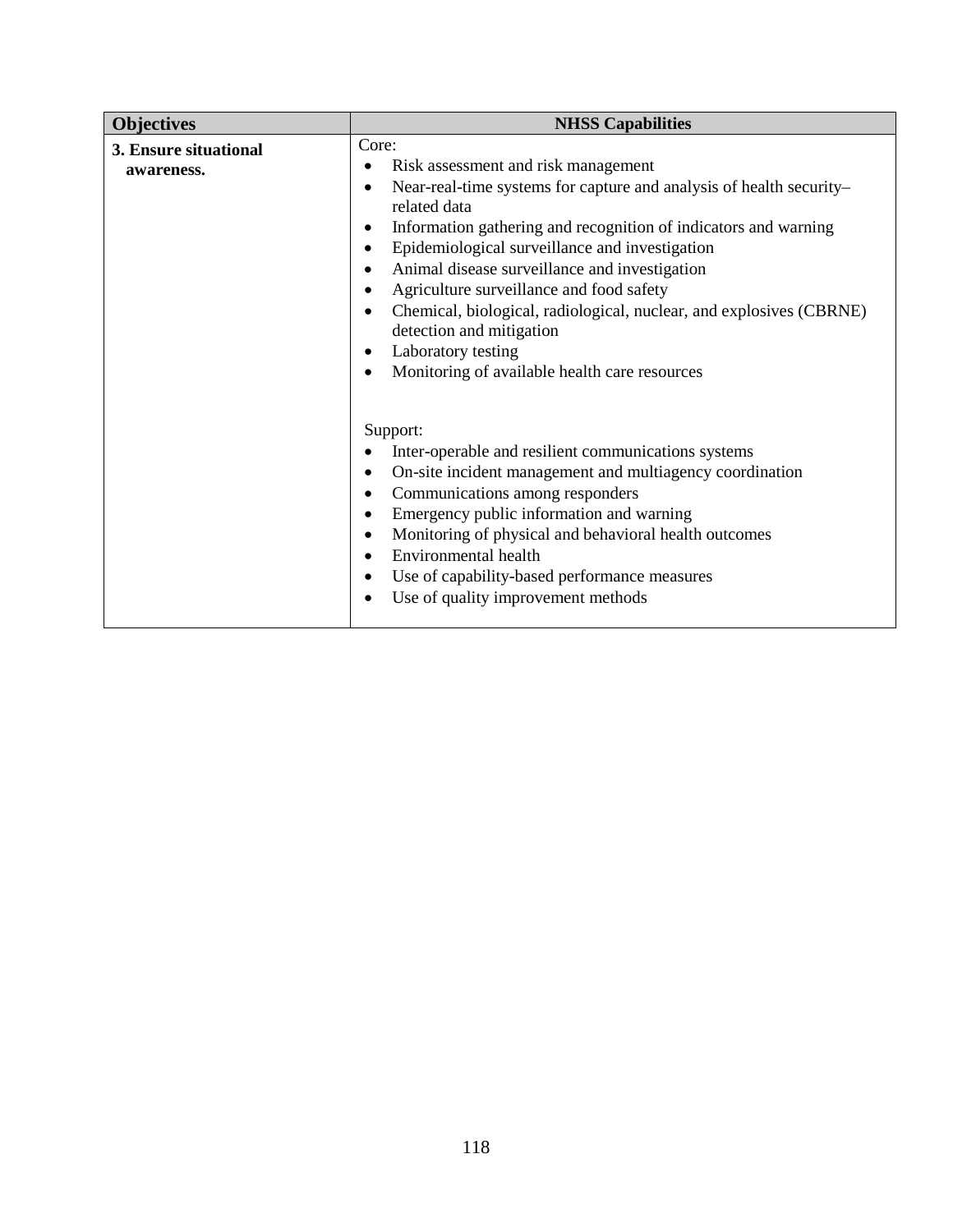| Objectives | NHSS Capabilities |
|---|---|
| **3. Ensure situational awareness.** | Core:<br>• Risk assessment and risk management<br>• Near-real-time systems for capture and analysis of health security–related data<br>• Information gathering and recognition of indicators and warning<br>• Epidemiological surveillance and investigation<br>• Animal disease surveillance and investigation<br>• Agriculture surveillance and food safety<br>• Chemical, biological, radiological, nuclear, and explosives (CBRNE) detection and mitigation<br>• Laboratory testing<br>• Monitoring of available health care resources<br><br>Support:<br>• Inter-operable and resilient communications systems<br>• On-site incident management and multiagency coordination<br>• Communications among responders<br>• Emergency public information and warning<br>• Monitoring of physical and behavioral health outcomes<br>• Environmental health<br>• Use of capability-based performance measures<br>• Use of quality improvement methods |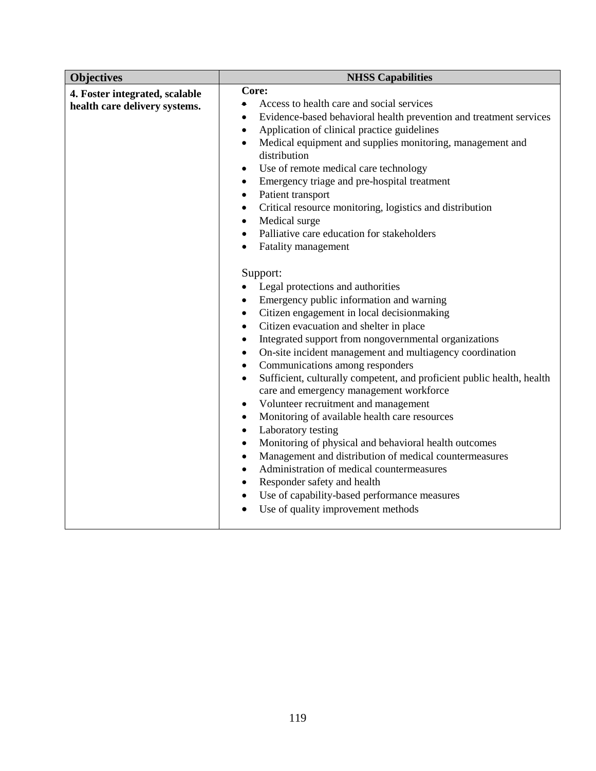| Objectives | NHSS Capabilities |
|---|---|
| **4. Foster integrated, scalable health care delivery systems.** | **Core:**<br>• Access to health care and social services<br>• Evidence-based behavioral health prevention and treatment services<br>• Application of clinical practice guidelines<br>• Medical equipment and supplies monitoring, management and distribution<br>• Use of remote medical care technology<br>• Emergency triage and pre-hospital treatment<br>• Patient transport<br>• Critical resource monitoring, logistics and distribution<br>• Medical surge<br>• Palliative care education for stakeholders<br>• Fatality management<br><br>Support:<br>• Legal protections and authorities<br>• Emergency public information and warning<br>• Citizen engagement in local decisionmaking<br>• Citizen evacuation and shelter in place<br>• Integrated support from nongovernmental organizations<br>• On-site incident management and multiagency coordination<br>• Communications among responders<br>• Sufficient, culturally competent, and proficient public health, health care and emergency management workforce<br>• Volunteer recruitment and management<br>• Monitoring of available health care resources<br>• Laboratory testing<br>• Monitoring of physical and behavioral health outcomes<br>• Management and distribution of medical countermeasures<br>• Administration of medical countermeasures<br>• Responder safety and health<br>• Use of capability-based performance measures<br>• Use of quality improvement methods |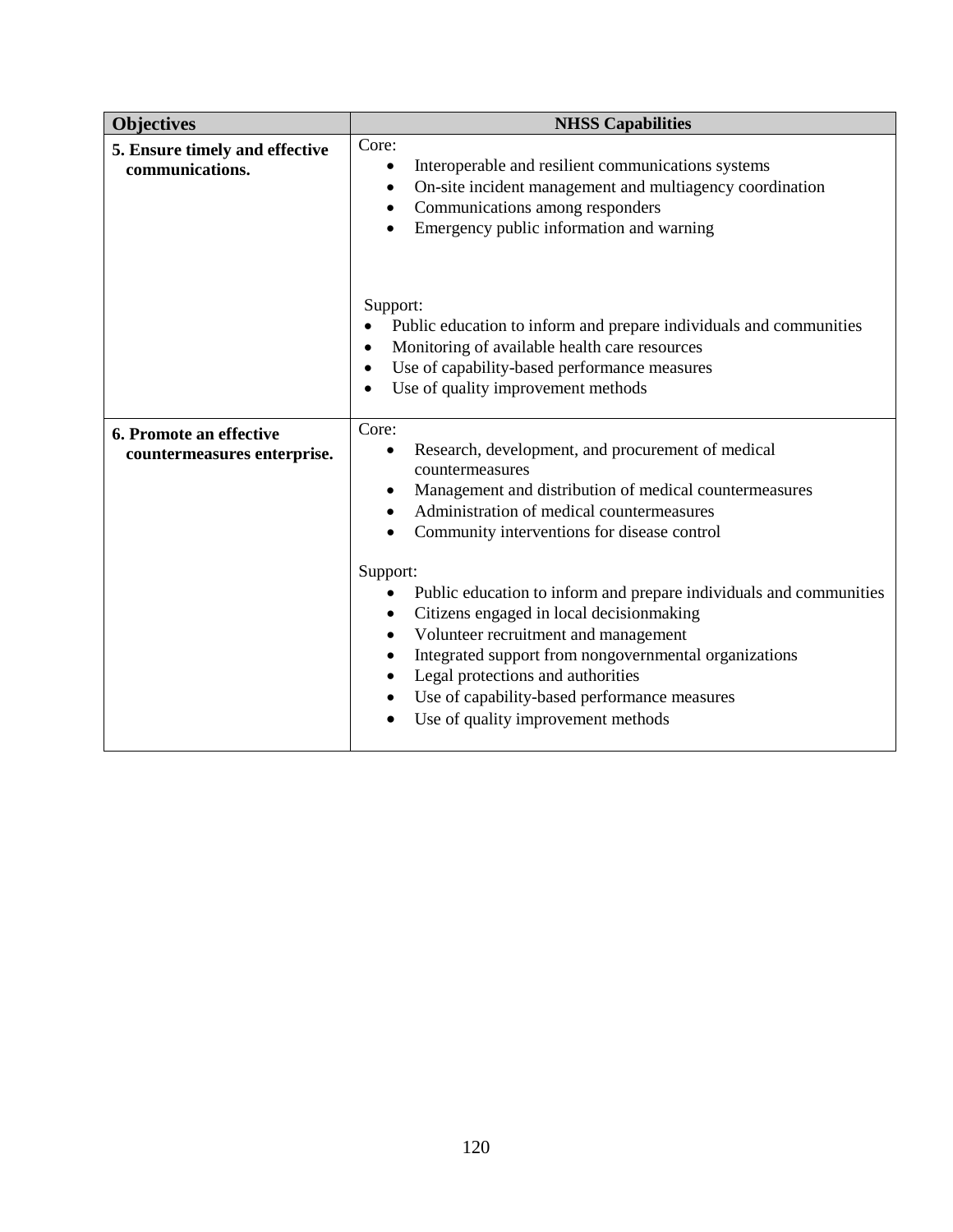| Objectives | NHSS Capabilities |
|---|---|
| **5. Ensure timely and effective communications.** | Core:<br>• Interoperable and resilient communications systems<br>• On-site incident management and multiagency coordination<br>• Communications among responders<br>• Emergency public information and warning<br><br>Support:<br>• Public education to inform and prepare individuals and communities<br>• Monitoring of available health care resources<br>• Use of capability-based performance measures<br>• Use of quality improvement methods |
| **6. Promote an effective countermeasures enterprise.** | Core:<br>• Research, development, and procurement of medical countermeasures<br>• Management and distribution of medical countermeasures<br>• Administration of medical countermeasures<br>• Community interventions for disease control<br><br>Support:<br>• Public education to inform and prepare individuals and communities<br>• Citizens engaged in local decisionmaking<br>• Volunteer recruitment and management<br>• Integrated support from nongovernmental organizations<br>• Legal protections and authorities<br>• Use of capability-based performance measures<br>• Use of quality improvement methods |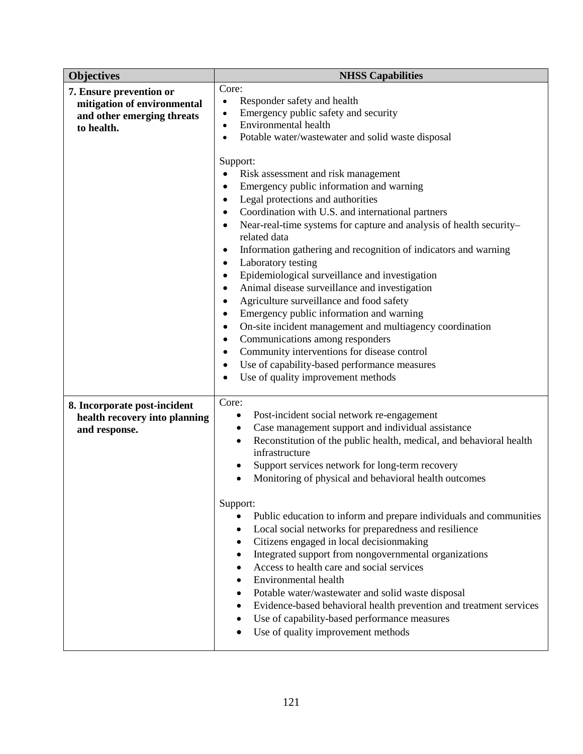| Objectives | NHSS Capabilities |
|---|---|
| **7. Ensure prevention or mitigation of environmental and other emerging threats to health.** | Core:<br>• Responder safety and health<br>• Emergency public safety and security<br>• Environmental health<br>• Potable water/wastewater and solid waste disposal<br><br>Support:<br>• Risk assessment and risk management<br>• Emergency public information and warning<br>• Legal protections and authorities<br>• Coordination with U.S. and international partners<br>• Near-real-time systems for capture and analysis of health security–related data<br>• Information gathering and recognition of indicators and warning<br>• Laboratory testing<br>• Epidemiological surveillance and investigation<br>• Animal disease surveillance and investigation<br>• Agriculture surveillance and food safety<br>• Emergency public information and warning<br>• On-site incident management and multiagency coordination<br>• Communications among responders<br>• Community interventions for disease control<br>• Use of capability-based performance measures<br>• Use of quality improvement methods |
| **8. Incorporate post-incident health recovery into planning and response.** | Core:<br>• Post-incident social network re-engagement<br>• Case management support and individual assistance<br>• Reconstitution of the public health, medical, and behavioral health infrastructure<br>• Support services network for long-term recovery<br>• Monitoring of physical and behavioral health outcomes<br><br>Support:<br>• Public education to inform and prepare individuals and communities<br>• Local social networks for preparedness and resilience<br>• Citizens engaged in local decisionmaking<br>• Integrated support from nongovernmental organizations<br>• Access to health care and social services<br>• Environmental health<br>• Potable water/wastewater and solid waste disposal<br>• Evidence-based behavioral health prevention and treatment services<br>• Use of capability-based performance measures<br>• Use of quality improvement methods |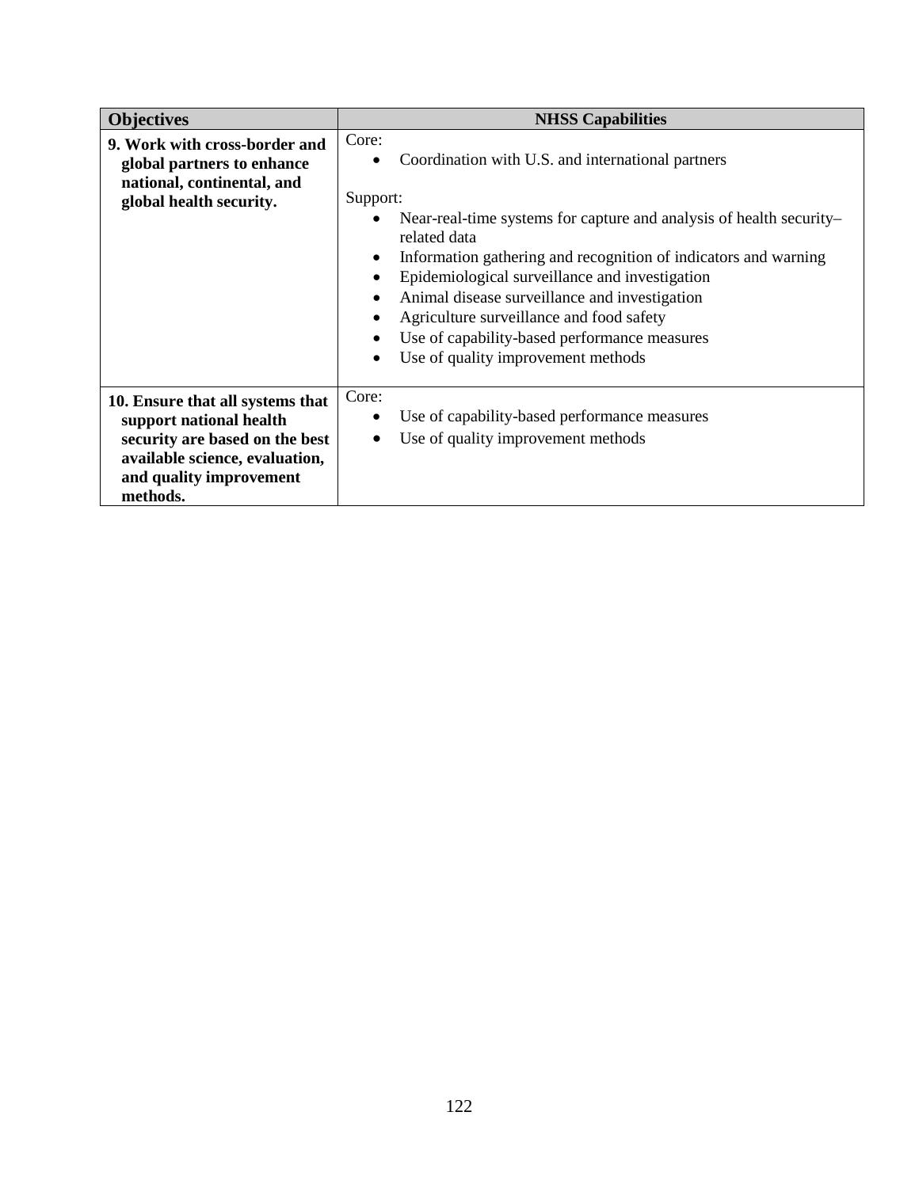| Objectives | NHSS Capabilities |
|---|---|
| **9. Work with cross-border and global partners to enhance national, continental, and global health security.** | Core:<br>• Coordination with U.S. and international partners<br><br>Support:<br>• Near-real-time systems for capture and analysis of health security–related data<br>• Information gathering and recognition of indicators and warning<br>• Epidemiological surveillance and investigation<br>• Animal disease surveillance and investigation<br>• Agriculture surveillance and food safety<br>• Use of capability-based performance measures<br>• Use of quality improvement methods |
| **10. Ensure that all systems that support national health security are based on the best available science, evaluation, and quality improvement methods.** | Core:<br>• Use of capability-based performance measures<br>• Use of quality improvement methods |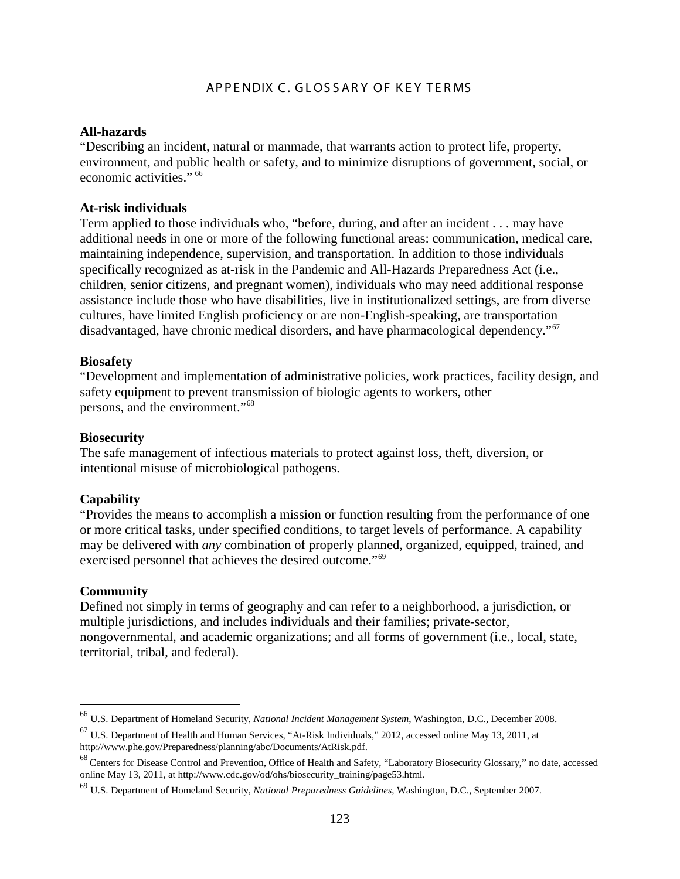# APPENDIX C. GLOSSARY OF KEY TERMS

**All-hazards**
"Describing an incident, natural or manmade, that warrants action to protect life, property, environment, and public health or safety, and to minimize disruptions of government, social, or economic activities." [66]

**At-risk individuals**
Term applied to those individuals who, "before, during, and after an incident . . . may have additional needs in one or more of the following functional areas: communication, medical care, maintaining independence, supervision, and transportation. In addition to those individuals specifically recognized as at-risk in the Pandemic and All-Hazards Preparedness Act (i.e., children, senior citizens, and pregnant women), individuals who may need additional response assistance include those who have disabilities, live in institutionalized settings, are from diverse cultures, have limited English proficiency or are non-English-speaking, are transportation disadvantaged, have chronic medical disorders, and have pharmacological dependency."[67]

**Biosafety**
"Development and implementation of administrative policies, work practices, facility design, and safety equipment to prevent transmission of biologic agents to workers, other persons, and the environment."[68]

**Biosecurity**
The safe management of infectious materials to protect against loss, theft, diversion, or intentional misuse of microbiological pathogens.

**Capability**
"Provides the means to accomplish a mission or function resulting from the performance of one or more critical tasks, under specified conditions, to target levels of performance. A capability may be delivered with *any* combination of properly planned, organized, equipped, trained, and exercised personnel that achieves the desired outcome."[69]

**Community**
Defined not simply in terms of geography and can refer to a neighborhood, a jurisdiction, or multiple jurisdictions, and includes individuals and their families; private-sector, nongovernmental, and academic organizations; and all forms of government (i.e., local, state, territorial, tribal, and federal).

---

[66] U.S. Department of Homeland Security, *National Incident Management System*, Washington, D.C., December 2008.

[67] U.S. Department of Health and Human Services, "At-Risk Individuals," 2012, accessed online May 13, 2011, at http://www.phe.gov/Preparedness/planning/abc/Documents/AtRisk.pdf.

[68] Centers for Disease Control and Prevention, Office of Health and Safety, "Laboratory Biosecurity Glossary," no date, accessed online May 13, 2011, at http://www.cdc.gov/od/ohs/biosecurity_training/page53.html.

[69] U.S. Department of Homeland Security, *National Preparedness Guidelines*, Washington, D.C., September 2007.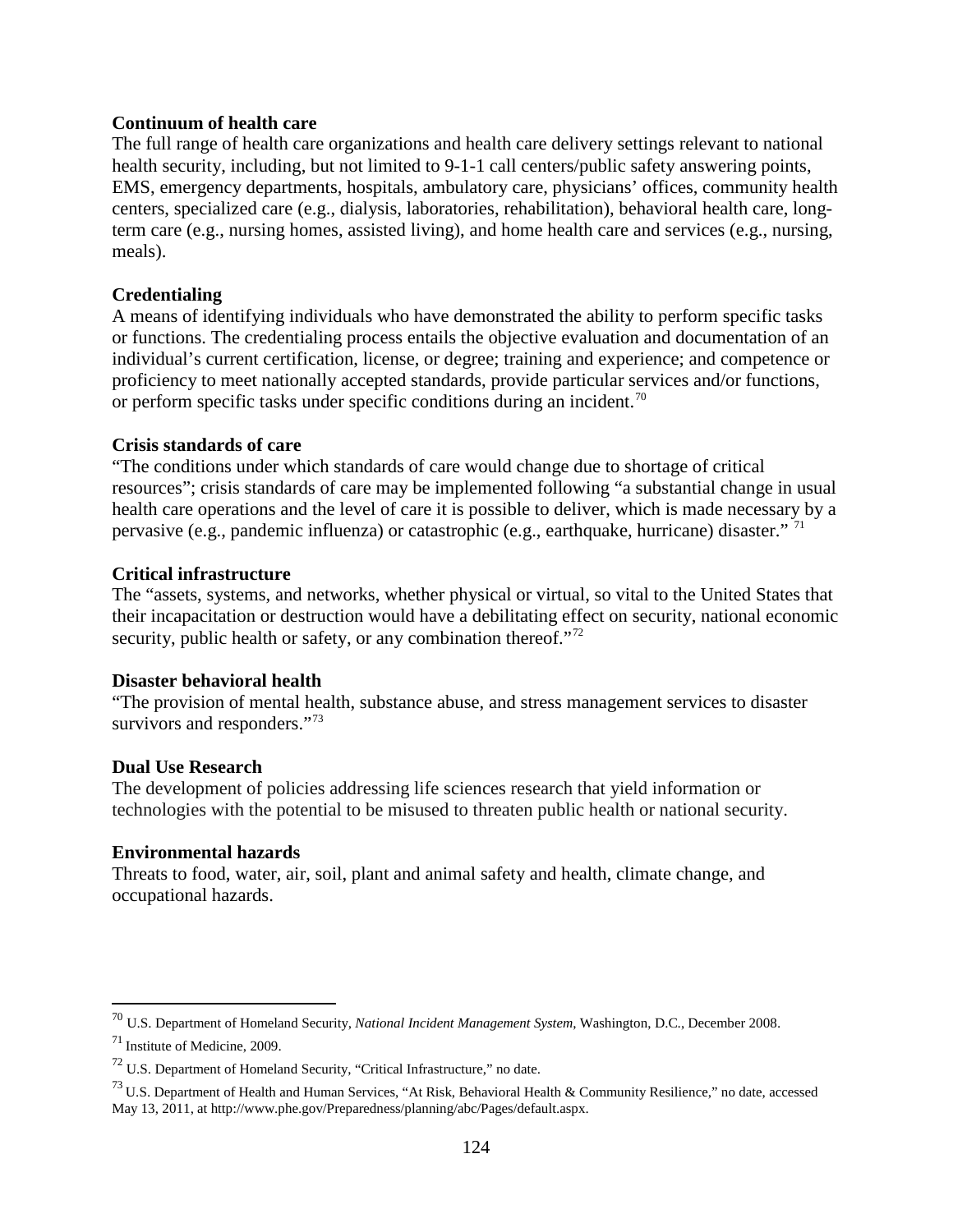**Continuum of health care**

The full range of health care organizations and health care delivery settings relevant to national health security, including, but not limited to 9-1-1 call centers/public safety answering points, EMS, emergency departments, hospitals, ambulatory care, physicians' offices, community health centers, specialized care (e.g., dialysis, laboratories, rehabilitation), behavioral health care, long-term care (e.g., nursing homes, assisted living), and home health care and services (e.g., nursing, meals).

**Credentialing**

A means of identifying individuals who have demonstrated the ability to perform specific tasks or functions. The credentialing process entails the objective evaluation and documentation of an individual's current certification, license, or degree; training and experience; and competence or proficiency to meet nationally accepted standards, provide particular services and/or functions, or perform specific tasks under specific conditions during an incident.[70]

**Crisis standards of care**

"The conditions under which standards of care would change due to shortage of critical resources"; crisis standards of care may be implemented following "a substantial change in usual health care operations and the level of care it is possible to deliver, which is made necessary by a pervasive (e.g., pandemic influenza) or catastrophic (e.g., earthquake, hurricane) disaster." [71]

**Critical infrastructure**

The "assets, systems, and networks, whether physical or virtual, so vital to the United States that their incapacitation or destruction would have a debilitating effect on security, national economic security, public health or safety, or any combination thereof."[72]

**Disaster behavioral health**

"The provision of mental health, substance abuse, and stress management services to disaster survivors and responders."[73]

**Dual Use Research**

The development of policies addressing life sciences research that yield information or technologies with the potential to be misused to threaten public health or national security.

**Environmental hazards**

Threats to food, water, air, soil, plant and animal safety and health, climate change, and occupational hazards.

---

[70] U.S. Department of Homeland Security, *National Incident Management System*, Washington, D.C., December 2008.

[71] Institute of Medicine, 2009.

[72] U.S. Department of Homeland Security, "Critical Infrastructure," no date.

[73] U.S. Department of Health and Human Services, "At Risk, Behavioral Health & Community Resilience," no date, accessed May 13, 2011, at http://www.phe.gov/Preparedness/planning/abc/Pages/default.aspx.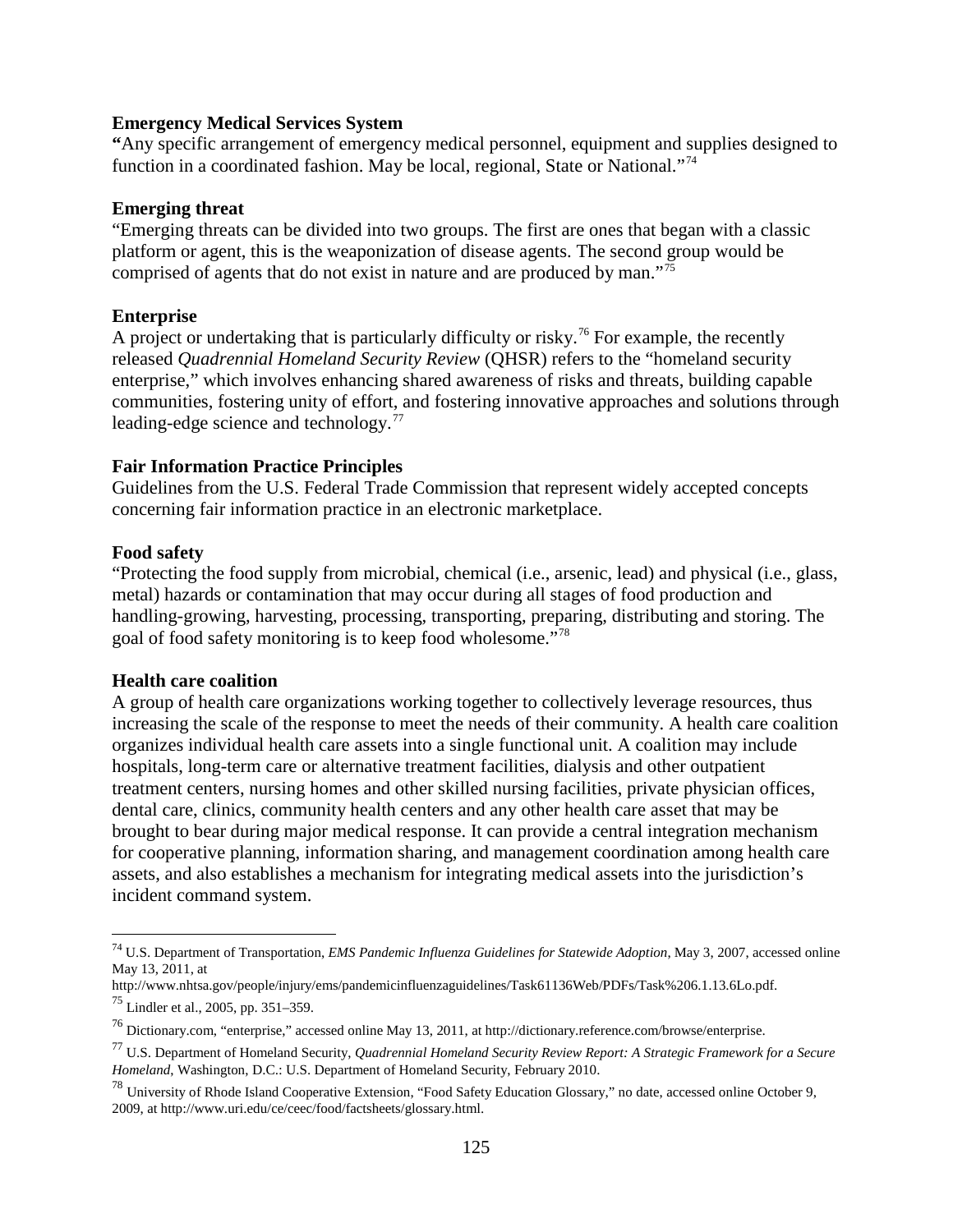**Emergency Medical Services System**
"Any specific arrangement of emergency medical personnel, equipment and supplies designed to function in a coordinated fashion. May be local, regional, State or National."[74]

**Emerging threat**
"Emerging threats can be divided into two groups. The first are ones that began with a classic platform or agent, this is the weaponization of disease agents. The second group would be comprised of agents that do not exist in nature and are produced by man."[75]

**Enterprise**
A project or undertaking that is particularly difficulty or risky.[76] For example, the recently released *Quadrennial Homeland Security Review* (QHSR) refers to the "homeland security enterprise," which involves enhancing shared awareness of risks and threats, building capable communities, fostering unity of effort, and fostering innovative approaches and solutions through leading-edge science and technology.[77]

**Fair Information Practice Principles**
Guidelines from the U.S. Federal Trade Commission that represent widely accepted concepts concerning fair information practice in an electronic marketplace.

**Food safety**
"Protecting the food supply from microbial, chemical (i.e., arsenic, lead) and physical (i.e., glass, metal) hazards or contamination that may occur during all stages of food production and handling-growing, harvesting, processing, transporting, preparing, distributing and storing. The goal of food safety monitoring is to keep food wholesome."[78]

**Health care coalition**
A group of health care organizations working together to collectively leverage resources, thus increasing the scale of the response to meet the needs of their community. A health care coalition organizes individual health care assets into a single functional unit. A coalition may include hospitals, long-term care or alternative treatment facilities, dialysis and other outpatient treatment centers, nursing homes and other skilled nursing facilities, private physician offices, dental care, clinics, community health centers and any other health care asset that may be brought to bear during major medical response. It can provide a central integration mechanism for cooperative planning, information sharing, and management coordination among health care assets, and also establishes a mechanism for integrating medical assets into the jurisdiction's incident command system.

---

[74] U.S. Department of Transportation, *EMS Pandemic Influenza Guidelines for Statewide Adoption*, May 3, 2007, accessed online May 13, 2011, at http://www.nhtsa.gov/people/injury/ems/pandemicinfluenzaguidelines/Task61136Web/PDFs/Task%206.1.13.6Lo.pdf.

[75] Lindler et al., 2005, pp. 351–359.

[76] Dictionary.com, "enterprise," accessed online May 13, 2011, at http://dictionary.reference.com/browse/enterprise.

[77] U.S. Department of Homeland Security, *Quadrennial Homeland Security Review Report: A Strategic Framework for a Secure Homeland*, Washington, D.C.: U.S. Department of Homeland Security, February 2010.

[78] University of Rhode Island Cooperative Extension, "Food Safety Education Glossary," no date, accessed online October 9, 2009, at http://www.uri.edu/ce/ceec/food/factsheets/glossary.html.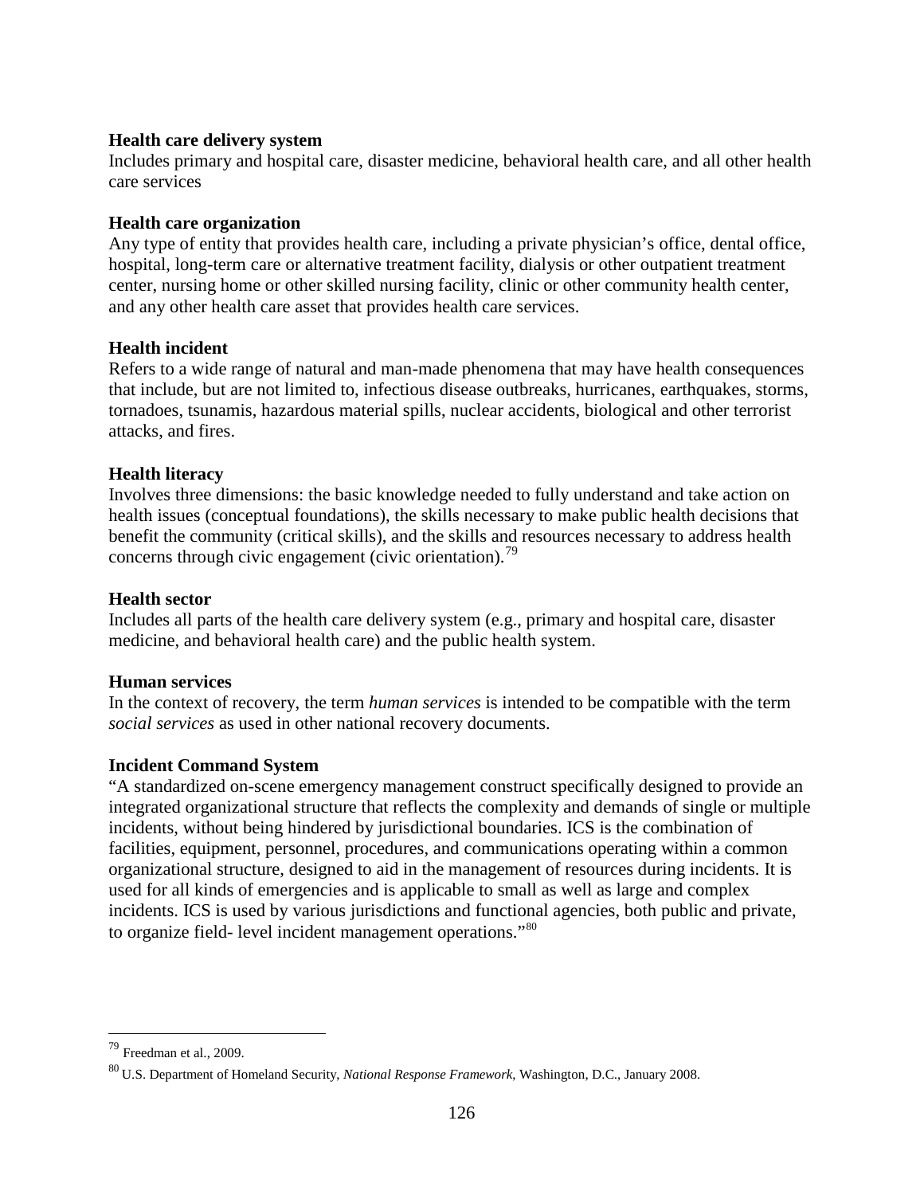**Health care delivery system**
Includes primary and hospital care, disaster medicine, behavioral health care, and all other health care services

**Health care organization**
Any type of entity that provides health care, including a private physician's office, dental office, hospital, long-term care or alternative treatment facility, dialysis or other outpatient treatment center, nursing home or other skilled nursing facility, clinic or other community health center, and any other health care asset that provides health care services.

**Health incident**
Refers to a wide range of natural and man-made phenomena that may have health consequences that include, but are not limited to, infectious disease outbreaks, hurricanes, earthquakes, storms, tornadoes, tsunamis, hazardous material spills, nuclear accidents, biological and other terrorist attacks, and fires.

**Health literacy**
Involves three dimensions: the basic knowledge needed to fully understand and take action on health issues (conceptual foundations), the skills necessary to make public health decisions that benefit the community (critical skills), and the skills and resources necessary to address health concerns through civic engagement (civic orientation).[79]

**Health sector**
Includes all parts of the health care delivery system (e.g., primary and hospital care, disaster medicine, and behavioral health care) and the public health system.

**Human services**
In the context of recovery, the term *human services* is intended to be compatible with the term *social services* as used in other national recovery documents.

**Incident Command System**
"A standardized on-scene emergency management construct specifically designed to provide an integrated organizational structure that reflects the complexity and demands of single or multiple incidents, without being hindered by jurisdictional boundaries. ICS is the combination of facilities, equipment, personnel, procedures, and communications operating within a common organizational structure, designed to aid in the management of resources during incidents. It is used for all kinds of emergencies and is applicable to small as well as large and complex incidents. ICS is used by various jurisdictions and functional agencies, both public and private, to organize field- level incident management operations."[80]

---

[79] Freedman et al., 2009.

[80] U.S. Department of Homeland Security, *National Response Framework*, Washington, D.C., January 2008.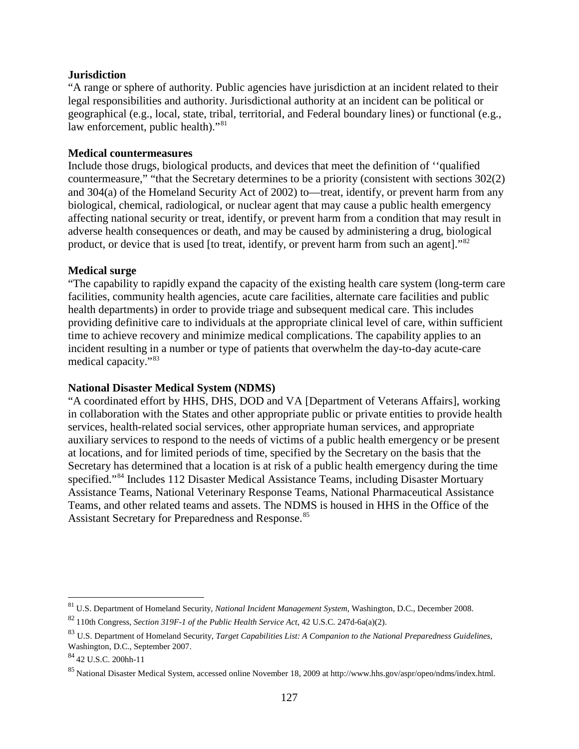**Jurisdiction**

"A range or sphere of authority. Public agencies have jurisdiction at an incident related to their legal responsibilities and authority. Jurisdictional authority at an incident can be political or geographical (e.g., local, state, tribal, territorial, and Federal boundary lines) or functional (e.g., law enforcement, public health)."[81]

**Medical countermeasures**

Include those drugs, biological products, and devices that meet the definition of ''qualified countermeasure," "that the Secretary determines to be a priority (consistent with sections 302(2) and 304(a) of the Homeland Security Act of 2002) to—treat, identify, or prevent harm from any biological, chemical, radiological, or nuclear agent that may cause a public health emergency affecting national security or treat, identify, or prevent harm from a condition that may result in adverse health consequences or death, and may be caused by administering a drug, biological product, or device that is used [to treat, identify, or prevent harm from such an agent]."[82]

**Medical surge**

"The capability to rapidly expand the capacity of the existing health care system (long-term care facilities, community health agencies, acute care facilities, alternate care facilities and public health departments) in order to provide triage and subsequent medical care. This includes providing definitive care to individuals at the appropriate clinical level of care, within sufficient time to achieve recovery and minimize medical complications. The capability applies to an incident resulting in a number or type of patients that overwhelm the day-to-day acute-care medical capacity."[83]

**National Disaster Medical System (NDMS)**

"A coordinated effort by HHS, DHS, DOD and VA [Department of Veterans Affairs], working in collaboration with the States and other appropriate public or private entities to provide health services, health-related social services, other appropriate human services, and appropriate auxiliary services to respond to the needs of victims of a public health emergency or be present at locations, and for limited periods of time, specified by the Secretary on the basis that the Secretary has determined that a location is at risk of a public health emergency during the time specified."[84] Includes 112 Disaster Medical Assistance Teams, including Disaster Mortuary Assistance Teams, National Veterinary Response Teams, National Pharmaceutical Assistance Teams, and other related teams and assets. The NDMS is housed in HHS in the Office of the Assistant Secretary for Preparedness and Response.[85]

---

[81] U.S. Department of Homeland Security, *National Incident Management System*, Washington, D.C., December 2008.

[82] 110th Congress, *Section 319F-1 of the Public Health Service Act*, 42 U.S.C. 247d-6a(a)(2).

[83] U.S. Department of Homeland Security, *Target Capabilities List: A Companion to the National Preparedness Guidelines*, Washington, D.C., September 2007.

[84] 42 U.S.C. 200hh-11

[85] National Disaster Medical System, accessed online November 18, 2009 at http://www.hhs.gov/aspr/opeo/ndms/index.html.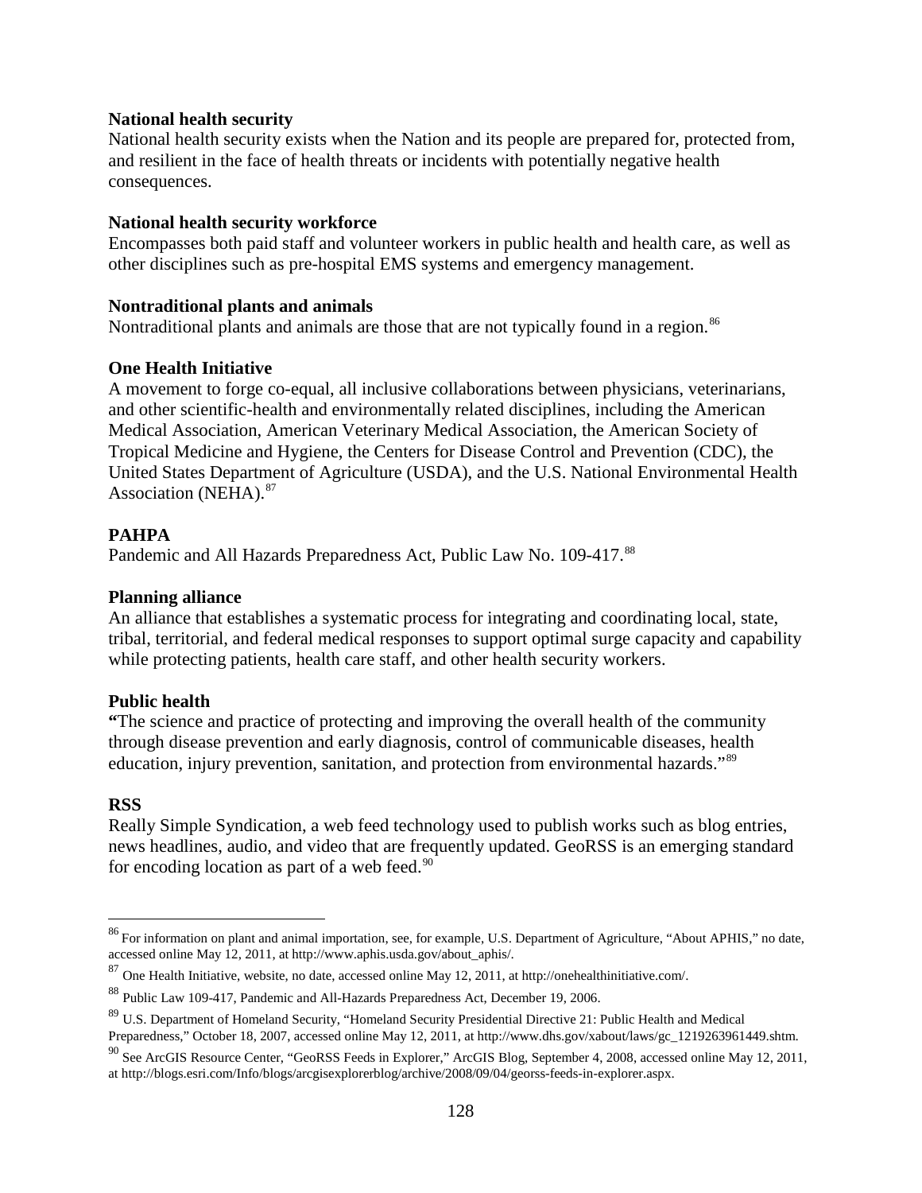**National health security**

National health security exists when the Nation and its people are prepared for, protected from, and resilient in the face of health threats or incidents with potentially negative health consequences.

**National health security workforce**

Encompasses both paid staff and volunteer workers in public health and health care, as well as other disciplines such as pre-hospital EMS systems and emergency management.

**Nontraditional plants and animals**

Nontraditional plants and animals are those that are not typically found in a region.[86]

**One Health Initiative**

A movement to forge co-equal, all inclusive collaborations between physicians, veterinarians, and other scientific-health and environmentally related disciplines, including the American Medical Association, American Veterinary Medical Association, the American Society of Tropical Medicine and Hygiene, the Centers for Disease Control and Prevention (CDC), the United States Department of Agriculture (USDA), and the U.S. National Environmental Health Association (NEHA).[87]

**PAHPA**

Pandemic and All Hazards Preparedness Act, Public Law No. 109-417.[88]

**Planning alliance**

An alliance that establishes a systematic process for integrating and coordinating local, state, tribal, territorial, and federal medical responses to support optimal surge capacity and capability while protecting patients, health care staff, and other health security workers.

**Public health**

**"**The science and practice of protecting and improving the overall health of the community through disease prevention and early diagnosis, control of communicable diseases, health education, injury prevention, sanitation, and protection from environmental hazards."[89]

**RSS**

Really Simple Syndication, a web feed technology used to publish works such as blog entries, news headlines, audio, and video that are frequently updated. GeoRSS is an emerging standard for encoding location as part of a web feed.[90]

---

[86] For information on plant and animal importation, see, for example, U.S. Department of Agriculture, "About APHIS," no date, accessed online May 12, 2011, at http://www.aphis.usda.gov/about_aphis/.

[87] One Health Initiative, website, no date, accessed online May 12, 2011, at http://onehealthinitiative.com/.

[88] Public Law 109-417, Pandemic and All-Hazards Preparedness Act, December 19, 2006.

[89] U.S. Department of Homeland Security, "Homeland Security Presidential Directive 21: Public Health and Medical Preparedness," October 18, 2007, accessed online May 12, 2011, at http://www.dhs.gov/xabout/laws/gc_1219263961449.shtm.

[90] See ArcGIS Resource Center, "GeoRSS Feeds in Explorer," ArcGIS Blog, September 4, 2008, accessed online May 12, 2011, at http://blogs.esri.com/Info/blogs/arcgisexplorerblog/archive/2008/09/04/georss-feeds-in-explorer.aspx.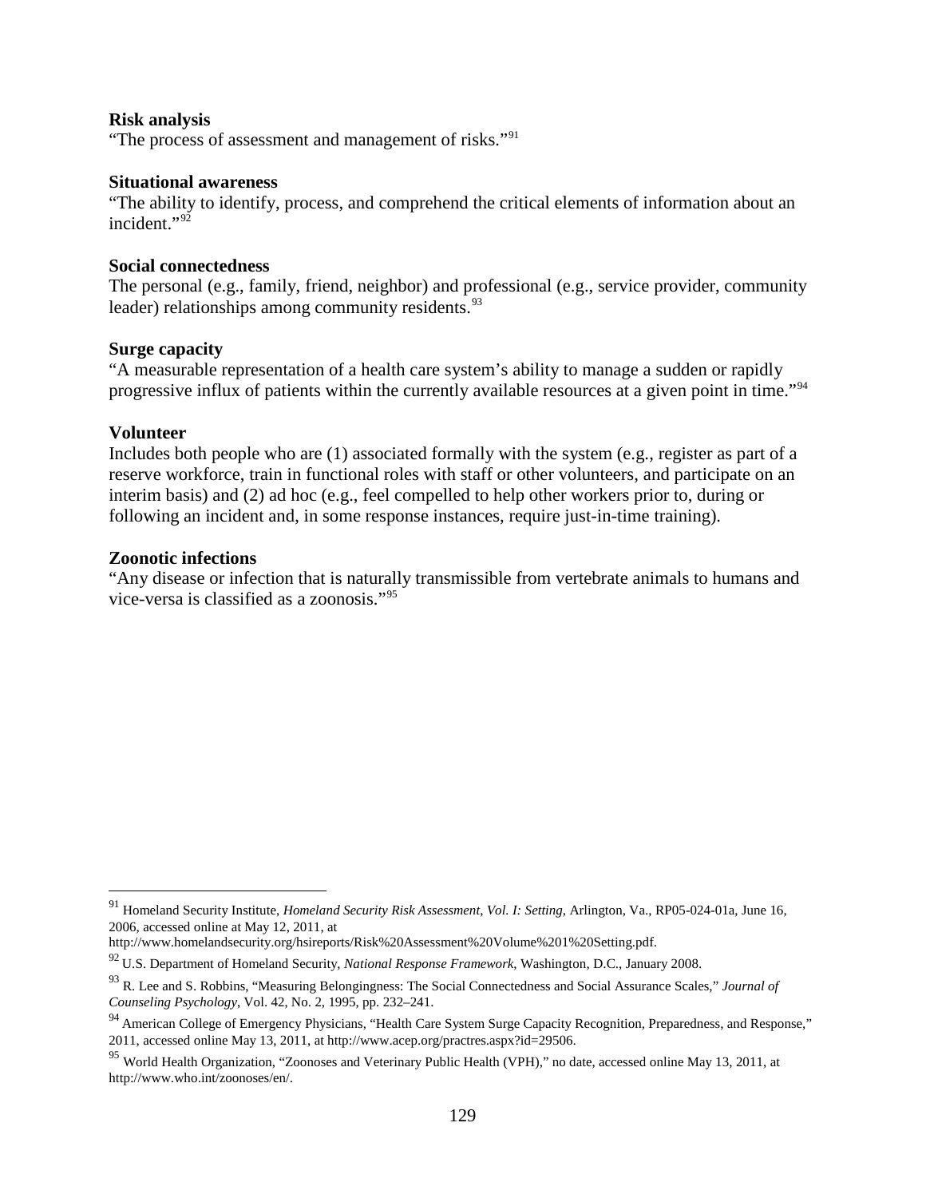**Risk analysis**
"The process of assessment and management of risks."[91]

**Situational awareness**
"The ability to identify, process, and comprehend the critical elements of information about an incident."[92]

**Social connectedness**
The personal (e.g., family, friend, neighbor) and professional (e.g., service provider, community leader) relationships among community residents.[93]

**Surge capacity**
"A measurable representation of a health care system's ability to manage a sudden or rapidly progressive influx of patients within the currently available resources at a given point in time."[94]

**Volunteer**
Includes both people who are (1) associated formally with the system (e.g., register as part of a reserve workforce, train in functional roles with staff or other volunteers, and participate on an interim basis) and (2) ad hoc (e.g., feel compelled to help other workers prior to, during or following an incident and, in some response instances, require just-in-time training).

**Zoonotic infections**
"Any disease or infection that is naturally transmissible from vertebrate animals to humans and vice-versa is classified as a zoonosis."[95]

---

[91] Homeland Security Institute, *Homeland Security Risk Assessment, Vol. I: Setting*, Arlington, Va., RP05-024-01a, June 16, 2006, accessed online at May 12, 2011, at http://www.homelandsecurity.org/hsireports/Risk%20Assessment%20Volume%201%20Setting.pdf.

[92] U.S. Department of Homeland Security, *National Response Framework*, Washington, D.C., January 2008.

[93] R. Lee and S. Robbins, "Measuring Belongingness: The Social Connectedness and Social Assurance Scales," *Journal of Counseling Psychology*, Vol. 42, No. 2, 1995, pp. 232–241.

[94] American College of Emergency Physicians, "Health Care System Surge Capacity Recognition, Preparedness, and Response," 2011, accessed online May 13, 2011, at http://www.acep.org/practres.aspx?id=29506.

[95] World Health Organization, "Zoonoses and Veterinary Public Health (VPH)," no date, accessed online May 13, 2011, at http://www.who.int/zoonoses/en/.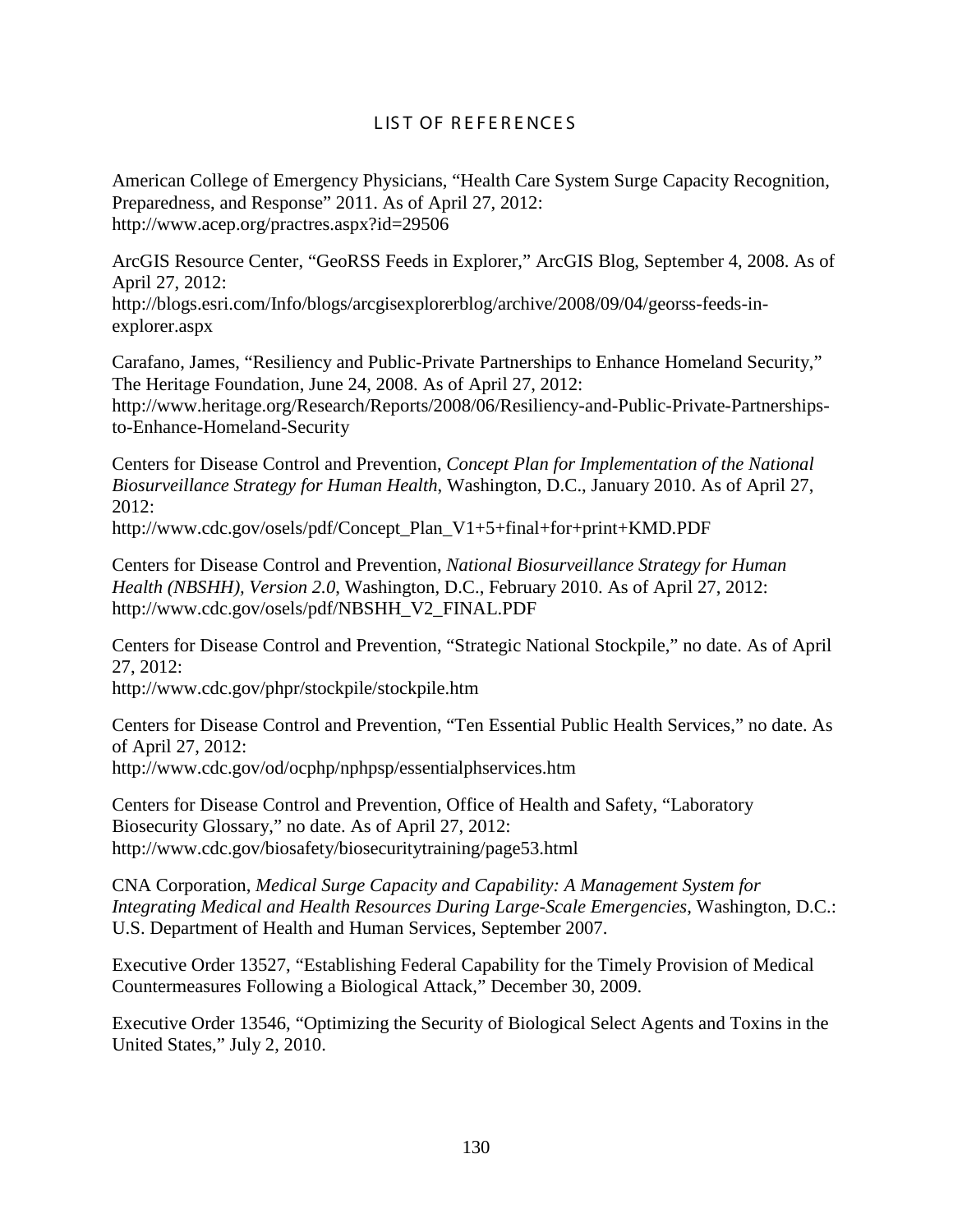# LIST OF REFERENCES

American College of Emergency Physicians, "Health Care System Surge Capacity Recognition, Preparedness, and Response" 2011. As of April 27, 2012: http://www.acep.org/practres.aspx?id=29506

ArcGIS Resource Center, "GeoRSS Feeds in Explorer," ArcGIS Blog, September 4, 2008. As of April 27, 2012: http://blogs.esri.com/Info/blogs/arcgisexplorerblog/archive/2008/09/04/georss-feeds-in-explorer.aspx

Carafano, James, "Resiliency and Public-Private Partnerships to Enhance Homeland Security," The Heritage Foundation, June 24, 2008. As of April 27, 2012: http://www.heritage.org/Research/Reports/2008/06/Resiliency-and-Public-Private-Partnerships-to-Enhance-Homeland-Security

Centers for Disease Control and Prevention, *Concept Plan for Implementation of the National Biosurveillance Strategy for Human Health*, Washington, D.C., January 2010. As of April 27, 2012: http://www.cdc.gov/osels/pdf/Concept_Plan_V1+5+final+for+print+KMD.PDF

Centers for Disease Control and Prevention, *National Biosurveillance Strategy for Human Health (NBSHH), Version 2.0*, Washington, D.C., February 2010. As of April 27, 2012: http://www.cdc.gov/osels/pdf/NBSHH_V2_FINAL.PDF

Centers for Disease Control and Prevention, "Strategic National Stockpile," no date. As of April 27, 2012: http://www.cdc.gov/phpr/stockpile/stockpile.htm

Centers for Disease Control and Prevention, "Ten Essential Public Health Services," no date. As of April 27, 2012: http://www.cdc.gov/od/ocphp/nphpsp/essentialphservices.htm

Centers for Disease Control and Prevention, Office of Health and Safety, "Laboratory Biosecurity Glossary," no date. As of April 27, 2012: http://www.cdc.gov/biosafety/biosecuritytraining/page53.html

CNA Corporation, *Medical Surge Capacity and Capability: A Management System for Integrating Medical and Health Resources During Large-Scale Emergencies*, Washington, D.C.: U.S. Department of Health and Human Services, September 2007.

Executive Order 13527, "Establishing Federal Capability for the Timely Provision of Medical Countermeasures Following a Biological Attack," December 30, 2009.

Executive Order 13546, "Optimizing the Security of Biological Select Agents and Toxins in the United States," July 2, 2010.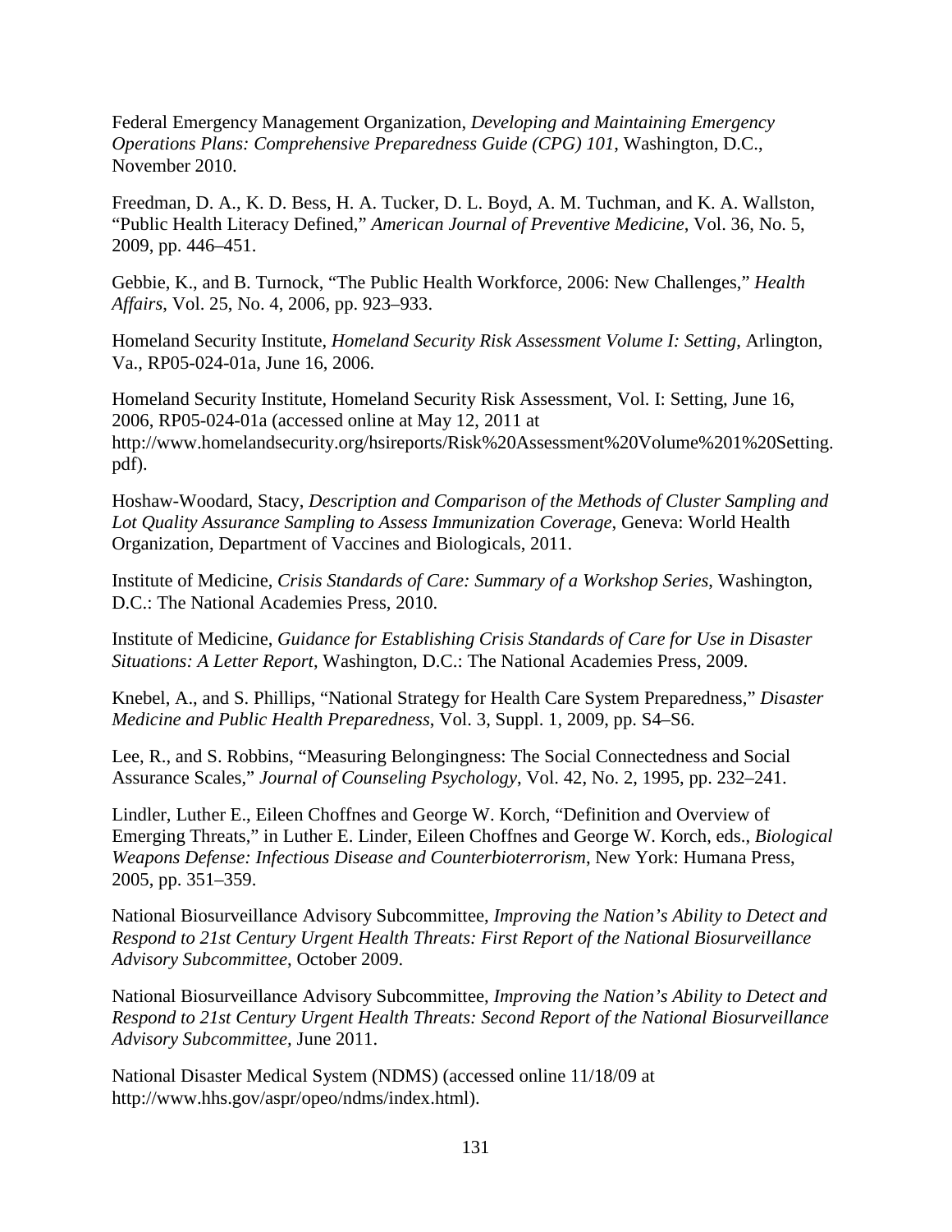Federal Emergency Management Organization, *Developing and Maintaining Emergency Operations Plans: Comprehensive Preparedness Guide (CPG) 101*, Washington, D.C., November 2010.

Freedman, D. A., K. D. Bess, H. A. Tucker, D. L. Boyd, A. M. Tuchman, and K. A. Wallston, "Public Health Literacy Defined," *American Journal of Preventive Medicine*, Vol. 36, No. 5, 2009, pp. 446–451.

Gebbie, K., and B. Turnock, "The Public Health Workforce, 2006: New Challenges," *Health Affairs*, Vol. 25, No. 4, 2006, pp. 923–933.

Homeland Security Institute, *Homeland Security Risk Assessment Volume I: Setting*, Arlington, Va., RP05-024-01a, June 16, 2006.

Homeland Security Institute, Homeland Security Risk Assessment, Vol. I: Setting, June 16, 2006, RP05-024-01a (accessed online at May 12, 2011 at http://www.homelandsecurity.org/hsireports/Risk%20Assessment%20Volume%201%20Setting.pdf).

Hoshaw-Woodard, Stacy, *Description and Comparison of the Methods of Cluster Sampling and Lot Quality Assurance Sampling to Assess Immunization Coverage*, Geneva: World Health Organization, Department of Vaccines and Biologicals, 2011.

Institute of Medicine, *Crisis Standards of Care: Summary of a Workshop Series*, Washington, D.C.: The National Academies Press, 2010.

Institute of Medicine, *Guidance for Establishing Crisis Standards of Care for Use in Disaster Situations: A Letter Report*, Washington, D.C.: The National Academies Press, 2009.

Knebel, A., and S. Phillips, "National Strategy for Health Care System Preparedness," *Disaster Medicine and Public Health Preparedness*, Vol. 3, Suppl. 1, 2009, pp. S4–S6.

Lee, R., and S. Robbins, "Measuring Belongingness: The Social Connectedness and Social Assurance Scales," *Journal of Counseling Psychology*, Vol. 42, No. 2, 1995, pp. 232–241.

Lindler, Luther E., Eileen Choffnes and George W. Korch, "Definition and Overview of Emerging Threats," in Luther E. Linder, Eileen Choffnes and George W. Korch, eds., *Biological Weapons Defense: Infectious Disease and Counterbioterrorism*, New York: Humana Press, 2005, pp. 351–359.

National Biosurveillance Advisory Subcommittee, *Improving the Nation's Ability to Detect and Respond to 21st Century Urgent Health Threats: First Report of the National Biosurveillance Advisory Subcommittee*, October 2009.

National Biosurveillance Advisory Subcommittee, *Improving the Nation's Ability to Detect and Respond to 21st Century Urgent Health Threats: Second Report of the National Biosurveillance Advisory Subcommittee*, June 2011.

National Disaster Medical System (NDMS) (accessed online 11/18/09 at http://www.hhs.gov/aspr/opeo/ndms/index.html).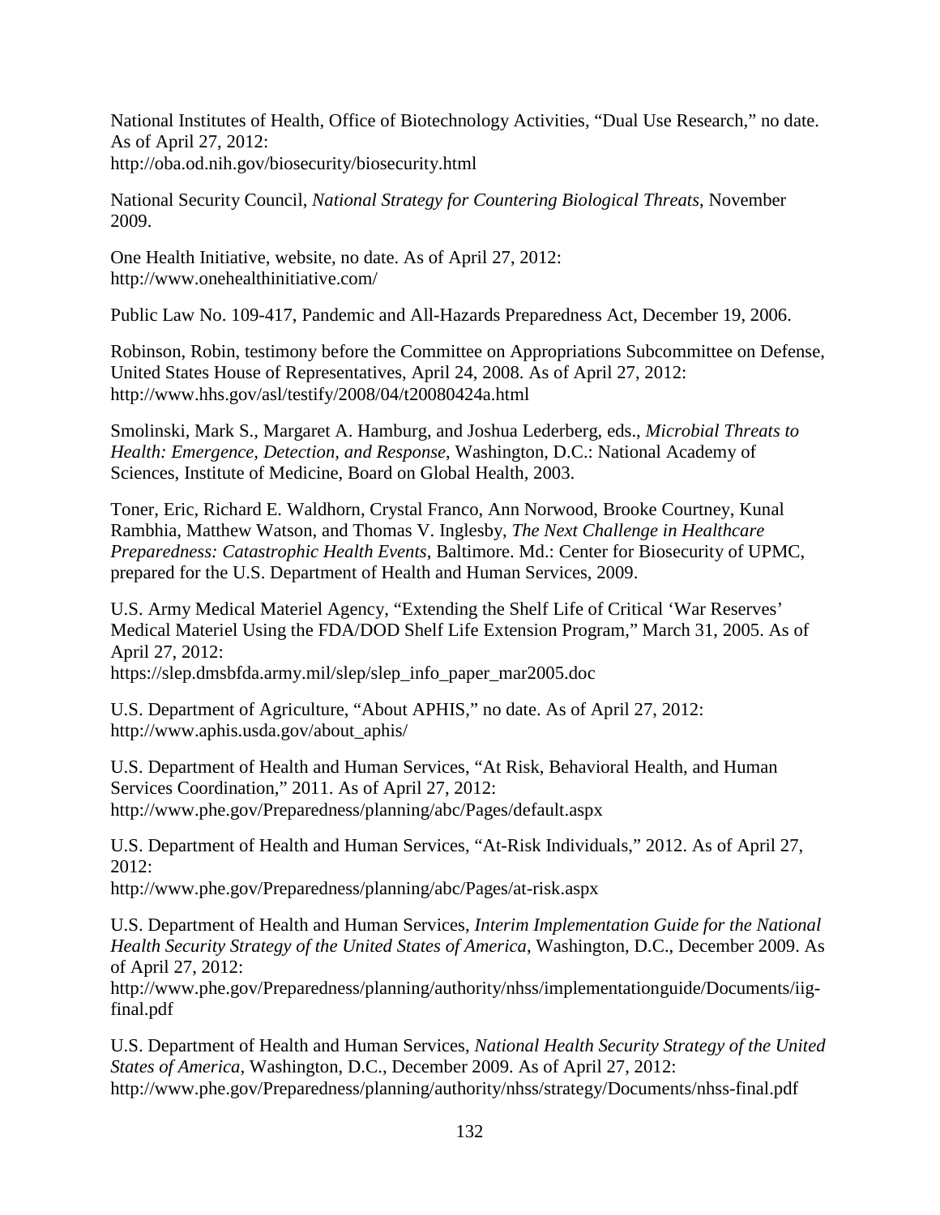National Institutes of Health, Office of Biotechnology Activities, "Dual Use Research," no date. As of April 27, 2012:
http://oba.od.nih.gov/biosecurity/biosecurity.html

National Security Council, *National Strategy for Countering Biological Threats*, November 2009.

One Health Initiative, website, no date. As of April 27, 2012:
http://www.onehealthinitiative.com/

Public Law No. 109-417, Pandemic and All-Hazards Preparedness Act, December 19, 2006.

Robinson, Robin, testimony before the Committee on Appropriations Subcommittee on Defense, United States House of Representatives, April 24, 2008. As of April 27, 2012:
http://www.hhs.gov/asl/testify/2008/04/t20080424a.html

Smolinski, Mark S., Margaret A. Hamburg, and Joshua Lederberg, eds., *Microbial Threats to Health: Emergence, Detection, and Response*, Washington, D.C.: National Academy of Sciences, Institute of Medicine, Board on Global Health, 2003.

Toner, Eric, Richard E. Waldhorn, Crystal Franco, Ann Norwood, Brooke Courtney, Kunal Rambhia, Matthew Watson, and Thomas V. Inglesby, *The Next Challenge in Healthcare Preparedness: Catastrophic Health Events*, Baltimore. Md.: Center for Biosecurity of UPMC, prepared for the U.S. Department of Health and Human Services, 2009.

U.S. Army Medical Materiel Agency, "Extending the Shelf Life of Critical 'War Reserves' Medical Materiel Using the FDA/DOD Shelf Life Extension Program," March 31, 2005. As of April 27, 2012:
https://slep.dmsbfda.army.mil/slep/slep_info_paper_mar2005.doc

U.S. Department of Agriculture, "About APHIS," no date. As of April 27, 2012:
http://www.aphis.usda.gov/about_aphis/

U.S. Department of Health and Human Services, "At Risk, Behavioral Health, and Human Services Coordination," 2011. As of April 27, 2012:
http://www.phe.gov/Preparedness/planning/abc/Pages/default.aspx

U.S. Department of Health and Human Services, "At-Risk Individuals," 2012. As of April 27, 2012:
http://www.phe.gov/Preparedness/planning/abc/Pages/at-risk.aspx

U.S. Department of Health and Human Services, *Interim Implementation Guide for the National Health Security Strategy of the United States of America*, Washington, D.C., December 2009. As of April 27, 2012:
http://www.phe.gov/Preparedness/planning/authority/nhss/implementationguide/Documents/iig-final.pdf

U.S. Department of Health and Human Services, *National Health Security Strategy of the United States of America*, Washington, D.C., December 2009. As of April 27, 2012:
http://www.phe.gov/Preparedness/planning/authority/nhss/strategy/Documents/nhss-final.pdf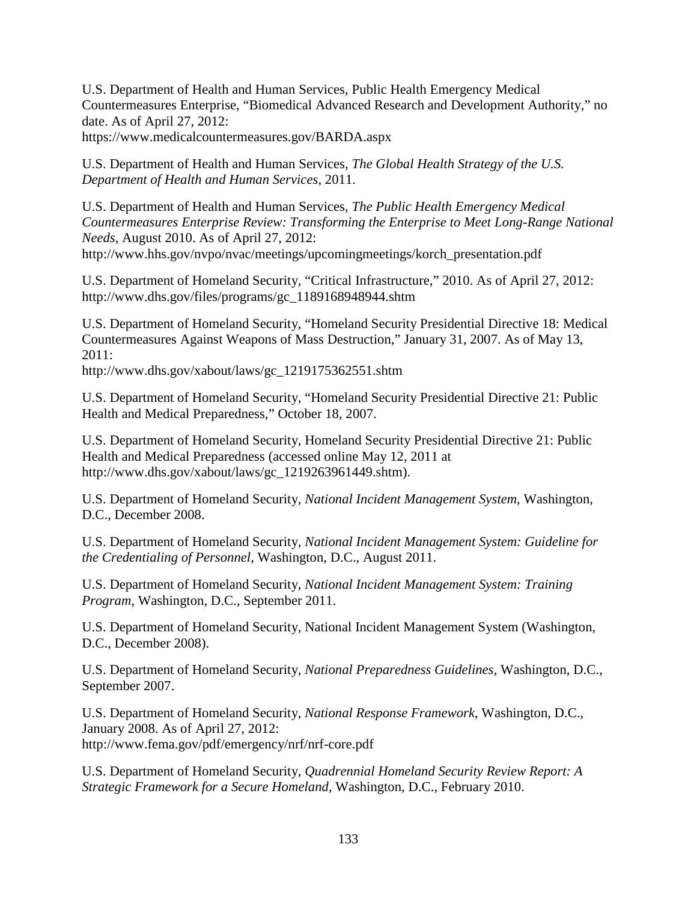U.S. Department of Health and Human Services, Public Health Emergency Medical Countermeasures Enterprise, “Biomedical Advanced Research and Development Authority,” no date. As of April 27, 2012:
https://www.medicalcountermeasures.gov/BARDA.aspx

U.S. Department of Health and Human Services, *The Global Health Strategy of the U.S. Department of Health and Human Services*, 2011.

U.S. Department of Health and Human Services, *The Public Health Emergency Medical Countermeasures Enterprise Review: Transforming the Enterprise to Meet Long-Range National Needs*, August 2010. As of April 27, 2012:
http://www.hhs.gov/nvpo/nvac/meetings/upcomingmeetings/korch_presentation.pdf

U.S. Department of Homeland Security, “Critical Infrastructure,” 2010. As of April 27, 2012:
http://www.dhs.gov/files/programs/gc_1189168948944.shtm

U.S. Department of Homeland Security, “Homeland Security Presidential Directive 18: Medical Countermeasures Against Weapons of Mass Destruction,” January 31, 2007. As of May 13, 2011:
http://www.dhs.gov/xabout/laws/gc_1219175362551.shtm

U.S. Department of Homeland Security, “Homeland Security Presidential Directive 21: Public Health and Medical Preparedness,” October 18, 2007.

U.S. Department of Homeland Security, Homeland Security Presidential Directive 21: Public Health and Medical Preparedness (accessed online May 12, 2011 at http://www.dhs.gov/xabout/laws/gc_1219263961449.shtm).

U.S. Department of Homeland Security, *National Incident Management System*, Washington, D.C., December 2008.

U.S. Department of Homeland Security, *National Incident Management System: Guideline for the Credentialing of Personnel*, Washington, D.C., August 2011.

U.S. Department of Homeland Security, *National Incident Management System: Training Program*, Washington, D.C., September 2011.

U.S. Department of Homeland Security, National Incident Management System (Washington, D.C., December 2008).

U.S. Department of Homeland Security, *National Preparedness Guidelines*, Washington, D.C., September 2007.

U.S. Department of Homeland Security, *National Response Framework*, Washington, D.C., January 2008. As of April 27, 2012:
http://www.fema.gov/pdf/emergency/nrf/nrf-core.pdf

U.S. Department of Homeland Security, *Quadrennial Homeland Security Review Report: A Strategic Framework for a Secure Homeland*, Washington, D.C., February 2010.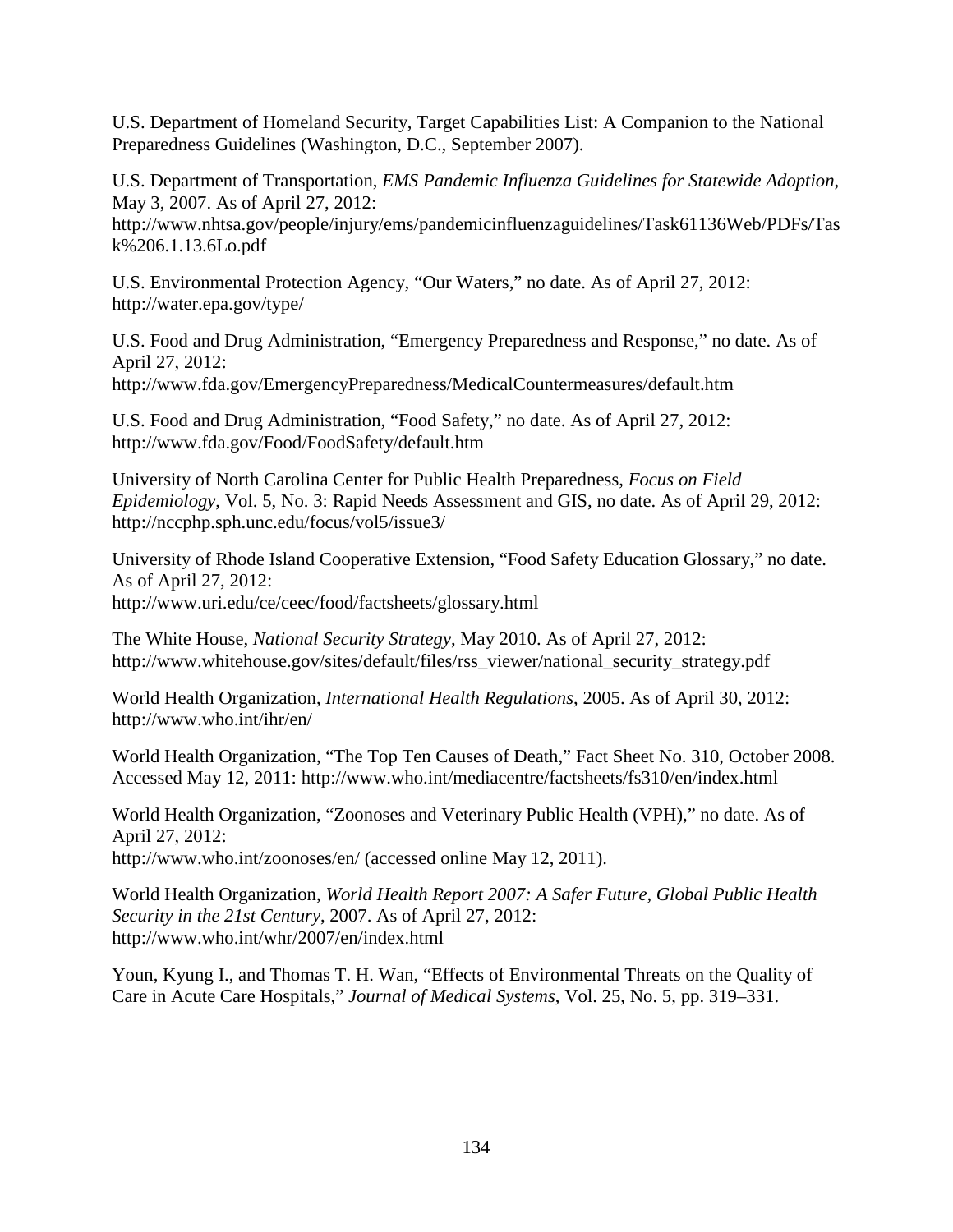U.S. Department of Homeland Security, Target Capabilities List: A Companion to the National Preparedness Guidelines (Washington, D.C., September 2007).

U.S. Department of Transportation, *EMS Pandemic Influenza Guidelines for Statewide Adoption*, May 3, 2007. As of April 27, 2012:
http://www.nhtsa.gov/people/injury/ems/pandemicinfluenzaguidelines/Task61136Web/PDFs/Task%206.1.13.6Lo.pdf

U.S. Environmental Protection Agency, "Our Waters," no date. As of April 27, 2012:
http://water.epa.gov/type/

U.S. Food and Drug Administration, "Emergency Preparedness and Response," no date. As of April 27, 2012:
http://www.fda.gov/EmergencyPreparedness/MedicalCountermeasures/default.htm

U.S. Food and Drug Administration, "Food Safety," no date. As of April 27, 2012:
http://www.fda.gov/Food/FoodSafety/default.htm

University of North Carolina Center for Public Health Preparedness, *Focus on Field Epidemiology*, Vol. 5, No. 3: Rapid Needs Assessment and GIS, no date. As of April 29, 2012:
http://nccphp.sph.unc.edu/focus/vol5/issue3/

University of Rhode Island Cooperative Extension, "Food Safety Education Glossary," no date. As of April 27, 2012:
http://www.uri.edu/ce/ceec/food/factsheets/glossary.html

The White House, *National Security Strategy*, May 2010. As of April 27, 2012:
http://www.whitehouse.gov/sites/default/files/rss_viewer/national_security_strategy.pdf

World Health Organization, *International Health Regulations*, 2005. As of April 30, 2012:
http://www.who.int/ihr/en/

World Health Organization, "The Top Ten Causes of Death," Fact Sheet No. 310, October 2008. Accessed May 12, 2011: http://www.who.int/mediacentre/factsheets/fs310/en/index.html

World Health Organization, "Zoonoses and Veterinary Public Health (VPH)," no date. As of April 27, 2012:
http://www.who.int/zoonoses/en/ (accessed online May 12, 2011).

World Health Organization, *World Health Report 2007: A Safer Future, Global Public Health Security in the 21st Century*, 2007. As of April 27, 2012:
http://www.who.int/whr/2007/en/index.html

Youn, Kyung I., and Thomas T. H. Wan, "Effects of Environmental Threats on the Quality of Care in Acute Care Hospitals," *Journal of Medical Systems*, Vol. 25, No. 5, pp. 319–331.